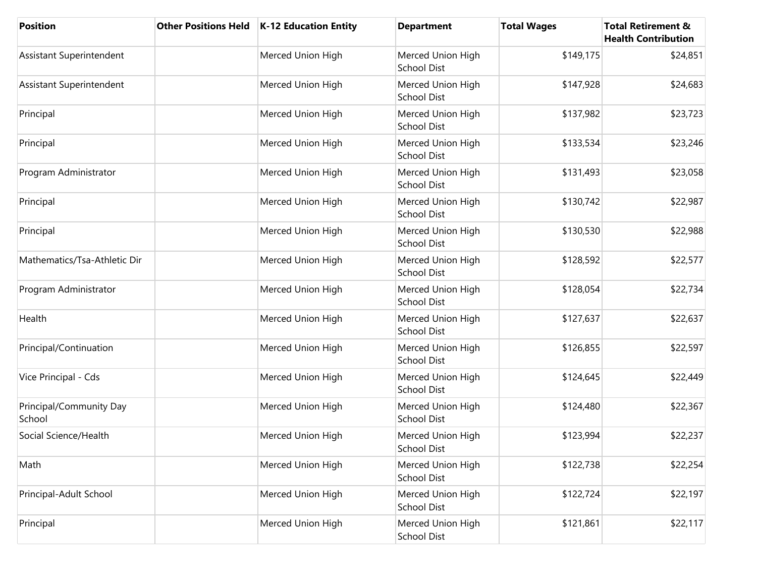| Position | Other Positions Held | K-12 Education Entity | Department | Total Wages | Total Retirement & Health Contribution |
|---|---|---|---|---|---|
| Assistant Superintendent | | Merced Union High | Merced Union High School Dist | $149,175 | $24,851 |
| Assistant Superintendent | | Merced Union High | Merced Union High School Dist | $147,928 | $24,683 |
| Principal | | Merced Union High | Merced Union High School Dist | $137,982 | $23,723 |
| Principal | | Merced Union High | Merced Union High School Dist | $133,534 | $23,246 |
| Program Administrator | | Merced Union High | Merced Union High School Dist | $131,493 | $23,058 |
| Principal | | Merced Union High | Merced Union High School Dist | $130,742 | $22,987 |
| Principal | | Merced Union High | Merced Union High School Dist | $130,530 | $22,988 |
| Mathematics/Tsa-Athletic Dir | | Merced Union High | Merced Union High School Dist | $128,592 | $22,577 |
| Program Administrator | | Merced Union High | Merced Union High School Dist | $128,054 | $22,734 |
| Health | | Merced Union High | Merced Union High School Dist | $127,637 | $22,637 |
| Principal/Continuation | | Merced Union High | Merced Union High School Dist | $126,855 | $22,597 |
| Vice Principal - Cds | | Merced Union High | Merced Union High School Dist | $124,645 | $22,449 |
| Principal/Community Day School | | Merced Union High | Merced Union High School Dist | $124,480 | $22,367 |
| Social Science/Health | | Merced Union High | Merced Union High School Dist | $123,994 | $22,237 |
| Math | | Merced Union High | Merced Union High School Dist | $122,738 | $22,254 |
| Principal-Adult School | | Merced Union High | Merced Union High School Dist | $122,724 | $22,197 |
| Principal | | Merced Union High | Merced Union High School Dist | $121,861 | $22,117 |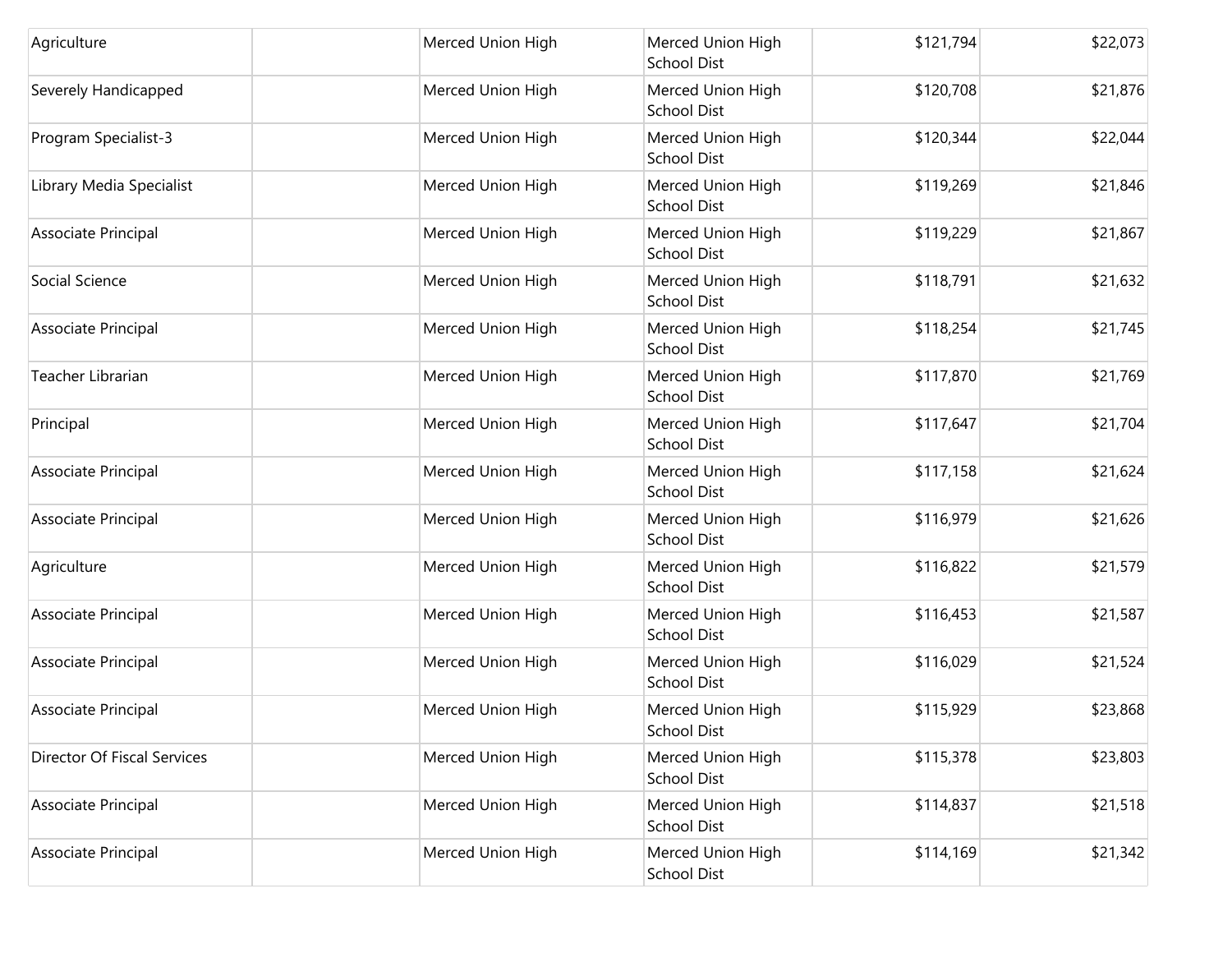| | | | | | |
|---|---|---|---|---|---|
| Agriculture | | Merced Union High | Merced Union High School Dist | $121,794 | $22,073 |
| Severely Handicapped | | Merced Union High | Merced Union High School Dist | $120,708 | $21,876 |
| Program Specialist-3 | | Merced Union High | Merced Union High School Dist | $120,344 | $22,044 |
| Library Media Specialist | | Merced Union High | Merced Union High School Dist | $119,269 | $21,846 |
| Associate Principal | | Merced Union High | Merced Union High School Dist | $119,229 | $21,867 |
| Social Science | | Merced Union High | Merced Union High School Dist | $118,791 | $21,632 |
| Associate Principal | | Merced Union High | Merced Union High School Dist | $118,254 | $21,745 |
| Teacher Librarian | | Merced Union High | Merced Union High School Dist | $117,870 | $21,769 |
| Principal | | Merced Union High | Merced Union High School Dist | $117,647 | $21,704 |
| Associate Principal | | Merced Union High | Merced Union High School Dist | $117,158 | $21,624 |
| Associate Principal | | Merced Union High | Merced Union High School Dist | $116,979 | $21,626 |
| Agriculture | | Merced Union High | Merced Union High School Dist | $116,822 | $21,579 |
| Associate Principal | | Merced Union High | Merced Union High School Dist | $116,453 | $21,587 |
| Associate Principal | | Merced Union High | Merced Union High School Dist | $116,029 | $21,524 |
| Associate Principal | | Merced Union High | Merced Union High School Dist | $115,929 | $23,868 |
| Director Of Fiscal Services | | Merced Union High | Merced Union High School Dist | $115,378 | $23,803 |
| Associate Principal | | Merced Union High | Merced Union High School Dist | $114,837 | $21,518 |
| Associate Principal | | Merced Union High | Merced Union High School Dist | $114,169 | $21,342 |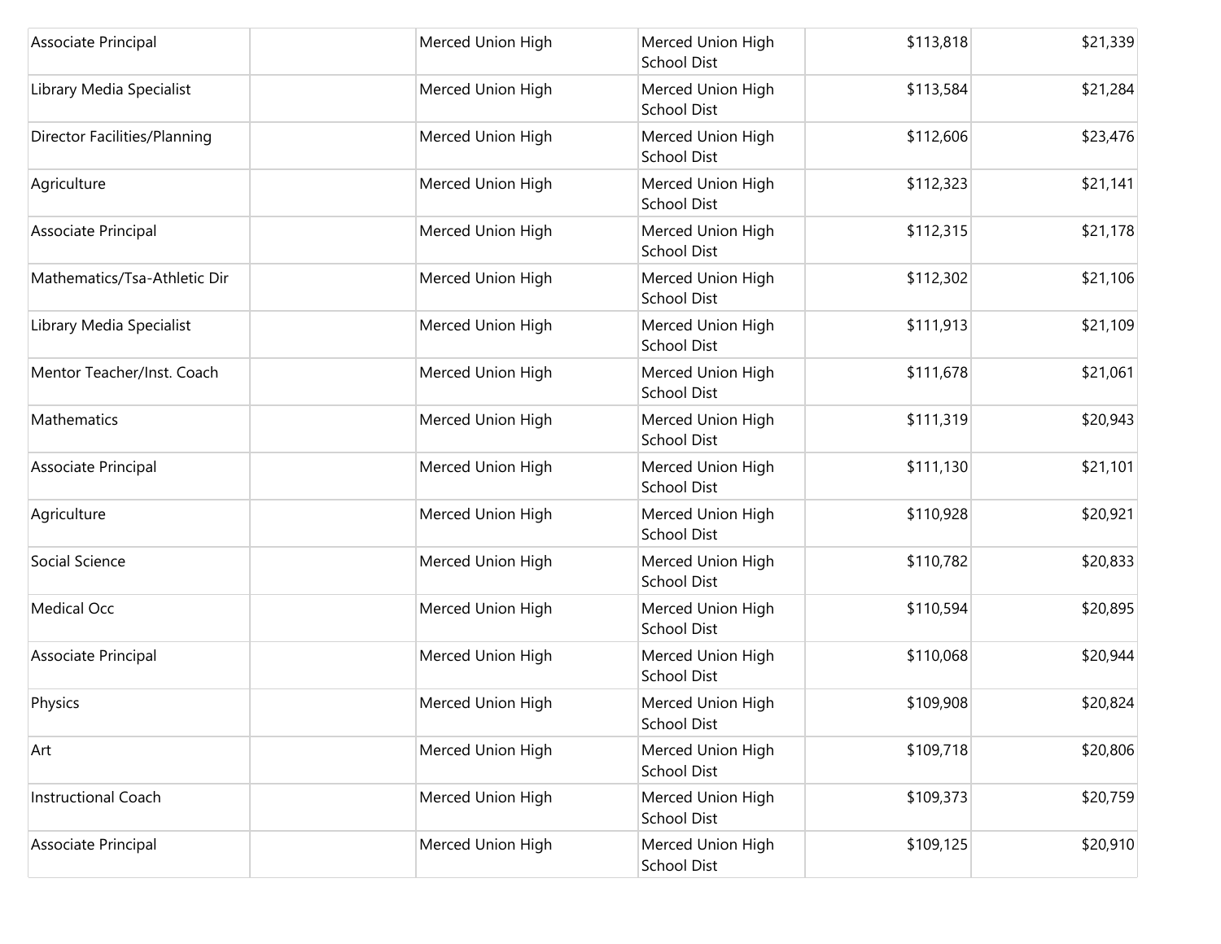| | | | | | |
|---|---|---|---|---|---|
| Associate Principal | | Merced Union High | Merced Union High School Dist | $113,818 | $21,339 |
| Library Media Specialist | | Merced Union High | Merced Union High School Dist | $113,584 | $21,284 |
| Director Facilities/Planning | | Merced Union High | Merced Union High School Dist | $112,606 | $23,476 |
| Agriculture | | Merced Union High | Merced Union High School Dist | $112,323 | $21,141 |
| Associate Principal | | Merced Union High | Merced Union High School Dist | $112,315 | $21,178 |
| Mathematics/Tsa-Athletic Dir | | Merced Union High | Merced Union High School Dist | $112,302 | $21,106 |
| Library Media Specialist | | Merced Union High | Merced Union High School Dist | $111,913 | $21,109 |
| Mentor Teacher/Inst. Coach | | Merced Union High | Merced Union High School Dist | $111,678 | $21,061 |
| Mathematics | | Merced Union High | Merced Union High School Dist | $111,319 | $20,943 |
| Associate Principal | | Merced Union High | Merced Union High School Dist | $111,130 | $21,101 |
| Agriculture | | Merced Union High | Merced Union High School Dist | $110,928 | $20,921 |
| Social Science | | Merced Union High | Merced Union High School Dist | $110,782 | $20,833 |
| Medical Occ | | Merced Union High | Merced Union High School Dist | $110,594 | $20,895 |
| Associate Principal | | Merced Union High | Merced Union High School Dist | $110,068 | $20,944 |
| Physics | | Merced Union High | Merced Union High School Dist | $109,908 | $20,824 |
| Art | | Merced Union High | Merced Union High School Dist | $109,718 | $20,806 |
| Instructional Coach | | Merced Union High | Merced Union High School Dist | $109,373 | $20,759 |
| Associate Principal | | Merced Union High | Merced Union High School Dist | $109,125 | $20,910 |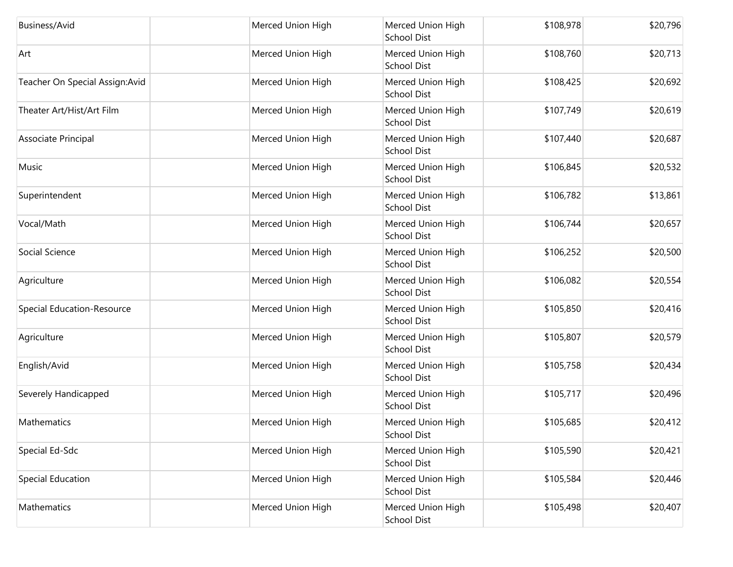| Business/Avid | | Merced Union High | Merced Union High School Dist | $108,978 | $20,796 |
|---|---|---|---|---|---|
| Art | | Merced Union High | Merced Union High School Dist | $108,760 | $20,713 |
| Teacher On Special Assign:Avid | | Merced Union High | Merced Union High School Dist | $108,425 | $20,692 |
| Theater Art/Hist/Art Film | | Merced Union High | Merced Union High School Dist | $107,749 | $20,619 |
| Associate Principal | | Merced Union High | Merced Union High School Dist | $107,440 | $20,687 |
| Music | | Merced Union High | Merced Union High School Dist | $106,845 | $20,532 |
| Superintendent | | Merced Union High | Merced Union High School Dist | $106,782 | $13,861 |
| Vocal/Math | | Merced Union High | Merced Union High School Dist | $106,744 | $20,657 |
| Social Science | | Merced Union High | Merced Union High School Dist | $106,252 | $20,500 |
| Agriculture | | Merced Union High | Merced Union High School Dist | $106,082 | $20,554 |
| Special Education-Resource | | Merced Union High | Merced Union High School Dist | $105,850 | $20,416 |
| Agriculture | | Merced Union High | Merced Union High School Dist | $105,807 | $20,579 |
| English/Avid | | Merced Union High | Merced Union High School Dist | $105,758 | $20,434 |
| Severely Handicapped | | Merced Union High | Merced Union High School Dist | $105,717 | $20,496 |
| Mathematics | | Merced Union High | Merced Union High School Dist | $105,685 | $20,412 |
| Special Ed-Sdc | | Merced Union High | Merced Union High School Dist | $105,590 | $20,421 |
| Special Education | | Merced Union High | Merced Union High School Dist | $105,584 | $20,446 |
| Mathematics | | Merced Union High | Merced Union High School Dist | $105,498 | $20,407 |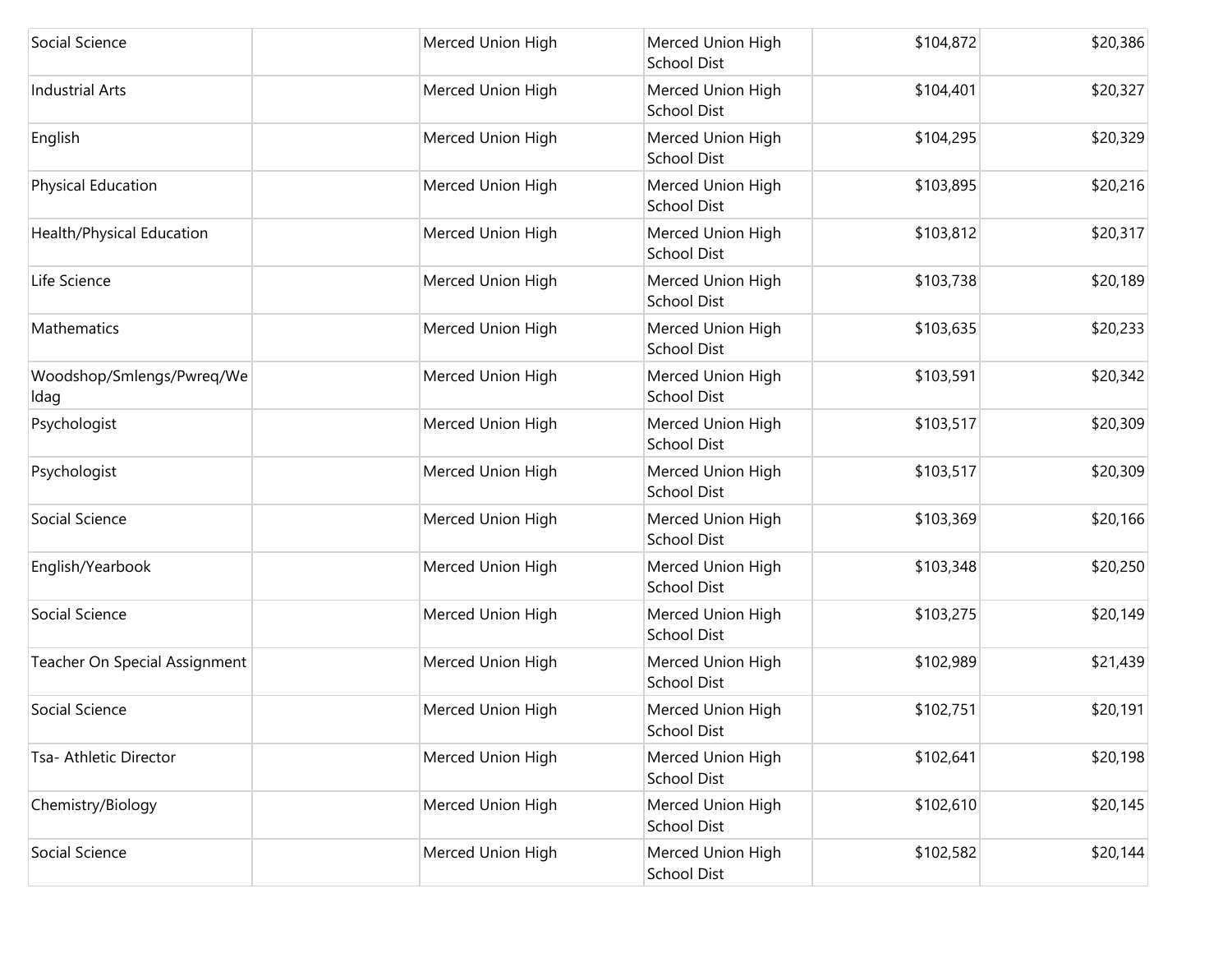| | | | | | |
|---|---|---|---|---|---|
| Social Science | | Merced Union High | Merced Union High School Dist | $104,872 | $20,386 |
| Industrial Arts | | Merced Union High | Merced Union High School Dist | $104,401 | $20,327 |
| English | | Merced Union High | Merced Union High School Dist | $104,295 | $20,329 |
| Physical Education | | Merced Union High | Merced Union High School Dist | $103,895 | $20,216 |
| Health/Physical Education | | Merced Union High | Merced Union High School Dist | $103,812 | $20,317 |
| Life Science | | Merced Union High | Merced Union High School Dist | $103,738 | $20,189 |
| Mathematics | | Merced Union High | Merced Union High School Dist | $103,635 | $20,233 |
| Woodshop/Smlengs/Pwreq/Weldag | | Merced Union High | Merced Union High School Dist | $103,591 | $20,342 |
| Psychologist | | Merced Union High | Merced Union High School Dist | $103,517 | $20,309 |
| Psychologist | | Merced Union High | Merced Union High School Dist | $103,517 | $20,309 |
| Social Science | | Merced Union High | Merced Union High School Dist | $103,369 | $20,166 |
| English/Yearbook | | Merced Union High | Merced Union High School Dist | $103,348 | $20,250 |
| Social Science | | Merced Union High | Merced Union High School Dist | $103,275 | $20,149 |
| Teacher On Special Assignment | | Merced Union High | Merced Union High School Dist | $102,989 | $21,439 |
| Social Science | | Merced Union High | Merced Union High School Dist | $102,751 | $20,191 |
| Tsa- Athletic Director | | Merced Union High | Merced Union High School Dist | $102,641 | $20,198 |
| Chemistry/Biology | | Merced Union High | Merced Union High School Dist | $102,610 | $20,145 |
| Social Science | | Merced Union High | Merced Union High School Dist | $102,582 | $20,144 |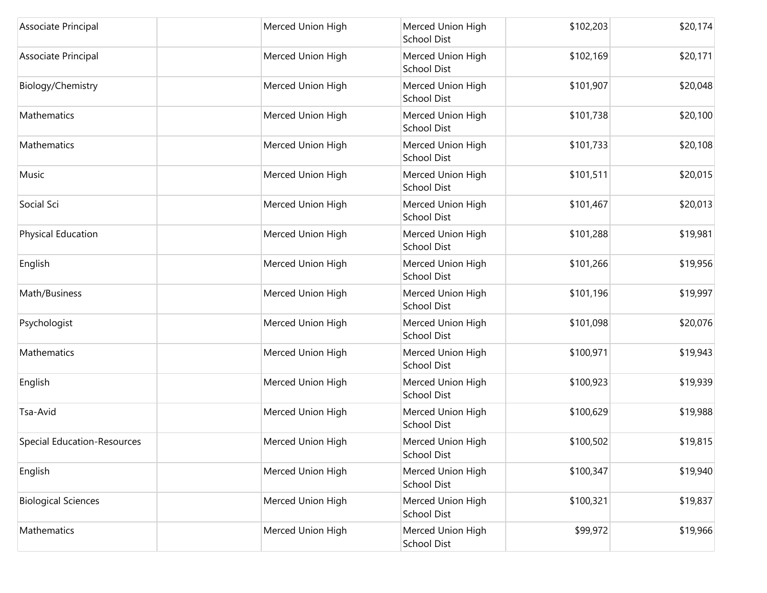| | | | | | |
|---|---|---|---|---|---|
| Associate Principal | | Merced Union High | Merced Union High School Dist | $102,203 | $20,174 |
| Associate Principal | | Merced Union High | Merced Union High School Dist | $102,169 | $20,171 |
| Biology/Chemistry | | Merced Union High | Merced Union High School Dist | $101,907 | $20,048 |
| Mathematics | | Merced Union High | Merced Union High School Dist | $101,738 | $20,100 |
| Mathematics | | Merced Union High | Merced Union High School Dist | $101,733 | $20,108 |
| Music | | Merced Union High | Merced Union High School Dist | $101,511 | $20,015 |
| Social Sci | | Merced Union High | Merced Union High School Dist | $101,467 | $20,013 |
| Physical Education | | Merced Union High | Merced Union High School Dist | $101,288 | $19,981 |
| English | | Merced Union High | Merced Union High School Dist | $101,266 | $19,956 |
| Math/Business | | Merced Union High | Merced Union High School Dist | $101,196 | $19,997 |
| Psychologist | | Merced Union High | Merced Union High School Dist | $101,098 | $20,076 |
| Mathematics | | Merced Union High | Merced Union High School Dist | $100,971 | $19,943 |
| English | | Merced Union High | Merced Union High School Dist | $100,923 | $19,939 |
| Tsa-Avid | | Merced Union High | Merced Union High School Dist | $100,629 | $19,988 |
| Special Education-Resources | | Merced Union High | Merced Union High School Dist | $100,502 | $19,815 |
| English | | Merced Union High | Merced Union High School Dist | $100,347 | $19,940 |
| Biological Sciences | | Merced Union High | Merced Union High School Dist | $100,321 | $19,837 |
| Mathematics | | Merced Union High | Merced Union High School Dist | $99,972 | $19,966 |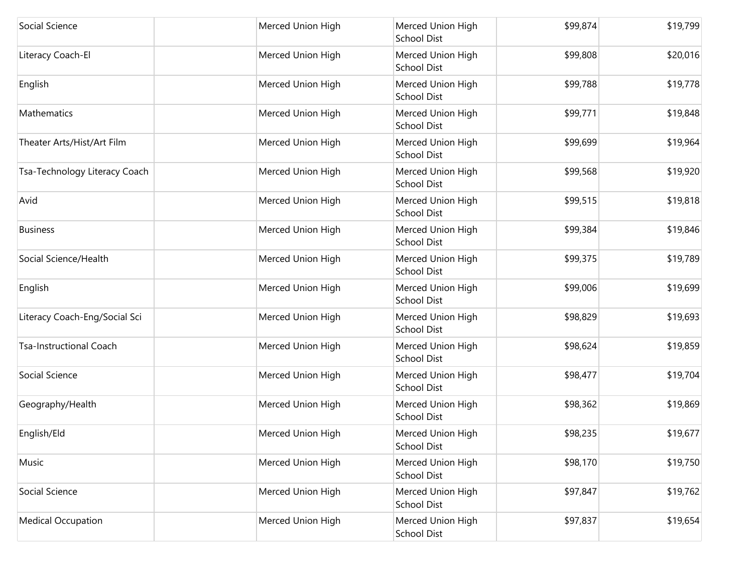| | | | | | |
|---|---|---|---|---|---|
| Social Science | | Merced Union High | Merced Union High School Dist | $99,874 | $19,799 |
| Literacy Coach-El | | Merced Union High | Merced Union High School Dist | $99,808 | $20,016 |
| English | | Merced Union High | Merced Union High School Dist | $99,788 | $19,778 |
| Mathematics | | Merced Union High | Merced Union High School Dist | $99,771 | $19,848 |
| Theater Arts/Hist/Art Film | | Merced Union High | Merced Union High School Dist | $99,699 | $19,964 |
| Tsa-Technology Literacy Coach | | Merced Union High | Merced Union High School Dist | $99,568 | $19,920 |
| Avid | | Merced Union High | Merced Union High School Dist | $99,515 | $19,818 |
| Business | | Merced Union High | Merced Union High School Dist | $99,384 | $19,846 |
| Social Science/Health | | Merced Union High | Merced Union High School Dist | $99,375 | $19,789 |
| English | | Merced Union High | Merced Union High School Dist | $99,006 | $19,699 |
| Literacy Coach-Eng/Social Sci | | Merced Union High | Merced Union High School Dist | $98,829 | $19,693 |
| Tsa-Instructional Coach | | Merced Union High | Merced Union High School Dist | $98,624 | $19,859 |
| Social Science | | Merced Union High | Merced Union High School Dist | $98,477 | $19,704 |
| Geography/Health | | Merced Union High | Merced Union High School Dist | $98,362 | $19,869 |
| English/Eld | | Merced Union High | Merced Union High School Dist | $98,235 | $19,677 |
| Music | | Merced Union High | Merced Union High School Dist | $98,170 | $19,750 |
| Social Science | | Merced Union High | Merced Union High School Dist | $97,847 | $19,762 |
| Medical Occupation | | Merced Union High | Merced Union High School Dist | $97,837 | $19,654 |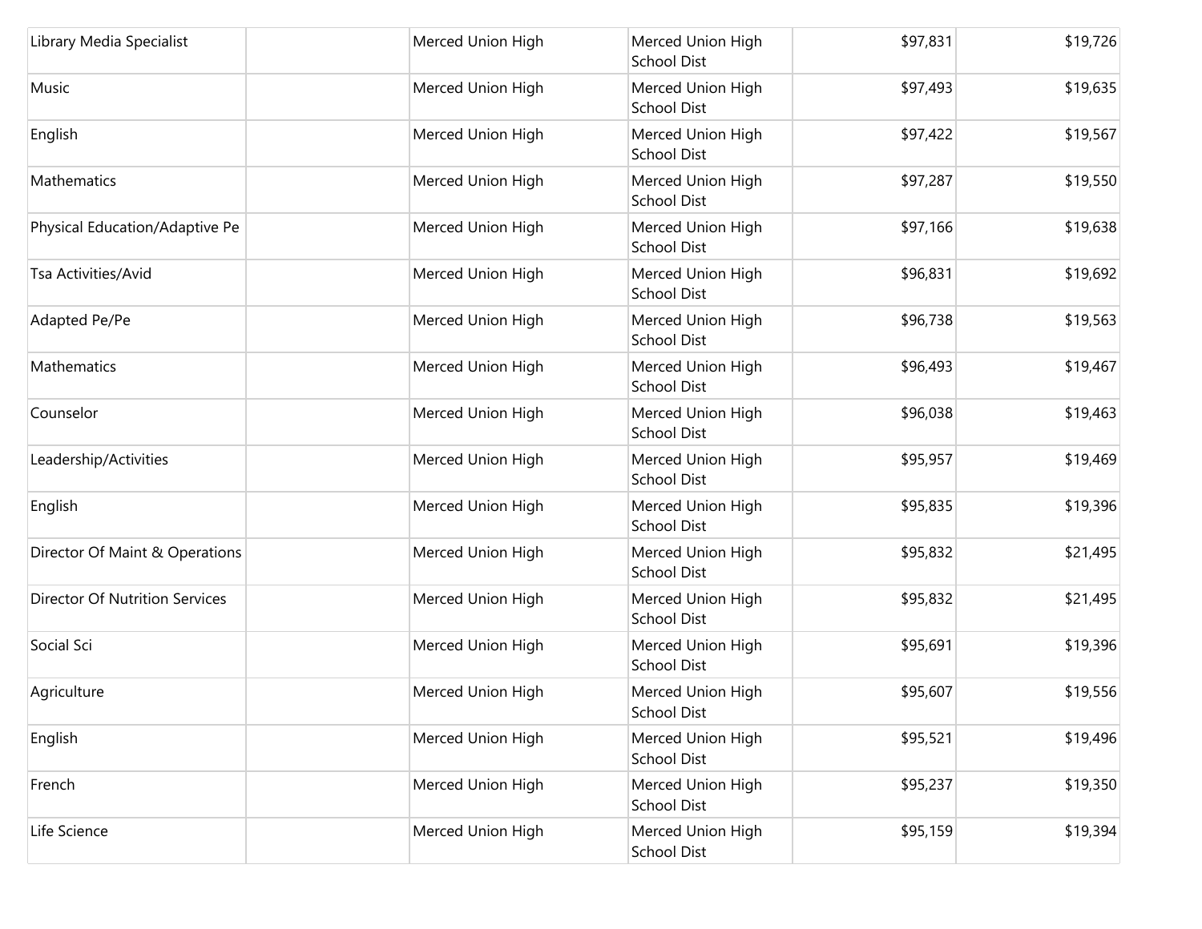| | | | | | |
|---|---|---|---|---|---|
| Library Media Specialist | | Merced Union High | Merced Union High School Dist | $97,831 | $19,726 |
| Music | | Merced Union High | Merced Union High School Dist | $97,493 | $19,635 |
| English | | Merced Union High | Merced Union High School Dist | $97,422 | $19,567 |
| Mathematics | | Merced Union High | Merced Union High School Dist | $97,287 | $19,550 |
| Physical Education/Adaptive Pe | | Merced Union High | Merced Union High School Dist | $97,166 | $19,638 |
| Tsa Activities/Avid | | Merced Union High | Merced Union High School Dist | $96,831 | $19,692 |
| Adapted Pe/Pe | | Merced Union High | Merced Union High School Dist | $96,738 | $19,563 |
| Mathematics | | Merced Union High | Merced Union High School Dist | $96,493 | $19,467 |
| Counselor | | Merced Union High | Merced Union High School Dist | $96,038 | $19,463 |
| Leadership/Activities | | Merced Union High | Merced Union High School Dist | $95,957 | $19,469 |
| English | | Merced Union High | Merced Union High School Dist | $95,835 | $19,396 |
| Director Of Maint & Operations | | Merced Union High | Merced Union High School Dist | $95,832 | $21,495 |
| Director Of Nutrition Services | | Merced Union High | Merced Union High School Dist | $95,832 | $21,495 |
| Social Sci | | Merced Union High | Merced Union High School Dist | $95,691 | $19,396 |
| Agriculture | | Merced Union High | Merced Union High School Dist | $95,607 | $19,556 |
| English | | Merced Union High | Merced Union High School Dist | $95,521 | $19,496 |
| French | | Merced Union High | Merced Union High School Dist | $95,237 | $19,350 |
| Life Science | | Merced Union High | Merced Union High School Dist | $95,159 | $19,394 |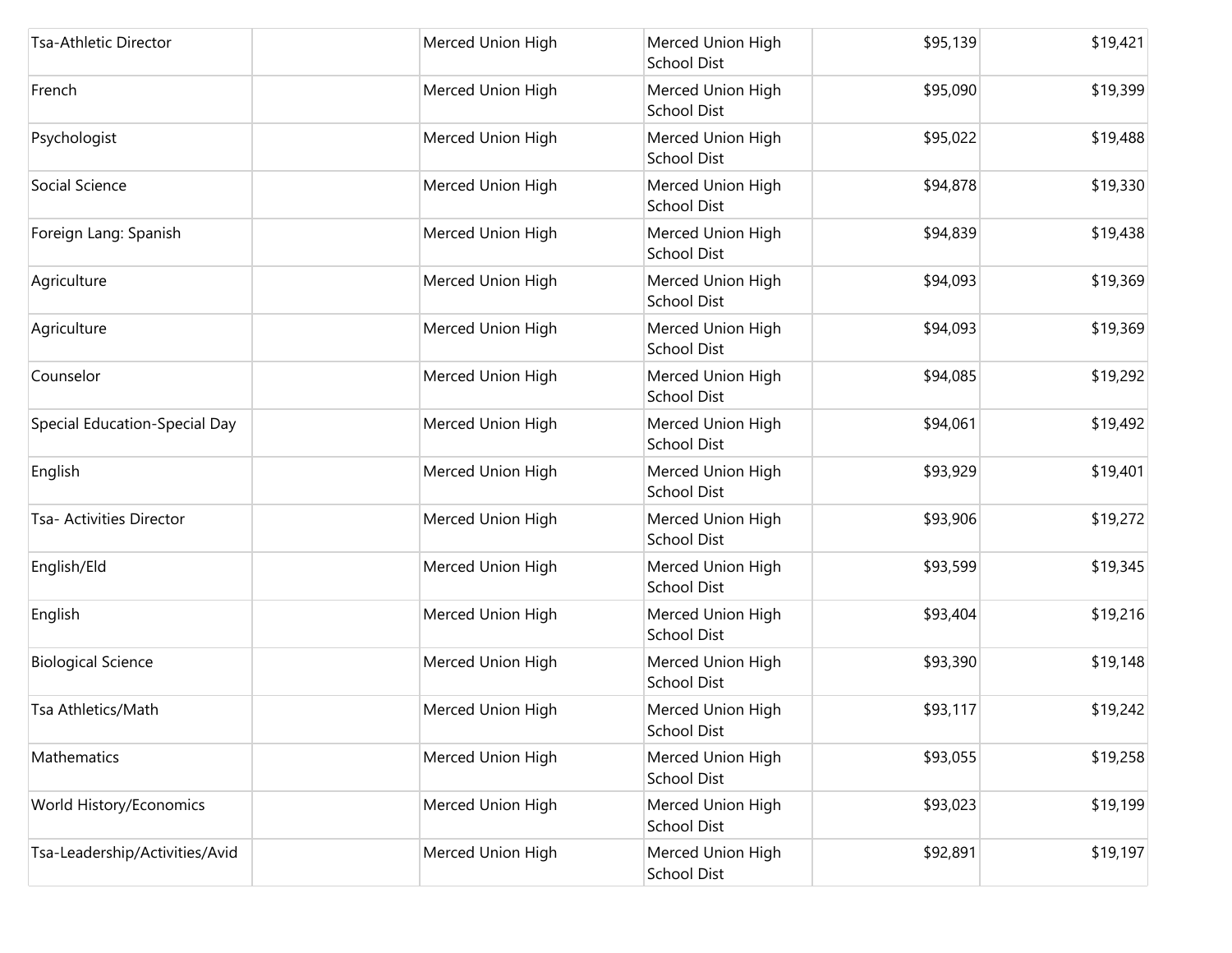| | | | | | |
|---|---|---|---|---|---|
| Tsa-Athletic Director | | Merced Union High | Merced Union High School Dist | $95,139 | $19,421 |
| French | | Merced Union High | Merced Union High School Dist | $95,090 | $19,399 |
| Psychologist | | Merced Union High | Merced Union High School Dist | $95,022 | $19,488 |
| Social Science | | Merced Union High | Merced Union High School Dist | $94,878 | $19,330 |
| Foreign Lang: Spanish | | Merced Union High | Merced Union High School Dist | $94,839 | $19,438 |
| Agriculture | | Merced Union High | Merced Union High School Dist | $94,093 | $19,369 |
| Agriculture | | Merced Union High | Merced Union High School Dist | $94,093 | $19,369 |
| Counselor | | Merced Union High | Merced Union High School Dist | $94,085 | $19,292 |
| Special Education-Special Day | | Merced Union High | Merced Union High School Dist | $94,061 | $19,492 |
| English | | Merced Union High | Merced Union High School Dist | $93,929 | $19,401 |
| Tsa- Activities Director | | Merced Union High | Merced Union High School Dist | $93,906 | $19,272 |
| English/Eld | | Merced Union High | Merced Union High School Dist | $93,599 | $19,345 |
| English | | Merced Union High | Merced Union High School Dist | $93,404 | $19,216 |
| Biological Science | | Merced Union High | Merced Union High School Dist | $93,390 | $19,148 |
| Tsa Athletics/Math | | Merced Union High | Merced Union High School Dist | $93,117 | $19,242 |
| Mathematics | | Merced Union High | Merced Union High School Dist | $93,055 | $19,258 |
| World History/Economics | | Merced Union High | Merced Union High School Dist | $93,023 | $19,199 |
| Tsa-Leadership/Activities/Avid | | Merced Union High | Merced Union High School Dist | $92,891 | $19,197 |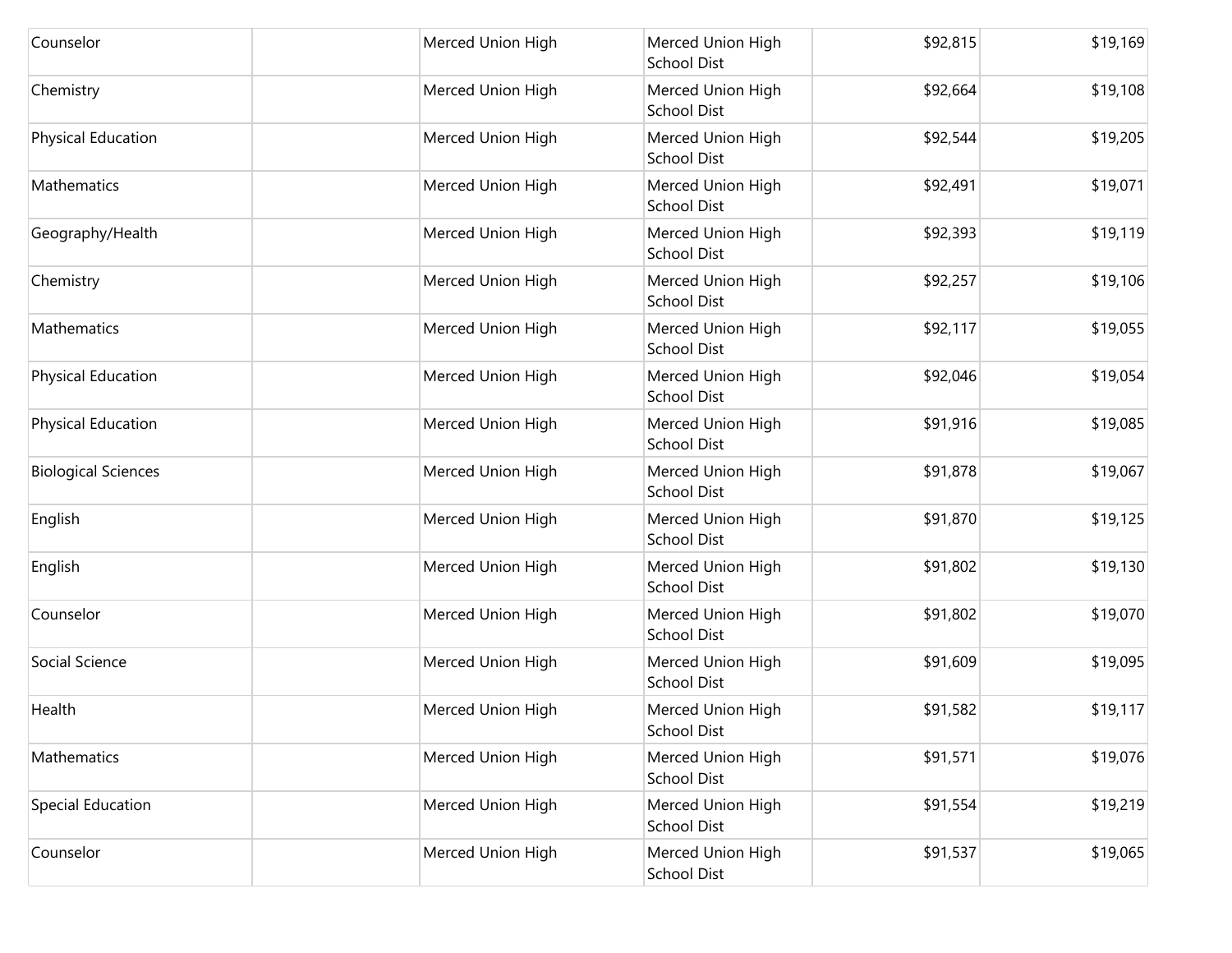| | | | | | |
|---|---|---|---|---|---|
| Counselor | | Merced Union High | Merced Union High School Dist | $92,815 | $19,169 |
| Chemistry | | Merced Union High | Merced Union High School Dist | $92,664 | $19,108 |
| Physical Education | | Merced Union High | Merced Union High School Dist | $92,544 | $19,205 |
| Mathematics | | Merced Union High | Merced Union High School Dist | $92,491 | $19,071 |
| Geography/Health | | Merced Union High | Merced Union High School Dist | $92,393 | $19,119 |
| Chemistry | | Merced Union High | Merced Union High School Dist | $92,257 | $19,106 |
| Mathematics | | Merced Union High | Merced Union High School Dist | $92,117 | $19,055 |
| Physical Education | | Merced Union High | Merced Union High School Dist | $92,046 | $19,054 |
| Physical Education | | Merced Union High | Merced Union High School Dist | $91,916 | $19,085 |
| Biological Sciences | | Merced Union High | Merced Union High School Dist | $91,878 | $19,067 |
| English | | Merced Union High | Merced Union High School Dist | $91,870 | $19,125 |
| English | | Merced Union High | Merced Union High School Dist | $91,802 | $19,130 |
| Counselor | | Merced Union High | Merced Union High School Dist | $91,802 | $19,070 |
| Social Science | | Merced Union High | Merced Union High School Dist | $91,609 | $19,095 |
| Health | | Merced Union High | Merced Union High School Dist | $91,582 | $19,117 |
| Mathematics | | Merced Union High | Merced Union High School Dist | $91,571 | $19,076 |
| Special Education | | Merced Union High | Merced Union High School Dist | $91,554 | $19,219 |
| Counselor | | Merced Union High | Merced Union High School Dist | $91,537 | $19,065 |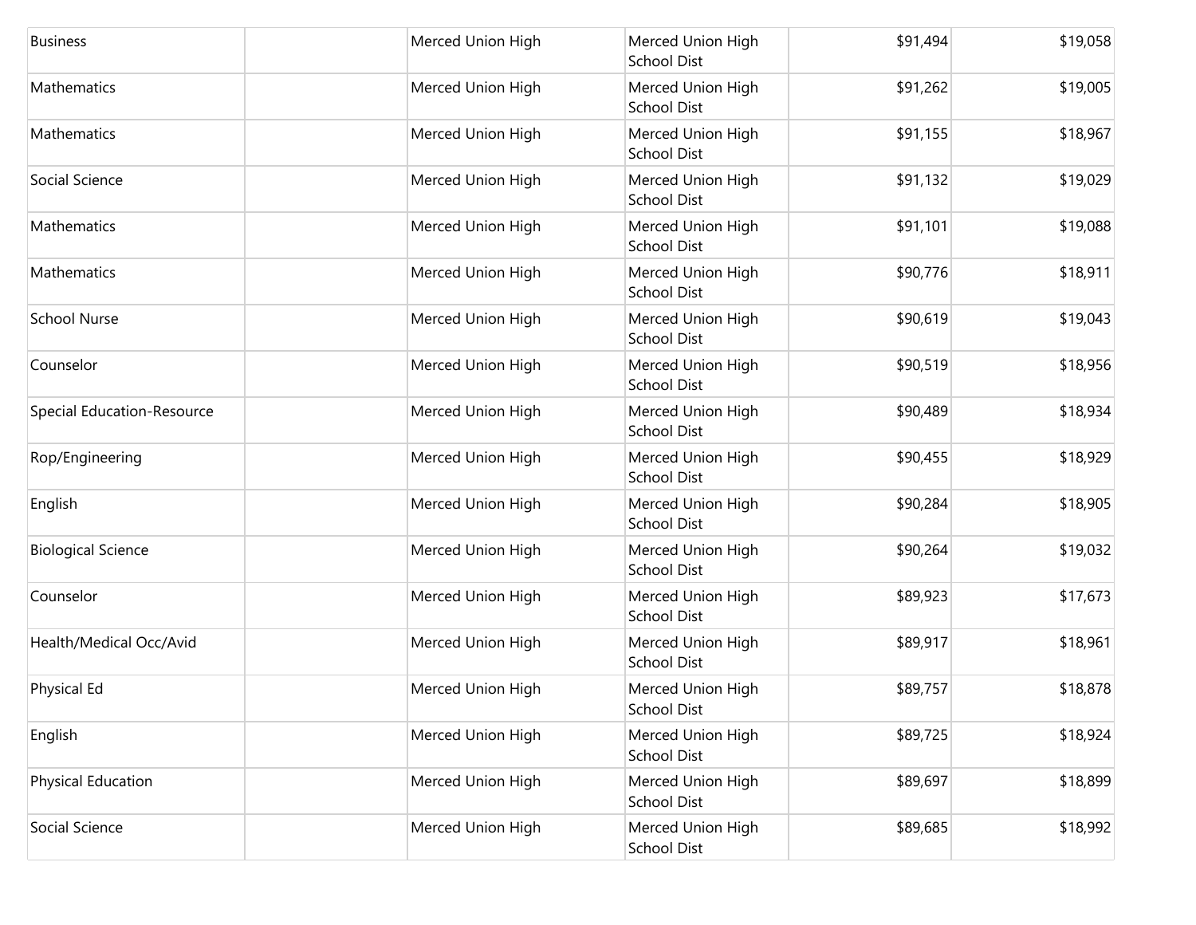| | | | | | |
|---|---|---|---|---|---|
| Business | | Merced Union High | Merced Union High School Dist | $91,494 | $19,058 |
| Mathematics | | Merced Union High | Merced Union High School Dist | $91,262 | $19,005 |
| Mathematics | | Merced Union High | Merced Union High School Dist | $91,155 | $18,967 |
| Social Science | | Merced Union High | Merced Union High School Dist | $91,132 | $19,029 |
| Mathematics | | Merced Union High | Merced Union High School Dist | $91,101 | $19,088 |
| Mathematics | | Merced Union High | Merced Union High School Dist | $90,776 | $18,911 |
| School Nurse | | Merced Union High | Merced Union High School Dist | $90,619 | $19,043 |
| Counselor | | Merced Union High | Merced Union High School Dist | $90,519 | $18,956 |
| Special Education-Resource | | Merced Union High | Merced Union High School Dist | $90,489 | $18,934 |
| Rop/Engineering | | Merced Union High | Merced Union High School Dist | $90,455 | $18,929 |
| English | | Merced Union High | Merced Union High School Dist | $90,284 | $18,905 |
| Biological Science | | Merced Union High | Merced Union High School Dist | $90,264 | $19,032 |
| Counselor | | Merced Union High | Merced Union High School Dist | $89,923 | $17,673 |
| Health/Medical Occ/Avid | | Merced Union High | Merced Union High School Dist | $89,917 | $18,961 |
| Physical Ed | | Merced Union High | Merced Union High School Dist | $89,757 | $18,878 |
| English | | Merced Union High | Merced Union High School Dist | $89,725 | $18,924 |
| Physical Education | | Merced Union High | Merced Union High School Dist | $89,697 | $18,899 |
| Social Science | | Merced Union High | Merced Union High School Dist | $89,685 | $18,992 |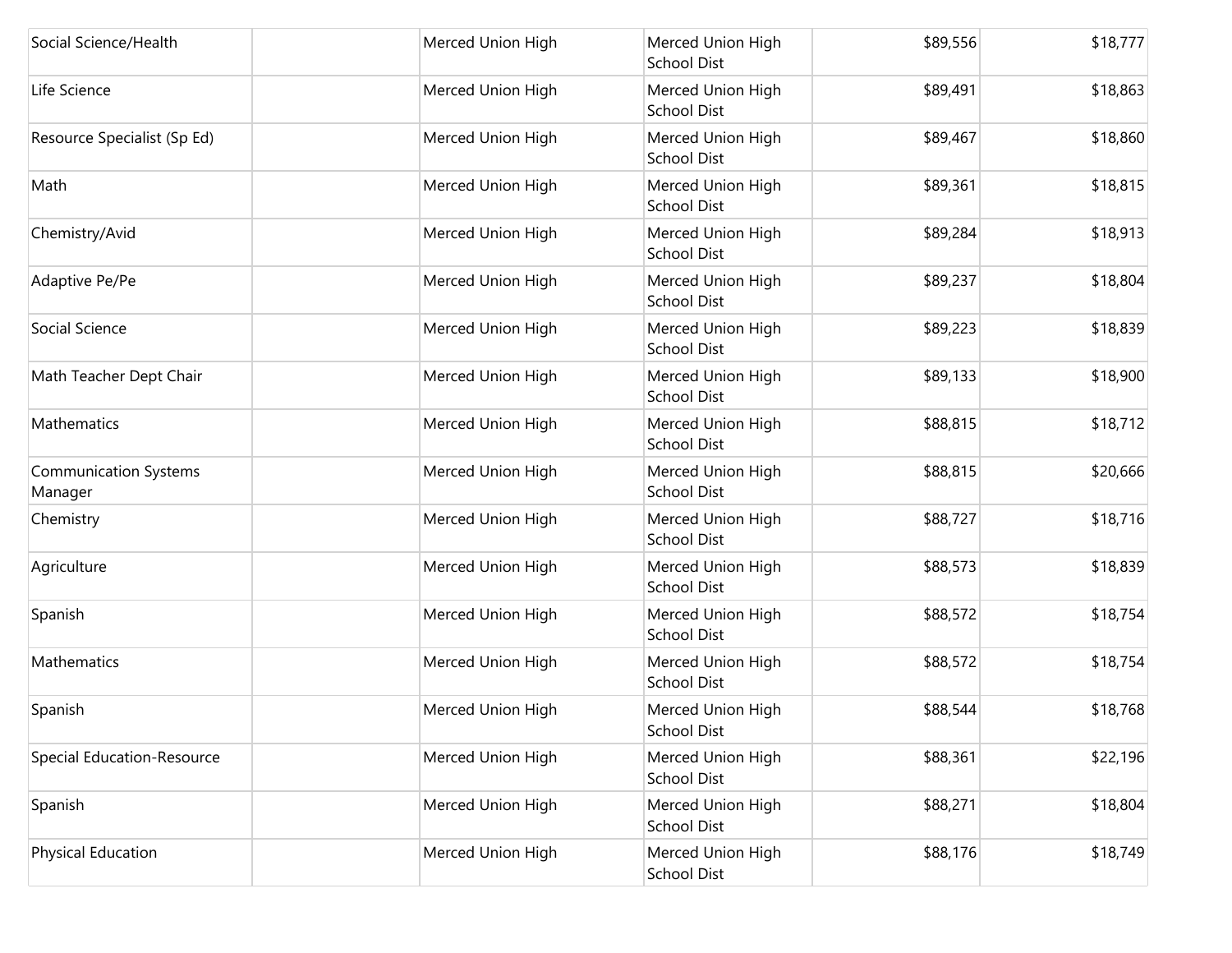| | | | | | |
|---|---|---|---|---|---|
| Social Science/Health | | Merced Union High | Merced Union High School Dist | $89,556 | $18,777 |
| Life Science | | Merced Union High | Merced Union High School Dist | $89,491 | $18,863 |
| Resource Specialist (Sp Ed) | | Merced Union High | Merced Union High School Dist | $89,467 | $18,860 |
| Math | | Merced Union High | Merced Union High School Dist | $89,361 | $18,815 |
| Chemistry/Avid | | Merced Union High | Merced Union High School Dist | $89,284 | $18,913 |
| Adaptive Pe/Pe | | Merced Union High | Merced Union High School Dist | $89,237 | $18,804 |
| Social Science | | Merced Union High | Merced Union High School Dist | $89,223 | $18,839 |
| Math Teacher Dept Chair | | Merced Union High | Merced Union High School Dist | $89,133 | $18,900 |
| Mathematics | | Merced Union High | Merced Union High School Dist | $88,815 | $18,712 |
| Communication Systems Manager | | Merced Union High | Merced Union High School Dist | $88,815 | $20,666 |
| Chemistry | | Merced Union High | Merced Union High School Dist | $88,727 | $18,716 |
| Agriculture | | Merced Union High | Merced Union High School Dist | $88,573 | $18,839 |
| Spanish | | Merced Union High | Merced Union High School Dist | $88,572 | $18,754 |
| Mathematics | | Merced Union High | Merced Union High School Dist | $88,572 | $18,754 |
| Spanish | | Merced Union High | Merced Union High School Dist | $88,544 | $18,768 |
| Special Education-Resource | | Merced Union High | Merced Union High School Dist | $88,361 | $22,196 |
| Spanish | | Merced Union High | Merced Union High School Dist | $88,271 | $18,804 |
| Physical Education | | Merced Union High | Merced Union High School Dist | $88,176 | $18,749 |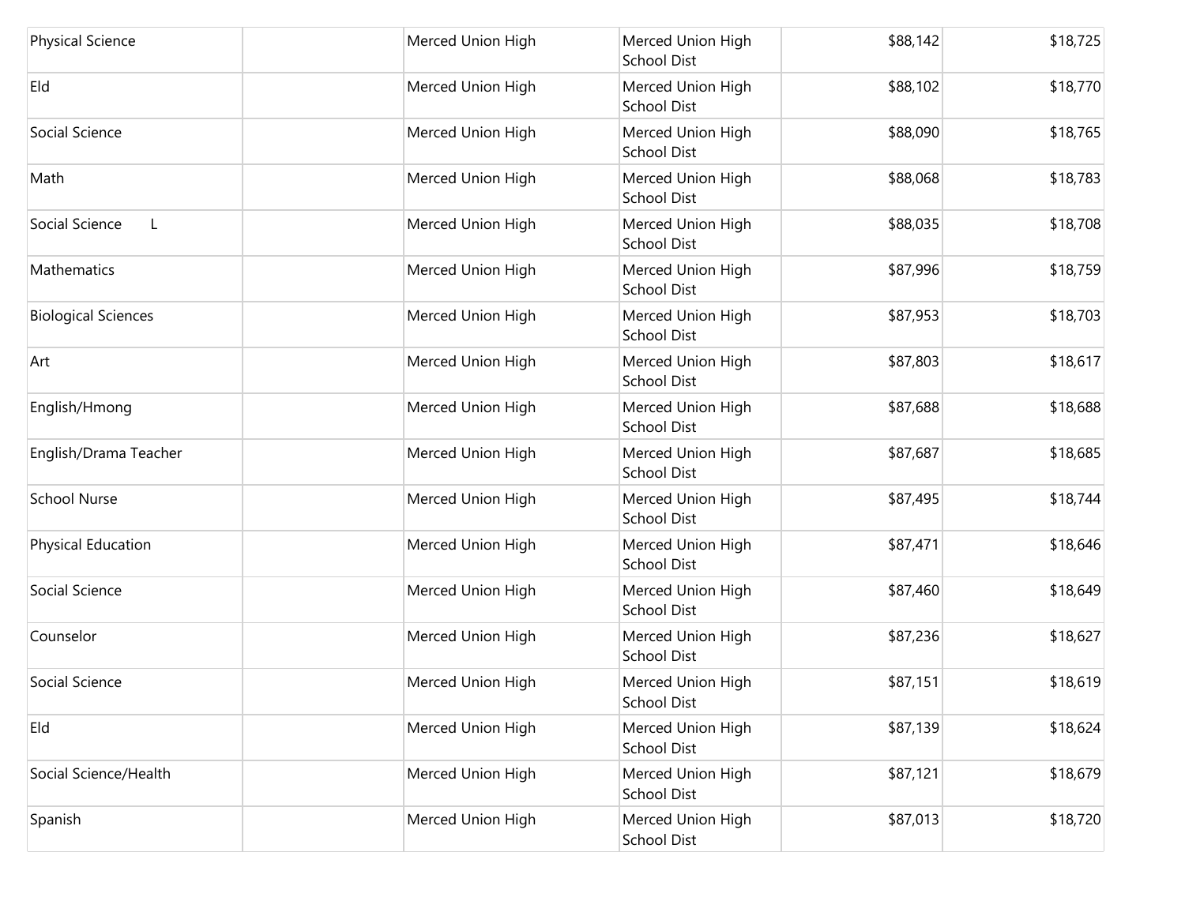| | | | | | |
|---|---|---|---|---|---|
| Physical Science | | Merced Union High | Merced Union High School Dist | $88,142 | $18,725 |
| Eld | | Merced Union High | Merced Union High School Dist | $88,102 | $18,770 |
| Social Science | | Merced Union High | Merced Union High School Dist | $88,090 | $18,765 |
| Math | | Merced Union High | Merced Union High School Dist | $88,068 | $18,783 |
| Social Science L | | Merced Union High | Merced Union High School Dist | $88,035 | $18,708 |
| Mathematics | | Merced Union High | Merced Union High School Dist | $87,996 | $18,759 |
| Biological Sciences | | Merced Union High | Merced Union High School Dist | $87,953 | $18,703 |
| Art | | Merced Union High | Merced Union High School Dist | $87,803 | $18,617 |
| English/Hmong | | Merced Union High | Merced Union High School Dist | $87,688 | $18,688 |
| English/Drama Teacher | | Merced Union High | Merced Union High School Dist | $87,687 | $18,685 |
| School Nurse | | Merced Union High | Merced Union High School Dist | $87,495 | $18,744 |
| Physical Education | | Merced Union High | Merced Union High School Dist | $87,471 | $18,646 |
| Social Science | | Merced Union High | Merced Union High School Dist | $87,460 | $18,649 |
| Counselor | | Merced Union High | Merced Union High School Dist | $87,236 | $18,627 |
| Social Science | | Merced Union High | Merced Union High School Dist | $87,151 | $18,619 |
| Eld | | Merced Union High | Merced Union High School Dist | $87,139 | $18,624 |
| Social Science/Health | | Merced Union High | Merced Union High School Dist | $87,121 | $18,679 |
| Spanish | | Merced Union High | Merced Union High School Dist | $87,013 | $18,720 |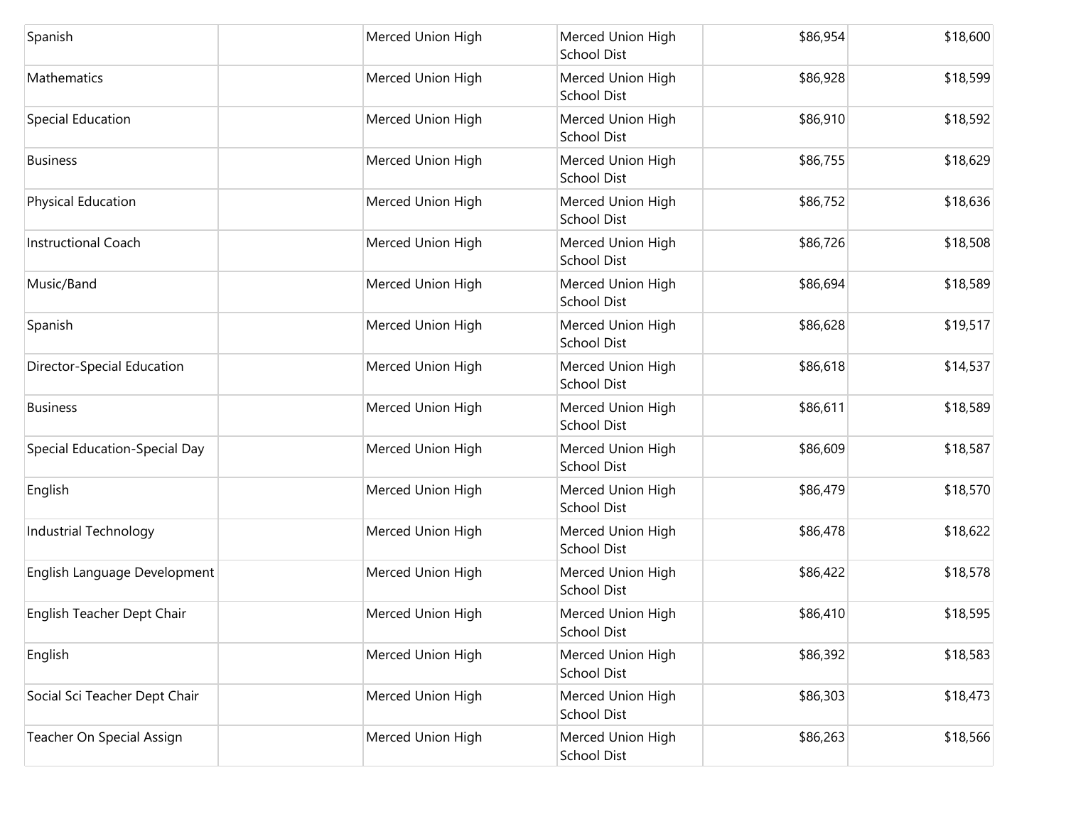| | | | | | |
|---|---|---|---|---|---|
| Spanish | | Merced Union High | Merced Union High School Dist | $86,954 | $18,600 |
| Mathematics | | Merced Union High | Merced Union High School Dist | $86,928 | $18,599 |
| Special Education | | Merced Union High | Merced Union High School Dist | $86,910 | $18,592 |
| Business | | Merced Union High | Merced Union High School Dist | $86,755 | $18,629 |
| Physical Education | | Merced Union High | Merced Union High School Dist | $86,752 | $18,636 |
| Instructional Coach | | Merced Union High | Merced Union High School Dist | $86,726 | $18,508 |
| Music/Band | | Merced Union High | Merced Union High School Dist | $86,694 | $18,589 |
| Spanish | | Merced Union High | Merced Union High School Dist | $86,628 | $19,517 |
| Director-Special Education | | Merced Union High | Merced Union High School Dist | $86,618 | $14,537 |
| Business | | Merced Union High | Merced Union High School Dist | $86,611 | $18,589 |
| Special Education-Special Day | | Merced Union High | Merced Union High School Dist | $86,609 | $18,587 |
| English | | Merced Union High | Merced Union High School Dist | $86,479 | $18,570 |
| Industrial Technology | | Merced Union High | Merced Union High School Dist | $86,478 | $18,622 |
| English Language Development | | Merced Union High | Merced Union High School Dist | $86,422 | $18,578 |
| English Teacher Dept Chair | | Merced Union High | Merced Union High School Dist | $86,410 | $18,595 |
| English | | Merced Union High | Merced Union High School Dist | $86,392 | $18,583 |
| Social Sci Teacher Dept Chair | | Merced Union High | Merced Union High School Dist | $86,303 | $18,473 |
| Teacher On Special Assign | | Merced Union High | Merced Union High School Dist | $86,263 | $18,566 |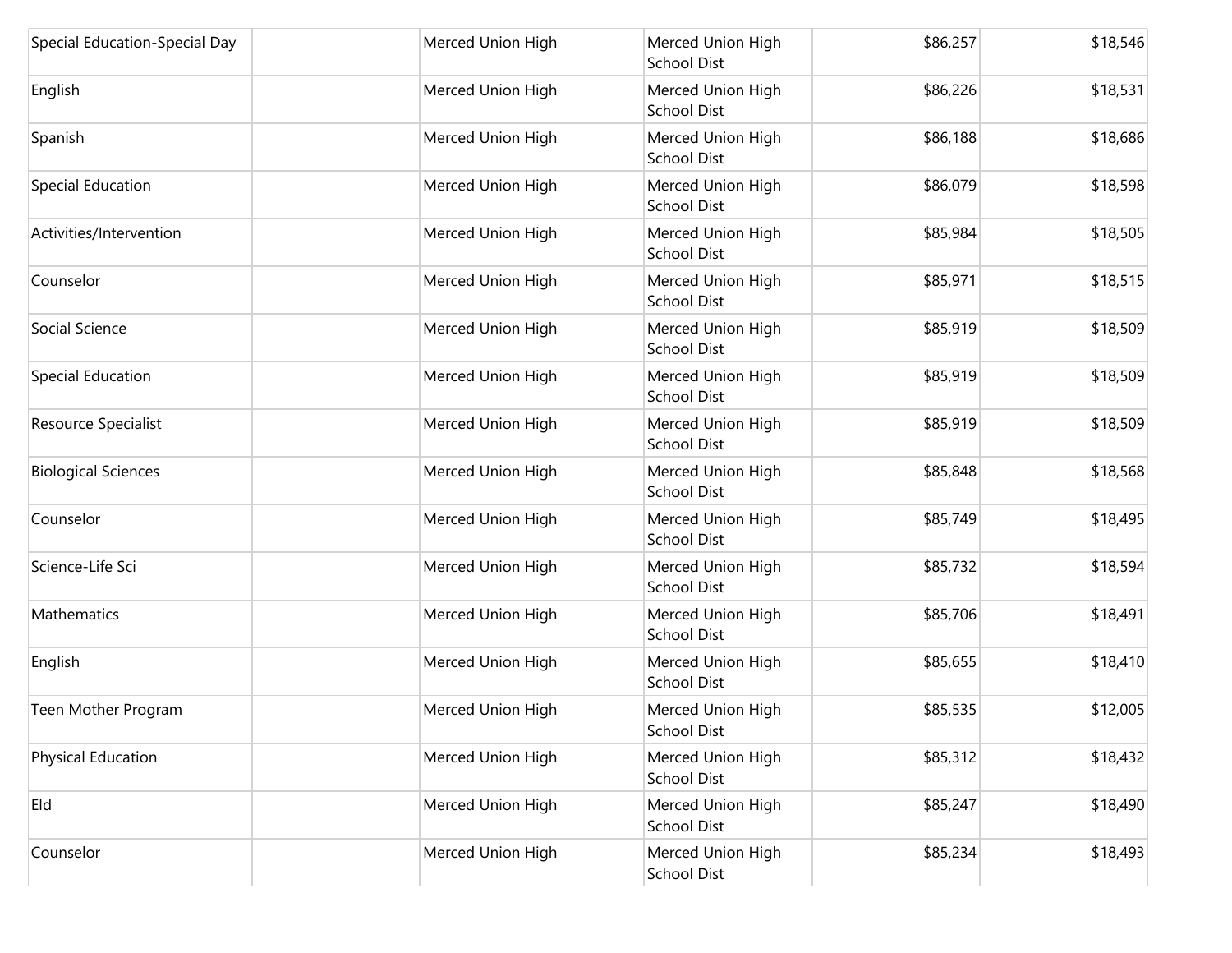| | | | | | |
|---|---|---|---|---|---|
| Special Education-Special Day | | Merced Union High | Merced Union High School Dist | $86,257 | $18,546 |
| English | | Merced Union High | Merced Union High School Dist | $86,226 | $18,531 |
| Spanish | | Merced Union High | Merced Union High School Dist | $86,188 | $18,686 |
| Special Education | | Merced Union High | Merced Union High School Dist | $86,079 | $18,598 |
| Activities/Intervention | | Merced Union High | Merced Union High School Dist | $85,984 | $18,505 |
| Counselor | | Merced Union High | Merced Union High School Dist | $85,971 | $18,515 |
| Social Science | | Merced Union High | Merced Union High School Dist | $85,919 | $18,509 |
| Special Education | | Merced Union High | Merced Union High School Dist | $85,919 | $18,509 |
| Resource Specialist | | Merced Union High | Merced Union High School Dist | $85,919 | $18,509 |
| Biological Sciences | | Merced Union High | Merced Union High School Dist | $85,848 | $18,568 |
| Counselor | | Merced Union High | Merced Union High School Dist | $85,749 | $18,495 |
| Science-Life Sci | | Merced Union High | Merced Union High School Dist | $85,732 | $18,594 |
| Mathematics | | Merced Union High | Merced Union High School Dist | $85,706 | $18,491 |
| English | | Merced Union High | Merced Union High School Dist | $85,655 | $18,410 |
| Teen Mother Program | | Merced Union High | Merced Union High School Dist | $85,535 | $12,005 |
| Physical Education | | Merced Union High | Merced Union High School Dist | $85,312 | $18,432 |
| Eld | | Merced Union High | Merced Union High School Dist | $85,247 | $18,490 |
| Counselor | | Merced Union High | Merced Union High School Dist | $85,234 | $18,493 |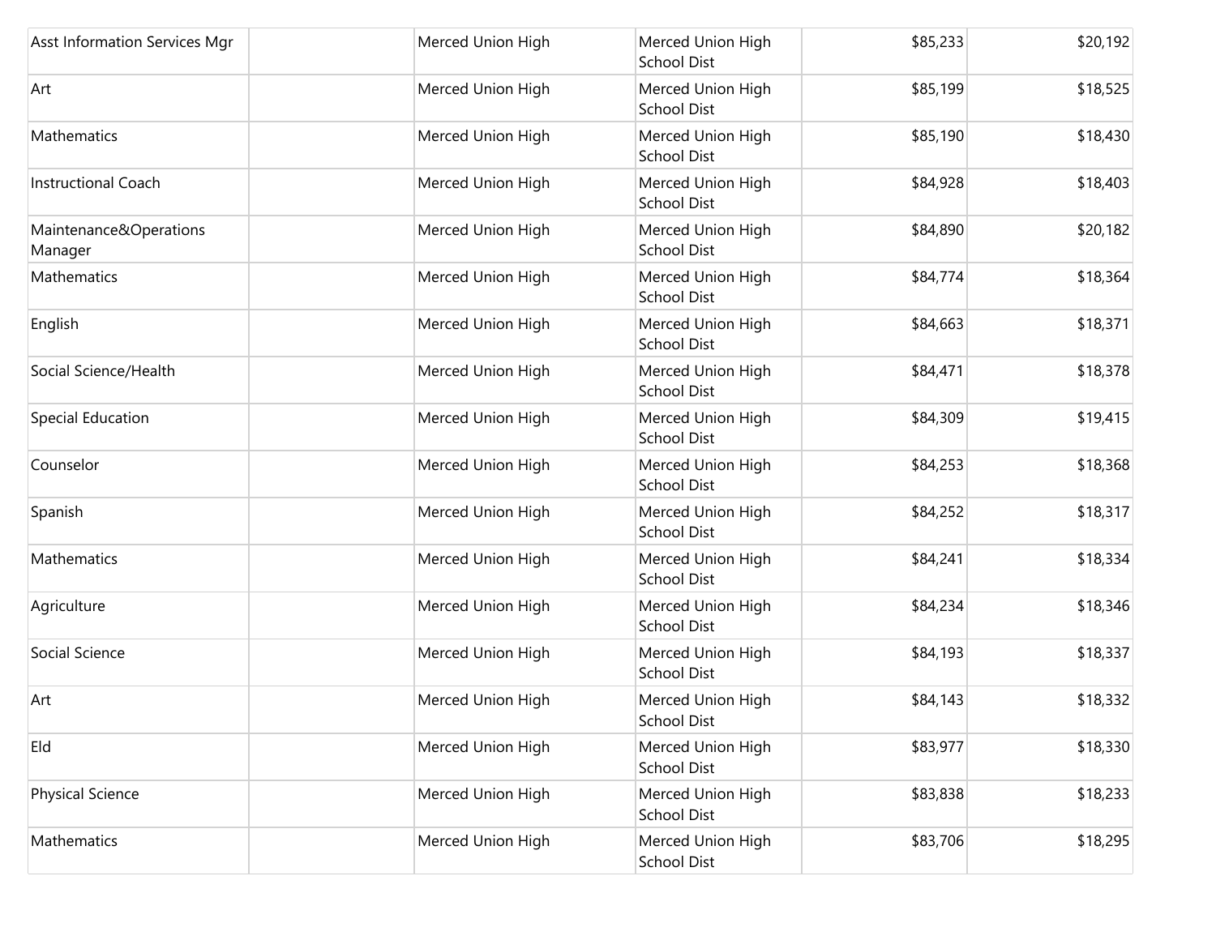| | | | | | |
|---|---|---|---|---|---|
| Asst Information Services Mgr | | Merced Union High | Merced Union High School Dist | $85,233 | $20,192 |
| Art | | Merced Union High | Merced Union High School Dist | $85,199 | $18,525 |
| Mathematics | | Merced Union High | Merced Union High School Dist | $85,190 | $18,430 |
| Instructional Coach | | Merced Union High | Merced Union High School Dist | $84,928 | $18,403 |
| Maintenance&Operations Manager | | Merced Union High | Merced Union High School Dist | $84,890 | $20,182 |
| Mathematics | | Merced Union High | Merced Union High School Dist | $84,774 | $18,364 |
| English | | Merced Union High | Merced Union High School Dist | $84,663 | $18,371 |
| Social Science/Health | | Merced Union High | Merced Union High School Dist | $84,471 | $18,378 |
| Special Education | | Merced Union High | Merced Union High School Dist | $84,309 | $19,415 |
| Counselor | | Merced Union High | Merced Union High School Dist | $84,253 | $18,368 |
| Spanish | | Merced Union High | Merced Union High School Dist | $84,252 | $18,317 |
| Mathematics | | Merced Union High | Merced Union High School Dist | $84,241 | $18,334 |
| Agriculture | | Merced Union High | Merced Union High School Dist | $84,234 | $18,346 |
| Social Science | | Merced Union High | Merced Union High School Dist | $84,193 | $18,337 |
| Art | | Merced Union High | Merced Union High School Dist | $84,143 | $18,332 |
| Eld | | Merced Union High | Merced Union High School Dist | $83,977 | $18,330 |
| Physical Science | | Merced Union High | Merced Union High School Dist | $83,838 | $18,233 |
| Mathematics | | Merced Union High | Merced Union High School Dist | $83,706 | $18,295 |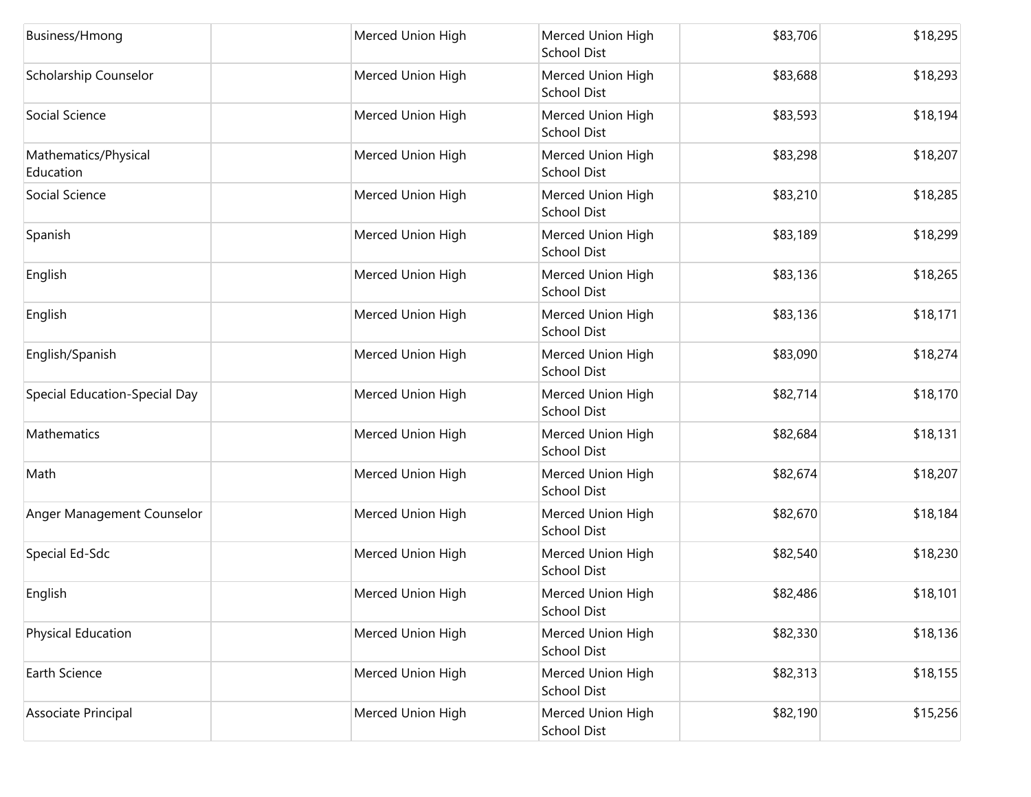| | | | | | |
|---|---|---|---|---|---|
| Business/Hmong | | Merced Union High | Merced Union High School Dist | $83,706 | $18,295 |
| Scholarship Counselor | | Merced Union High | Merced Union High School Dist | $83,688 | $18,293 |
| Social Science | | Merced Union High | Merced Union High School Dist | $83,593 | $18,194 |
| Mathematics/Physical Education | | Merced Union High | Merced Union High School Dist | $83,298 | $18,207 |
| Social Science | | Merced Union High | Merced Union High School Dist | $83,210 | $18,285 |
| Spanish | | Merced Union High | Merced Union High School Dist | $83,189 | $18,299 |
| English | | Merced Union High | Merced Union High School Dist | $83,136 | $18,265 |
| English | | Merced Union High | Merced Union High School Dist | $83,136 | $18,171 |
| English/Spanish | | Merced Union High | Merced Union High School Dist | $83,090 | $18,274 |
| Special Education-Special Day | | Merced Union High | Merced Union High School Dist | $82,714 | $18,170 |
| Mathematics | | Merced Union High | Merced Union High School Dist | $82,684 | $18,131 |
| Math | | Merced Union High | Merced Union High School Dist | $82,674 | $18,207 |
| Anger Management Counselor | | Merced Union High | Merced Union High School Dist | $82,670 | $18,184 |
| Special Ed-Sdc | | Merced Union High | Merced Union High School Dist | $82,540 | $18,230 |
| English | | Merced Union High | Merced Union High School Dist | $82,486 | $18,101 |
| Physical Education | | Merced Union High | Merced Union High School Dist | $82,330 | $18,136 |
| Earth Science | | Merced Union High | Merced Union High School Dist | $82,313 | $18,155 |
| Associate Principal | | Merced Union High | Merced Union High School Dist | $82,190 | $15,256 |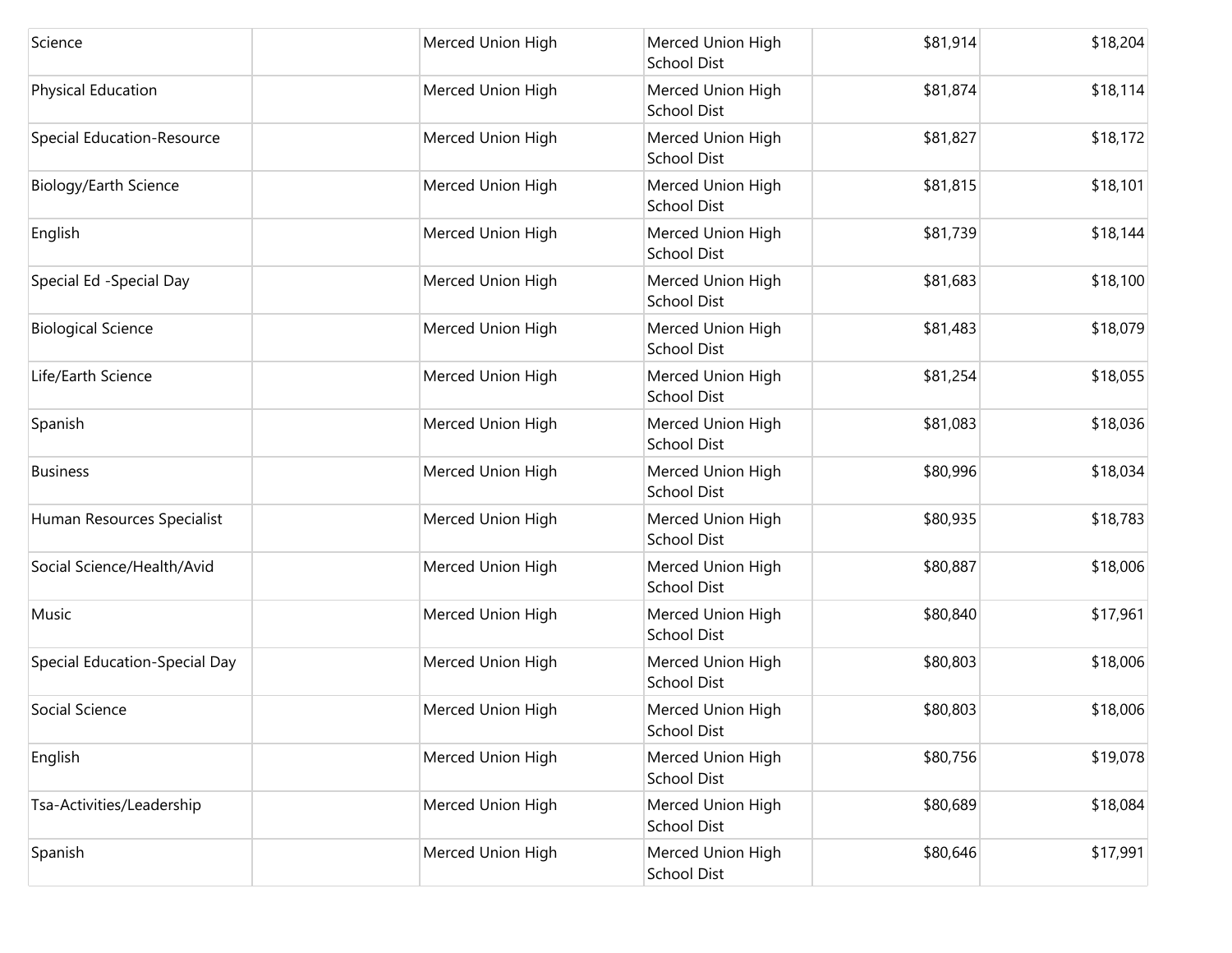| | | | | | |
|---|---|---|---|---|---|
| Science | | Merced Union High | Merced Union High School Dist | $81,914 | $18,204 |
| Physical Education | | Merced Union High | Merced Union High School Dist | $81,874 | $18,114 |
| Special Education-Resource | | Merced Union High | Merced Union High School Dist | $81,827 | $18,172 |
| Biology/Earth Science | | Merced Union High | Merced Union High School Dist | $81,815 | $18,101 |
| English | | Merced Union High | Merced Union High School Dist | $81,739 | $18,144 |
| Special Ed -Special Day | | Merced Union High | Merced Union High School Dist | $81,683 | $18,100 |
| Biological Science | | Merced Union High | Merced Union High School Dist | $81,483 | $18,079 |
| Life/Earth Science | | Merced Union High | Merced Union High School Dist | $81,254 | $18,055 |
| Spanish | | Merced Union High | Merced Union High School Dist | $81,083 | $18,036 |
| Business | | Merced Union High | Merced Union High School Dist | $80,996 | $18,034 |
| Human Resources Specialist | | Merced Union High | Merced Union High School Dist | $80,935 | $18,783 |
| Social Science/Health/Avid | | Merced Union High | Merced Union High School Dist | $80,887 | $18,006 |
| Music | | Merced Union High | Merced Union High School Dist | $80,840 | $17,961 |
| Special Education-Special Day | | Merced Union High | Merced Union High School Dist | $80,803 | $18,006 |
| Social Science | | Merced Union High | Merced Union High School Dist | $80,803 | $18,006 |
| English | | Merced Union High | Merced Union High School Dist | $80,756 | $19,078 |
| Tsa-Activities/Leadership | | Merced Union High | Merced Union High School Dist | $80,689 | $18,084 |
| Spanish | | Merced Union High | Merced Union High School Dist | $80,646 | $17,991 |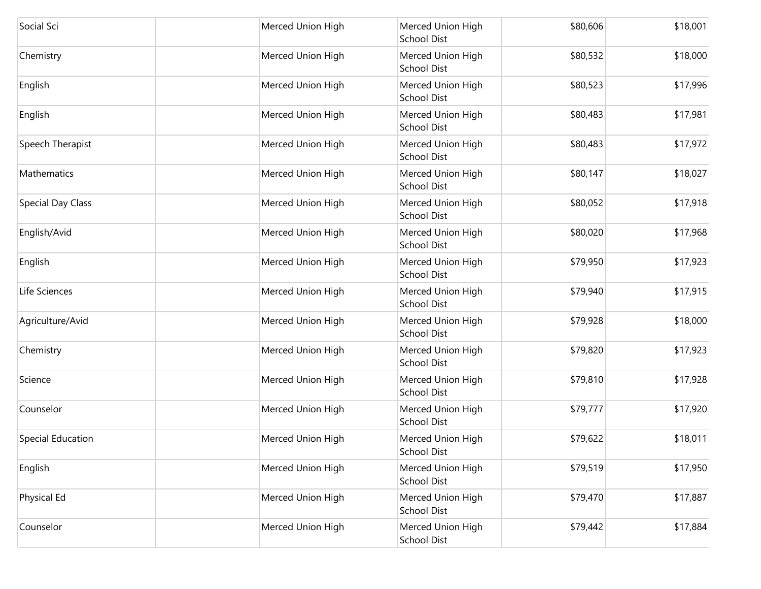| | | | | | |
|---|---|---|---|---|---|
| Social Sci | | Merced Union High | Merced Union High School Dist | $80,606 | $18,001 |
| Chemistry | | Merced Union High | Merced Union High School Dist | $80,532 | $18,000 |
| English | | Merced Union High | Merced Union High School Dist | $80,523 | $17,996 |
| English | | Merced Union High | Merced Union High School Dist | $80,483 | $17,981 |
| Speech Therapist | | Merced Union High | Merced Union High School Dist | $80,483 | $17,972 |
| Mathematics | | Merced Union High | Merced Union High School Dist | $80,147 | $18,027 |
| Special Day Class | | Merced Union High | Merced Union High School Dist | $80,052 | $17,918 |
| English/Avid | | Merced Union High | Merced Union High School Dist | $80,020 | $17,968 |
| English | | Merced Union High | Merced Union High School Dist | $79,950 | $17,923 |
| Life Sciences | | Merced Union High | Merced Union High School Dist | $79,940 | $17,915 |
| Agriculture/Avid | | Merced Union High | Merced Union High School Dist | $79,928 | $18,000 |
| Chemistry | | Merced Union High | Merced Union High School Dist | $79,820 | $17,923 |
| Science | | Merced Union High | Merced Union High School Dist | $79,810 | $17,928 |
| Counselor | | Merced Union High | Merced Union High School Dist | $79,777 | $17,920 |
| Special Education | | Merced Union High | Merced Union High School Dist | $79,622 | $18,011 |
| English | | Merced Union High | Merced Union High School Dist | $79,519 | $17,950 |
| Physical Ed | | Merced Union High | Merced Union High School Dist | $79,470 | $17,887 |
| Counselor | | Merced Union High | Merced Union High School Dist | $79,442 | $17,884 |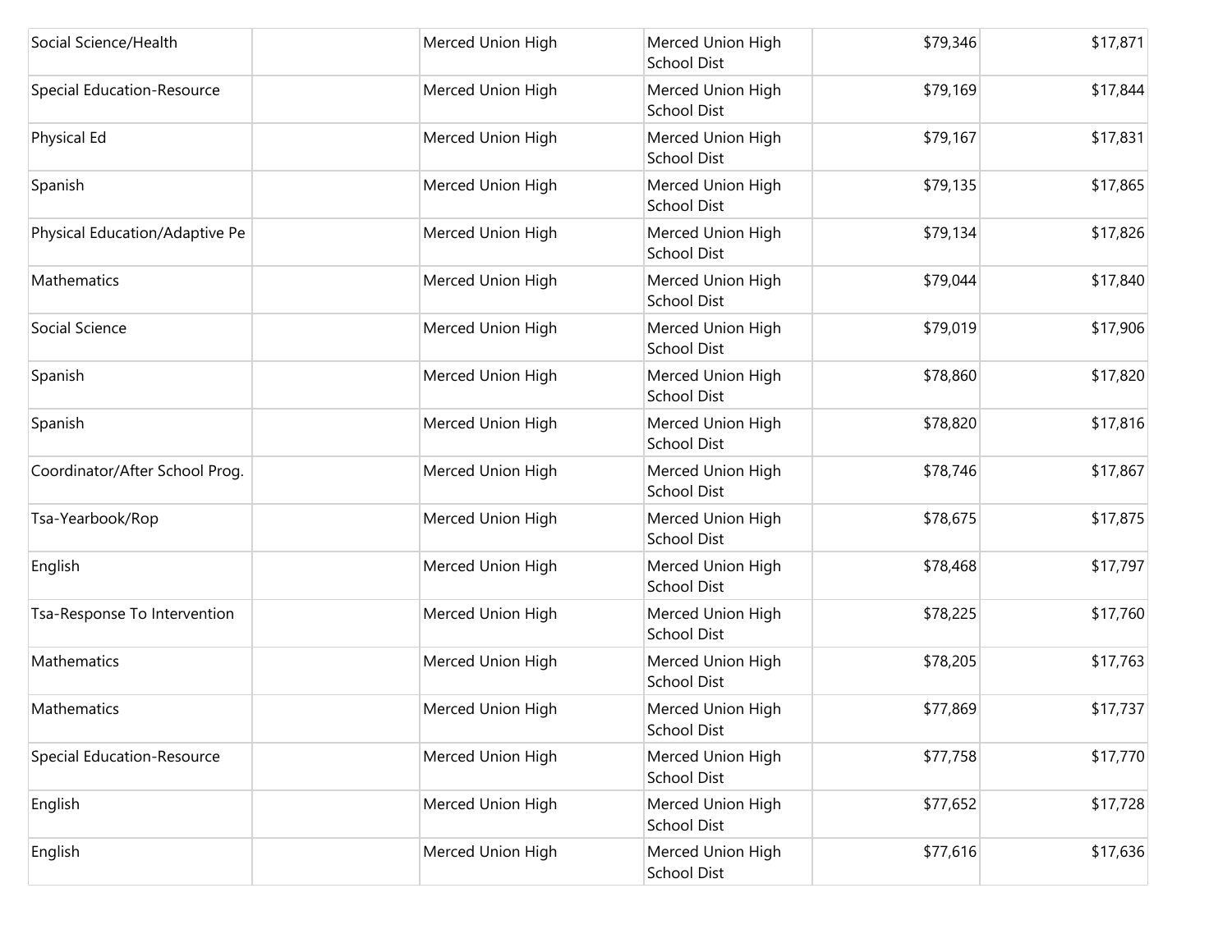| | | | | | |
|---|---|---|---|---|---|
| Social Science/Health | | Merced Union High | Merced Union High School Dist | $79,346 | $17,871 |
| Special Education-Resource | | Merced Union High | Merced Union High School Dist | $79,169 | $17,844 |
| Physical Ed | | Merced Union High | Merced Union High School Dist | $79,167 | $17,831 |
| Spanish | | Merced Union High | Merced Union High School Dist | $79,135 | $17,865 |
| Physical Education/Adaptive Pe | | Merced Union High | Merced Union High School Dist | $79,134 | $17,826 |
| Mathematics | | Merced Union High | Merced Union High School Dist | $79,044 | $17,840 |
| Social Science | | Merced Union High | Merced Union High School Dist | $79,019 | $17,906 |
| Spanish | | Merced Union High | Merced Union High School Dist | $78,860 | $17,820 |
| Spanish | | Merced Union High | Merced Union High School Dist | $78,820 | $17,816 |
| Coordinator/After School Prog. | | Merced Union High | Merced Union High School Dist | $78,746 | $17,867 |
| Tsa-Yearbook/Rop | | Merced Union High | Merced Union High School Dist | $78,675 | $17,875 |
| English | | Merced Union High | Merced Union High School Dist | $78,468 | $17,797 |
| Tsa-Response To Intervention | | Merced Union High | Merced Union High School Dist | $78,225 | $17,760 |
| Mathematics | | Merced Union High | Merced Union High School Dist | $78,205 | $17,763 |
| Mathematics | | Merced Union High | Merced Union High School Dist | $77,869 | $17,737 |
| Special Education-Resource | | Merced Union High | Merced Union High School Dist | $77,758 | $17,770 |
| English | | Merced Union High | Merced Union High School Dist | $77,652 | $17,728 |
| English | | Merced Union High | Merced Union High School Dist | $77,616 | $17,636 |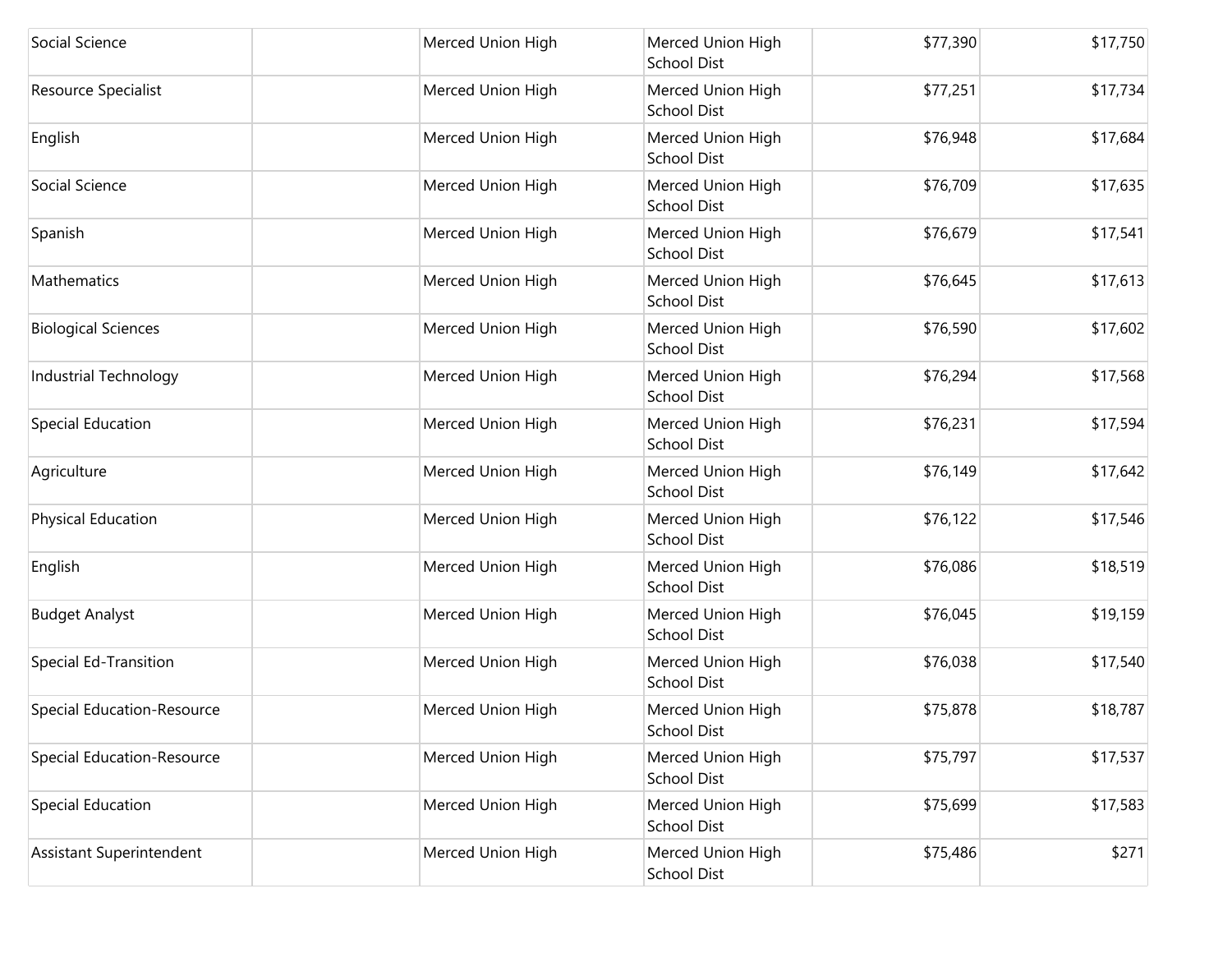| | | | | | |
|---|---|---|---|---|---|
| Social Science | | Merced Union High | Merced Union High School Dist | $77,390 | $17,750 |
| Resource Specialist | | Merced Union High | Merced Union High School Dist | $77,251 | $17,734 |
| English | | Merced Union High | Merced Union High School Dist | $76,948 | $17,684 |
| Social Science | | Merced Union High | Merced Union High School Dist | $76,709 | $17,635 |
| Spanish | | Merced Union High | Merced Union High School Dist | $76,679 | $17,541 |
| Mathematics | | Merced Union High | Merced Union High School Dist | $76,645 | $17,613 |
| Biological Sciences | | Merced Union High | Merced Union High School Dist | $76,590 | $17,602 |
| Industrial Technology | | Merced Union High | Merced Union High School Dist | $76,294 | $17,568 |
| Special Education | | Merced Union High | Merced Union High School Dist | $76,231 | $17,594 |
| Agriculture | | Merced Union High | Merced Union High School Dist | $76,149 | $17,642 |
| Physical Education | | Merced Union High | Merced Union High School Dist | $76,122 | $17,546 |
| English | | Merced Union High | Merced Union High School Dist | $76,086 | $18,519 |
| Budget Analyst | | Merced Union High | Merced Union High School Dist | $76,045 | $19,159 |
| Special Ed-Transition | | Merced Union High | Merced Union High School Dist | $76,038 | $17,540 |
| Special Education-Resource | | Merced Union High | Merced Union High School Dist | $75,878 | $18,787 |
| Special Education-Resource | | Merced Union High | Merced Union High School Dist | $75,797 | $17,537 |
| Special Education | | Merced Union High | Merced Union High School Dist | $75,699 | $17,583 |
| Assistant Superintendent | | Merced Union High | Merced Union High School Dist | $75,486 | $271 |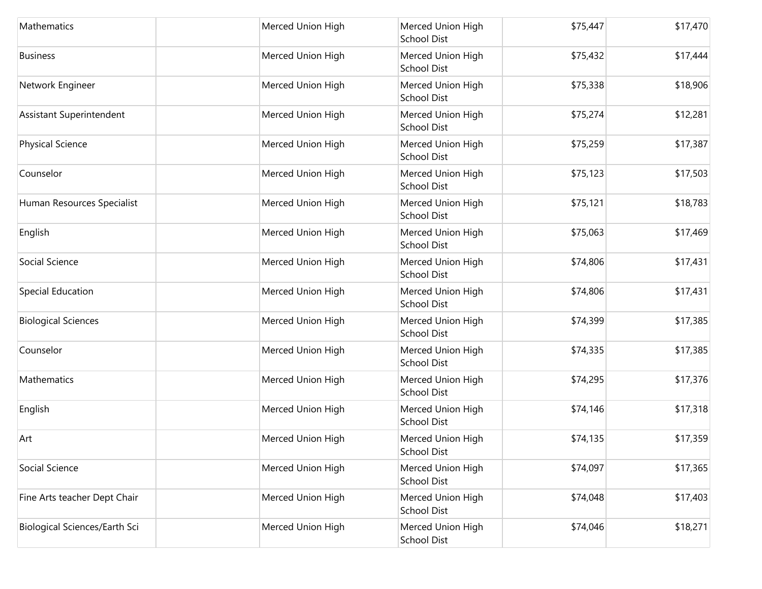| | | | | | |
|---|---|---|---|---|---|
| Mathematics | | Merced Union High | Merced Union High School Dist | $75,447 | $17,470 |
| Business | | Merced Union High | Merced Union High School Dist | $75,432 | $17,444 |
| Network Engineer | | Merced Union High | Merced Union High School Dist | $75,338 | $18,906 |
| Assistant Superintendent | | Merced Union High | Merced Union High School Dist | $75,274 | $12,281 |
| Physical Science | | Merced Union High | Merced Union High School Dist | $75,259 | $17,387 |
| Counselor | | Merced Union High | Merced Union High School Dist | $75,123 | $17,503 |
| Human Resources Specialist | | Merced Union High | Merced Union High School Dist | $75,121 | $18,783 |
| English | | Merced Union High | Merced Union High School Dist | $75,063 | $17,469 |
| Social Science | | Merced Union High | Merced Union High School Dist | $74,806 | $17,431 |
| Special Education | | Merced Union High | Merced Union High School Dist | $74,806 | $17,431 |
| Biological Sciences | | Merced Union High | Merced Union High School Dist | $74,399 | $17,385 |
| Counselor | | Merced Union High | Merced Union High School Dist | $74,335 | $17,385 |
| Mathematics | | Merced Union High | Merced Union High School Dist | $74,295 | $17,376 |
| English | | Merced Union High | Merced Union High School Dist | $74,146 | $17,318 |
| Art | | Merced Union High | Merced Union High School Dist | $74,135 | $17,359 |
| Social Science | | Merced Union High | Merced Union High School Dist | $74,097 | $17,365 |
| Fine Arts teacher Dept Chair | | Merced Union High | Merced Union High School Dist | $74,048 | $17,403 |
| Biological Sciences/Earth Sci | | Merced Union High | Merced Union High School Dist | $74,046 | $18,271 |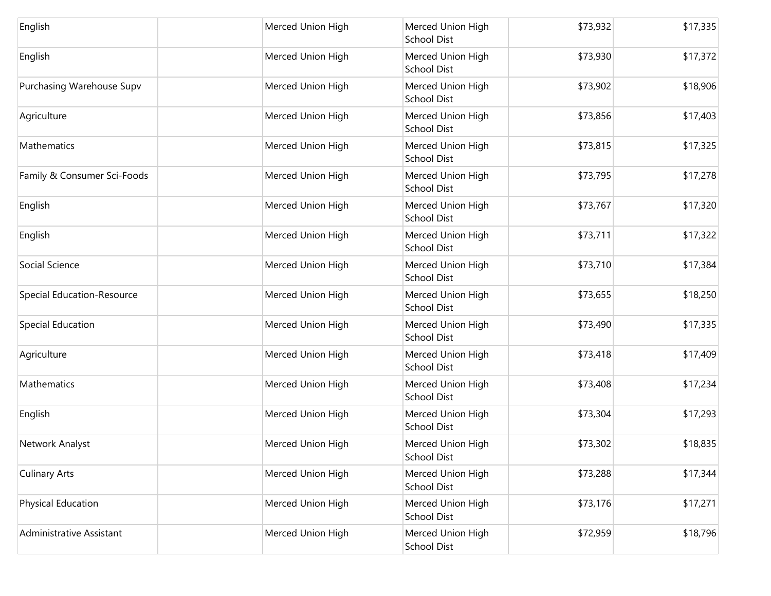| | | | | | |
|---|---|---|---|---|---|
| English | | Merced Union High | Merced Union High School Dist | $73,932 | $17,335 |
| English | | Merced Union High | Merced Union High School Dist | $73,930 | $17,372 |
| Purchasing Warehouse Supv | | Merced Union High | Merced Union High School Dist | $73,902 | $18,906 |
| Agriculture | | Merced Union High | Merced Union High School Dist | $73,856 | $17,403 |
| Mathematics | | Merced Union High | Merced Union High School Dist | $73,815 | $17,325 |
| Family & Consumer Sci-Foods | | Merced Union High | Merced Union High School Dist | $73,795 | $17,278 |
| English | | Merced Union High | Merced Union High School Dist | $73,767 | $17,320 |
| English | | Merced Union High | Merced Union High School Dist | $73,711 | $17,322 |
| Social Science | | Merced Union High | Merced Union High School Dist | $73,710 | $17,384 |
| Special Education-Resource | | Merced Union High | Merced Union High School Dist | $73,655 | $18,250 |
| Special Education | | Merced Union High | Merced Union High School Dist | $73,490 | $17,335 |
| Agriculture | | Merced Union High | Merced Union High School Dist | $73,418 | $17,409 |
| Mathematics | | Merced Union High | Merced Union High School Dist | $73,408 | $17,234 |
| English | | Merced Union High | Merced Union High School Dist | $73,304 | $17,293 |
| Network Analyst | | Merced Union High | Merced Union High School Dist | $73,302 | $18,835 |
| Culinary Arts | | Merced Union High | Merced Union High School Dist | $73,288 | $17,344 |
| Physical Education | | Merced Union High | Merced Union High School Dist | $73,176 | $17,271 |
| Administrative Assistant | | Merced Union High | Merced Union High School Dist | $72,959 | $18,796 |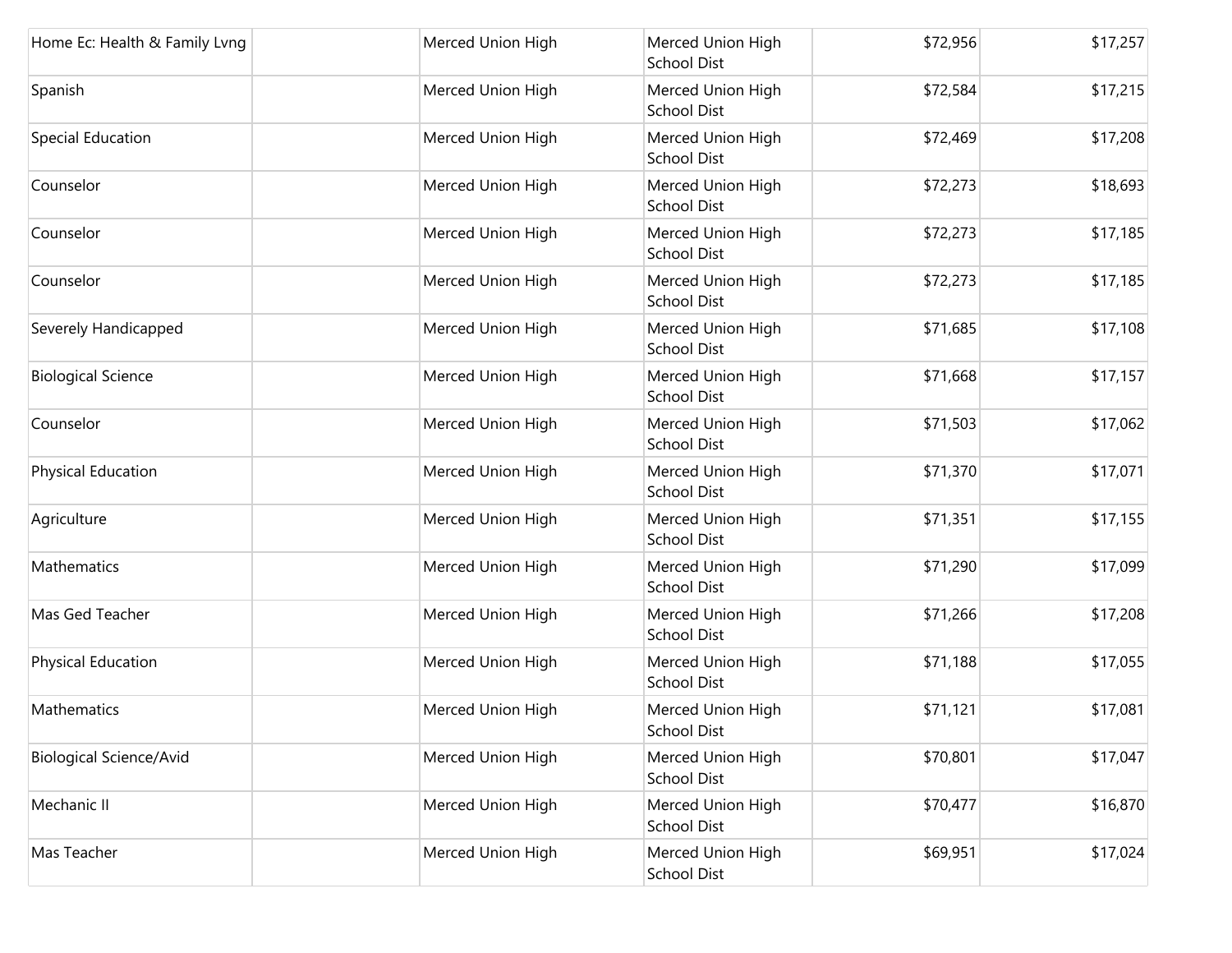| | | | | | |
|---|---|---|---|---|---|
| Home Ec: Health & Family Lvng | | Merced Union High | Merced Union High School Dist | $72,956 | $17,257 |
| Spanish | | Merced Union High | Merced Union High School Dist | $72,584 | $17,215 |
| Special Education | | Merced Union High | Merced Union High School Dist | $72,469 | $17,208 |
| Counselor | | Merced Union High | Merced Union High School Dist | $72,273 | $18,693 |
| Counselor | | Merced Union High | Merced Union High School Dist | $72,273 | $17,185 |
| Counselor | | Merced Union High | Merced Union High School Dist | $72,273 | $17,185 |
| Severely Handicapped | | Merced Union High | Merced Union High School Dist | $71,685 | $17,108 |
| Biological Science | | Merced Union High | Merced Union High School Dist | $71,668 | $17,157 |
| Counselor | | Merced Union High | Merced Union High School Dist | $71,503 | $17,062 |
| Physical Education | | Merced Union High | Merced Union High School Dist | $71,370 | $17,071 |
| Agriculture | | Merced Union High | Merced Union High School Dist | $71,351 | $17,155 |
| Mathematics | | Merced Union High | Merced Union High School Dist | $71,290 | $17,099 |
| Mas Ged Teacher | | Merced Union High | Merced Union High School Dist | $71,266 | $17,208 |
| Physical Education | | Merced Union High | Merced Union High School Dist | $71,188 | $17,055 |
| Mathematics | | Merced Union High | Merced Union High School Dist | $71,121 | $17,081 |
| Biological Science/Avid | | Merced Union High | Merced Union High School Dist | $70,801 | $17,047 |
| Mechanic II | | Merced Union High | Merced Union High School Dist | $70,477 | $16,870 |
| Mas Teacher | | Merced Union High | Merced Union High School Dist | $69,951 | $17,024 |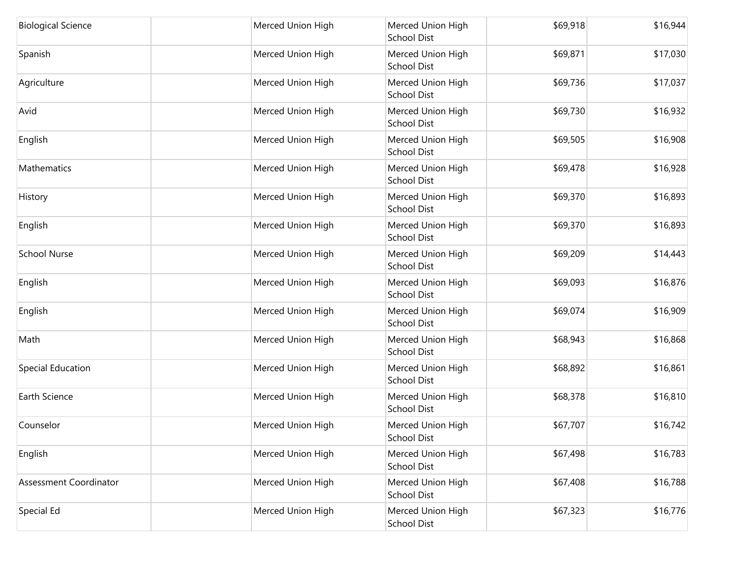| | | | | | |
|---|---|---|---|---|---|
| Biological Science | | Merced Union High | Merced Union High School Dist | $69,918 | $16,944 |
| Spanish | | Merced Union High | Merced Union High School Dist | $69,871 | $17,030 |
| Agriculture | | Merced Union High | Merced Union High School Dist | $69,736 | $17,037 |
| Avid | | Merced Union High | Merced Union High School Dist | $69,730 | $16,932 |
| English | | Merced Union High | Merced Union High School Dist | $69,505 | $16,908 |
| Mathematics | | Merced Union High | Merced Union High School Dist | $69,478 | $16,928 |
| History | | Merced Union High | Merced Union High School Dist | $69,370 | $16,893 |
| English | | Merced Union High | Merced Union High School Dist | $69,370 | $16,893 |
| School Nurse | | Merced Union High | Merced Union High School Dist | $69,209 | $14,443 |
| English | | Merced Union High | Merced Union High School Dist | $69,093 | $16,876 |
| English | | Merced Union High | Merced Union High School Dist | $69,074 | $16,909 |
| Math | | Merced Union High | Merced Union High School Dist | $68,943 | $16,868 |
| Special Education | | Merced Union High | Merced Union High School Dist | $68,892 | $16,861 |
| Earth Science | | Merced Union High | Merced Union High School Dist | $68,378 | $16,810 |
| Counselor | | Merced Union High | Merced Union High School Dist | $67,707 | $16,742 |
| English | | Merced Union High | Merced Union High School Dist | $67,498 | $16,783 |
| Assessment Coordinator | | Merced Union High | Merced Union High School Dist | $67,408 | $16,788 |
| Special Ed | | Merced Union High | Merced Union High School Dist | $67,323 | $16,776 |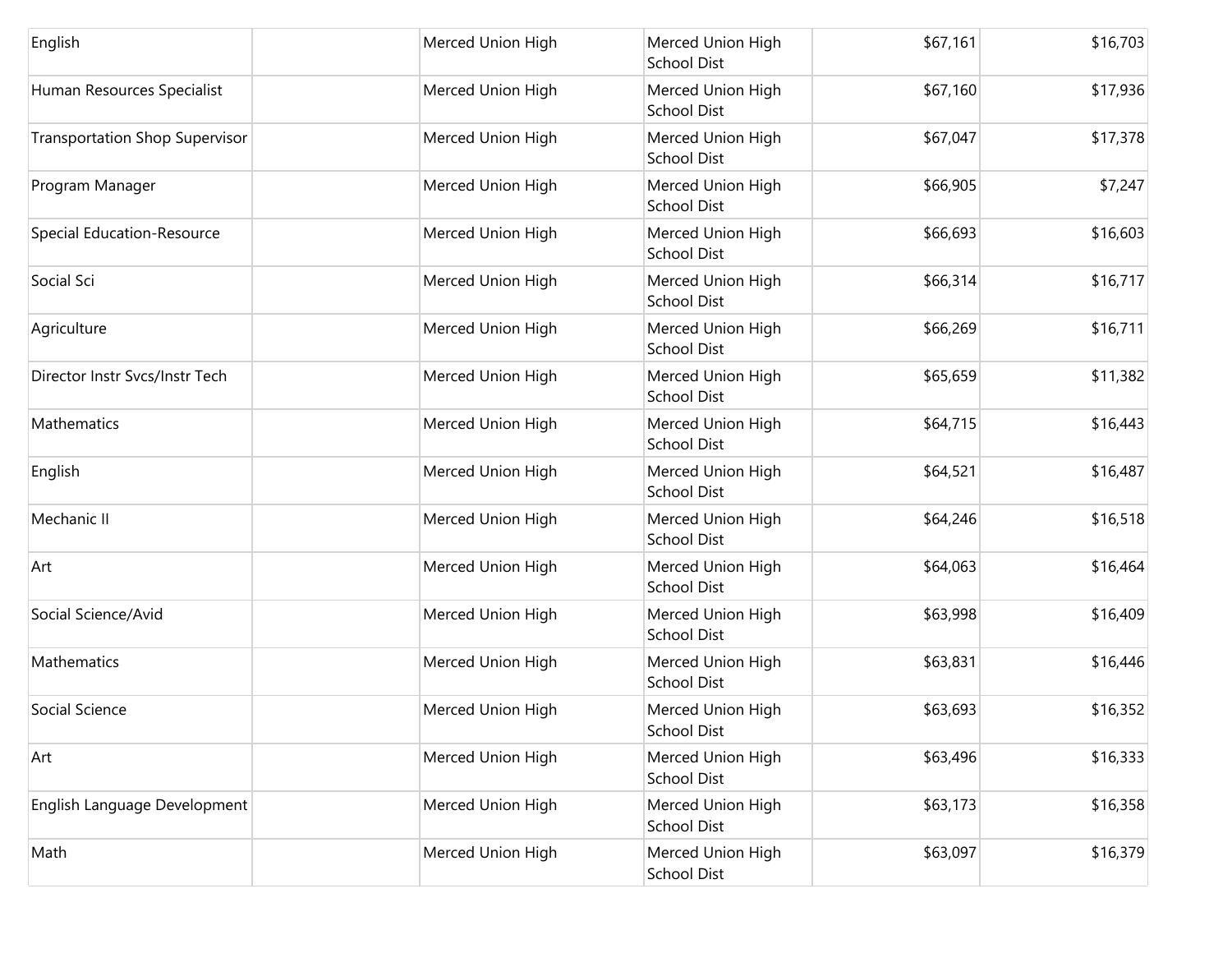| | | | | | |
|---|---|---|---|---|---|
| English | | Merced Union High | Merced Union High School Dist | $67,161 | $16,703 |
| Human Resources Specialist | | Merced Union High | Merced Union High School Dist | $67,160 | $17,936 |
| Transportation Shop Supervisor | | Merced Union High | Merced Union High School Dist | $67,047 | $17,378 |
| Program Manager | | Merced Union High | Merced Union High School Dist | $66,905 | $7,247 |
| Special Education-Resource | | Merced Union High | Merced Union High School Dist | $66,693 | $16,603 |
| Social Sci | | Merced Union High | Merced Union High School Dist | $66,314 | $16,717 |
| Agriculture | | Merced Union High | Merced Union High School Dist | $66,269 | $16,711 |
| Director Instr Svcs/Instr Tech | | Merced Union High | Merced Union High School Dist | $65,659 | $11,382 |
| Mathematics | | Merced Union High | Merced Union High School Dist | $64,715 | $16,443 |
| English | | Merced Union High | Merced Union High School Dist | $64,521 | $16,487 |
| Mechanic II | | Merced Union High | Merced Union High School Dist | $64,246 | $16,518 |
| Art | | Merced Union High | Merced Union High School Dist | $64,063 | $16,464 |
| Social Science/Avid | | Merced Union High | Merced Union High School Dist | $63,998 | $16,409 |
| Mathematics | | Merced Union High | Merced Union High School Dist | $63,831 | $16,446 |
| Social Science | | Merced Union High | Merced Union High School Dist | $63,693 | $16,352 |
| Art | | Merced Union High | Merced Union High School Dist | $63,496 | $16,333 |
| English Language Development | | Merced Union High | Merced Union High School Dist | $63,173 | $16,358 |
| Math | | Merced Union High | Merced Union High School Dist | $63,097 | $16,379 |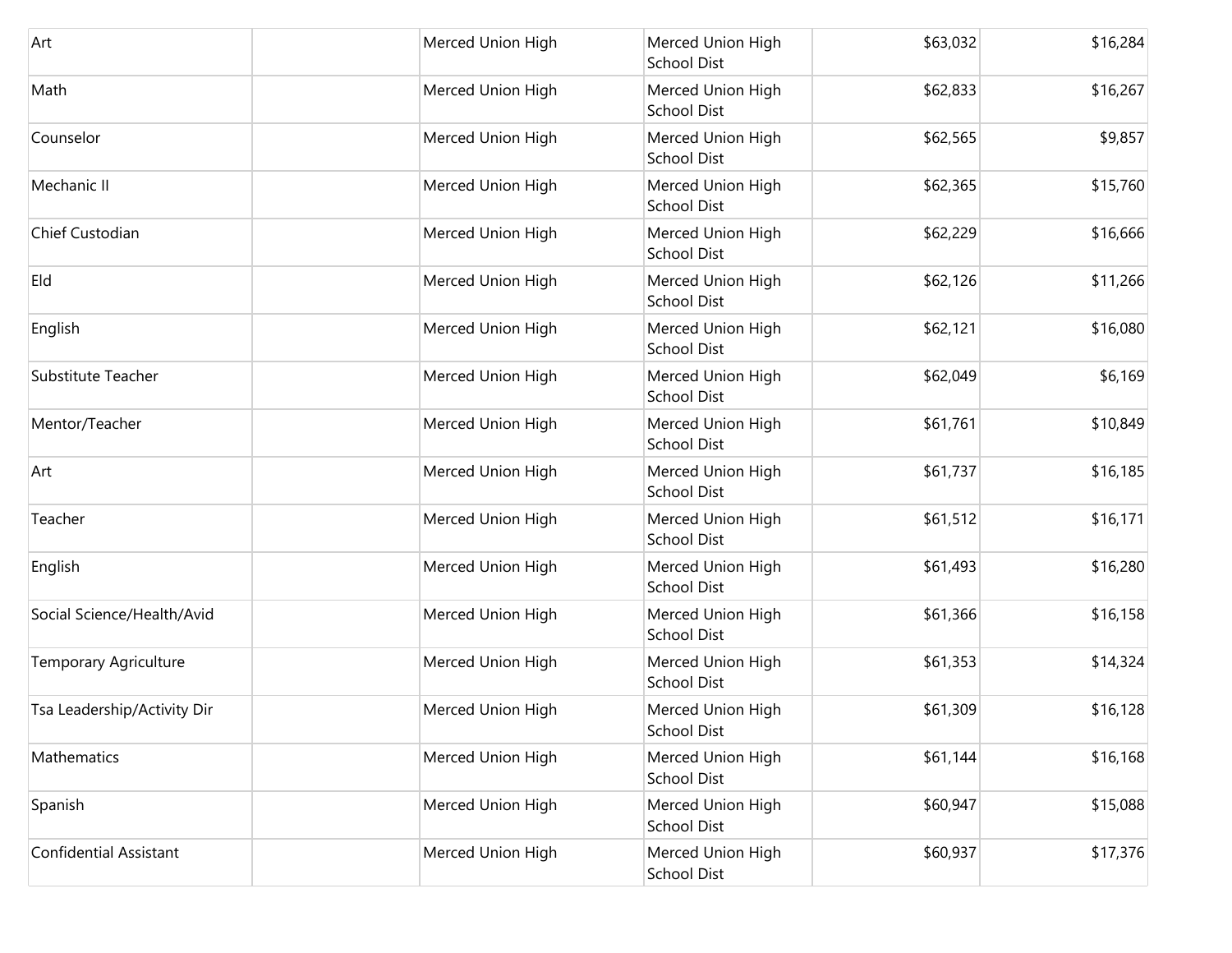| | | | | | |
|---|---|---|---|---|---|
| Art | | Merced Union High | Merced Union High School Dist | $63,032 | $16,284 |
| Math | | Merced Union High | Merced Union High School Dist | $62,833 | $16,267 |
| Counselor | | Merced Union High | Merced Union High School Dist | $62,565 | $9,857 |
| Mechanic II | | Merced Union High | Merced Union High School Dist | $62,365 | $15,760 |
| Chief Custodian | | Merced Union High | Merced Union High School Dist | $62,229 | $16,666 |
| Eld | | Merced Union High | Merced Union High School Dist | $62,126 | $11,266 |
| English | | Merced Union High | Merced Union High School Dist | $62,121 | $16,080 |
| Substitute Teacher | | Merced Union High | Merced Union High School Dist | $62,049 | $6,169 |
| Mentor/Teacher | | Merced Union High | Merced Union High School Dist | $61,761 | $10,849 |
| Art | | Merced Union High | Merced Union High School Dist | $61,737 | $16,185 |
| Teacher | | Merced Union High | Merced Union High School Dist | $61,512 | $16,171 |
| English | | Merced Union High | Merced Union High School Dist | $61,493 | $16,280 |
| Social Science/Health/Avid | | Merced Union High | Merced Union High School Dist | $61,366 | $16,158 |
| Temporary Agriculture | | Merced Union High | Merced Union High School Dist | $61,353 | $14,324 |
| Tsa Leadership/Activity Dir | | Merced Union High | Merced Union High School Dist | $61,309 | $16,128 |
| Mathematics | | Merced Union High | Merced Union High School Dist | $61,144 | $16,168 |
| Spanish | | Merced Union High | Merced Union High School Dist | $60,947 | $15,088 |
| Confidential Assistant | | Merced Union High | Merced Union High School Dist | $60,937 | $17,376 |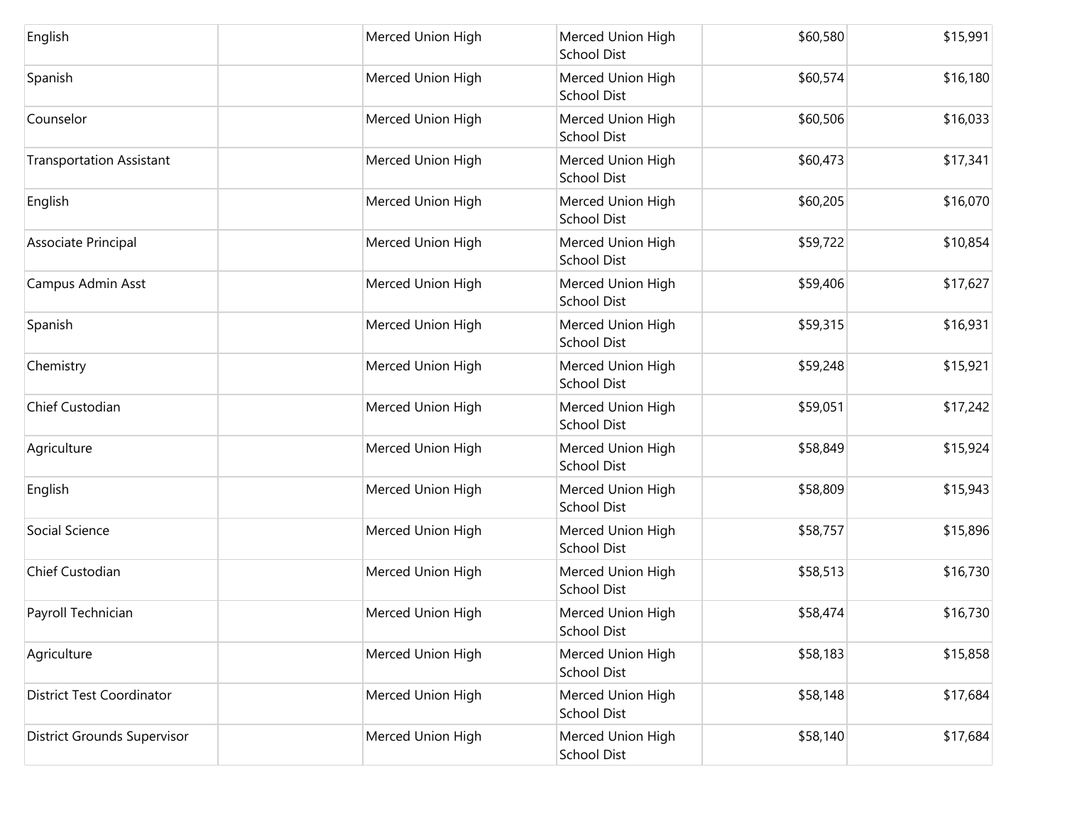| | | | | | |
|---|---|---|---|---|---|
| English | | Merced Union High | Merced Union High School Dist | $60,580 | $15,991 |
| Spanish | | Merced Union High | Merced Union High School Dist | $60,574 | $16,180 |
| Counselor | | Merced Union High | Merced Union High School Dist | $60,506 | $16,033 |
| Transportation Assistant | | Merced Union High | Merced Union High School Dist | $60,473 | $17,341 |
| English | | Merced Union High | Merced Union High School Dist | $60,205 | $16,070 |
| Associate Principal | | Merced Union High | Merced Union High School Dist | $59,722 | $10,854 |
| Campus Admin Asst | | Merced Union High | Merced Union High School Dist | $59,406 | $17,627 |
| Spanish | | Merced Union High | Merced Union High School Dist | $59,315 | $16,931 |
| Chemistry | | Merced Union High | Merced Union High School Dist | $59,248 | $15,921 |
| Chief Custodian | | Merced Union High | Merced Union High School Dist | $59,051 | $17,242 |
| Agriculture | | Merced Union High | Merced Union High School Dist | $58,849 | $15,924 |
| English | | Merced Union High | Merced Union High School Dist | $58,809 | $15,943 |
| Social Science | | Merced Union High | Merced Union High School Dist | $58,757 | $15,896 |
| Chief Custodian | | Merced Union High | Merced Union High School Dist | $58,513 | $16,730 |
| Payroll Technician | | Merced Union High | Merced Union High School Dist | $58,474 | $16,730 |
| Agriculture | | Merced Union High | Merced Union High School Dist | $58,183 | $15,858 |
| District Test Coordinator | | Merced Union High | Merced Union High School Dist | $58,148 | $17,684 |
| District Grounds Supervisor | | Merced Union High | Merced Union High School Dist | $58,140 | $17,684 |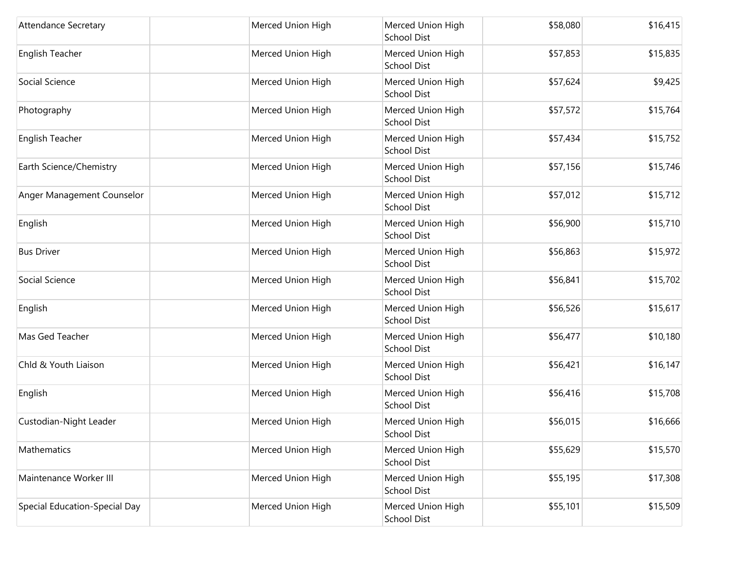| | | | | | |
|---|---|---|---|---|---|
| Attendance Secretary | | Merced Union High | Merced Union High School Dist | $58,080 | $16,415 |
| English Teacher | | Merced Union High | Merced Union High School Dist | $57,853 | $15,835 |
| Social Science | | Merced Union High | Merced Union High School Dist | $57,624 | $9,425 |
| Photography | | Merced Union High | Merced Union High School Dist | $57,572 | $15,764 |
| English Teacher | | Merced Union High | Merced Union High School Dist | $57,434 | $15,752 |
| Earth Science/Chemistry | | Merced Union High | Merced Union High School Dist | $57,156 | $15,746 |
| Anger Management Counselor | | Merced Union High | Merced Union High School Dist | $57,012 | $15,712 |
| English | | Merced Union High | Merced Union High School Dist | $56,900 | $15,710 |
| Bus Driver | | Merced Union High | Merced Union High School Dist | $56,863 | $15,972 |
| Social Science | | Merced Union High | Merced Union High School Dist | $56,841 | $15,702 |
| English | | Merced Union High | Merced Union High School Dist | $56,526 | $15,617 |
| Mas Ged Teacher | | Merced Union High | Merced Union High School Dist | $56,477 | $10,180 |
| Chld & Youth Liaison | | Merced Union High | Merced Union High School Dist | $56,421 | $16,147 |
| English | | Merced Union High | Merced Union High School Dist | $56,416 | $15,708 |
| Custodian-Night Leader | | Merced Union High | Merced Union High School Dist | $56,015 | $16,666 |
| Mathematics | | Merced Union High | Merced Union High School Dist | $55,629 | $15,570 |
| Maintenance Worker III | | Merced Union High | Merced Union High School Dist | $55,195 | $17,308 |
| Special Education-Special Day | | Merced Union High | Merced Union High School Dist | $55,101 | $15,509 |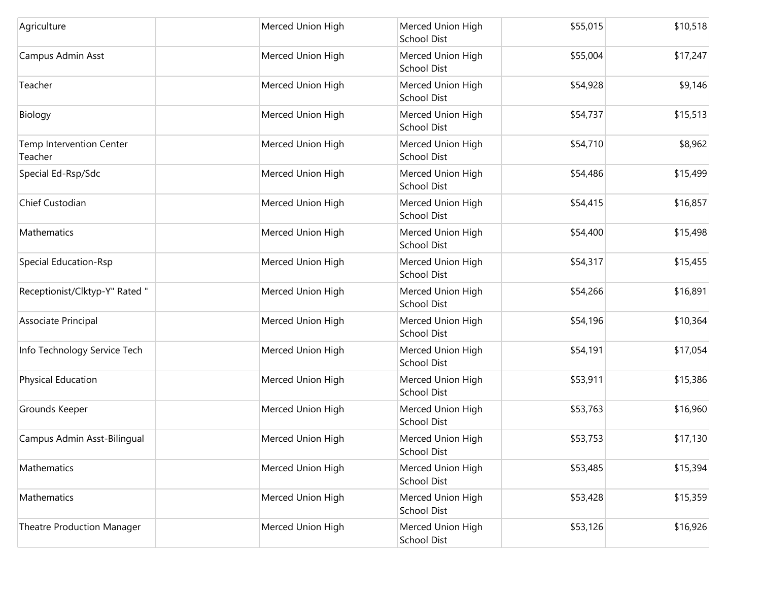| | | | | | |
|---|---|---|---|---|---|
| Agriculture | | Merced Union High | Merced Union High School Dist | $55,015 | $10,518 |
| Campus Admin Asst | | Merced Union High | Merced Union High School Dist | $55,004 | $17,247 |
| Teacher | | Merced Union High | Merced Union High School Dist | $54,928 | $9,146 |
| Biology | | Merced Union High | Merced Union High School Dist | $54,737 | $15,513 |
| Temp Intervention Center Teacher | | Merced Union High | Merced Union High School Dist | $54,710 | $8,962 |
| Special Ed-Rsp/Sdc | | Merced Union High | Merced Union High School Dist | $54,486 | $15,499 |
| Chief Custodian | | Merced Union High | Merced Union High School Dist | $54,415 | $16,857 |
| Mathematics | | Merced Union High | Merced Union High School Dist | $54,400 | $15,498 |
| Special Education-Rsp | | Merced Union High | Merced Union High School Dist | $54,317 | $15,455 |
| Receptionist/Clktyp-Y" Rated " | | Merced Union High | Merced Union High School Dist | $54,266 | $16,891 |
| Associate Principal | | Merced Union High | Merced Union High School Dist | $54,196 | $10,364 |
| Info Technology Service Tech | | Merced Union High | Merced Union High School Dist | $54,191 | $17,054 |
| Physical Education | | Merced Union High | Merced Union High School Dist | $53,911 | $15,386 |
| Grounds Keeper | | Merced Union High | Merced Union High School Dist | $53,763 | $16,960 |
| Campus Admin Asst-Bilingual | | Merced Union High | Merced Union High School Dist | $53,753 | $17,130 |
| Mathematics | | Merced Union High | Merced Union High School Dist | $53,485 | $15,394 |
| Mathematics | | Merced Union High | Merced Union High School Dist | $53,428 | $15,359 |
| Theatre Production Manager | | Merced Union High | Merced Union High School Dist | $53,126 | $16,926 |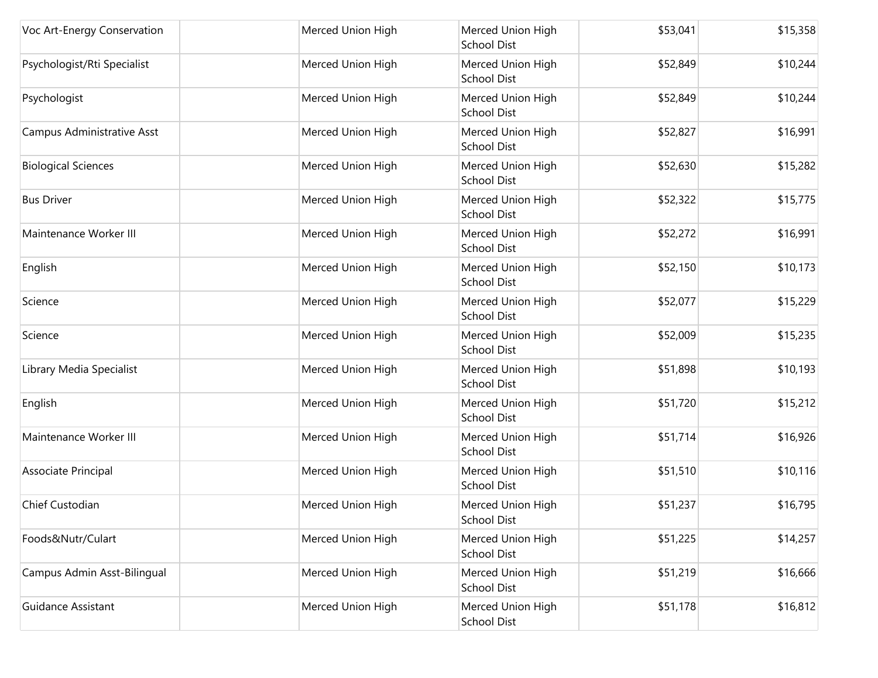| | | | | | |
|---|---|---|---|---|---|
| Voc Art-Energy Conservation | | Merced Union High | Merced Union High School Dist | $53,041 | $15,358 |
| Psychologist/Rti Specialist | | Merced Union High | Merced Union High School Dist | $52,849 | $10,244 |
| Psychologist | | Merced Union High | Merced Union High School Dist | $52,849 | $10,244 |
| Campus Administrative Asst | | Merced Union High | Merced Union High School Dist | $52,827 | $16,991 |
| Biological Sciences | | Merced Union High | Merced Union High School Dist | $52,630 | $15,282 |
| Bus Driver | | Merced Union High | Merced Union High School Dist | $52,322 | $15,775 |
| Maintenance Worker III | | Merced Union High | Merced Union High School Dist | $52,272 | $16,991 |
| English | | Merced Union High | Merced Union High School Dist | $52,150 | $10,173 |
| Science | | Merced Union High | Merced Union High School Dist | $52,077 | $15,229 |
| Science | | Merced Union High | Merced Union High School Dist | $52,009 | $15,235 |
| Library Media Specialist | | Merced Union High | Merced Union High School Dist | $51,898 | $10,193 |
| English | | Merced Union High | Merced Union High School Dist | $51,720 | $15,212 |
| Maintenance Worker III | | Merced Union High | Merced Union High School Dist | $51,714 | $16,926 |
| Associate Principal | | Merced Union High | Merced Union High School Dist | $51,510 | $10,116 |
| Chief Custodian | | Merced Union High | Merced Union High School Dist | $51,237 | $16,795 |
| Foods&Nutr/Culart | | Merced Union High | Merced Union High School Dist | $51,225 | $14,257 |
| Campus Admin Asst-Bilingual | | Merced Union High | Merced Union High School Dist | $51,219 | $16,666 |
| Guidance Assistant | | Merced Union High | Merced Union High School Dist | $51,178 | $16,812 |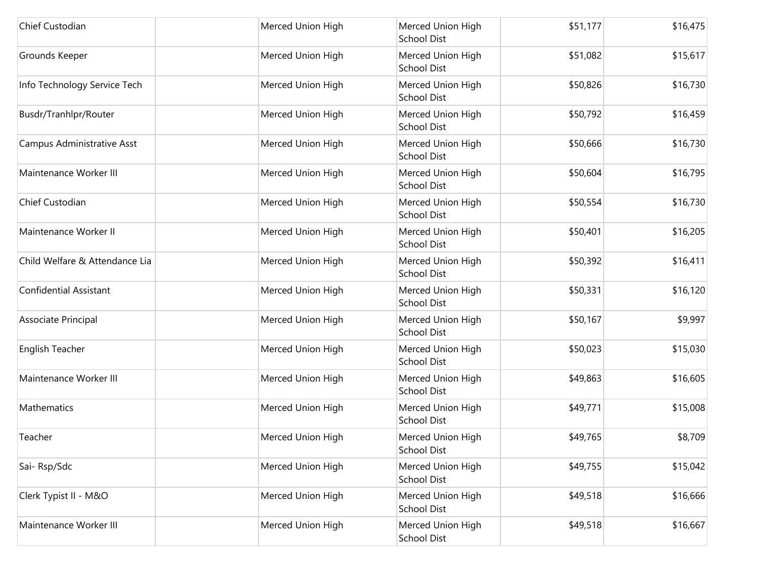| | | | | | |
|---|---|---|---|---|---|
| Chief Custodian | | Merced Union High | Merced Union High School Dist | $51,177 | $16,475 |
| Grounds Keeper | | Merced Union High | Merced Union High School Dist | $51,082 | $15,617 |
| Info Technology Service Tech | | Merced Union High | Merced Union High School Dist | $50,826 | $16,730 |
| Busdr/Tranhlpr/Router | | Merced Union High | Merced Union High School Dist | $50,792 | $16,459 |
| Campus Administrative Asst | | Merced Union High | Merced Union High School Dist | $50,666 | $16,730 |
| Maintenance Worker III | | Merced Union High | Merced Union High School Dist | $50,604 | $16,795 |
| Chief Custodian | | Merced Union High | Merced Union High School Dist | $50,554 | $16,730 |
| Maintenance Worker II | | Merced Union High | Merced Union High School Dist | $50,401 | $16,205 |
| Child Welfare & Attendance Lia | | Merced Union High | Merced Union High School Dist | $50,392 | $16,411 |
| Confidential Assistant | | Merced Union High | Merced Union High School Dist | $50,331 | $16,120 |
| Associate Principal | | Merced Union High | Merced Union High School Dist | $50,167 | $9,997 |
| English Teacher | | Merced Union High | Merced Union High School Dist | $50,023 | $15,030 |
| Maintenance Worker III | | Merced Union High | Merced Union High School Dist | $49,863 | $16,605 |
| Mathematics | | Merced Union High | Merced Union High School Dist | $49,771 | $15,008 |
| Teacher | | Merced Union High | Merced Union High School Dist | $49,765 | $8,709 |
| Sai- Rsp/Sdc | | Merced Union High | Merced Union High School Dist | $49,755 | $15,042 |
| Clerk Typist II - M&O | | Merced Union High | Merced Union High School Dist | $49,518 | $16,666 |
| Maintenance Worker III | | Merced Union High | Merced Union High School Dist | $49,518 | $16,667 |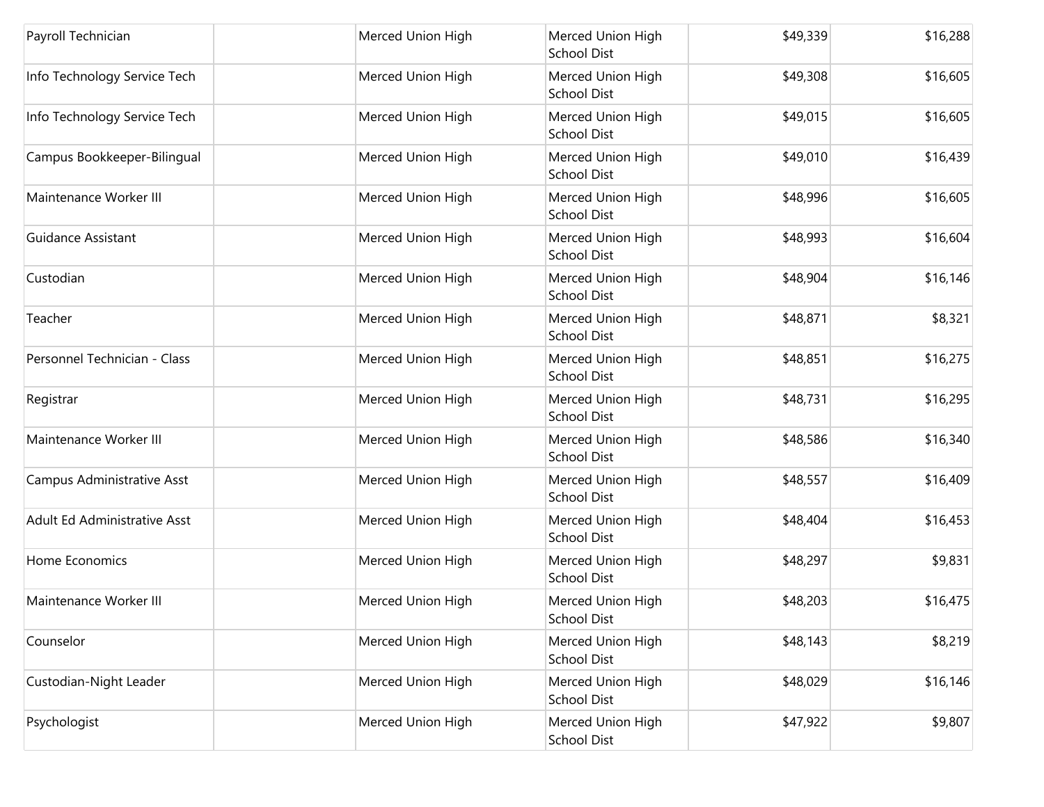| | | | | | |
|---|---|---|---|---|---|
| Payroll Technician | | Merced Union High | Merced Union High School Dist | $49,339 | $16,288 |
| Info Technology Service Tech | | Merced Union High | Merced Union High School Dist | $49,308 | $16,605 |
| Info Technology Service Tech | | Merced Union High | Merced Union High School Dist | $49,015 | $16,605 |
| Campus Bookkeeper-Bilingual | | Merced Union High | Merced Union High School Dist | $49,010 | $16,439 |
| Maintenance Worker III | | Merced Union High | Merced Union High School Dist | $48,996 | $16,605 |
| Guidance Assistant | | Merced Union High | Merced Union High School Dist | $48,993 | $16,604 |
| Custodian | | Merced Union High | Merced Union High School Dist | $48,904 | $16,146 |
| Teacher | | Merced Union High | Merced Union High School Dist | $48,871 | $8,321 |
| Personnel Technician - Class | | Merced Union High | Merced Union High School Dist | $48,851 | $16,275 |
| Registrar | | Merced Union High | Merced Union High School Dist | $48,731 | $16,295 |
| Maintenance Worker III | | Merced Union High | Merced Union High School Dist | $48,586 | $16,340 |
| Campus Administrative Asst | | Merced Union High | Merced Union High School Dist | $48,557 | $16,409 |
| Adult Ed Administrative Asst | | Merced Union High | Merced Union High School Dist | $48,404 | $16,453 |
| Home Economics | | Merced Union High | Merced Union High School Dist | $48,297 | $9,831 |
| Maintenance Worker III | | Merced Union High | Merced Union High School Dist | $48,203 | $16,475 |
| Counselor | | Merced Union High | Merced Union High School Dist | $48,143 | $8,219 |
| Custodian-Night Leader | | Merced Union High | Merced Union High School Dist | $48,029 | $16,146 |
| Psychologist | | Merced Union High | Merced Union High School Dist | $47,922 | $9,807 |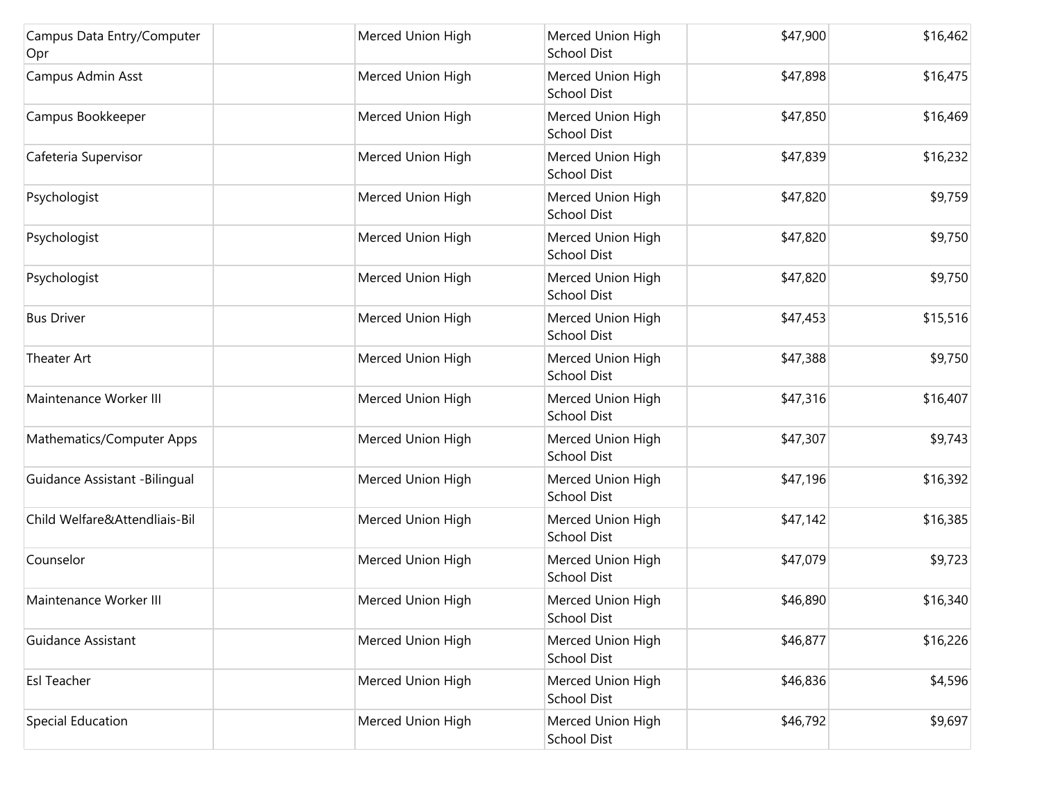| | | | | | |
|---|---|---|---|---|---|
| Campus Data Entry/Computer Opr | | Merced Union High | Merced Union High School Dist | $47,900 | $16,462 |
| Campus Admin Asst | | Merced Union High | Merced Union High School Dist | $47,898 | $16,475 |
| Campus Bookkeeper | | Merced Union High | Merced Union High School Dist | $47,850 | $16,469 |
| Cafeteria Supervisor | | Merced Union High | Merced Union High School Dist | $47,839 | $16,232 |
| Psychologist | | Merced Union High | Merced Union High School Dist | $47,820 | $9,759 |
| Psychologist | | Merced Union High | Merced Union High School Dist | $47,820 | $9,750 |
| Psychologist | | Merced Union High | Merced Union High School Dist | $47,820 | $9,750 |
| Bus Driver | | Merced Union High | Merced Union High School Dist | $47,453 | $15,516 |
| Theater Art | | Merced Union High | Merced Union High School Dist | $47,388 | $9,750 |
| Maintenance Worker III | | Merced Union High | Merced Union High School Dist | $47,316 | $16,407 |
| Mathematics/Computer Apps | | Merced Union High | Merced Union High School Dist | $47,307 | $9,743 |
| Guidance Assistant -Bilingual | | Merced Union High | Merced Union High School Dist | $47,196 | $16,392 |
| Child Welfare&Attendliais-Bil | | Merced Union High | Merced Union High School Dist | $47,142 | $16,385 |
| Counselor | | Merced Union High | Merced Union High School Dist | $47,079 | $9,723 |
| Maintenance Worker III | | Merced Union High | Merced Union High School Dist | $46,890 | $16,340 |
| Guidance Assistant | | Merced Union High | Merced Union High School Dist | $46,877 | $16,226 |
| Esl Teacher | | Merced Union High | Merced Union High School Dist | $46,836 | $4,596 |
| Special Education | | Merced Union High | Merced Union High School Dist | $46,792 | $9,697 |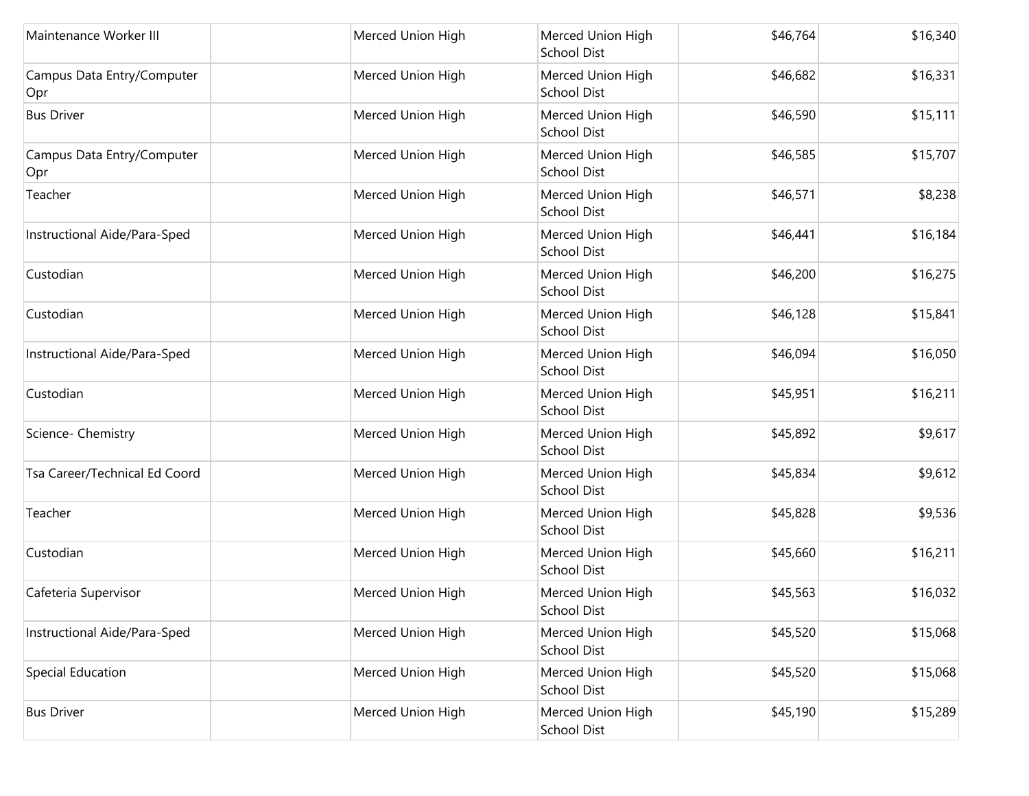| | | | | | |
|---|---|---|---|---|---|
| Maintenance Worker III | | Merced Union High | Merced Union High School Dist | $46,764 | $16,340 |
| Campus Data Entry/Computer Opr | | Merced Union High | Merced Union High School Dist | $46,682 | $16,331 |
| Bus Driver | | Merced Union High | Merced Union High School Dist | $46,590 | $15,111 |
| Campus Data Entry/Computer Opr | | Merced Union High | Merced Union High School Dist | $46,585 | $15,707 |
| Teacher | | Merced Union High | Merced Union High School Dist | $46,571 | $8,238 |
| Instructional Aide/Para-Sped | | Merced Union High | Merced Union High School Dist | $46,441 | $16,184 |
| Custodian | | Merced Union High | Merced Union High School Dist | $46,200 | $16,275 |
| Custodian | | Merced Union High | Merced Union High School Dist | $46,128 | $15,841 |
| Instructional Aide/Para-Sped | | Merced Union High | Merced Union High School Dist | $46,094 | $16,050 |
| Custodian | | Merced Union High | Merced Union High School Dist | $45,951 | $16,211 |
| Science- Chemistry | | Merced Union High | Merced Union High School Dist | $45,892 | $9,617 |
| Tsa Career/Technical Ed Coord | | Merced Union High | Merced Union High School Dist | $45,834 | $9,612 |
| Teacher | | Merced Union High | Merced Union High School Dist | $45,828 | $9,536 |
| Custodian | | Merced Union High | Merced Union High School Dist | $45,660 | $16,211 |
| Cafeteria Supervisor | | Merced Union High | Merced Union High School Dist | $45,563 | $16,032 |
| Instructional Aide/Para-Sped | | Merced Union High | Merced Union High School Dist | $45,520 | $15,068 |
| Special Education | | Merced Union High | Merced Union High School Dist | $45,520 | $15,068 |
| Bus Driver | | Merced Union High | Merced Union High School Dist | $45,190 | $15,289 |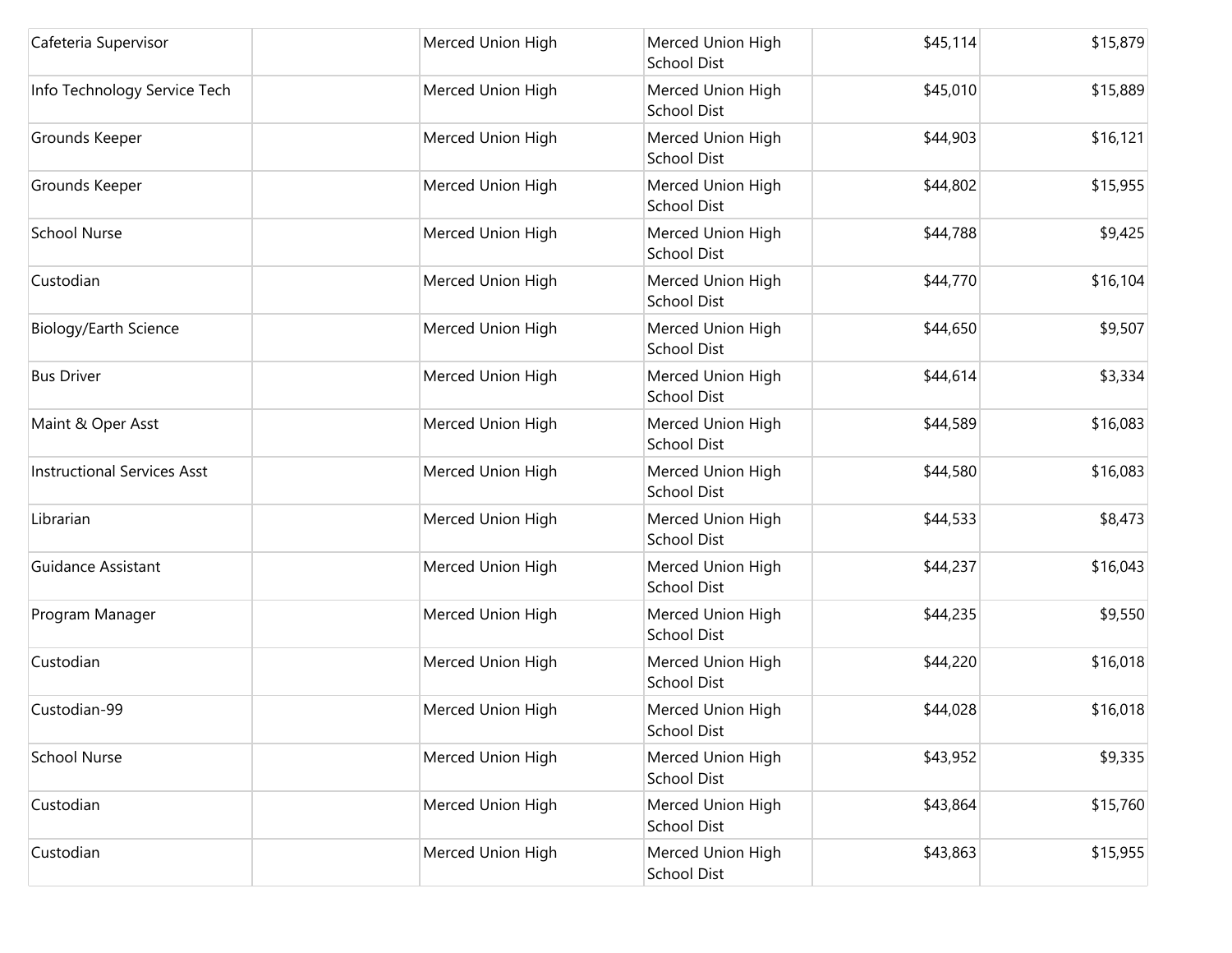| | | | | | |
|---|---|---|---|---|---|
| Cafeteria Supervisor | | Merced Union High | Merced Union High School Dist | $45,114 | $15,879 |
| Info Technology Service Tech | | Merced Union High | Merced Union High School Dist | $45,010 | $15,889 |
| Grounds Keeper | | Merced Union High | Merced Union High School Dist | $44,903 | $16,121 |
| Grounds Keeper | | Merced Union High | Merced Union High School Dist | $44,802 | $15,955 |
| School Nurse | | Merced Union High | Merced Union High School Dist | $44,788 | $9,425 |
| Custodian | | Merced Union High | Merced Union High School Dist | $44,770 | $16,104 |
| Biology/Earth Science | | Merced Union High | Merced Union High School Dist | $44,650 | $9,507 |
| Bus Driver | | Merced Union High | Merced Union High School Dist | $44,614 | $3,334 |
| Maint & Oper Asst | | Merced Union High | Merced Union High School Dist | $44,589 | $16,083 |
| Instructional Services Asst | | Merced Union High | Merced Union High School Dist | $44,580 | $16,083 |
| Librarian | | Merced Union High | Merced Union High School Dist | $44,533 | $8,473 |
| Guidance Assistant | | Merced Union High | Merced Union High School Dist | $44,237 | $16,043 |
| Program Manager | | Merced Union High | Merced Union High School Dist | $44,235 | $9,550 |
| Custodian | | Merced Union High | Merced Union High School Dist | $44,220 | $16,018 |
| Custodian-99 | | Merced Union High | Merced Union High School Dist | $44,028 | $16,018 |
| School Nurse | | Merced Union High | Merced Union High School Dist | $43,952 | $9,335 |
| Custodian | | Merced Union High | Merced Union High School Dist | $43,864 | $15,760 |
| Custodian | | Merced Union High | Merced Union High School Dist | $43,863 | $15,955 |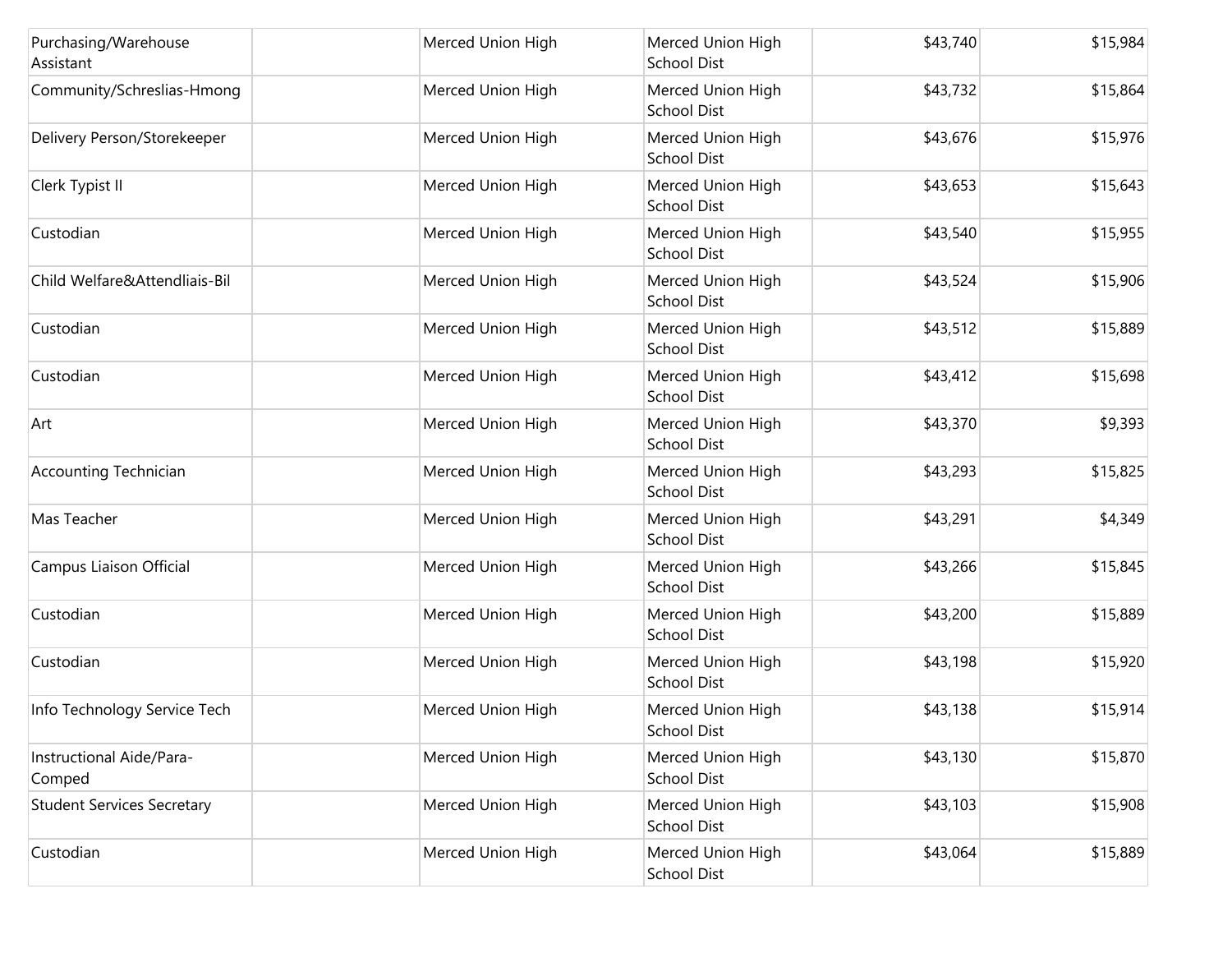| | | | | | |
|---|---|---|---|---|---|
| Purchasing/Warehouse Assistant | | Merced Union High | Merced Union High School Dist | $43,740 | $15,984 |
| Community/Schreslias-Hmong | | Merced Union High | Merced Union High School Dist | $43,732 | $15,864 |
| Delivery Person/Storekeeper | | Merced Union High | Merced Union High School Dist | $43,676 | $15,976 |
| Clerk Typist II | | Merced Union High | Merced Union High School Dist | $43,653 | $15,643 |
| Custodian | | Merced Union High | Merced Union High School Dist | $43,540 | $15,955 |
| Child Welfare&Attendliais-Bil | | Merced Union High | Merced Union High School Dist | $43,524 | $15,906 |
| Custodian | | Merced Union High | Merced Union High School Dist | $43,512 | $15,889 |
| Custodian | | Merced Union High | Merced Union High School Dist | $43,412 | $15,698 |
| Art | | Merced Union High | Merced Union High School Dist | $43,370 | $9,393 |
| Accounting Technician | | Merced Union High | Merced Union High School Dist | $43,293 | $15,825 |
| Mas Teacher | | Merced Union High | Merced Union High School Dist | $43,291 | $4,349 |
| Campus Liaison Official | | Merced Union High | Merced Union High School Dist | $43,266 | $15,845 |
| Custodian | | Merced Union High | Merced Union High School Dist | $43,200 | $15,889 |
| Custodian | | Merced Union High | Merced Union High School Dist | $43,198 | $15,920 |
| Info Technology Service Tech | | Merced Union High | Merced Union High School Dist | $43,138 | $15,914 |
| Instructional Aide/Para-Comped | | Merced Union High | Merced Union High School Dist | $43,130 | $15,870 |
| Student Services Secretary | | Merced Union High | Merced Union High School Dist | $43,103 | $15,908 |
| Custodian | | Merced Union High | Merced Union High School Dist | $43,064 | $15,889 |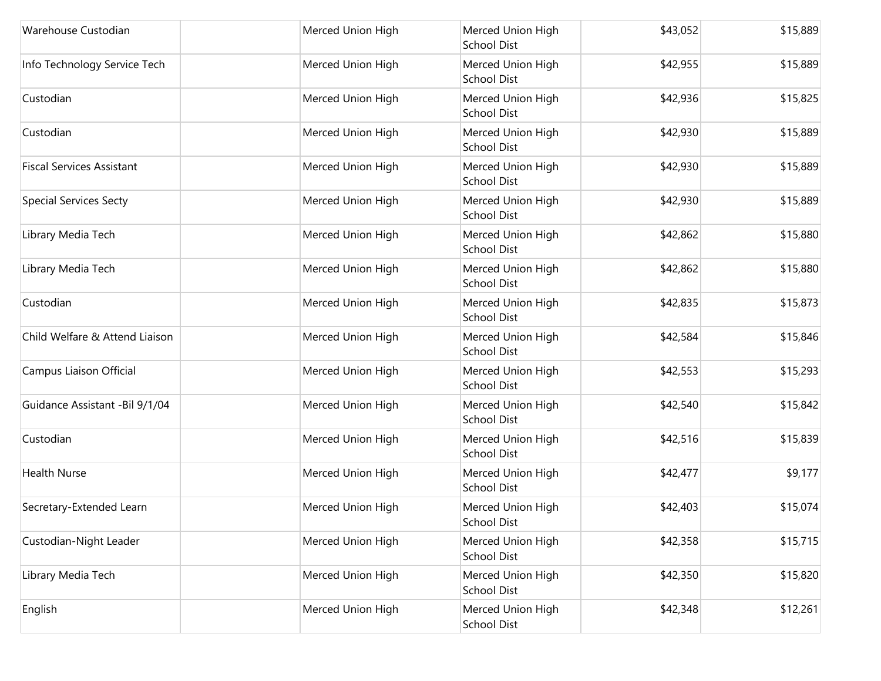| | | | | | |
|---|---|---|---|---|---|
| Warehouse Custodian | | Merced Union High | Merced Union High School Dist | $43,052 | $15,889 |
| Info Technology Service Tech | | Merced Union High | Merced Union High School Dist | $42,955 | $15,889 |
| Custodian | | Merced Union High | Merced Union High School Dist | $42,936 | $15,825 |
| Custodian | | Merced Union High | Merced Union High School Dist | $42,930 | $15,889 |
| Fiscal Services Assistant | | Merced Union High | Merced Union High School Dist | $42,930 | $15,889 |
| Special Services Secty | | Merced Union High | Merced Union High School Dist | $42,930 | $15,889 |
| Library Media Tech | | Merced Union High | Merced Union High School Dist | $42,862 | $15,880 |
| Library Media Tech | | Merced Union High | Merced Union High School Dist | $42,862 | $15,880 |
| Custodian | | Merced Union High | Merced Union High School Dist | $42,835 | $15,873 |
| Child Welfare & Attend Liaison | | Merced Union High | Merced Union High School Dist | $42,584 | $15,846 |
| Campus Liaison Official | | Merced Union High | Merced Union High School Dist | $42,553 | $15,293 |
| Guidance Assistant -Bil 9/1/04 | | Merced Union High | Merced Union High School Dist | $42,540 | $15,842 |
| Custodian | | Merced Union High | Merced Union High School Dist | $42,516 | $15,839 |
| Health Nurse | | Merced Union High | Merced Union High School Dist | $42,477 | $9,177 |
| Secretary-Extended Learn | | Merced Union High | Merced Union High School Dist | $42,403 | $15,074 |
| Custodian-Night Leader | | Merced Union High | Merced Union High School Dist | $42,358 | $15,715 |
| Library Media Tech | | Merced Union High | Merced Union High School Dist | $42,350 | $15,820 |
| English | | Merced Union High | Merced Union High School Dist | $42,348 | $12,261 |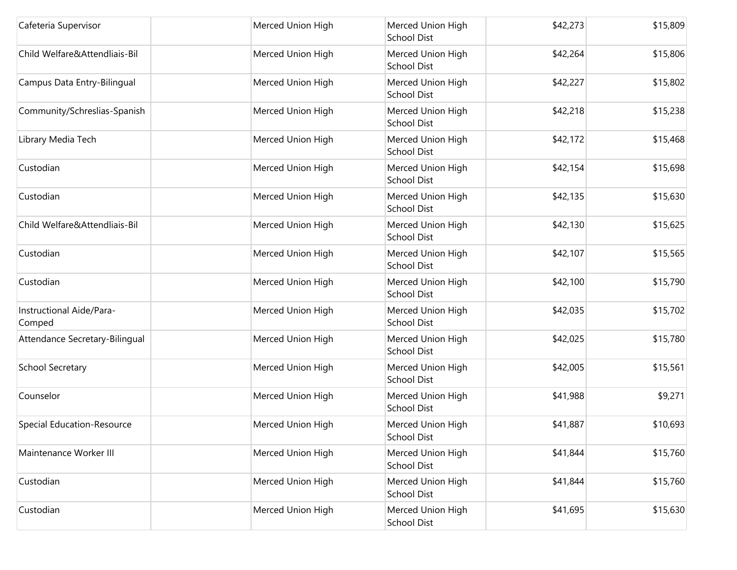| | | | | | |
|---|---|---|---|---|---|
| Cafeteria Supervisor | | Merced Union High | Merced Union High School Dist | $42,273 | $15,809 |
| Child Welfare&Attendliais-Bil | | Merced Union High | Merced Union High School Dist | $42,264 | $15,806 |
| Campus Data Entry-Bilingual | | Merced Union High | Merced Union High School Dist | $42,227 | $15,802 |
| Community/Schreslias-Spanish | | Merced Union High | Merced Union High School Dist | $42,218 | $15,238 |
| Library Media Tech | | Merced Union High | Merced Union High School Dist | $42,172 | $15,468 |
| Custodian | | Merced Union High | Merced Union High School Dist | $42,154 | $15,698 |
| Custodian | | Merced Union High | Merced Union High School Dist | $42,135 | $15,630 |
| Child Welfare&Attendliais-Bil | | Merced Union High | Merced Union High School Dist | $42,130 | $15,625 |
| Custodian | | Merced Union High | Merced Union High School Dist | $42,107 | $15,565 |
| Custodian | | Merced Union High | Merced Union High School Dist | $42,100 | $15,790 |
| Instructional Aide/Para-Comped | | Merced Union High | Merced Union High School Dist | $42,035 | $15,702 |
| Attendance Secretary-Bilingual | | Merced Union High | Merced Union High School Dist | $42,025 | $15,780 |
| School Secretary | | Merced Union High | Merced Union High School Dist | $42,005 | $15,561 |
| Counselor | | Merced Union High | Merced Union High School Dist | $41,988 | $9,271 |
| Special Education-Resource | | Merced Union High | Merced Union High School Dist | $41,887 | $10,693 |
| Maintenance Worker III | | Merced Union High | Merced Union High School Dist | $41,844 | $15,760 |
| Custodian | | Merced Union High | Merced Union High School Dist | $41,844 | $15,760 |
| Custodian | | Merced Union High | Merced Union High School Dist | $41,695 | $15,630 |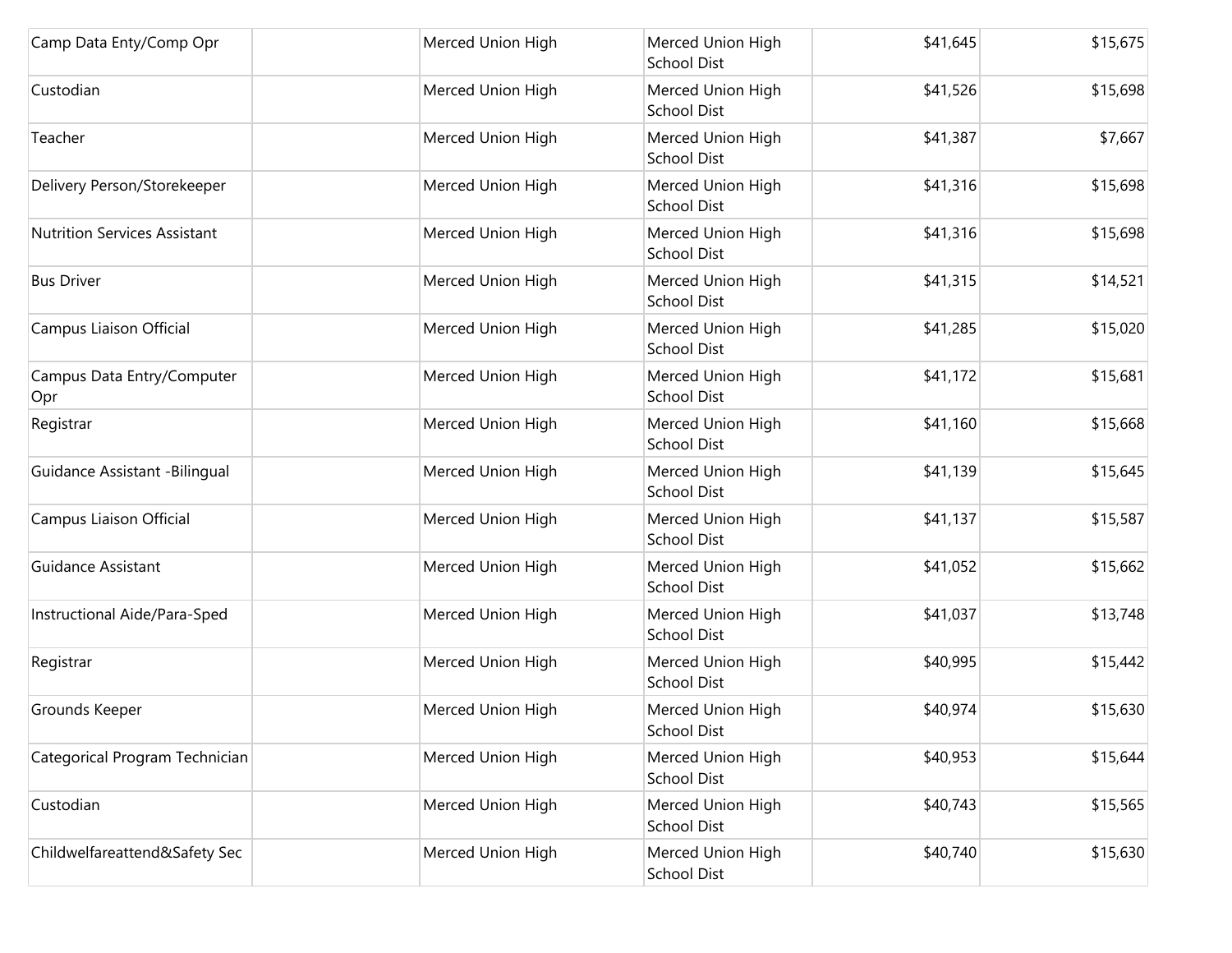| | | | | | |
|---|---|---|---|---|---|
| Camp Data Enty/Comp Opr | | Merced Union High | Merced Union High School Dist | $41,645 | $15,675 |
| Custodian | | Merced Union High | Merced Union High School Dist | $41,526 | $15,698 |
| Teacher | | Merced Union High | Merced Union High School Dist | $41,387 | $7,667 |
| Delivery Person/Storekeeper | | Merced Union High | Merced Union High School Dist | $41,316 | $15,698 |
| Nutrition Services Assistant | | Merced Union High | Merced Union High School Dist | $41,316 | $15,698 |
| Bus Driver | | Merced Union High | Merced Union High School Dist | $41,315 | $14,521 |
| Campus Liaison Official | | Merced Union High | Merced Union High School Dist | $41,285 | $15,020 |
| Campus Data Entry/Computer Opr | | Merced Union High | Merced Union High School Dist | $41,172 | $15,681 |
| Registrar | | Merced Union High | Merced Union High School Dist | $41,160 | $15,668 |
| Guidance Assistant -Bilingual | | Merced Union High | Merced Union High School Dist | $41,139 | $15,645 |
| Campus Liaison Official | | Merced Union High | Merced Union High School Dist | $41,137 | $15,587 |
| Guidance Assistant | | Merced Union High | Merced Union High School Dist | $41,052 | $15,662 |
| Instructional Aide/Para-Sped | | Merced Union High | Merced Union High School Dist | $41,037 | $13,748 |
| Registrar | | Merced Union High | Merced Union High School Dist | $40,995 | $15,442 |
| Grounds Keeper | | Merced Union High | Merced Union High School Dist | $40,974 | $15,630 |
| Categorical Program Technician | | Merced Union High | Merced Union High School Dist | $40,953 | $15,644 |
| Custodian | | Merced Union High | Merced Union High School Dist | $40,743 | $15,565 |
| Childwelfareattend&Safety Sec | | Merced Union High | Merced Union High School Dist | $40,740 | $15,630 |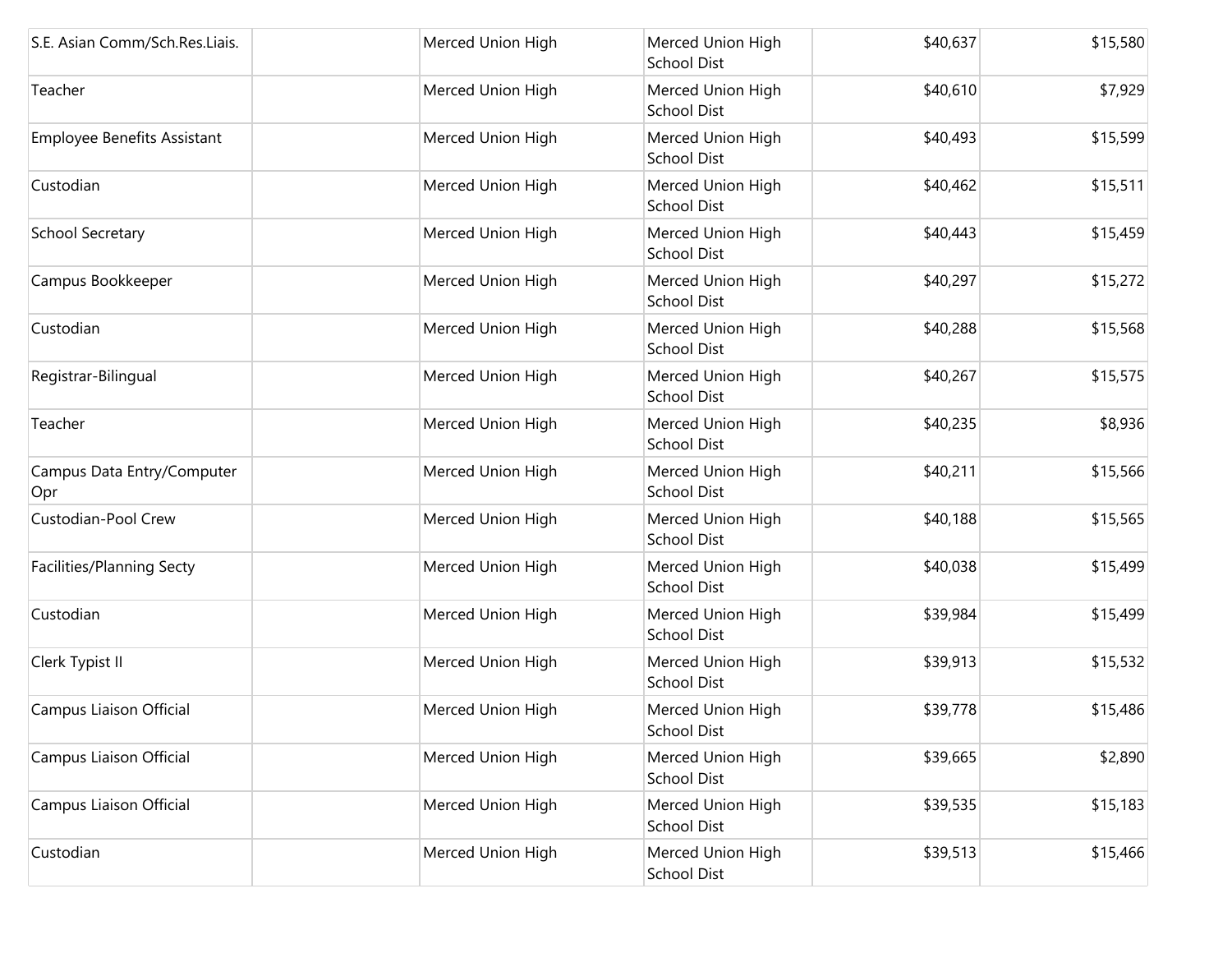| | | | | | |
|---|---|---|---|---|---|
| S.E. Asian Comm/Sch.Res.Liais. | | Merced Union High | Merced Union High School Dist | $40,637 | $15,580 |
| Teacher | | Merced Union High | Merced Union High School Dist | $40,610 | $7,929 |
| Employee Benefits Assistant | | Merced Union High | Merced Union High School Dist | $40,493 | $15,599 |
| Custodian | | Merced Union High | Merced Union High School Dist | $40,462 | $15,511 |
| School Secretary | | Merced Union High | Merced Union High School Dist | $40,443 | $15,459 |
| Campus Bookkeeper | | Merced Union High | Merced Union High School Dist | $40,297 | $15,272 |
| Custodian | | Merced Union High | Merced Union High School Dist | $40,288 | $15,568 |
| Registrar-Bilingual | | Merced Union High | Merced Union High School Dist | $40,267 | $15,575 |
| Teacher | | Merced Union High | Merced Union High School Dist | $40,235 | $8,936 |
| Campus Data Entry/Computer Opr | | Merced Union High | Merced Union High School Dist | $40,211 | $15,566 |
| Custodian-Pool Crew | | Merced Union High | Merced Union High School Dist | $40,188 | $15,565 |
| Facilities/Planning Secty | | Merced Union High | Merced Union High School Dist | $40,038 | $15,499 |
| Custodian | | Merced Union High | Merced Union High School Dist | $39,984 | $15,499 |
| Clerk Typist II | | Merced Union High | Merced Union High School Dist | $39,913 | $15,532 |
| Campus Liaison Official | | Merced Union High | Merced Union High School Dist | $39,778 | $15,486 |
| Campus Liaison Official | | Merced Union High | Merced Union High School Dist | $39,665 | $2,890 |
| Campus Liaison Official | | Merced Union High | Merced Union High School Dist | $39,535 | $15,183 |
| Custodian | | Merced Union High | Merced Union High School Dist | $39,513 | $15,466 |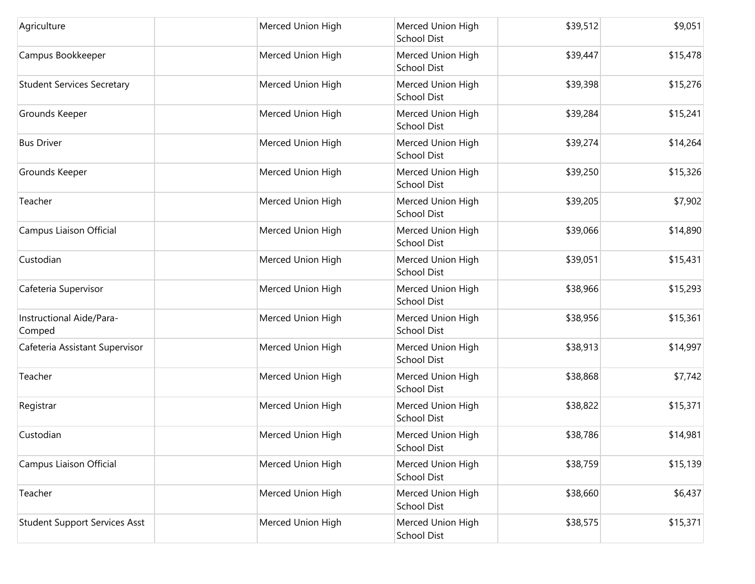| | | | | | |
|---|---|---|---|---|---|
| Agriculture | | Merced Union High | Merced Union High School Dist | $39,512 | $9,051 |
| Campus Bookkeeper | | Merced Union High | Merced Union High School Dist | $39,447 | $15,478 |
| Student Services Secretary | | Merced Union High | Merced Union High School Dist | $39,398 | $15,276 |
| Grounds Keeper | | Merced Union High | Merced Union High School Dist | $39,284 | $15,241 |
| Bus Driver | | Merced Union High | Merced Union High School Dist | $39,274 | $14,264 |
| Grounds Keeper | | Merced Union High | Merced Union High School Dist | $39,250 | $15,326 |
| Teacher | | Merced Union High | Merced Union High School Dist | $39,205 | $7,902 |
| Campus Liaison Official | | Merced Union High | Merced Union High School Dist | $39,066 | $14,890 |
| Custodian | | Merced Union High | Merced Union High School Dist | $39,051 | $15,431 |
| Cafeteria Supervisor | | Merced Union High | Merced Union High School Dist | $38,966 | $15,293 |
| Instructional Aide/Para-Comped | | Merced Union High | Merced Union High School Dist | $38,956 | $15,361 |
| Cafeteria Assistant Supervisor | | Merced Union High | Merced Union High School Dist | $38,913 | $14,997 |
| Teacher | | Merced Union High | Merced Union High School Dist | $38,868 | $7,742 |
| Registrar | | Merced Union High | Merced Union High School Dist | $38,822 | $15,371 |
| Custodian | | Merced Union High | Merced Union High School Dist | $38,786 | $14,981 |
| Campus Liaison Official | | Merced Union High | Merced Union High School Dist | $38,759 | $15,139 |
| Teacher | | Merced Union High | Merced Union High School Dist | $38,660 | $6,437 |
| Student Support Services Asst | | Merced Union High | Merced Union High School Dist | $38,575 | $15,371 |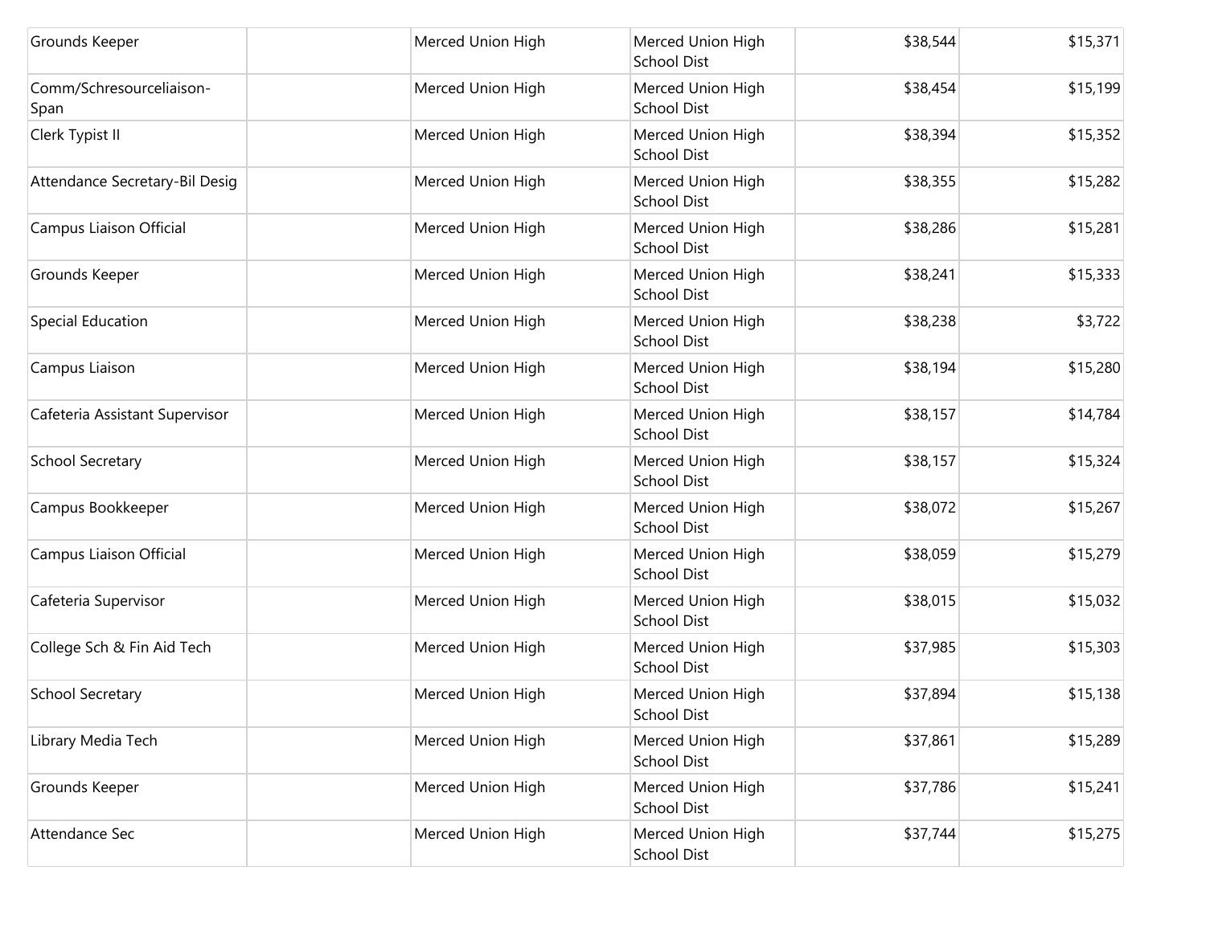| | | | | | |
|---|---|---|---|---|---|
| Grounds Keeper | | Merced Union High | Merced Union High School Dist | $38,544 | $15,371 |
| Comm/Schresourceliaison-Span | | Merced Union High | Merced Union High School Dist | $38,454 | $15,199 |
| Clerk Typist II | | Merced Union High | Merced Union High School Dist | $38,394 | $15,352 |
| Attendance Secretary-Bil Desig | | Merced Union High | Merced Union High School Dist | $38,355 | $15,282 |
| Campus Liaison Official | | Merced Union High | Merced Union High School Dist | $38,286 | $15,281 |
| Grounds Keeper | | Merced Union High | Merced Union High School Dist | $38,241 | $15,333 |
| Special Education | | Merced Union High | Merced Union High School Dist | $38,238 | $3,722 |
| Campus Liaison | | Merced Union High | Merced Union High School Dist | $38,194 | $15,280 |
| Cafeteria Assistant Supervisor | | Merced Union High | Merced Union High School Dist | $38,157 | $14,784 |
| School Secretary | | Merced Union High | Merced Union High School Dist | $38,157 | $15,324 |
| Campus Bookkeeper | | Merced Union High | Merced Union High School Dist | $38,072 | $15,267 |
| Campus Liaison Official | | Merced Union High | Merced Union High School Dist | $38,059 | $15,279 |
| Cafeteria Supervisor | | Merced Union High | Merced Union High School Dist | $38,015 | $15,032 |
| College Sch & Fin Aid Tech | | Merced Union High | Merced Union High School Dist | $37,985 | $15,303 |
| School Secretary | | Merced Union High | Merced Union High School Dist | $37,894 | $15,138 |
| Library Media Tech | | Merced Union High | Merced Union High School Dist | $37,861 | $15,289 |
| Grounds Keeper | | Merced Union High | Merced Union High School Dist | $37,786 | $15,241 |
| Attendance Sec | | Merced Union High | Merced Union High School Dist | $37,744 | $15,275 |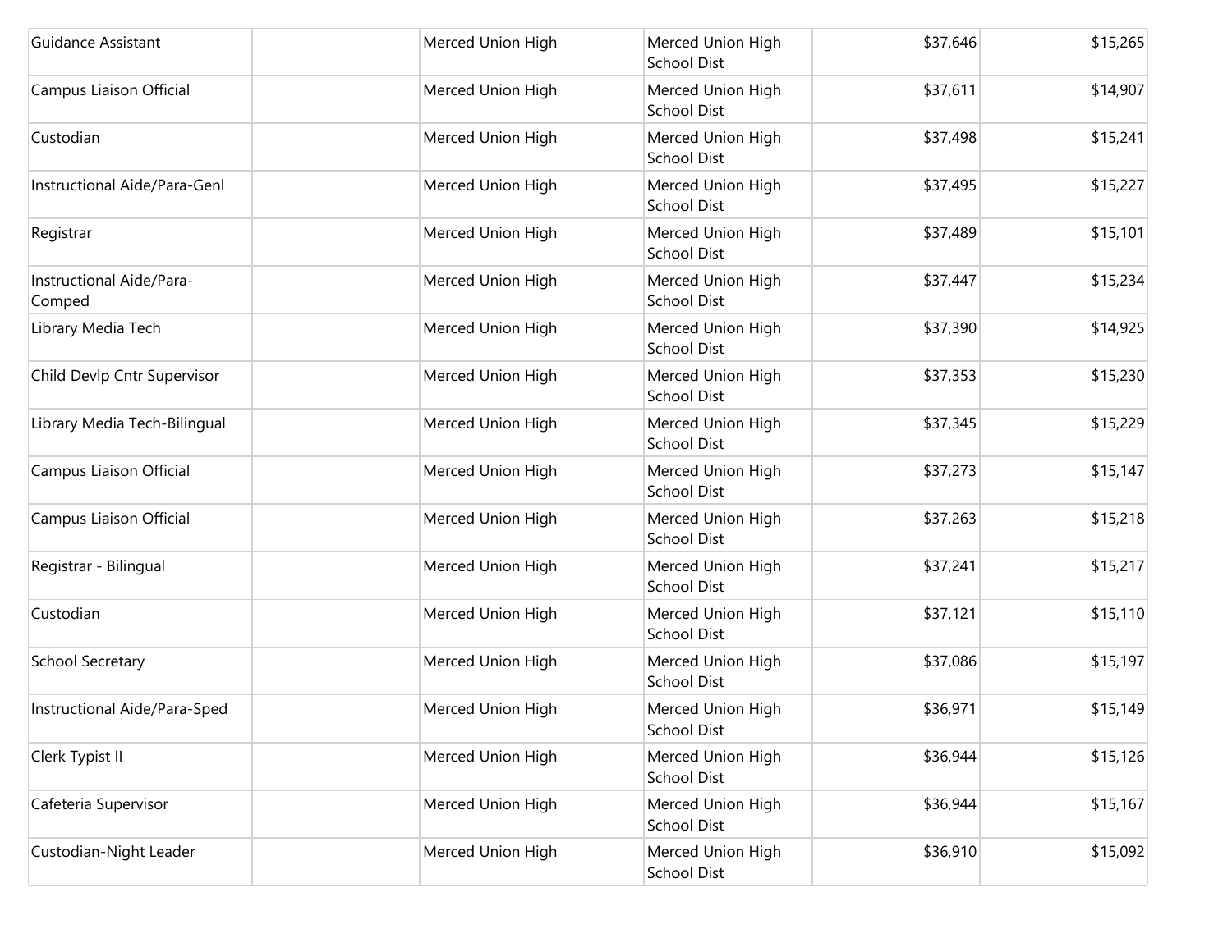| | | | | | |
|---|---|---|---|---|---|
| Guidance Assistant | | Merced Union High | Merced Union High School Dist | $37,646 | $15,265 |
| Campus Liaison Official | | Merced Union High | Merced Union High School Dist | $37,611 | $14,907 |
| Custodian | | Merced Union High | Merced Union High School Dist | $37,498 | $15,241 |
| Instructional Aide/Para-Genl | | Merced Union High | Merced Union High School Dist | $37,495 | $15,227 |
| Registrar | | Merced Union High | Merced Union High School Dist | $37,489 | $15,101 |
| Instructional Aide/Para-Comped | | Merced Union High | Merced Union High School Dist | $37,447 | $15,234 |
| Library Media Tech | | Merced Union High | Merced Union High School Dist | $37,390 | $14,925 |
| Child Devlp Cntr Supervisor | | Merced Union High | Merced Union High School Dist | $37,353 | $15,230 |
| Library Media Tech-Bilingual | | Merced Union High | Merced Union High School Dist | $37,345 | $15,229 |
| Campus Liaison Official | | Merced Union High | Merced Union High School Dist | $37,273 | $15,147 |
| Campus Liaison Official | | Merced Union High | Merced Union High School Dist | $37,263 | $15,218 |
| Registrar - Bilingual | | Merced Union High | Merced Union High School Dist | $37,241 | $15,217 |
| Custodian | | Merced Union High | Merced Union High School Dist | $37,121 | $15,110 |
| School Secretary | | Merced Union High | Merced Union High School Dist | $37,086 | $15,197 |
| Instructional Aide/Para-Sped | | Merced Union High | Merced Union High School Dist | $36,971 | $15,149 |
| Clerk Typist II | | Merced Union High | Merced Union High School Dist | $36,944 | $15,126 |
| Cafeteria Supervisor | | Merced Union High | Merced Union High School Dist | $36,944 | $15,167 |
| Custodian-Night Leader | | Merced Union High | Merced Union High School Dist | $36,910 | $15,092 |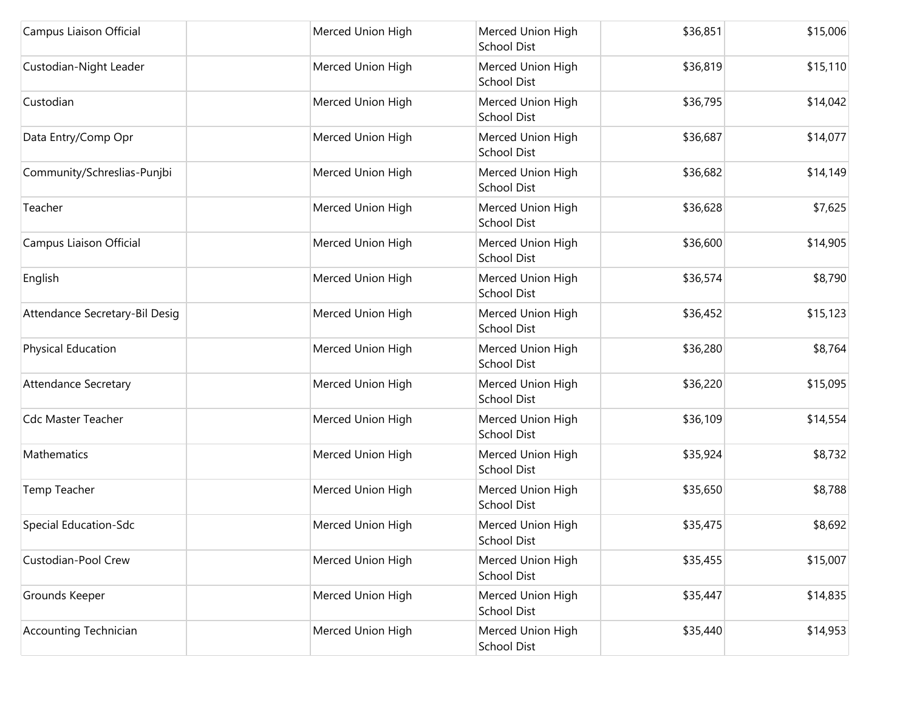| | | | | | |
|---|---|---|---|---|---|
| Campus Liaison Official | | Merced Union High | Merced Union High School Dist | $36,851 | $15,006 |
| Custodian-Night Leader | | Merced Union High | Merced Union High School Dist | $36,819 | $15,110 |
| Custodian | | Merced Union High | Merced Union High School Dist | $36,795 | $14,042 |
| Data Entry/Comp Opr | | Merced Union High | Merced Union High School Dist | $36,687 | $14,077 |
| Community/Schreslias-Punjbi | | Merced Union High | Merced Union High School Dist | $36,682 | $14,149 |
| Teacher | | Merced Union High | Merced Union High School Dist | $36,628 | $7,625 |
| Campus Liaison Official | | Merced Union High | Merced Union High School Dist | $36,600 | $14,905 |
| English | | Merced Union High | Merced Union High School Dist | $36,574 | $8,790 |
| Attendance Secretary-Bil Desig | | Merced Union High | Merced Union High School Dist | $36,452 | $15,123 |
| Physical Education | | Merced Union High | Merced Union High School Dist | $36,280 | $8,764 |
| Attendance Secretary | | Merced Union High | Merced Union High School Dist | $36,220 | $15,095 |
| Cdc Master Teacher | | Merced Union High | Merced Union High School Dist | $36,109 | $14,554 |
| Mathematics | | Merced Union High | Merced Union High School Dist | $35,924 | $8,732 |
| Temp Teacher | | Merced Union High | Merced Union High School Dist | $35,650 | $8,788 |
| Special Education-Sdc | | Merced Union High | Merced Union High School Dist | $35,475 | $8,692 |
| Custodian-Pool Crew | | Merced Union High | Merced Union High School Dist | $35,455 | $15,007 |
| Grounds Keeper | | Merced Union High | Merced Union High School Dist | $35,447 | $14,835 |
| Accounting Technician | | Merced Union High | Merced Union High School Dist | $35,440 | $14,953 |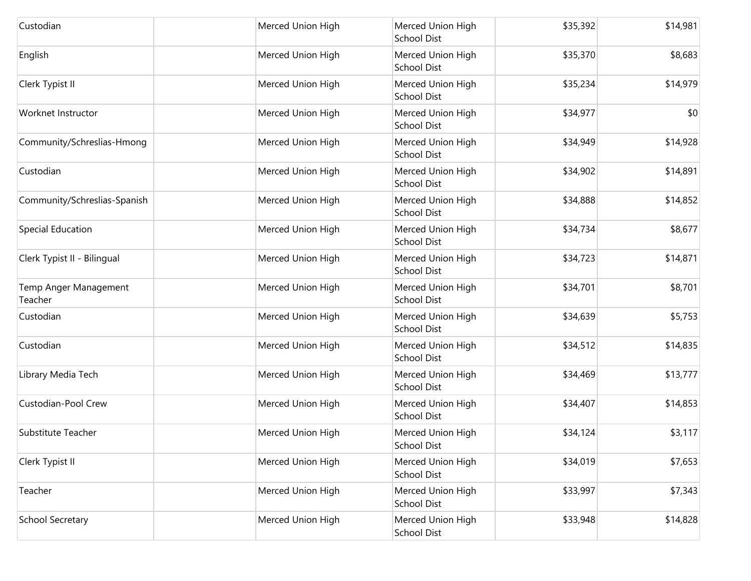| | | | | | |
|---|---|---|---|---|---|
| Custodian | | Merced Union High | Merced Union High School Dist | $35,392 | $14,981 |
| English | | Merced Union High | Merced Union High School Dist | $35,370 | $8,683 |
| Clerk Typist II | | Merced Union High | Merced Union High School Dist | $35,234 | $14,979 |
| Worknet Instructor | | Merced Union High | Merced Union High School Dist | $34,977 | $0 |
| Community/Schreslias-Hmong | | Merced Union High | Merced Union High School Dist | $34,949 | $14,928 |
| Custodian | | Merced Union High | Merced Union High School Dist | $34,902 | $14,891 |
| Community/Schreslias-Spanish | | Merced Union High | Merced Union High School Dist | $34,888 | $14,852 |
| Special Education | | Merced Union High | Merced Union High School Dist | $34,734 | $8,677 |
| Clerk Typist II - Bilingual | | Merced Union High | Merced Union High School Dist | $34,723 | $14,871 |
| Temp Anger Management Teacher | | Merced Union High | Merced Union High School Dist | $34,701 | $8,701 |
| Custodian | | Merced Union High | Merced Union High School Dist | $34,639 | $5,753 |
| Custodian | | Merced Union High | Merced Union High School Dist | $34,512 | $14,835 |
| Library Media Tech | | Merced Union High | Merced Union High School Dist | $34,469 | $13,777 |
| Custodian-Pool Crew | | Merced Union High | Merced Union High School Dist | $34,407 | $14,853 |
| Substitute Teacher | | Merced Union High | Merced Union High School Dist | $34,124 | $3,117 |
| Clerk Typist II | | Merced Union High | Merced Union High School Dist | $34,019 | $7,653 |
| Teacher | | Merced Union High | Merced Union High School Dist | $33,997 | $7,343 |
| School Secretary | | Merced Union High | Merced Union High School Dist | $33,948 | $14,828 |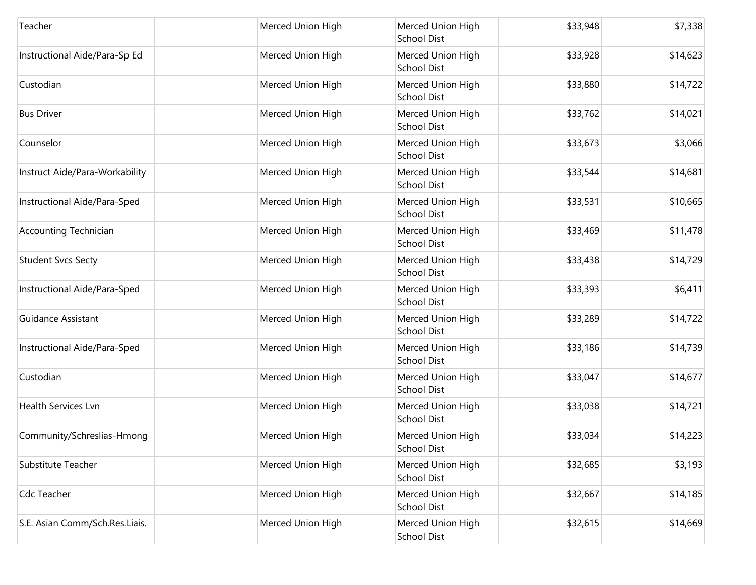| | | | | | |
|---|---|---|---|---|---|
| Teacher | | Merced Union High | Merced Union High School Dist | $33,948 | $7,338 |
| Instructional Aide/Para-Sp Ed | | Merced Union High | Merced Union High School Dist | $33,928 | $14,623 |
| Custodian | | Merced Union High | Merced Union High School Dist | $33,880 | $14,722 |
| Bus Driver | | Merced Union High | Merced Union High School Dist | $33,762 | $14,021 |
| Counselor | | Merced Union High | Merced Union High School Dist | $33,673 | $3,066 |
| Instruct Aide/Para-Workability | | Merced Union High | Merced Union High School Dist | $33,544 | $14,681 |
| Instructional Aide/Para-Sped | | Merced Union High | Merced Union High School Dist | $33,531 | $10,665 |
| Accounting Technician | | Merced Union High | Merced Union High School Dist | $33,469 | $11,478 |
| Student Svcs Secty | | Merced Union High | Merced Union High School Dist | $33,438 | $14,729 |
| Instructional Aide/Para-Sped | | Merced Union High | Merced Union High School Dist | $33,393 | $6,411 |
| Guidance Assistant | | Merced Union High | Merced Union High School Dist | $33,289 | $14,722 |
| Instructional Aide/Para-Sped | | Merced Union High | Merced Union High School Dist | $33,186 | $14,739 |
| Custodian | | Merced Union High | Merced Union High School Dist | $33,047 | $14,677 |
| Health Services Lvn | | Merced Union High | Merced Union High School Dist | $33,038 | $14,721 |
| Community/Schreslias-Hmong | | Merced Union High | Merced Union High School Dist | $33,034 | $14,223 |
| Substitute Teacher | | Merced Union High | Merced Union High School Dist | $32,685 | $3,193 |
| Cdc Teacher | | Merced Union High | Merced Union High School Dist | $32,667 | $14,185 |
| S.E. Asian Comm/Sch.Res.Liais. | | Merced Union High | Merced Union High School Dist | $32,615 | $14,669 |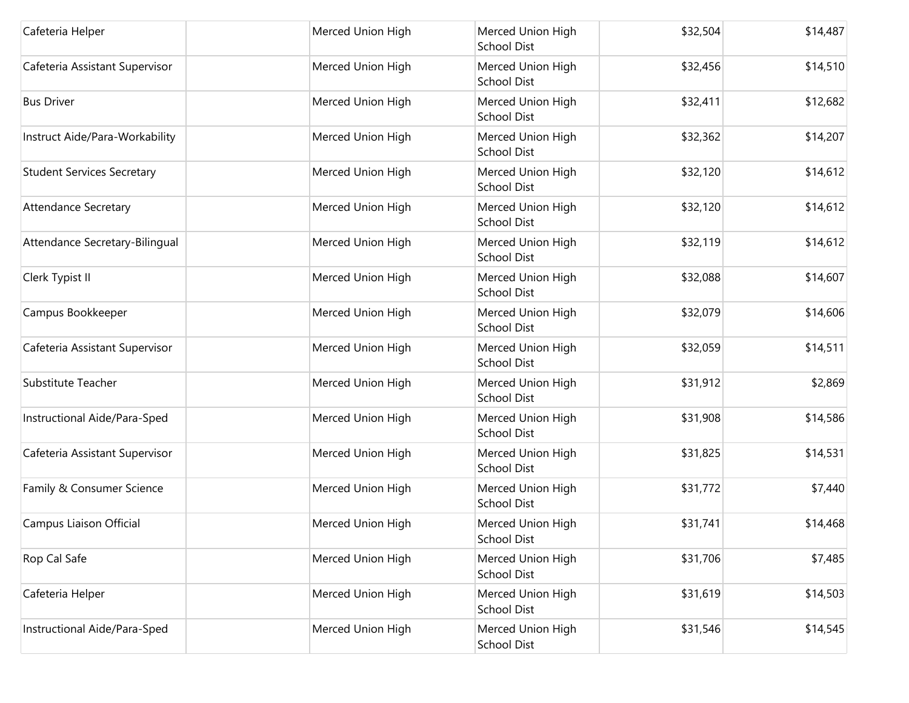| | | | | | |
|---|---|---|---|---|---|
| Cafeteria Helper | | Merced Union High | Merced Union High School Dist | $32,504 | $14,487 |
| Cafeteria Assistant Supervisor | | Merced Union High | Merced Union High School Dist | $32,456 | $14,510 |
| Bus Driver | | Merced Union High | Merced Union High School Dist | $32,411 | $12,682 |
| Instruct Aide/Para-Workability | | Merced Union High | Merced Union High School Dist | $32,362 | $14,207 |
| Student Services Secretary | | Merced Union High | Merced Union High School Dist | $32,120 | $14,612 |
| Attendance Secretary | | Merced Union High | Merced Union High School Dist | $32,120 | $14,612 |
| Attendance Secretary-Bilingual | | Merced Union High | Merced Union High School Dist | $32,119 | $14,612 |
| Clerk Typist II | | Merced Union High | Merced Union High School Dist | $32,088 | $14,607 |
| Campus Bookkeeper | | Merced Union High | Merced Union High School Dist | $32,079 | $14,606 |
| Cafeteria Assistant Supervisor | | Merced Union High | Merced Union High School Dist | $32,059 | $14,511 |
| Substitute Teacher | | Merced Union High | Merced Union High School Dist | $31,912 | $2,869 |
| Instructional Aide/Para-Sped | | Merced Union High | Merced Union High School Dist | $31,908 | $14,586 |
| Cafeteria Assistant Supervisor | | Merced Union High | Merced Union High School Dist | $31,825 | $14,531 |
| Family & Consumer Science | | Merced Union High | Merced Union High School Dist | $31,772 | $7,440 |
| Campus Liaison Official | | Merced Union High | Merced Union High School Dist | $31,741 | $14,468 |
| Rop Cal Safe | | Merced Union High | Merced Union High School Dist | $31,706 | $7,485 |
| Cafeteria Helper | | Merced Union High | Merced Union High School Dist | $31,619 | $14,503 |
| Instructional Aide/Para-Sped | | Merced Union High | Merced Union High School Dist | $31,546 | $14,545 |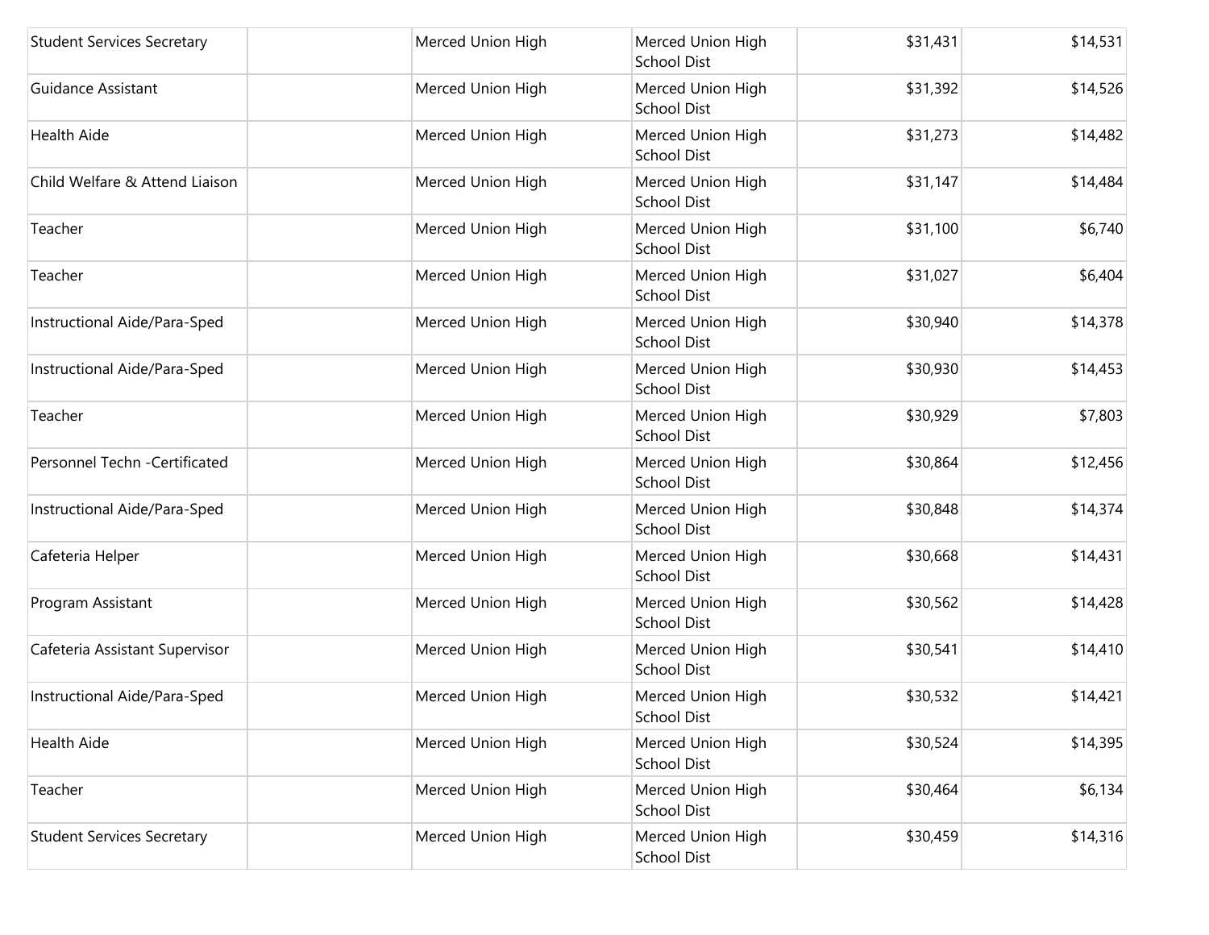| | | | | | |
|---|---|---|---|---|---|
| Student Services Secretary | | Merced Union High | Merced Union High School Dist | $31,431 | $14,531 |
| Guidance Assistant | | Merced Union High | Merced Union High School Dist | $31,392 | $14,526 |
| Health Aide | | Merced Union High | Merced Union High School Dist | $31,273 | $14,482 |
| Child Welfare & Attend Liaison | | Merced Union High | Merced Union High School Dist | $31,147 | $14,484 |
| Teacher | | Merced Union High | Merced Union High School Dist | $31,100 | $6,740 |
| Teacher | | Merced Union High | Merced Union High School Dist | $31,027 | $6,404 |
| Instructional Aide/Para-Sped | | Merced Union High | Merced Union High School Dist | $30,940 | $14,378 |
| Instructional Aide/Para-Sped | | Merced Union High | Merced Union High School Dist | $30,930 | $14,453 |
| Teacher | | Merced Union High | Merced Union High School Dist | $30,929 | $7,803 |
| Personnel Techn -Certificated | | Merced Union High | Merced Union High School Dist | $30,864 | $12,456 |
| Instructional Aide/Para-Sped | | Merced Union High | Merced Union High School Dist | $30,848 | $14,374 |
| Cafeteria Helper | | Merced Union High | Merced Union High School Dist | $30,668 | $14,431 |
| Program Assistant | | Merced Union High | Merced Union High School Dist | $30,562 | $14,428 |
| Cafeteria Assistant Supervisor | | Merced Union High | Merced Union High School Dist | $30,541 | $14,410 |
| Instructional Aide/Para-Sped | | Merced Union High | Merced Union High School Dist | $30,532 | $14,421 |
| Health Aide | | Merced Union High | Merced Union High School Dist | $30,524 | $14,395 |
| Teacher | | Merced Union High | Merced Union High School Dist | $30,464 | $6,134 |
| Student Services Secretary | | Merced Union High | Merced Union High School Dist | $30,459 | $14,316 |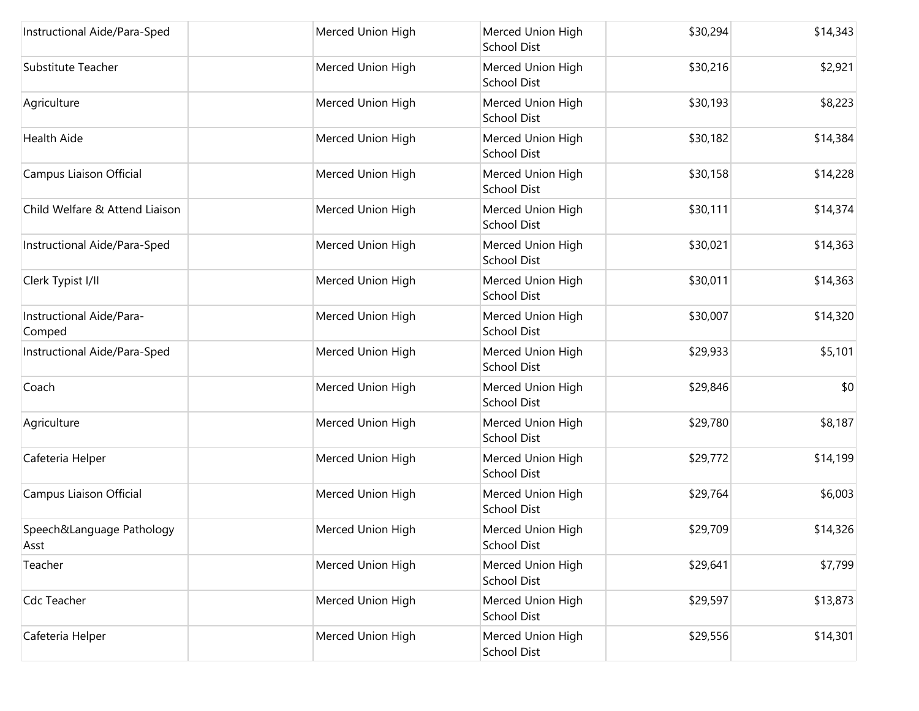| | | | | | |
|---|---|---|---|---|---|
| Instructional Aide/Para-Sped | | Merced Union High | Merced Union High School Dist | $30,294 | $14,343 |
| Substitute Teacher | | Merced Union High | Merced Union High School Dist | $30,216 | $2,921 |
| Agriculture | | Merced Union High | Merced Union High School Dist | $30,193 | $8,223 |
| Health Aide | | Merced Union High | Merced Union High School Dist | $30,182 | $14,384 |
| Campus Liaison Official | | Merced Union High | Merced Union High School Dist | $30,158 | $14,228 |
| Child Welfare & Attend Liaison | | Merced Union High | Merced Union High School Dist | $30,111 | $14,374 |
| Instructional Aide/Para-Sped | | Merced Union High | Merced Union High School Dist | $30,021 | $14,363 |
| Clerk Typist I/II | | Merced Union High | Merced Union High School Dist | $30,011 | $14,363 |
| Instructional Aide/Para-Comped | | Merced Union High | Merced Union High School Dist | $30,007 | $14,320 |
| Instructional Aide/Para-Sped | | Merced Union High | Merced Union High School Dist | $29,933 | $5,101 |
| Coach | | Merced Union High | Merced Union High School Dist | $29,846 | $0 |
| Agriculture | | Merced Union High | Merced Union High School Dist | $29,780 | $8,187 |
| Cafeteria Helper | | Merced Union High | Merced Union High School Dist | $29,772 | $14,199 |
| Campus Liaison Official | | Merced Union High | Merced Union High School Dist | $29,764 | $6,003 |
| Speech&Language Pathology Asst | | Merced Union High | Merced Union High School Dist | $29,709 | $14,326 |
| Teacher | | Merced Union High | Merced Union High School Dist | $29,641 | $7,799 |
| Cdc Teacher | | Merced Union High | Merced Union High School Dist | $29,597 | $13,873 |
| Cafeteria Helper | | Merced Union High | Merced Union High School Dist | $29,556 | $14,301 |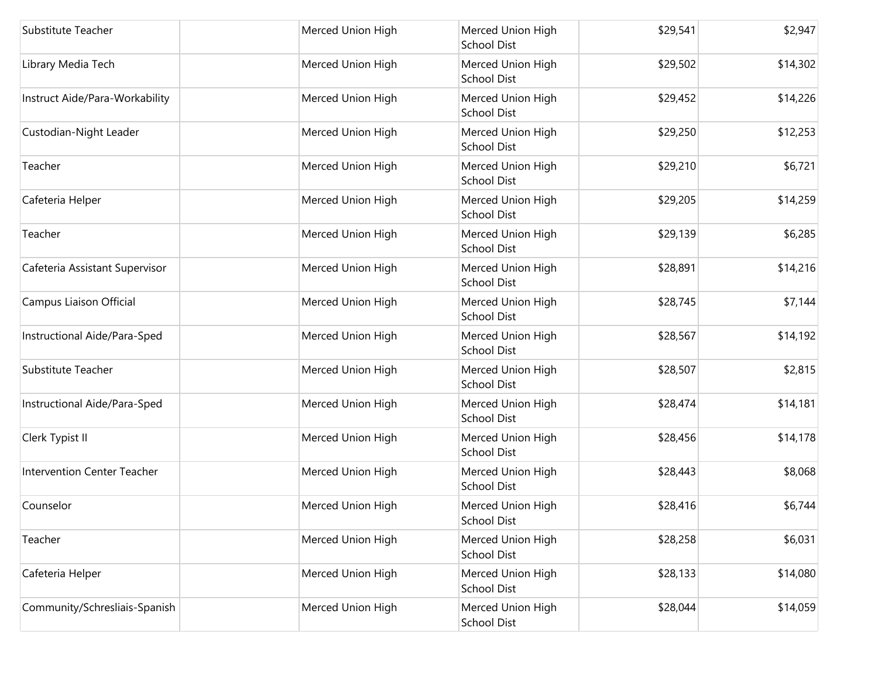| | | | | | |
|---|---|---|---|---|---|
| Substitute Teacher | | Merced Union High | Merced Union High School Dist | $29,541 | $2,947 |
| Library Media Tech | | Merced Union High | Merced Union High School Dist | $29,502 | $14,302 |
| Instruct Aide/Para-Workability | | Merced Union High | Merced Union High School Dist | $29,452 | $14,226 |
| Custodian-Night Leader | | Merced Union High | Merced Union High School Dist | $29,250 | $12,253 |
| Teacher | | Merced Union High | Merced Union High School Dist | $29,210 | $6,721 |
| Cafeteria Helper | | Merced Union High | Merced Union High School Dist | $29,205 | $14,259 |
| Teacher | | Merced Union High | Merced Union High School Dist | $29,139 | $6,285 |
| Cafeteria Assistant Supervisor | | Merced Union High | Merced Union High School Dist | $28,891 | $14,216 |
| Campus Liaison Official | | Merced Union High | Merced Union High School Dist | $28,745 | $7,144 |
| Instructional Aide/Para-Sped | | Merced Union High | Merced Union High School Dist | $28,567 | $14,192 |
| Substitute Teacher | | Merced Union High | Merced Union High School Dist | $28,507 | $2,815 |
| Instructional Aide/Para-Sped | | Merced Union High | Merced Union High School Dist | $28,474 | $14,181 |
| Clerk Typist II | | Merced Union High | Merced Union High School Dist | $28,456 | $14,178 |
| Intervention Center Teacher | | Merced Union High | Merced Union High School Dist | $28,443 | $8,068 |
| Counselor | | Merced Union High | Merced Union High School Dist | $28,416 | $6,744 |
| Teacher | | Merced Union High | Merced Union High School Dist | $28,258 | $6,031 |
| Cafeteria Helper | | Merced Union High | Merced Union High School Dist | $28,133 | $14,080 |
| Community/Schresliais-Spanish | | Merced Union High | Merced Union High School Dist | $28,044 | $14,059 |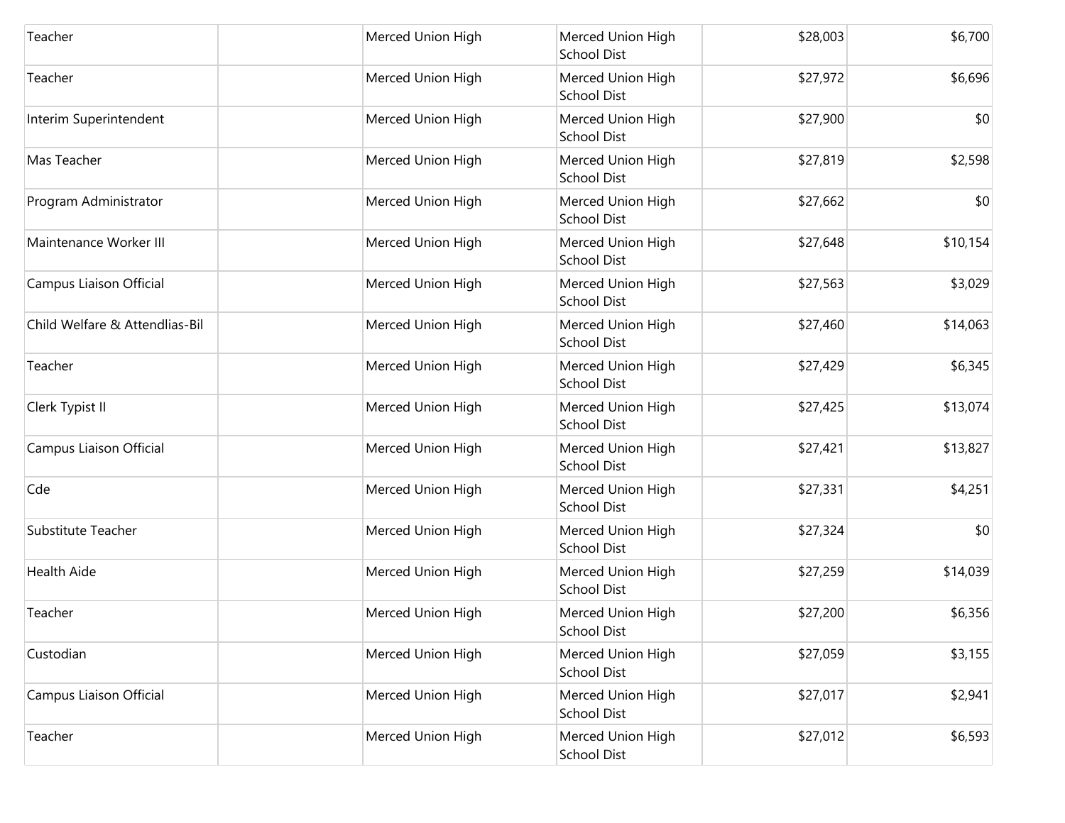| | | | | | |
|---|---|---|---|---|---|
| Teacher | | Merced Union High | Merced Union High School Dist | $28,003 | $6,700 |
| Teacher | | Merced Union High | Merced Union High School Dist | $27,972 | $6,696 |
| Interim Superintendent | | Merced Union High | Merced Union High School Dist | $27,900 | $0 |
| Mas Teacher | | Merced Union High | Merced Union High School Dist | $27,819 | $2,598 |
| Program Administrator | | Merced Union High | Merced Union High School Dist | $27,662 | $0 |
| Maintenance Worker III | | Merced Union High | Merced Union High School Dist | $27,648 | $10,154 |
| Campus Liaison Official | | Merced Union High | Merced Union High School Dist | $27,563 | $3,029 |
| Child Welfare & Attendlias-Bil | | Merced Union High | Merced Union High School Dist | $27,460 | $14,063 |
| Teacher | | Merced Union High | Merced Union High School Dist | $27,429 | $6,345 |
| Clerk Typist II | | Merced Union High | Merced Union High School Dist | $27,425 | $13,074 |
| Campus Liaison Official | | Merced Union High | Merced Union High School Dist | $27,421 | $13,827 |
| Cde | | Merced Union High | Merced Union High School Dist | $27,331 | $4,251 |
| Substitute Teacher | | Merced Union High | Merced Union High School Dist | $27,324 | $0 |
| Health Aide | | Merced Union High | Merced Union High School Dist | $27,259 | $14,039 |
| Teacher | | Merced Union High | Merced Union High School Dist | $27,200 | $6,356 |
| Custodian | | Merced Union High | Merced Union High School Dist | $27,059 | $3,155 |
| Campus Liaison Official | | Merced Union High | Merced Union High School Dist | $27,017 | $2,941 |
| Teacher | | Merced Union High | Merced Union High School Dist | $27,012 | $6,593 |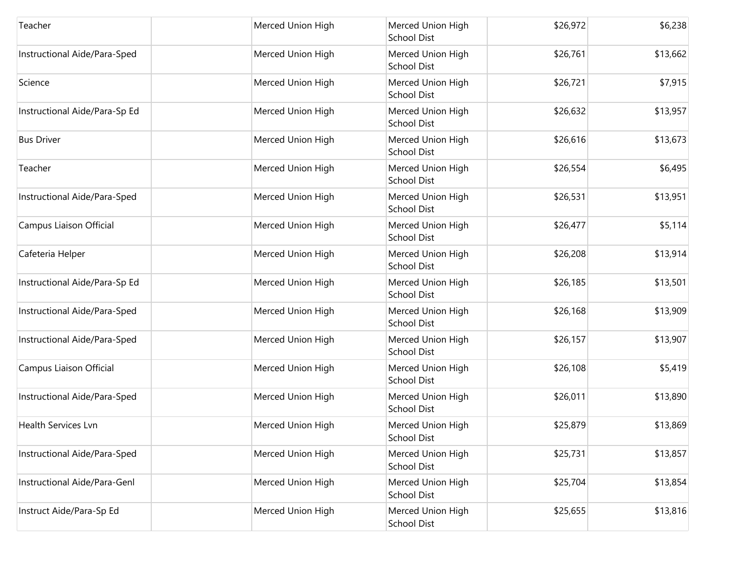| | | | | | |
|---|---|---|---|---|---|
| Teacher | | Merced Union High | Merced Union High School Dist | $26,972 | $6,238 |
| Instructional Aide/Para-Sped | | Merced Union High | Merced Union High School Dist | $26,761 | $13,662 |
| Science | | Merced Union High | Merced Union High School Dist | $26,721 | $7,915 |
| Instructional Aide/Para-Sp Ed | | Merced Union High | Merced Union High School Dist | $26,632 | $13,957 |
| Bus Driver | | Merced Union High | Merced Union High School Dist | $26,616 | $13,673 |
| Teacher | | Merced Union High | Merced Union High School Dist | $26,554 | $6,495 |
| Instructional Aide/Para-Sped | | Merced Union High | Merced Union High School Dist | $26,531 | $13,951 |
| Campus Liaison Official | | Merced Union High | Merced Union High School Dist | $26,477 | $5,114 |
| Cafeteria Helper | | Merced Union High | Merced Union High School Dist | $26,208 | $13,914 |
| Instructional Aide/Para-Sp Ed | | Merced Union High | Merced Union High School Dist | $26,185 | $13,501 |
| Instructional Aide/Para-Sped | | Merced Union High | Merced Union High School Dist | $26,168 | $13,909 |
| Instructional Aide/Para-Sped | | Merced Union High | Merced Union High School Dist | $26,157 | $13,907 |
| Campus Liaison Official | | Merced Union High | Merced Union High School Dist | $26,108 | $5,419 |
| Instructional Aide/Para-Sped | | Merced Union High | Merced Union High School Dist | $26,011 | $13,890 |
| Health Services Lvn | | Merced Union High | Merced Union High School Dist | $25,879 | $13,869 |
| Instructional Aide/Para-Sped | | Merced Union High | Merced Union High School Dist | $25,731 | $13,857 |
| Instructional Aide/Para-Genl | | Merced Union High | Merced Union High School Dist | $25,704 | $13,854 |
| Instruct Aide/Para-Sp Ed | | Merced Union High | Merced Union High School Dist | $25,655 | $13,816 |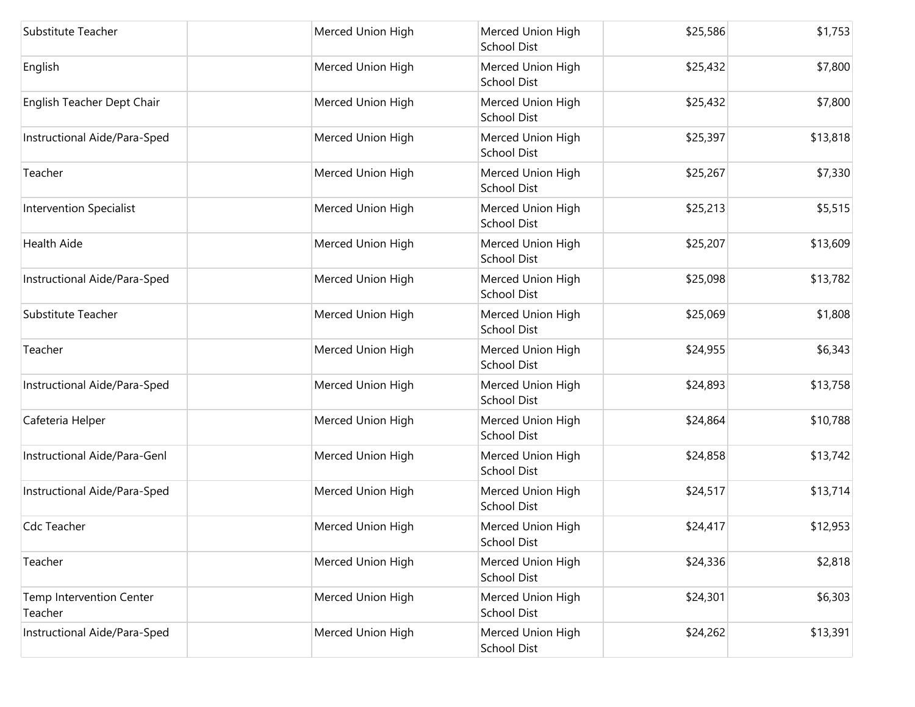| | | | | | |
|---|---|---|---|---|---|
| Substitute Teacher | | Merced Union High | Merced Union High School Dist | $25,586 | $1,753 |
| English | | Merced Union High | Merced Union High School Dist | $25,432 | $7,800 |
| English Teacher Dept Chair | | Merced Union High | Merced Union High School Dist | $25,432 | $7,800 |
| Instructional Aide/Para-Sped | | Merced Union High | Merced Union High School Dist | $25,397 | $13,818 |
| Teacher | | Merced Union High | Merced Union High School Dist | $25,267 | $7,330 |
| Intervention Specialist | | Merced Union High | Merced Union High School Dist | $25,213 | $5,515 |
| Health Aide | | Merced Union High | Merced Union High School Dist | $25,207 | $13,609 |
| Instructional Aide/Para-Sped | | Merced Union High | Merced Union High School Dist | $25,098 | $13,782 |
| Substitute Teacher | | Merced Union High | Merced Union High School Dist | $25,069 | $1,808 |
| Teacher | | Merced Union High | Merced Union High School Dist | $24,955 | $6,343 |
| Instructional Aide/Para-Sped | | Merced Union High | Merced Union High School Dist | $24,893 | $13,758 |
| Cafeteria Helper | | Merced Union High | Merced Union High School Dist | $24,864 | $10,788 |
| Instructional Aide/Para-Genl | | Merced Union High | Merced Union High School Dist | $24,858 | $13,742 |
| Instructional Aide/Para-Sped | | Merced Union High | Merced Union High School Dist | $24,517 | $13,714 |
| Cdc Teacher | | Merced Union High | Merced Union High School Dist | $24,417 | $12,953 |
| Teacher | | Merced Union High | Merced Union High School Dist | $24,336 | $2,818 |
| Temp Intervention Center Teacher | | Merced Union High | Merced Union High School Dist | $24,301 | $6,303 |
| Instructional Aide/Para-Sped | | Merced Union High | Merced Union High School Dist | $24,262 | $13,391 |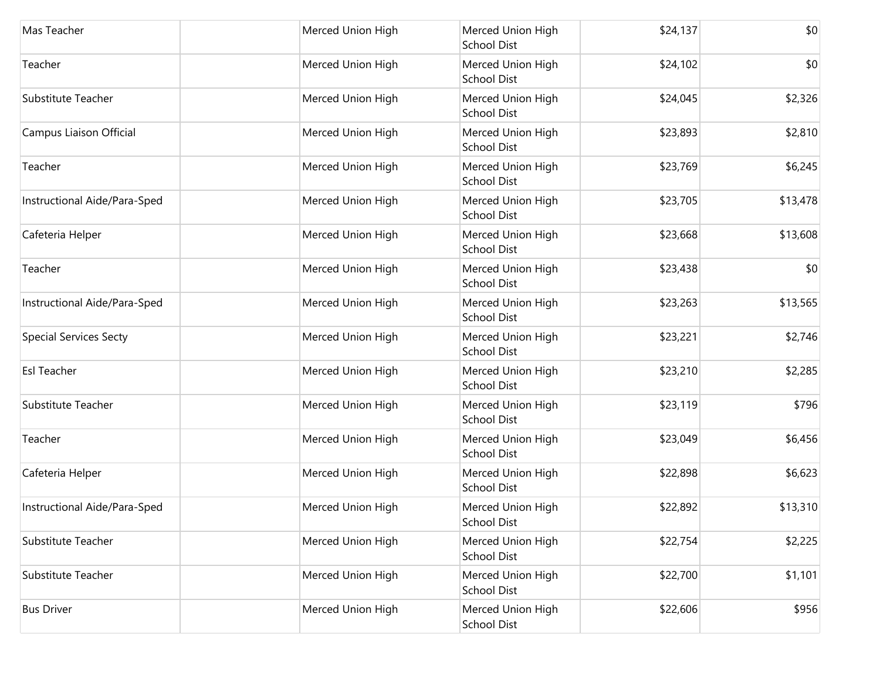| | | | | | |
|---|---|---|---|---|---|
| Mas Teacher | | Merced Union High | Merced Union High School Dist | $24,137 | $0 |
| Teacher | | Merced Union High | Merced Union High School Dist | $24,102 | $0 |
| Substitute Teacher | | Merced Union High | Merced Union High School Dist | $24,045 | $2,326 |
| Campus Liaison Official | | Merced Union High | Merced Union High School Dist | $23,893 | $2,810 |
| Teacher | | Merced Union High | Merced Union High School Dist | $23,769 | $6,245 |
| Instructional Aide/Para-Sped | | Merced Union High | Merced Union High School Dist | $23,705 | $13,478 |
| Cafeteria Helper | | Merced Union High | Merced Union High School Dist | $23,668 | $13,608 |
| Teacher | | Merced Union High | Merced Union High School Dist | $23,438 | $0 |
| Instructional Aide/Para-Sped | | Merced Union High | Merced Union High School Dist | $23,263 | $13,565 |
| Special Services Secty | | Merced Union High | Merced Union High School Dist | $23,221 | $2,746 |
| Esl Teacher | | Merced Union High | Merced Union High School Dist | $23,210 | $2,285 |
| Substitute Teacher | | Merced Union High | Merced Union High School Dist | $23,119 | $796 |
| Teacher | | Merced Union High | Merced Union High School Dist | $23,049 | $6,456 |
| Cafeteria Helper | | Merced Union High | Merced Union High School Dist | $22,898 | $6,623 |
| Instructional Aide/Para-Sped | | Merced Union High | Merced Union High School Dist | $22,892 | $13,310 |
| Substitute Teacher | | Merced Union High | Merced Union High School Dist | $22,754 | $2,225 |
| Substitute Teacher | | Merced Union High | Merced Union High School Dist | $22,700 | $1,101 |
| Bus Driver | | Merced Union High | Merced Union High School Dist | $22,606 | $956 |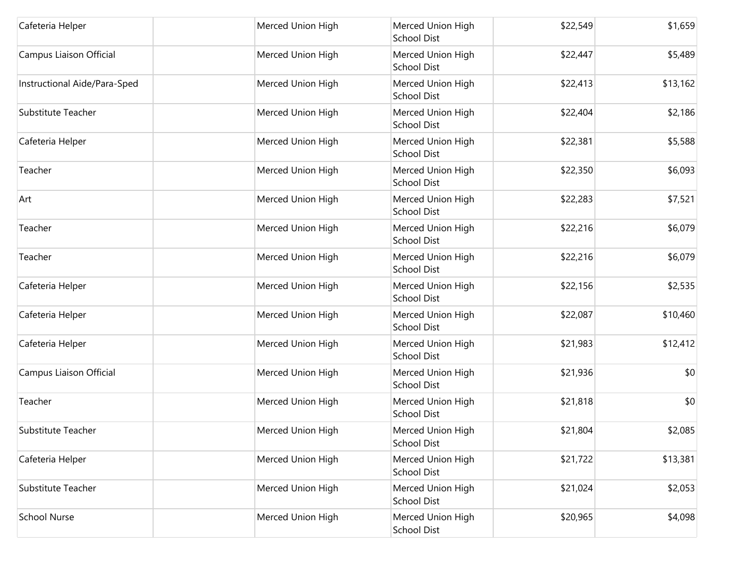| | | | | | |
|---|---|---|---|---|---|
| Cafeteria Helper | | Merced Union High | Merced Union High School Dist | $22,549 | $1,659 |
| Campus Liaison Official | | Merced Union High | Merced Union High School Dist | $22,447 | $5,489 |
| Instructional Aide/Para-Sped | | Merced Union High | Merced Union High School Dist | $22,413 | $13,162 |
| Substitute Teacher | | Merced Union High | Merced Union High School Dist | $22,404 | $2,186 |
| Cafeteria Helper | | Merced Union High | Merced Union High School Dist | $22,381 | $5,588 |
| Teacher | | Merced Union High | Merced Union High School Dist | $22,350 | $6,093 |
| Art | | Merced Union High | Merced Union High School Dist | $22,283 | $7,521 |
| Teacher | | Merced Union High | Merced Union High School Dist | $22,216 | $6,079 |
| Teacher | | Merced Union High | Merced Union High School Dist | $22,216 | $6,079 |
| Cafeteria Helper | | Merced Union High | Merced Union High School Dist | $22,156 | $2,535 |
| Cafeteria Helper | | Merced Union High | Merced Union High School Dist | $22,087 | $10,460 |
| Cafeteria Helper | | Merced Union High | Merced Union High School Dist | $21,983 | $12,412 |
| Campus Liaison Official | | Merced Union High | Merced Union High School Dist | $21,936 | $0 |
| Teacher | | Merced Union High | Merced Union High School Dist | $21,818 | $0 |
| Substitute Teacher | | Merced Union High | Merced Union High School Dist | $21,804 | $2,085 |
| Cafeteria Helper | | Merced Union High | Merced Union High School Dist | $21,722 | $13,381 |
| Substitute Teacher | | Merced Union High | Merced Union High School Dist | $21,024 | $2,053 |
| School Nurse | | Merced Union High | Merced Union High School Dist | $20,965 | $4,098 |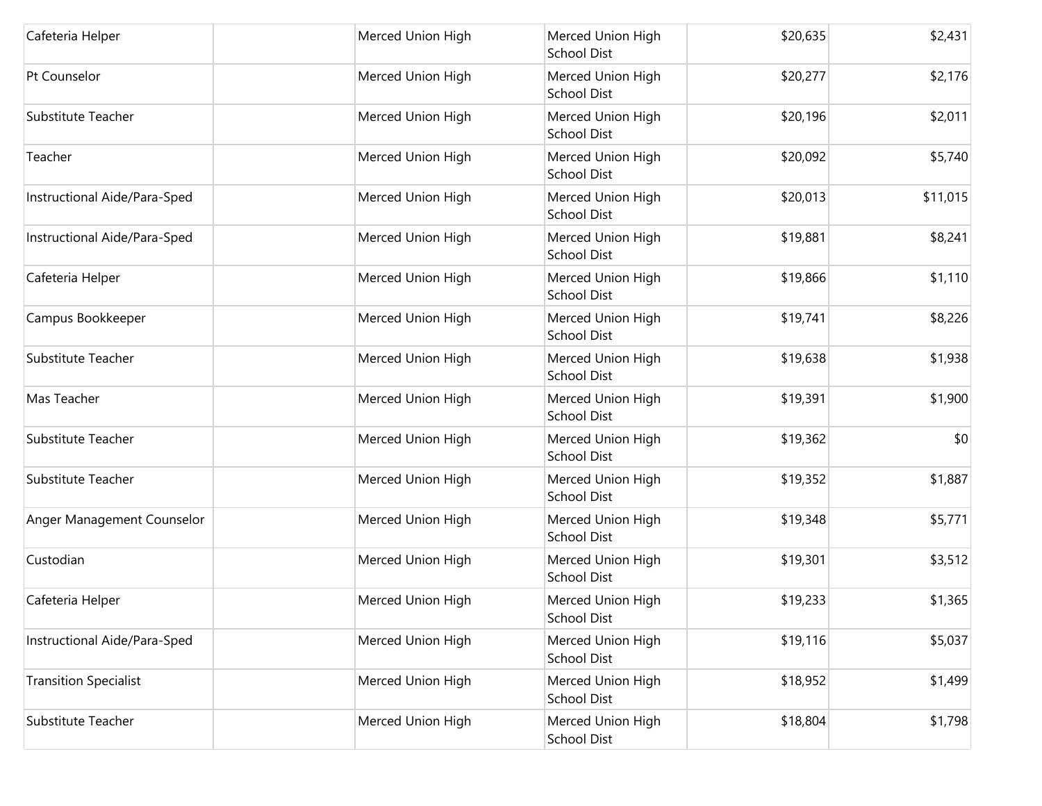| | | | | | |
|---|---|---|---|---|---|
| Cafeteria Helper | | Merced Union High | Merced Union High School Dist | $20,635 | $2,431 |
| Pt Counselor | | Merced Union High | Merced Union High School Dist | $20,277 | $2,176 |
| Substitute Teacher | | Merced Union High | Merced Union High School Dist | $20,196 | $2,011 |
| Teacher | | Merced Union High | Merced Union High School Dist | $20,092 | $5,740 |
| Instructional Aide/Para-Sped | | Merced Union High | Merced Union High School Dist | $20,013 | $11,015 |
| Instructional Aide/Para-Sped | | Merced Union High | Merced Union High School Dist | $19,881 | $8,241 |
| Cafeteria Helper | | Merced Union High | Merced Union High School Dist | $19,866 | $1,110 |
| Campus Bookkeeper | | Merced Union High | Merced Union High School Dist | $19,741 | $8,226 |
| Substitute Teacher | | Merced Union High | Merced Union High School Dist | $19,638 | $1,938 |
| Mas Teacher | | Merced Union High | Merced Union High School Dist | $19,391 | $1,900 |
| Substitute Teacher | | Merced Union High | Merced Union High School Dist | $19,362 | $0 |
| Substitute Teacher | | Merced Union High | Merced Union High School Dist | $19,352 | $1,887 |
| Anger Management Counselor | | Merced Union High | Merced Union High School Dist | $19,348 | $5,771 |
| Custodian | | Merced Union High | Merced Union High School Dist | $19,301 | $3,512 |
| Cafeteria Helper | | Merced Union High | Merced Union High School Dist | $19,233 | $1,365 |
| Instructional Aide/Para-Sped | | Merced Union High | Merced Union High School Dist | $19,116 | $5,037 |
| Transition Specialist | | Merced Union High | Merced Union High School Dist | $18,952 | $1,499 |
| Substitute Teacher | | Merced Union High | Merced Union High School Dist | $18,804 | $1,798 |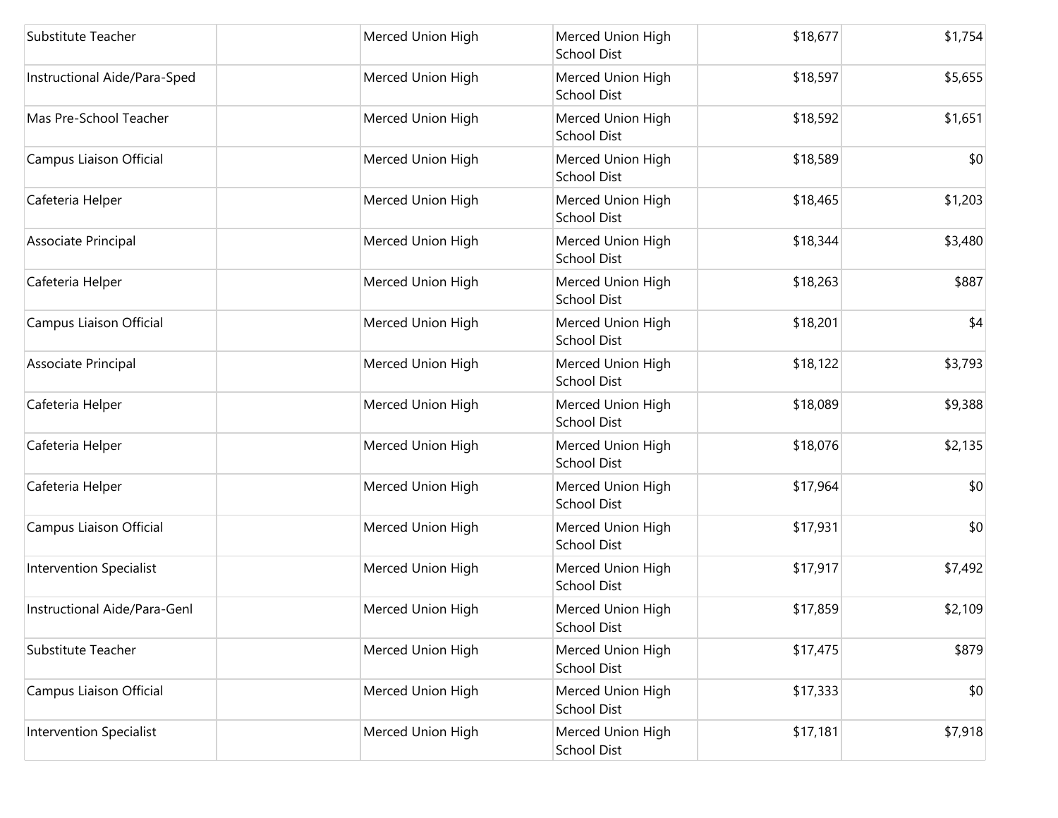| | | | | | |
|---|---|---|---|---|---|
| Substitute Teacher | | Merced Union High | Merced Union High School Dist | $18,677 | $1,754 |
| Instructional Aide/Para-Sped | | Merced Union High | Merced Union High School Dist | $18,597 | $5,655 |
| Mas Pre-School Teacher | | Merced Union High | Merced Union High School Dist | $18,592 | $1,651 |
| Campus Liaison Official | | Merced Union High | Merced Union High School Dist | $18,589 | $0 |
| Cafeteria Helper | | Merced Union High | Merced Union High School Dist | $18,465 | $1,203 |
| Associate Principal | | Merced Union High | Merced Union High School Dist | $18,344 | $3,480 |
| Cafeteria Helper | | Merced Union High | Merced Union High School Dist | $18,263 | $887 |
| Campus Liaison Official | | Merced Union High | Merced Union High School Dist | $18,201 | $4 |
| Associate Principal | | Merced Union High | Merced Union High School Dist | $18,122 | $3,793 |
| Cafeteria Helper | | Merced Union High | Merced Union High School Dist | $18,089 | $9,388 |
| Cafeteria Helper | | Merced Union High | Merced Union High School Dist | $18,076 | $2,135 |
| Cafeteria Helper | | Merced Union High | Merced Union High School Dist | $17,964 | $0 |
| Campus Liaison Official | | Merced Union High | Merced Union High School Dist | $17,931 | $0 |
| Intervention Specialist | | Merced Union High | Merced Union High School Dist | $17,917 | $7,492 |
| Instructional Aide/Para-Genl | | Merced Union High | Merced Union High School Dist | $17,859 | $2,109 |
| Substitute Teacher | | Merced Union High | Merced Union High School Dist | $17,475 | $879 |
| Campus Liaison Official | | Merced Union High | Merced Union High School Dist | $17,333 | $0 |
| Intervention Specialist | | Merced Union High | Merced Union High School Dist | $17,181 | $7,918 |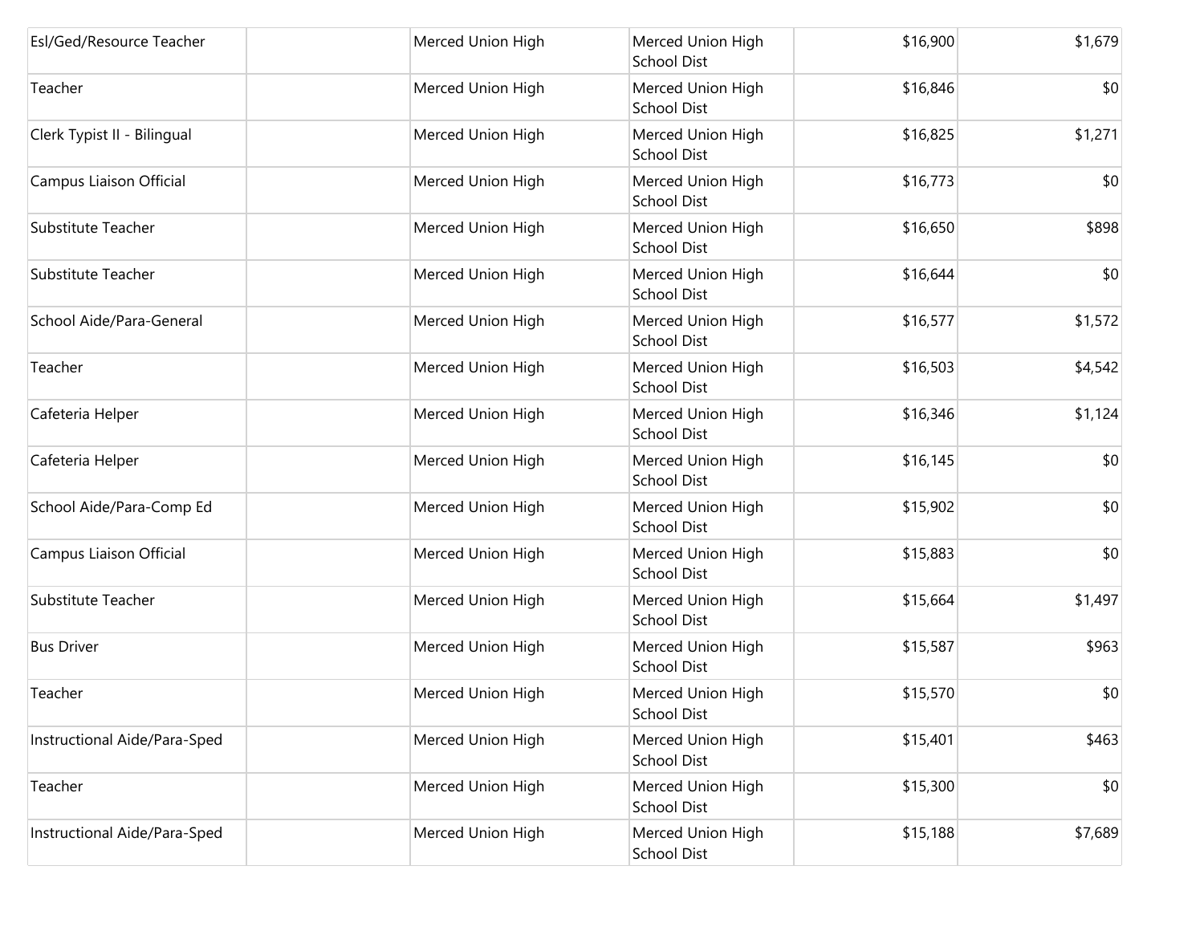| | | | | | |
|---|---|---|---|---|---|
| Esl/Ged/Resource Teacher | | Merced Union High | Merced Union High School Dist | $16,900 | $1,679 |
| Teacher | | Merced Union High | Merced Union High School Dist | $16,846 | $0 |
| Clerk Typist II - Bilingual | | Merced Union High | Merced Union High School Dist | $16,825 | $1,271 |
| Campus Liaison Official | | Merced Union High | Merced Union High School Dist | $16,773 | $0 |
| Substitute Teacher | | Merced Union High | Merced Union High School Dist | $16,650 | $898 |
| Substitute Teacher | | Merced Union High | Merced Union High School Dist | $16,644 | $0 |
| School Aide/Para-General | | Merced Union High | Merced Union High School Dist | $16,577 | $1,572 |
| Teacher | | Merced Union High | Merced Union High School Dist | $16,503 | $4,542 |
| Cafeteria Helper | | Merced Union High | Merced Union High School Dist | $16,346 | $1,124 |
| Cafeteria Helper | | Merced Union High | Merced Union High School Dist | $16,145 | $0 |
| School Aide/Para-Comp Ed | | Merced Union High | Merced Union High School Dist | $15,902 | $0 |
| Campus Liaison Official | | Merced Union High | Merced Union High School Dist | $15,883 | $0 |
| Substitute Teacher | | Merced Union High | Merced Union High School Dist | $15,664 | $1,497 |
| Bus Driver | | Merced Union High | Merced Union High School Dist | $15,587 | $963 |
| Teacher | | Merced Union High | Merced Union High School Dist | $15,570 | $0 |
| Instructional Aide/Para-Sped | | Merced Union High | Merced Union High School Dist | $15,401 | $463 |
| Teacher | | Merced Union High | Merced Union High School Dist | $15,300 | $0 |
| Instructional Aide/Para-Sped | | Merced Union High | Merced Union High School Dist | $15,188 | $7,689 |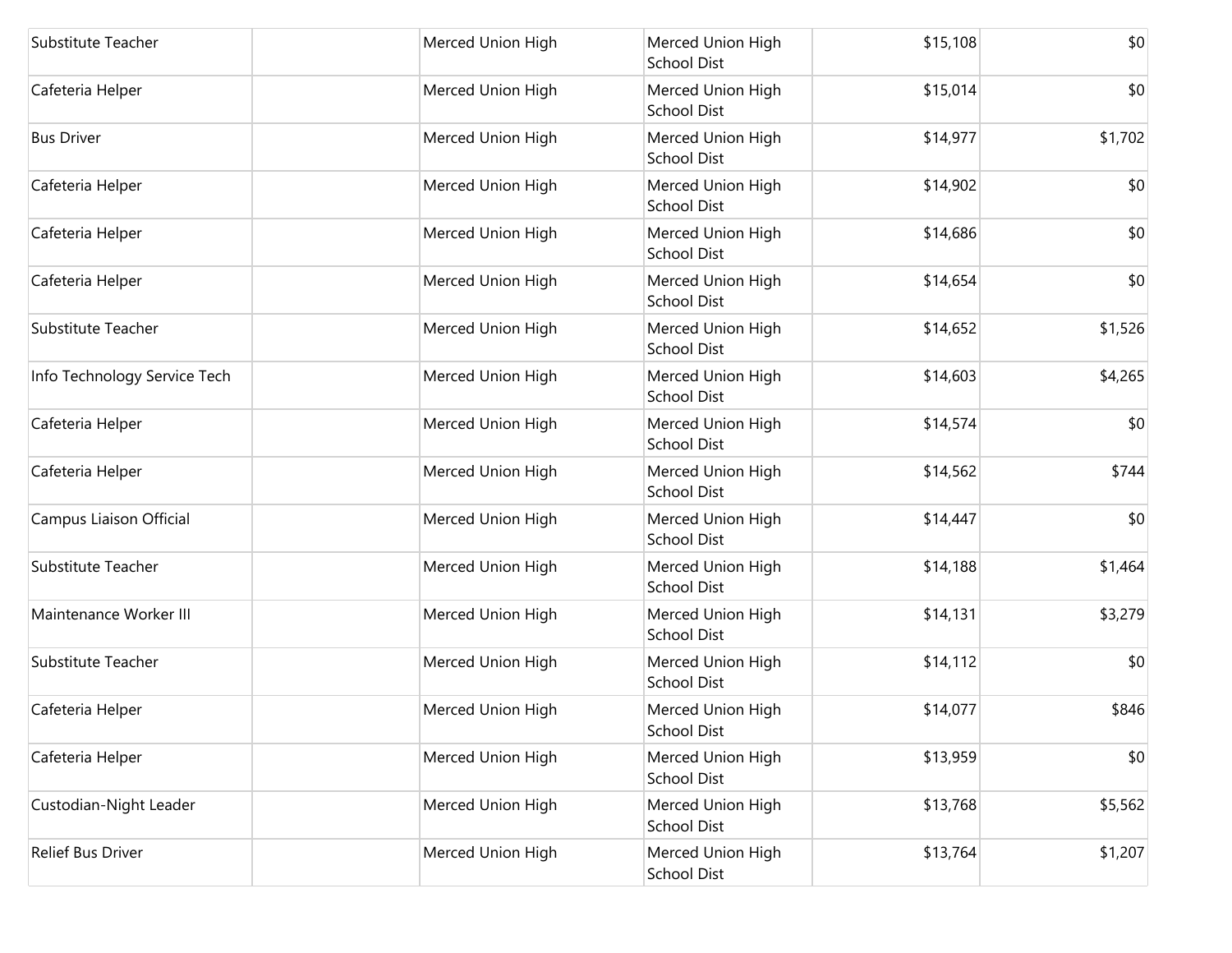| | | | | | |
|---|---|---|---|---|---|
| Substitute Teacher | | Merced Union High | Merced Union High School Dist | $15,108 | $0 |
| Cafeteria Helper | | Merced Union High | Merced Union High School Dist | $15,014 | $0 |
| Bus Driver | | Merced Union High | Merced Union High School Dist | $14,977 | $1,702 |
| Cafeteria Helper | | Merced Union High | Merced Union High School Dist | $14,902 | $0 |
| Cafeteria Helper | | Merced Union High | Merced Union High School Dist | $14,686 | $0 |
| Cafeteria Helper | | Merced Union High | Merced Union High School Dist | $14,654 | $0 |
| Substitute Teacher | | Merced Union High | Merced Union High School Dist | $14,652 | $1,526 |
| Info Technology Service Tech | | Merced Union High | Merced Union High School Dist | $14,603 | $4,265 |
| Cafeteria Helper | | Merced Union High | Merced Union High School Dist | $14,574 | $0 |
| Cafeteria Helper | | Merced Union High | Merced Union High School Dist | $14,562 | $744 |
| Campus Liaison Official | | Merced Union High | Merced Union High School Dist | $14,447 | $0 |
| Substitute Teacher | | Merced Union High | Merced Union High School Dist | $14,188 | $1,464 |
| Maintenance Worker III | | Merced Union High | Merced Union High School Dist | $14,131 | $3,279 |
| Substitute Teacher | | Merced Union High | Merced Union High School Dist | $14,112 | $0 |
| Cafeteria Helper | | Merced Union High | Merced Union High School Dist | $14,077 | $846 |
| Cafeteria Helper | | Merced Union High | Merced Union High School Dist | $13,959 | $0 |
| Custodian-Night Leader | | Merced Union High | Merced Union High School Dist | $13,768 | $5,562 |
| Relief Bus Driver | | Merced Union High | Merced Union High School Dist | $13,764 | $1,207 |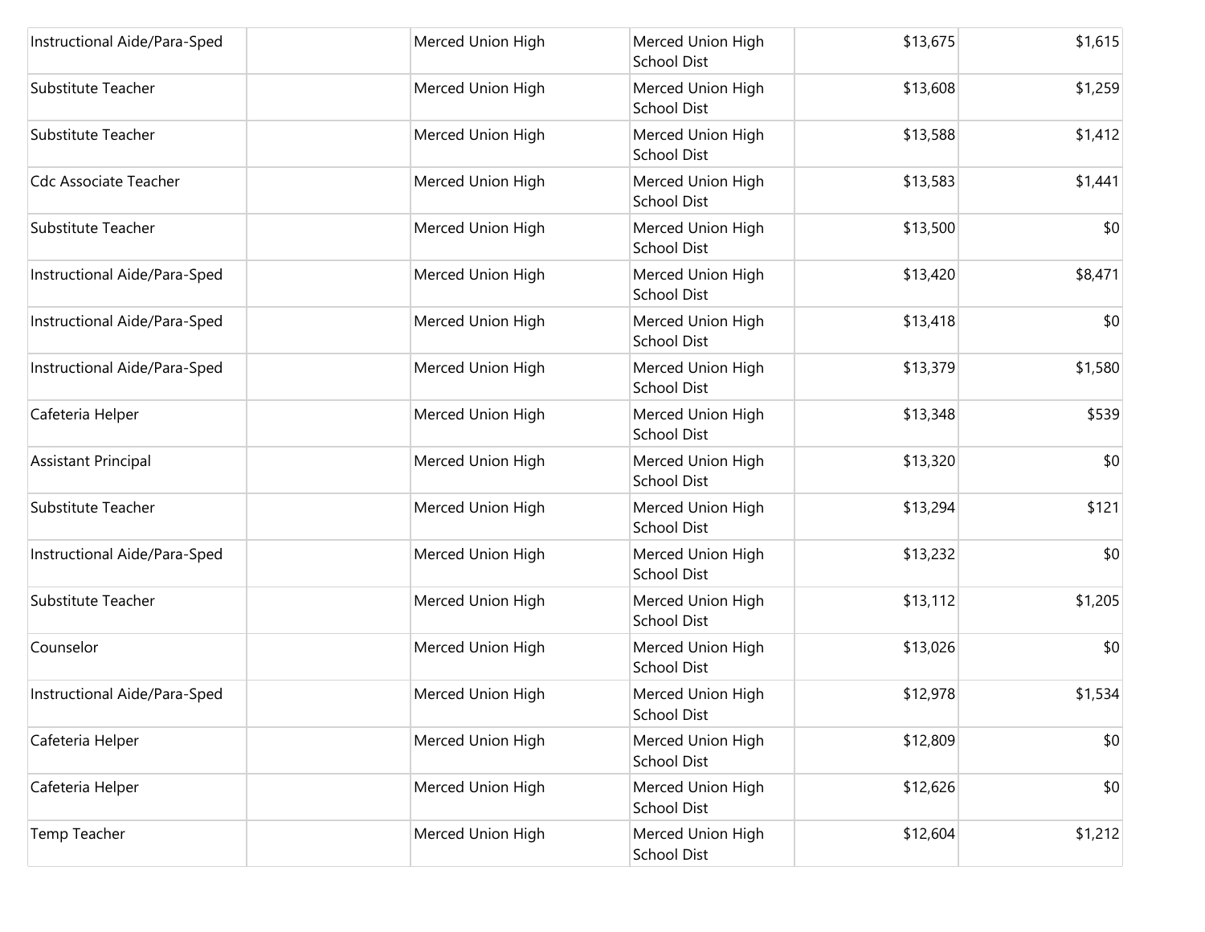| | | | | | |
|---|---|---|---|---|---|
| Instructional Aide/Para-Sped | | Merced Union High | Merced Union High School Dist | $13,675 | $1,615 |
| Substitute Teacher | | Merced Union High | Merced Union High School Dist | $13,608 | $1,259 |
| Substitute Teacher | | Merced Union High | Merced Union High School Dist | $13,588 | $1,412 |
| Cdc Associate Teacher | | Merced Union High | Merced Union High School Dist | $13,583 | $1,441 |
| Substitute Teacher | | Merced Union High | Merced Union High School Dist | $13,500 | $0 |
| Instructional Aide/Para-Sped | | Merced Union High | Merced Union High School Dist | $13,420 | $8,471 |
| Instructional Aide/Para-Sped | | Merced Union High | Merced Union High School Dist | $13,418 | $0 |
| Instructional Aide/Para-Sped | | Merced Union High | Merced Union High School Dist | $13,379 | $1,580 |
| Cafeteria Helper | | Merced Union High | Merced Union High School Dist | $13,348 | $539 |
| Assistant Principal | | Merced Union High | Merced Union High School Dist | $13,320 | $0 |
| Substitute Teacher | | Merced Union High | Merced Union High School Dist | $13,294 | $121 |
| Instructional Aide/Para-Sped | | Merced Union High | Merced Union High School Dist | $13,232 | $0 |
| Substitute Teacher | | Merced Union High | Merced Union High School Dist | $13,112 | $1,205 |
| Counselor | | Merced Union High | Merced Union High School Dist | $13,026 | $0 |
| Instructional Aide/Para-Sped | | Merced Union High | Merced Union High School Dist | $12,978 | $1,534 |
| Cafeteria Helper | | Merced Union High | Merced Union High School Dist | $12,809 | $0 |
| Cafeteria Helper | | Merced Union High | Merced Union High School Dist | $12,626 | $0 |
| Temp Teacher | | Merced Union High | Merced Union High School Dist | $12,604 | $1,212 |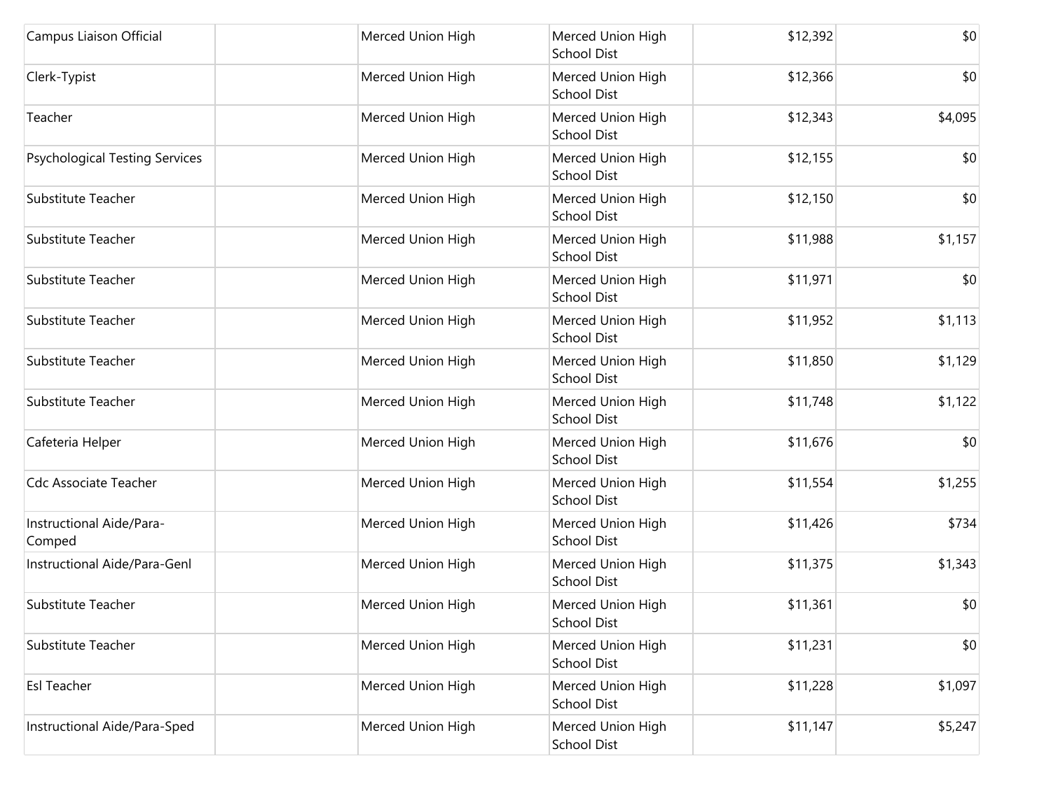| | | | | | |
|---|---|---|---|---|---|
| Campus Liaison Official | | Merced Union High | Merced Union High School Dist | $12,392 | $0 |
| Clerk-Typist | | Merced Union High | Merced Union High School Dist | $12,366 | $0 |
| Teacher | | Merced Union High | Merced Union High School Dist | $12,343 | $4,095 |
| Psychological Testing Services | | Merced Union High | Merced Union High School Dist | $12,155 | $0 |
| Substitute Teacher | | Merced Union High | Merced Union High School Dist | $12,150 | $0 |
| Substitute Teacher | | Merced Union High | Merced Union High School Dist | $11,988 | $1,157 |
| Substitute Teacher | | Merced Union High | Merced Union High School Dist | $11,971 | $0 |
| Substitute Teacher | | Merced Union High | Merced Union High School Dist | $11,952 | $1,113 |
| Substitute Teacher | | Merced Union High | Merced Union High School Dist | $11,850 | $1,129 |
| Substitute Teacher | | Merced Union High | Merced Union High School Dist | $11,748 | $1,122 |
| Cafeteria Helper | | Merced Union High | Merced Union High School Dist | $11,676 | $0 |
| Cdc Associate Teacher | | Merced Union High | Merced Union High School Dist | $11,554 | $1,255 |
| Instructional Aide/Para-Comped | | Merced Union High | Merced Union High School Dist | $11,426 | $734 |
| Instructional Aide/Para-Genl | | Merced Union High | Merced Union High School Dist | $11,375 | $1,343 |
| Substitute Teacher | | Merced Union High | Merced Union High School Dist | $11,361 | $0 |
| Substitute Teacher | | Merced Union High | Merced Union High School Dist | $11,231 | $0 |
| Esl Teacher | | Merced Union High | Merced Union High School Dist | $11,228 | $1,097 |
| Instructional Aide/Para-Sped | | Merced Union High | Merced Union High School Dist | $11,147 | $5,247 |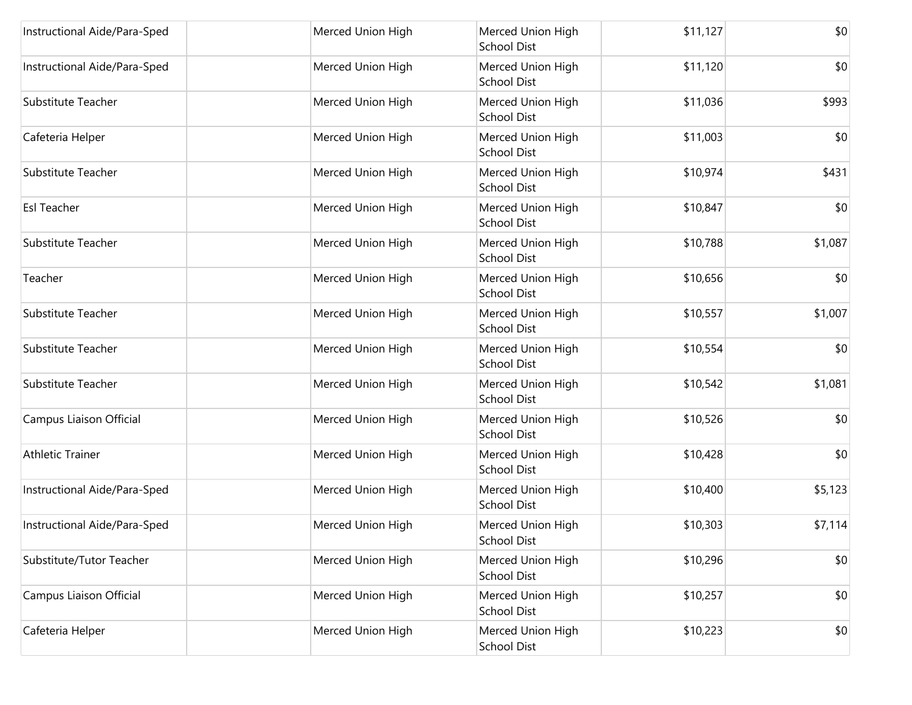| | | | | | |
|---|---|---|---|---|---|
| Instructional Aide/Para-Sped | | Merced Union High | Merced Union High School Dist | $11,127 | $0 |
| Instructional Aide/Para-Sped | | Merced Union High | Merced Union High School Dist | $11,120 | $0 |
| Substitute Teacher | | Merced Union High | Merced Union High School Dist | $11,036 | $993 |
| Cafeteria Helper | | Merced Union High | Merced Union High School Dist | $11,003 | $0 |
| Substitute Teacher | | Merced Union High | Merced Union High School Dist | $10,974 | $431 |
| Esl Teacher | | Merced Union High | Merced Union High School Dist | $10,847 | $0 |
| Substitute Teacher | | Merced Union High | Merced Union High School Dist | $10,788 | $1,087 |
| Teacher | | Merced Union High | Merced Union High School Dist | $10,656 | $0 |
| Substitute Teacher | | Merced Union High | Merced Union High School Dist | $10,557 | $1,007 |
| Substitute Teacher | | Merced Union High | Merced Union High School Dist | $10,554 | $0 |
| Substitute Teacher | | Merced Union High | Merced Union High School Dist | $10,542 | $1,081 |
| Campus Liaison Official | | Merced Union High | Merced Union High School Dist | $10,526 | $0 |
| Athletic Trainer | | Merced Union High | Merced Union High School Dist | $10,428 | $0 |
| Instructional Aide/Para-Sped | | Merced Union High | Merced Union High School Dist | $10,400 | $5,123 |
| Instructional Aide/Para-Sped | | Merced Union High | Merced Union High School Dist | $10,303 | $7,114 |
| Substitute/Tutor Teacher | | Merced Union High | Merced Union High School Dist | $10,296 | $0 |
| Campus Liaison Official | | Merced Union High | Merced Union High School Dist | $10,257 | $0 |
| Cafeteria Helper | | Merced Union High | Merced Union High School Dist | $10,223 | $0 |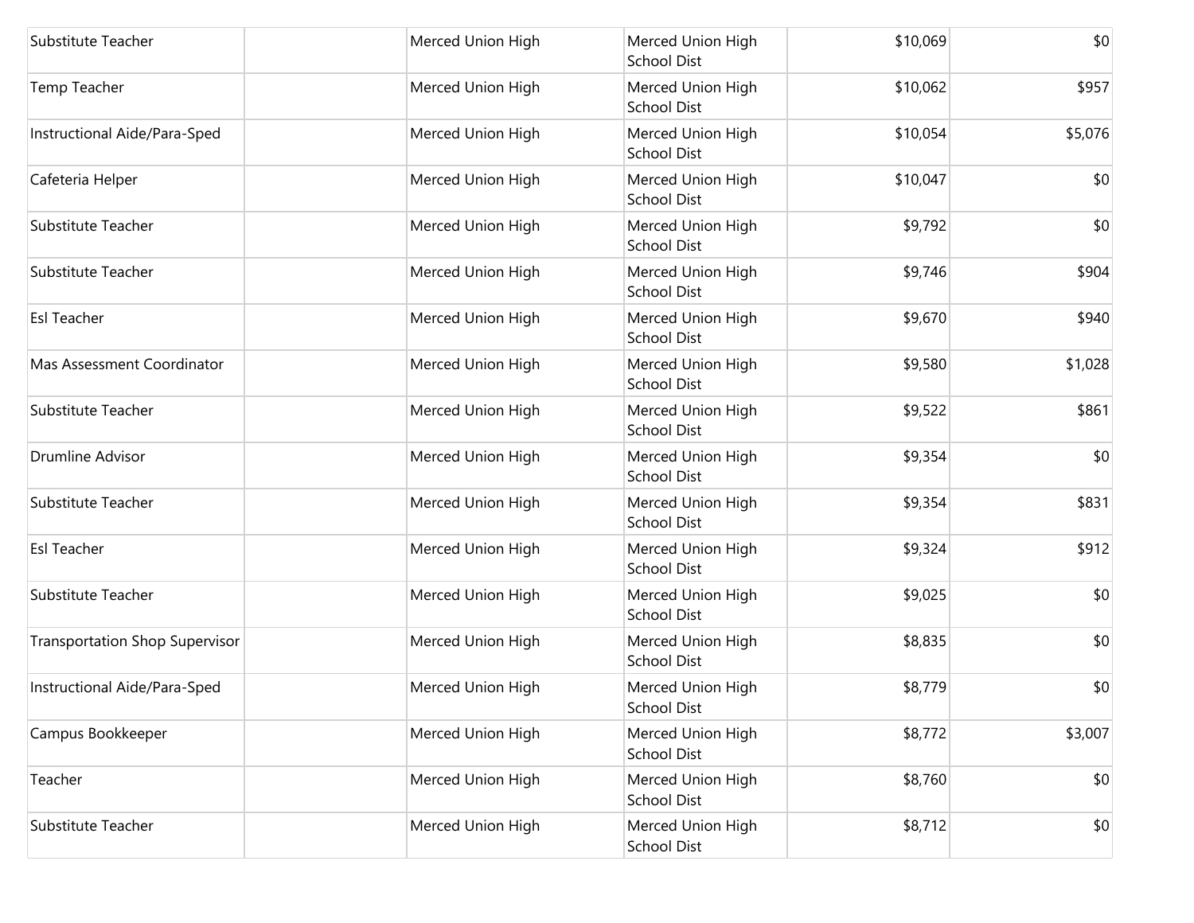| | | | | | |
|---|---|---|---|---|---|
| Substitute Teacher | | Merced Union High | Merced Union High School Dist | $10,069 | $0 |
| Temp Teacher | | Merced Union High | Merced Union High School Dist | $10,062 | $957 |
| Instructional Aide/Para-Sped | | Merced Union High | Merced Union High School Dist | $10,054 | $5,076 |
| Cafeteria Helper | | Merced Union High | Merced Union High School Dist | $10,047 | $0 |
| Substitute Teacher | | Merced Union High | Merced Union High School Dist | $9,792 | $0 |
| Substitute Teacher | | Merced Union High | Merced Union High School Dist | $9,746 | $904 |
| Esl Teacher | | Merced Union High | Merced Union High School Dist | $9,670 | $940 |
| Mas Assessment Coordinator | | Merced Union High | Merced Union High School Dist | $9,580 | $1,028 |
| Substitute Teacher | | Merced Union High | Merced Union High School Dist | $9,522 | $861 |
| Drumline Advisor | | Merced Union High | Merced Union High School Dist | $9,354 | $0 |
| Substitute Teacher | | Merced Union High | Merced Union High School Dist | $9,354 | $831 |
| Esl Teacher | | Merced Union High | Merced Union High School Dist | $9,324 | $912 |
| Substitute Teacher | | Merced Union High | Merced Union High School Dist | $9,025 | $0 |
| Transportation Shop Supervisor | | Merced Union High | Merced Union High School Dist | $8,835 | $0 |
| Instructional Aide/Para-Sped | | Merced Union High | Merced Union High School Dist | $8,779 | $0 |
| Campus Bookkeeper | | Merced Union High | Merced Union High School Dist | $8,772 | $3,007 |
| Teacher | | Merced Union High | Merced Union High School Dist | $8,760 | $0 |
| Substitute Teacher | | Merced Union High | Merced Union High School Dist | $8,712 | $0 |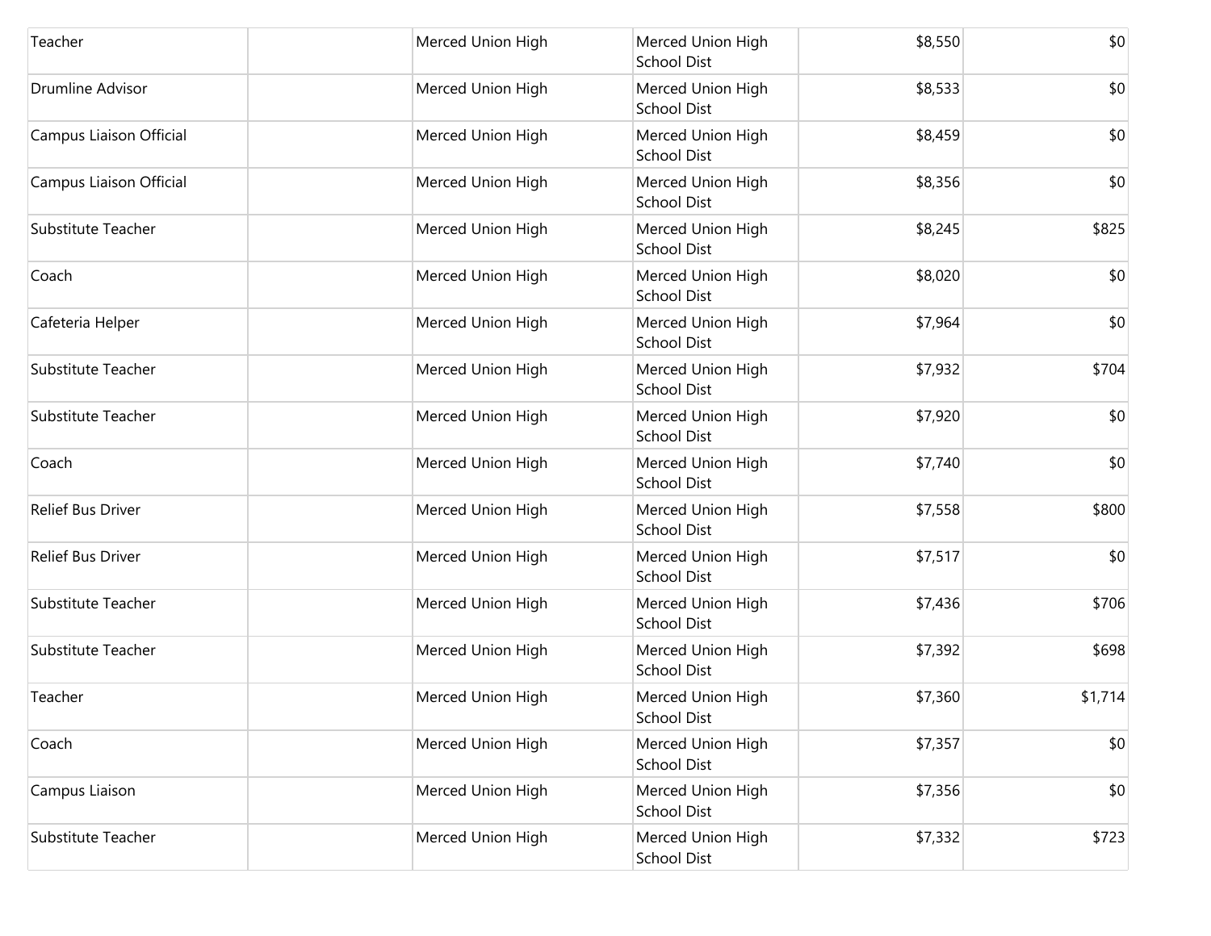| | | | | | |
|---|---|---|---|---|---|
| Teacher | | Merced Union High | Merced Union High School Dist | $8,550 | $0 |
| Drumline Advisor | | Merced Union High | Merced Union High School Dist | $8,533 | $0 |
| Campus Liaison Official | | Merced Union High | Merced Union High School Dist | $8,459 | $0 |
| Campus Liaison Official | | Merced Union High | Merced Union High School Dist | $8,356 | $0 |
| Substitute Teacher | | Merced Union High | Merced Union High School Dist | $8,245 | $825 |
| Coach | | Merced Union High | Merced Union High School Dist | $8,020 | $0 |
| Cafeteria Helper | | Merced Union High | Merced Union High School Dist | $7,964 | $0 |
| Substitute Teacher | | Merced Union High | Merced Union High School Dist | $7,932 | $704 |
| Substitute Teacher | | Merced Union High | Merced Union High School Dist | $7,920 | $0 |
| Coach | | Merced Union High | Merced Union High School Dist | $7,740 | $0 |
| Relief Bus Driver | | Merced Union High | Merced Union High School Dist | $7,558 | $800 |
| Relief Bus Driver | | Merced Union High | Merced Union High School Dist | $7,517 | $0 |
| Substitute Teacher | | Merced Union High | Merced Union High School Dist | $7,436 | $706 |
| Substitute Teacher | | Merced Union High | Merced Union High School Dist | $7,392 | $698 |
| Teacher | | Merced Union High | Merced Union High School Dist | $7,360 | $1,714 |
| Coach | | Merced Union High | Merced Union High School Dist | $7,357 | $0 |
| Campus Liaison | | Merced Union High | Merced Union High School Dist | $7,356 | $0 |
| Substitute Teacher | | Merced Union High | Merced Union High School Dist | $7,332 | $723 |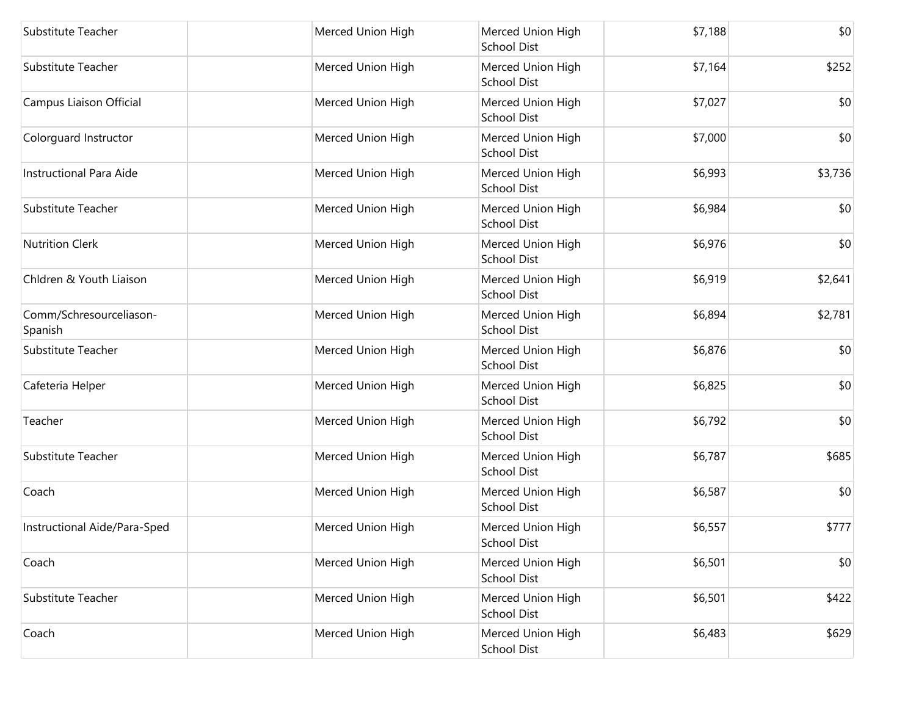| | | | | | |
|---|---|---|---|---|---|
| Substitute Teacher | | Merced Union High | Merced Union High School Dist | $7,188 | $0 |
| Substitute Teacher | | Merced Union High | Merced Union High School Dist | $7,164 | $252 |
| Campus Liaison Official | | Merced Union High | Merced Union High School Dist | $7,027 | $0 |
| Colorguard Instructor | | Merced Union High | Merced Union High School Dist | $7,000 | $0 |
| Instructional Para Aide | | Merced Union High | Merced Union High School Dist | $6,993 | $3,736 |
| Substitute Teacher | | Merced Union High | Merced Union High School Dist | $6,984 | $0 |
| Nutrition Clerk | | Merced Union High | Merced Union High School Dist | $6,976 | $0 |
| Chldren & Youth Liaison | | Merced Union High | Merced Union High School Dist | $6,919 | $2,641 |
| Comm/Schresourceliason-Spanish | | Merced Union High | Merced Union High School Dist | $6,894 | $2,781 |
| Substitute Teacher | | Merced Union High | Merced Union High School Dist | $6,876 | $0 |
| Cafeteria Helper | | Merced Union High | Merced Union High School Dist | $6,825 | $0 |
| Teacher | | Merced Union High | Merced Union High School Dist | $6,792 | $0 |
| Substitute Teacher | | Merced Union High | Merced Union High School Dist | $6,787 | $685 |
| Coach | | Merced Union High | Merced Union High School Dist | $6,587 | $0 |
| Instructional Aide/Para-Sped | | Merced Union High | Merced Union High School Dist | $6,557 | $777 |
| Coach | | Merced Union High | Merced Union High School Dist | $6,501 | $0 |
| Substitute Teacher | | Merced Union High | Merced Union High School Dist | $6,501 | $422 |
| Coach | | Merced Union High | Merced Union High School Dist | $6,483 | $629 |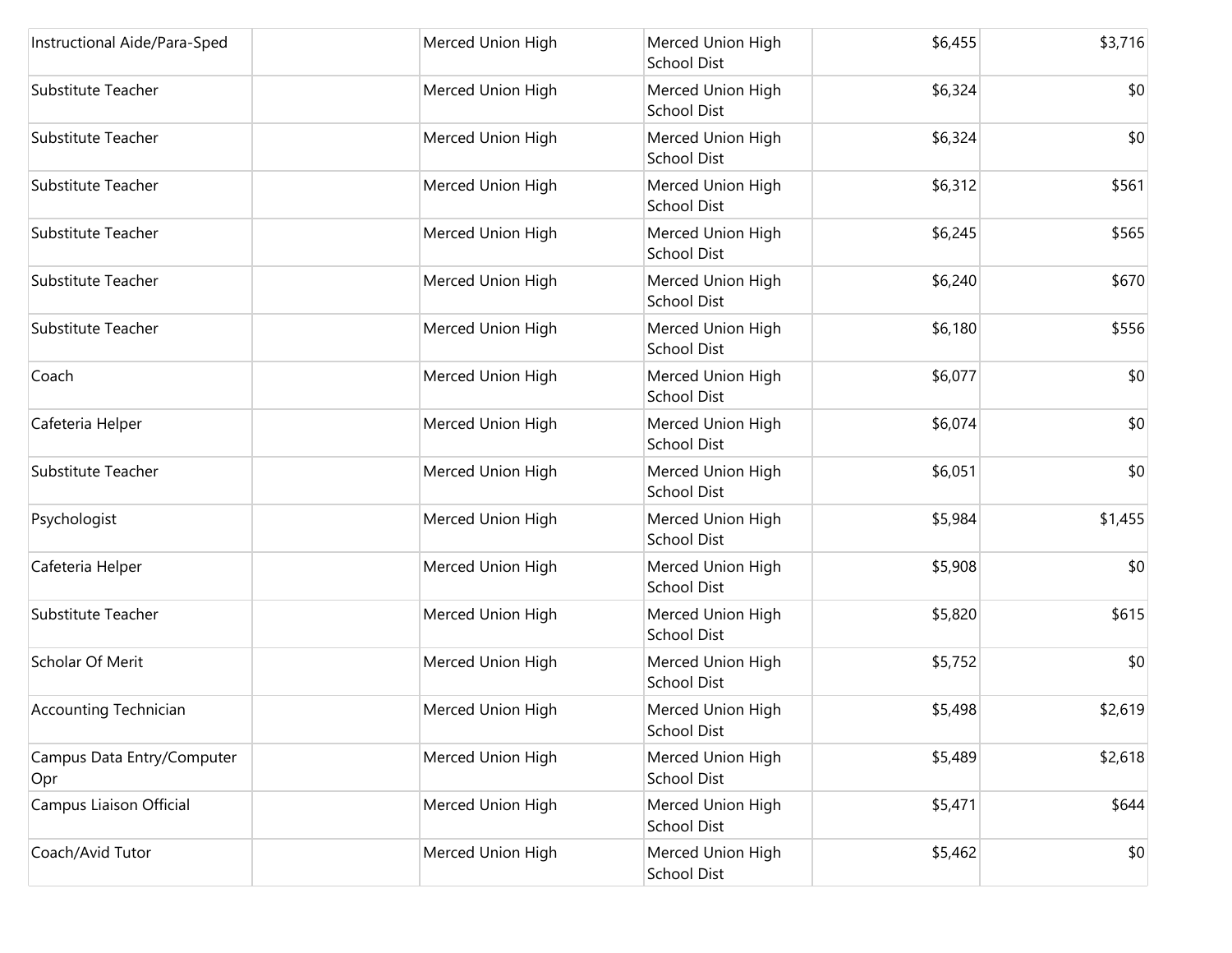| | | | | | |
|---|---|---|---|---|---|
| Instructional Aide/Para-Sped | | Merced Union High | Merced Union High School Dist | $6,455 | $3,716 |
| Substitute Teacher | | Merced Union High | Merced Union High School Dist | $6,324 | $0 |
| Substitute Teacher | | Merced Union High | Merced Union High School Dist | $6,324 | $0 |
| Substitute Teacher | | Merced Union High | Merced Union High School Dist | $6,312 | $561 |
| Substitute Teacher | | Merced Union High | Merced Union High School Dist | $6,245 | $565 |
| Substitute Teacher | | Merced Union High | Merced Union High School Dist | $6,240 | $670 |
| Substitute Teacher | | Merced Union High | Merced Union High School Dist | $6,180 | $556 |
| Coach | | Merced Union High | Merced Union High School Dist | $6,077 | $0 |
| Cafeteria Helper | | Merced Union High | Merced Union High School Dist | $6,074 | $0 |
| Substitute Teacher | | Merced Union High | Merced Union High School Dist | $6,051 | $0 |
| Psychologist | | Merced Union High | Merced Union High School Dist | $5,984 | $1,455 |
| Cafeteria Helper | | Merced Union High | Merced Union High School Dist | $5,908 | $0 |
| Substitute Teacher | | Merced Union High | Merced Union High School Dist | $5,820 | $615 |
| Scholar Of Merit | | Merced Union High | Merced Union High School Dist | $5,752 | $0 |
| Accounting Technician | | Merced Union High | Merced Union High School Dist | $5,498 | $2,619 |
| Campus Data Entry/Computer Opr | | Merced Union High | Merced Union High School Dist | $5,489 | $2,618 |
| Campus Liaison Official | | Merced Union High | Merced Union High School Dist | $5,471 | $644 |
| Coach/Avid Tutor | | Merced Union High | Merced Union High School Dist | $5,462 | $0 |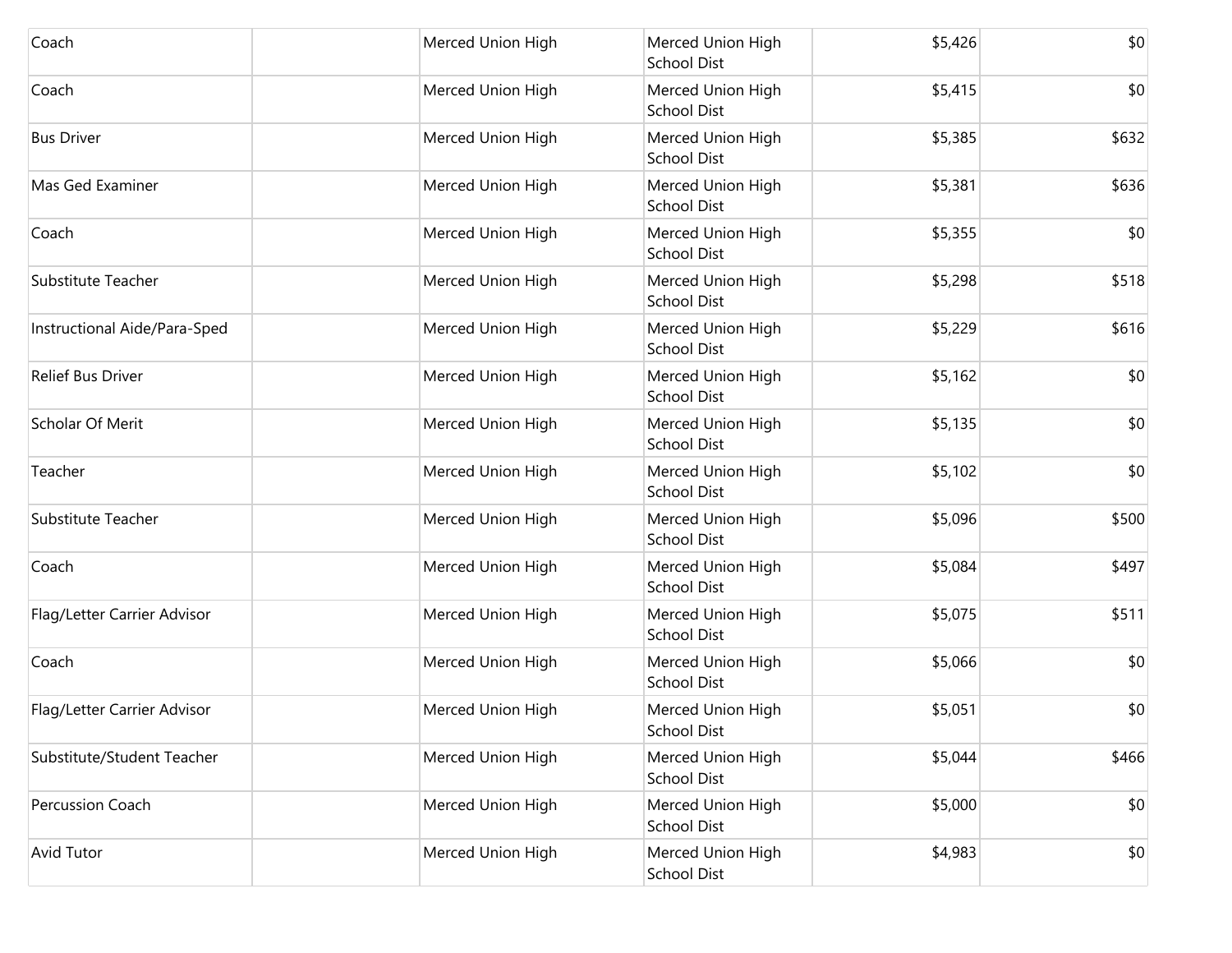| | | | | | |
|---|---|---|---|---|---|
| Coach | | Merced Union High | Merced Union High School Dist | $5,426 | $0 |
| Coach | | Merced Union High | Merced Union High School Dist | $5,415 | $0 |
| Bus Driver | | Merced Union High | Merced Union High School Dist | $5,385 | $632 |
| Mas Ged Examiner | | Merced Union High | Merced Union High School Dist | $5,381 | $636 |
| Coach | | Merced Union High | Merced Union High School Dist | $5,355 | $0 |
| Substitute Teacher | | Merced Union High | Merced Union High School Dist | $5,298 | $518 |
| Instructional Aide/Para-Sped | | Merced Union High | Merced Union High School Dist | $5,229 | $616 |
| Relief Bus Driver | | Merced Union High | Merced Union High School Dist | $5,162 | $0 |
| Scholar Of Merit | | Merced Union High | Merced Union High School Dist | $5,135 | $0 |
| Teacher | | Merced Union High | Merced Union High School Dist | $5,102 | $0 |
| Substitute Teacher | | Merced Union High | Merced Union High School Dist | $5,096 | $500 |
| Coach | | Merced Union High | Merced Union High School Dist | $5,084 | $497 |
| Flag/Letter Carrier Advisor | | Merced Union High | Merced Union High School Dist | $5,075 | $511 |
| Coach | | Merced Union High | Merced Union High School Dist | $5,066 | $0 |
| Flag/Letter Carrier Advisor | | Merced Union High | Merced Union High School Dist | $5,051 | $0 |
| Substitute/Student Teacher | | Merced Union High | Merced Union High School Dist | $5,044 | $466 |
| Percussion Coach | | Merced Union High | Merced Union High School Dist | $5,000 | $0 |
| Avid Tutor | | Merced Union High | Merced Union High School Dist | $4,983 | $0 |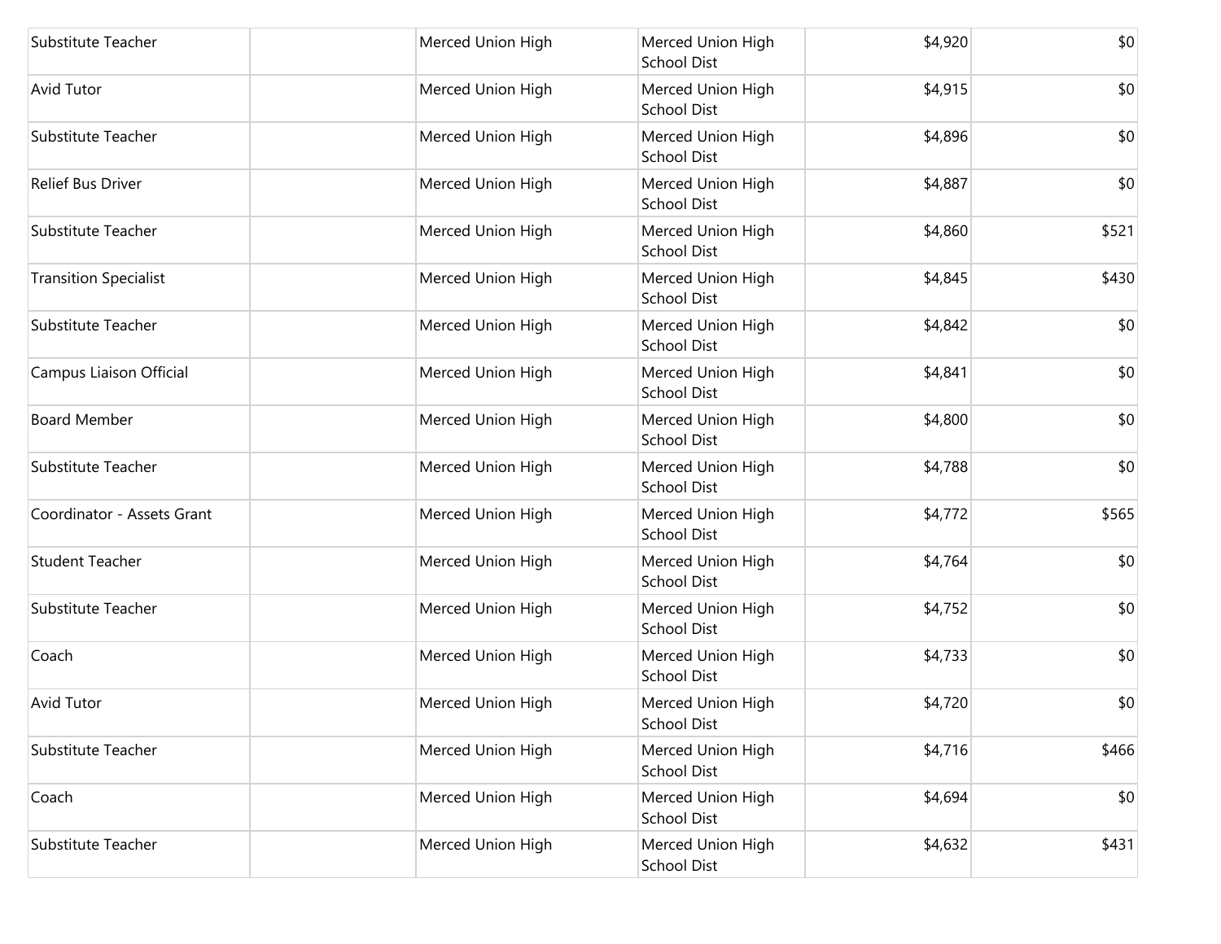| | | | | | |
|---|---|---|---|---|---|
| Substitute Teacher | | Merced Union High | Merced Union High School Dist | $4,920 | $0 |
| Avid Tutor | | Merced Union High | Merced Union High School Dist | $4,915 | $0 |
| Substitute Teacher | | Merced Union High | Merced Union High School Dist | $4,896 | $0 |
| Relief Bus Driver | | Merced Union High | Merced Union High School Dist | $4,887 | $0 |
| Substitute Teacher | | Merced Union High | Merced Union High School Dist | $4,860 | $521 |
| Transition Specialist | | Merced Union High | Merced Union High School Dist | $4,845 | $430 |
| Substitute Teacher | | Merced Union High | Merced Union High School Dist | $4,842 | $0 |
| Campus Liaison Official | | Merced Union High | Merced Union High School Dist | $4,841 | $0 |
| Board Member | | Merced Union High | Merced Union High School Dist | $4,800 | $0 |
| Substitute Teacher | | Merced Union High | Merced Union High School Dist | $4,788 | $0 |
| Coordinator - Assets Grant | | Merced Union High | Merced Union High School Dist | $4,772 | $565 |
| Student Teacher | | Merced Union High | Merced Union High School Dist | $4,764 | $0 |
| Substitute Teacher | | Merced Union High | Merced Union High School Dist | $4,752 | $0 |
| Coach | | Merced Union High | Merced Union High School Dist | $4,733 | $0 |
| Avid Tutor | | Merced Union High | Merced Union High School Dist | $4,720 | $0 |
| Substitute Teacher | | Merced Union High | Merced Union High School Dist | $4,716 | $466 |
| Coach | | Merced Union High | Merced Union High School Dist | $4,694 | $0 |
| Substitute Teacher | | Merced Union High | Merced Union High School Dist | $4,632 | $431 |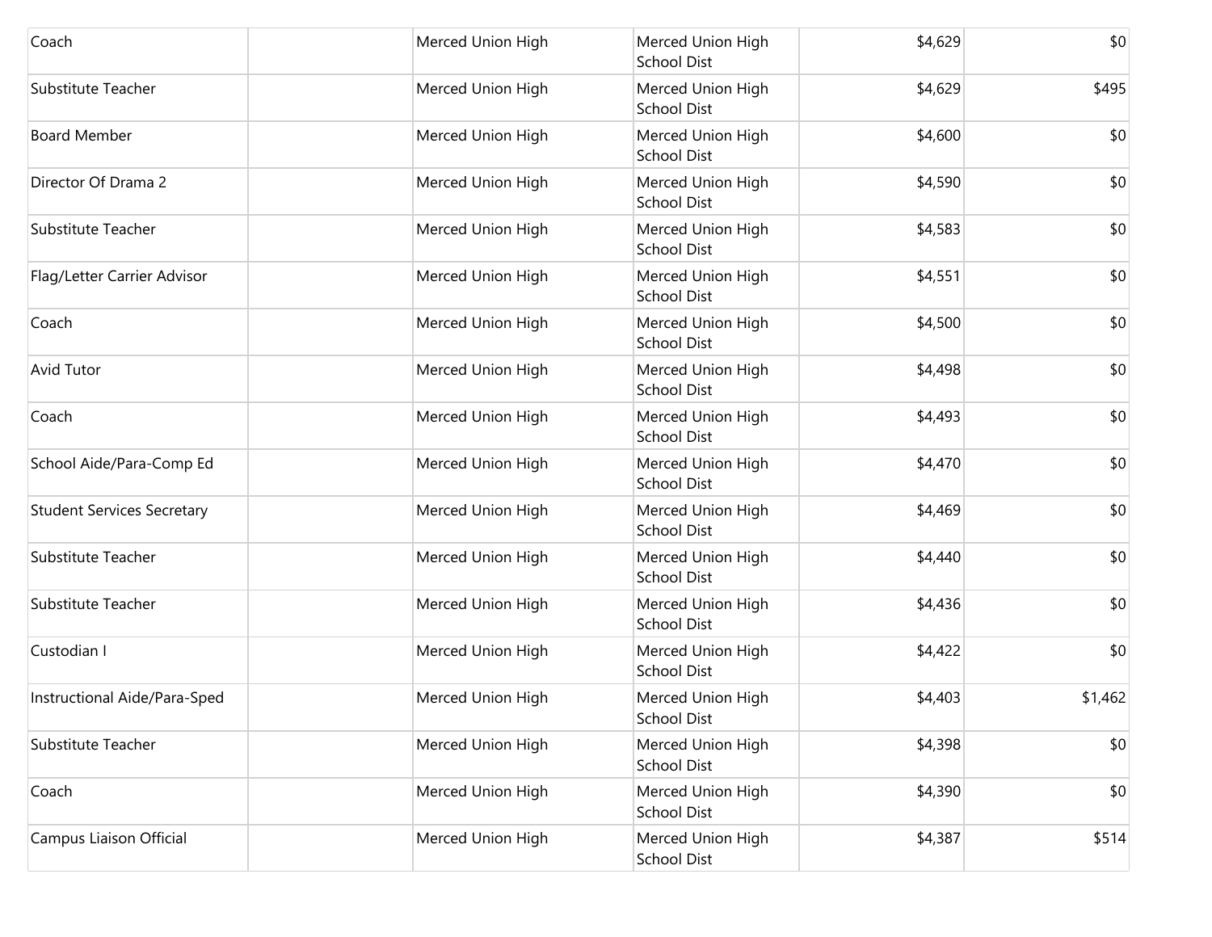| | | | | | |
|---|---|---|---|---|---|
| Coach | | Merced Union High | Merced Union High School Dist | $4,629 | $0 |
| Substitute Teacher | | Merced Union High | Merced Union High School Dist | $4,629 | $495 |
| Board Member | | Merced Union High | Merced Union High School Dist | $4,600 | $0 |
| Director Of Drama 2 | | Merced Union High | Merced Union High School Dist | $4,590 | $0 |
| Substitute Teacher | | Merced Union High | Merced Union High School Dist | $4,583 | $0 |
| Flag/Letter Carrier Advisor | | Merced Union High | Merced Union High School Dist | $4,551 | $0 |
| Coach | | Merced Union High | Merced Union High School Dist | $4,500 | $0 |
| Avid Tutor | | Merced Union High | Merced Union High School Dist | $4,498 | $0 |
| Coach | | Merced Union High | Merced Union High School Dist | $4,493 | $0 |
| School Aide/Para-Comp Ed | | Merced Union High | Merced Union High School Dist | $4,470 | $0 |
| Student Services Secretary | | Merced Union High | Merced Union High School Dist | $4,469 | $0 |
| Substitute Teacher | | Merced Union High | Merced Union High School Dist | $4,440 | $0 |
| Substitute Teacher | | Merced Union High | Merced Union High School Dist | $4,436 | $0 |
| Custodian I | | Merced Union High | Merced Union High School Dist | $4,422 | $0 |
| Instructional Aide/Para-Sped | | Merced Union High | Merced Union High School Dist | $4,403 | $1,462 |
| Substitute Teacher | | Merced Union High | Merced Union High School Dist | $4,398 | $0 |
| Coach | | Merced Union High | Merced Union High School Dist | $4,390 | $0 |
| Campus Liaison Official | | Merced Union High | Merced Union High School Dist | $4,387 | $514 |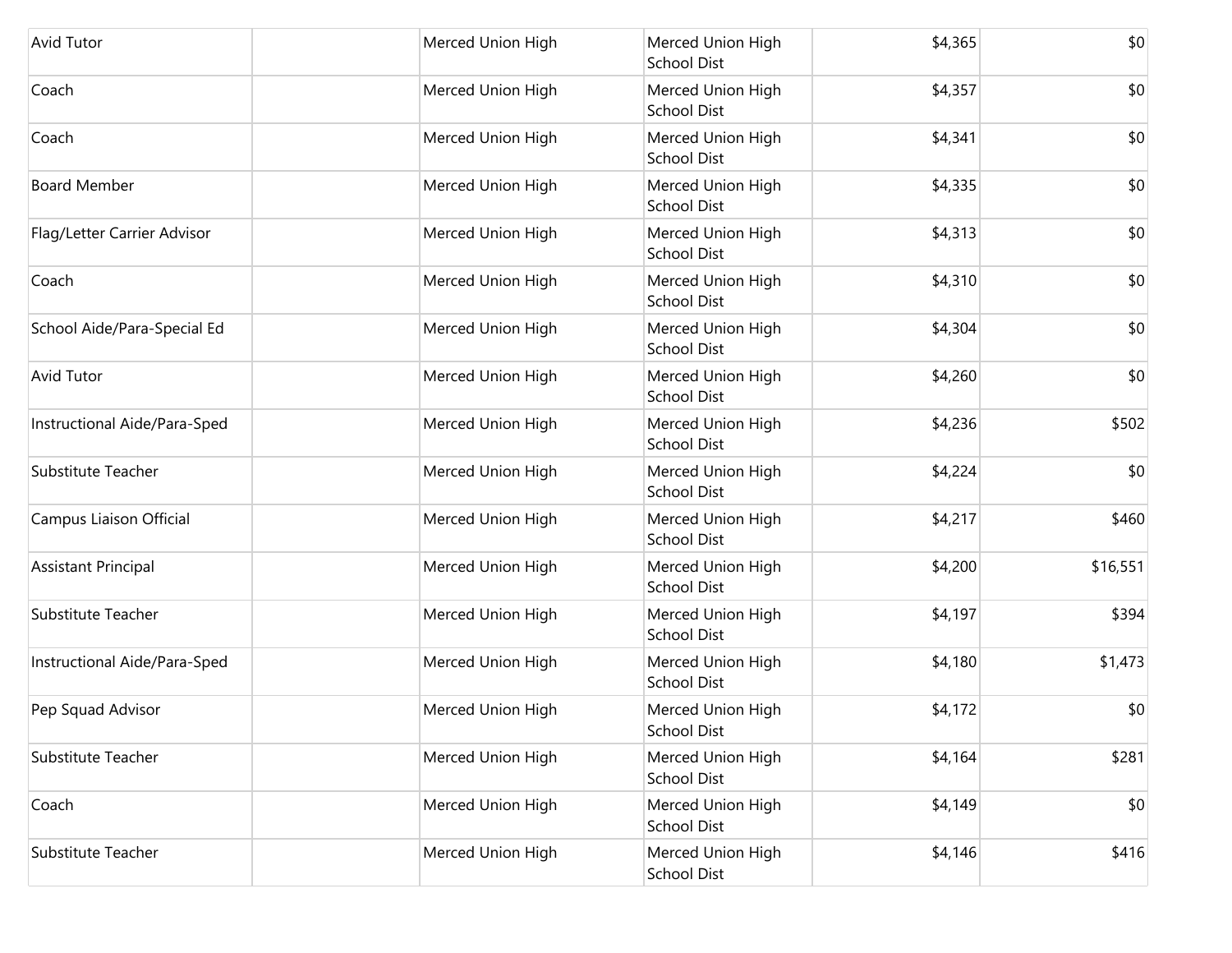| | | | | | |
|---|---|---|---|---|---|
| Avid Tutor | | Merced Union High | Merced Union High School Dist | $4,365 | $0 |
| Coach | | Merced Union High | Merced Union High School Dist | $4,357 | $0 |
| Coach | | Merced Union High | Merced Union High School Dist | $4,341 | $0 |
| Board Member | | Merced Union High | Merced Union High School Dist | $4,335 | $0 |
| Flag/Letter Carrier Advisor | | Merced Union High | Merced Union High School Dist | $4,313 | $0 |
| Coach | | Merced Union High | Merced Union High School Dist | $4,310 | $0 |
| School Aide/Para-Special Ed | | Merced Union High | Merced Union High School Dist | $4,304 | $0 |
| Avid Tutor | | Merced Union High | Merced Union High School Dist | $4,260 | $0 |
| Instructional Aide/Para-Sped | | Merced Union High | Merced Union High School Dist | $4,236 | $502 |
| Substitute Teacher | | Merced Union High | Merced Union High School Dist | $4,224 | $0 |
| Campus Liaison Official | | Merced Union High | Merced Union High School Dist | $4,217 | $460 |
| Assistant Principal | | Merced Union High | Merced Union High School Dist | $4,200 | $16,551 |
| Substitute Teacher | | Merced Union High | Merced Union High School Dist | $4,197 | $394 |
| Instructional Aide/Para-Sped | | Merced Union High | Merced Union High School Dist | $4,180 | $1,473 |
| Pep Squad Advisor | | Merced Union High | Merced Union High School Dist | $4,172 | $0 |
| Substitute Teacher | | Merced Union High | Merced Union High School Dist | $4,164 | $281 |
| Coach | | Merced Union High | Merced Union High School Dist | $4,149 | $0 |
| Substitute Teacher | | Merced Union High | Merced Union High School Dist | $4,146 | $416 |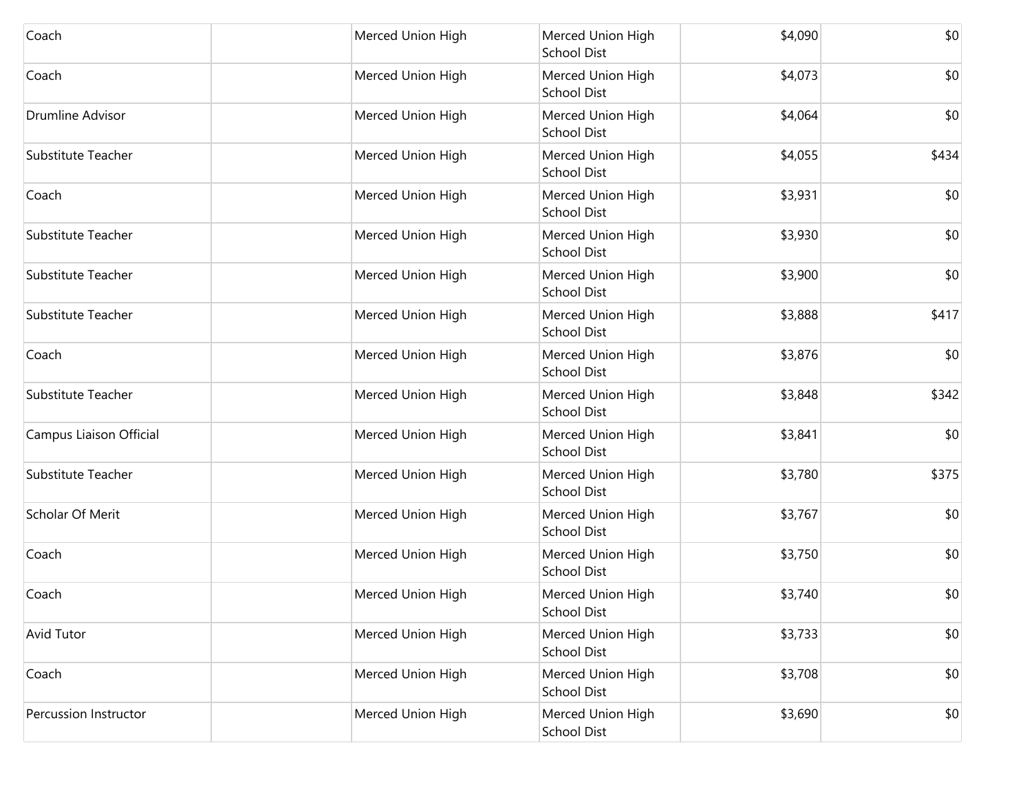| | | | | | |
|---|---|---|---|---|---|
| Coach | | Merced Union High | Merced Union High School Dist | $4,090 | $0 |
| Coach | | Merced Union High | Merced Union High School Dist | $4,073 | $0 |
| Drumline Advisor | | Merced Union High | Merced Union High School Dist | $4,064 | $0 |
| Substitute Teacher | | Merced Union High | Merced Union High School Dist | $4,055 | $434 |
| Coach | | Merced Union High | Merced Union High School Dist | $3,931 | $0 |
| Substitute Teacher | | Merced Union High | Merced Union High School Dist | $3,930 | $0 |
| Substitute Teacher | | Merced Union High | Merced Union High School Dist | $3,900 | $0 |
| Substitute Teacher | | Merced Union High | Merced Union High School Dist | $3,888 | $417 |
| Coach | | Merced Union High | Merced Union High School Dist | $3,876 | $0 |
| Substitute Teacher | | Merced Union High | Merced Union High School Dist | $3,848 | $342 |
| Campus Liaison Official | | Merced Union High | Merced Union High School Dist | $3,841 | $0 |
| Substitute Teacher | | Merced Union High | Merced Union High School Dist | $3,780 | $375 |
| Scholar Of Merit | | Merced Union High | Merced Union High School Dist | $3,767 | $0 |
| Coach | | Merced Union High | Merced Union High School Dist | $3,750 | $0 |
| Coach | | Merced Union High | Merced Union High School Dist | $3,740 | $0 |
| Avid Tutor | | Merced Union High | Merced Union High School Dist | $3,733 | $0 |
| Coach | | Merced Union High | Merced Union High School Dist | $3,708 | $0 |
| Percussion Instructor | | Merced Union High | Merced Union High School Dist | $3,690 | $0 |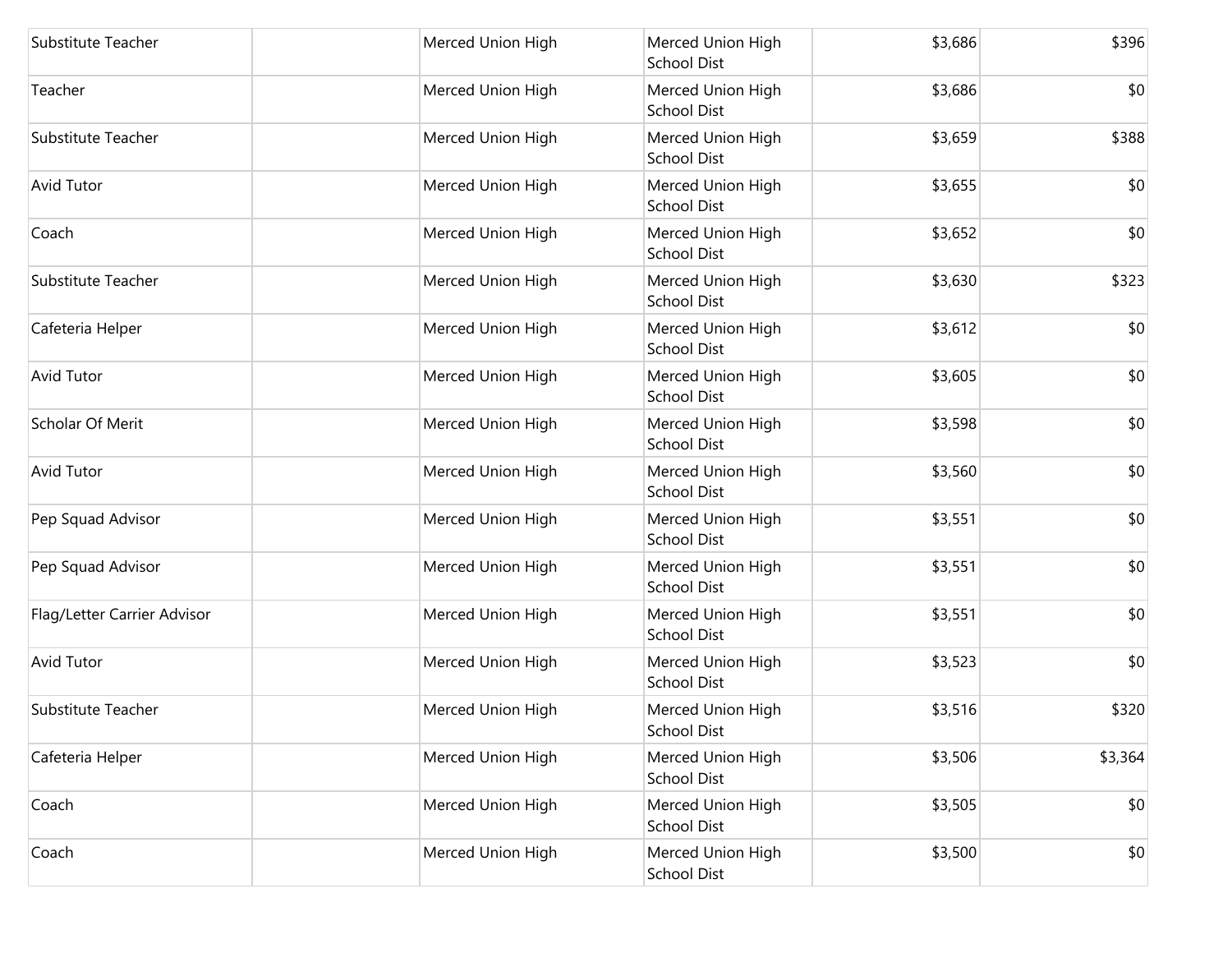| | | | | | |
|---|---|---|---|---|---|
| Substitute Teacher | | Merced Union High | Merced Union High School Dist | $3,686 | $396 |
| Teacher | | Merced Union High | Merced Union High School Dist | $3,686 | $0 |
| Substitute Teacher | | Merced Union High | Merced Union High School Dist | $3,659 | $388 |
| Avid Tutor | | Merced Union High | Merced Union High School Dist | $3,655 | $0 |
| Coach | | Merced Union High | Merced Union High School Dist | $3,652 | $0 |
| Substitute Teacher | | Merced Union High | Merced Union High School Dist | $3,630 | $323 |
| Cafeteria Helper | | Merced Union High | Merced Union High School Dist | $3,612 | $0 |
| Avid Tutor | | Merced Union High | Merced Union High School Dist | $3,605 | $0 |
| Scholar Of Merit | | Merced Union High | Merced Union High School Dist | $3,598 | $0 |
| Avid Tutor | | Merced Union High | Merced Union High School Dist | $3,560 | $0 |
| Pep Squad Advisor | | Merced Union High | Merced Union High School Dist | $3,551 | $0 |
| Pep Squad Advisor | | Merced Union High | Merced Union High School Dist | $3,551 | $0 |
| Flag/Letter Carrier Advisor | | Merced Union High | Merced Union High School Dist | $3,551 | $0 |
| Avid Tutor | | Merced Union High | Merced Union High School Dist | $3,523 | $0 |
| Substitute Teacher | | Merced Union High | Merced Union High School Dist | $3,516 | $320 |
| Cafeteria Helper | | Merced Union High | Merced Union High School Dist | $3,506 | $3,364 |
| Coach | | Merced Union High | Merced Union High School Dist | $3,505 | $0 |
| Coach | | Merced Union High | Merced Union High School Dist | $3,500 | $0 |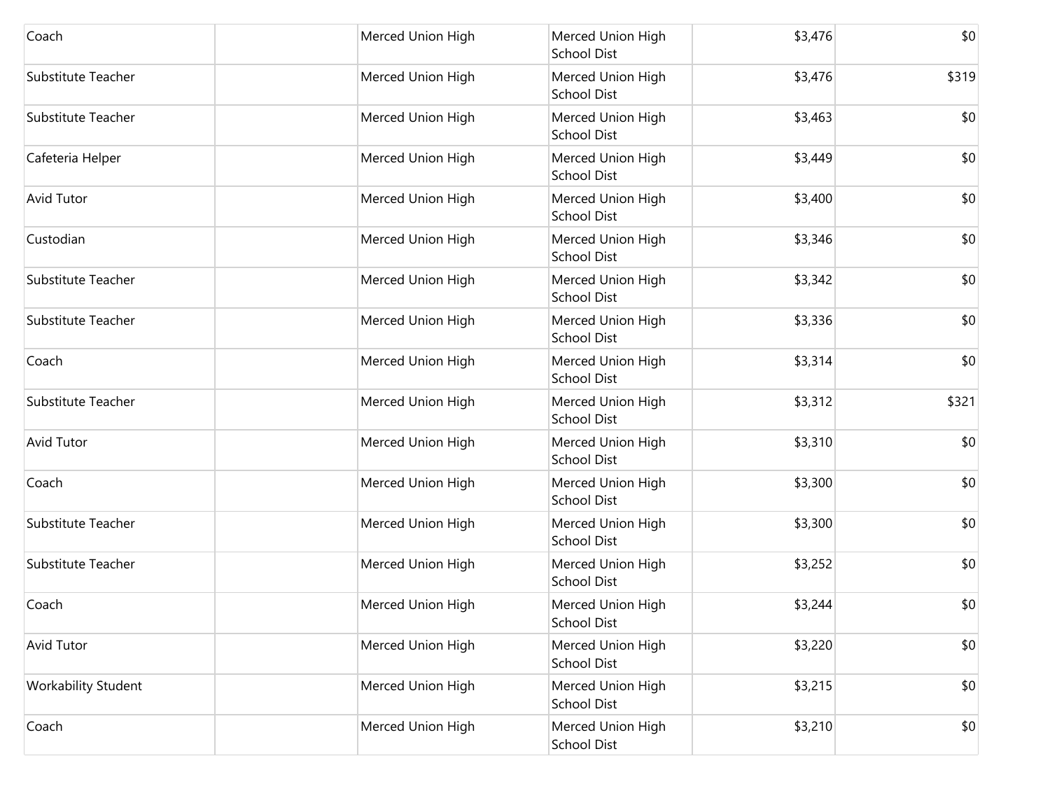| | | | | | |
|---|---|---|---|---|---|
| Coach | | Merced Union High | Merced Union High School Dist | $3,476 | $0 |
| Substitute Teacher | | Merced Union High | Merced Union High School Dist | $3,476 | $319 |
| Substitute Teacher | | Merced Union High | Merced Union High School Dist | $3,463 | $0 |
| Cafeteria Helper | | Merced Union High | Merced Union High School Dist | $3,449 | $0 |
| Avid Tutor | | Merced Union High | Merced Union High School Dist | $3,400 | $0 |
| Custodian | | Merced Union High | Merced Union High School Dist | $3,346 | $0 |
| Substitute Teacher | | Merced Union High | Merced Union High School Dist | $3,342 | $0 |
| Substitute Teacher | | Merced Union High | Merced Union High School Dist | $3,336 | $0 |
| Coach | | Merced Union High | Merced Union High School Dist | $3,314 | $0 |
| Substitute Teacher | | Merced Union High | Merced Union High School Dist | $3,312 | $321 |
| Avid Tutor | | Merced Union High | Merced Union High School Dist | $3,310 | $0 |
| Coach | | Merced Union High | Merced Union High School Dist | $3,300 | $0 |
| Substitute Teacher | | Merced Union High | Merced Union High School Dist | $3,300 | $0 |
| Substitute Teacher | | Merced Union High | Merced Union High School Dist | $3,252 | $0 |
| Coach | | Merced Union High | Merced Union High School Dist | $3,244 | $0 |
| Avid Tutor | | Merced Union High | Merced Union High School Dist | $3,220 | $0 |
| Workability Student | | Merced Union High | Merced Union High School Dist | $3,215 | $0 |
| Coach | | Merced Union High | Merced Union High School Dist | $3,210 | $0 |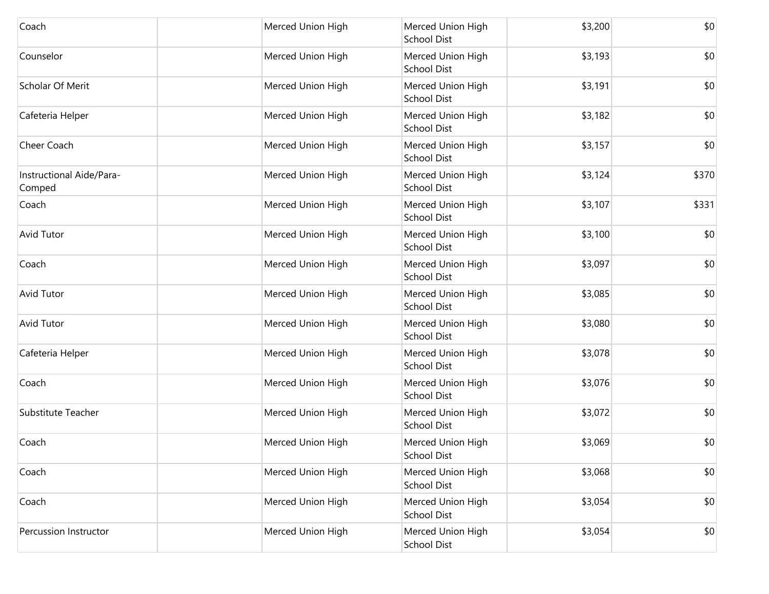| | | | | | |
|---|---|---|---|---|---|
| Coach | | Merced Union High | Merced Union High School Dist | $3,200 | $0 |
| Counselor | | Merced Union High | Merced Union High School Dist | $3,193 | $0 |
| Scholar Of Merit | | Merced Union High | Merced Union High School Dist | $3,191 | $0 |
| Cafeteria Helper | | Merced Union High | Merced Union High School Dist | $3,182 | $0 |
| Cheer Coach | | Merced Union High | Merced Union High School Dist | $3,157 | $0 |
| Instructional Aide/Para-Comped | | Merced Union High | Merced Union High School Dist | $3,124 | $370 |
| Coach | | Merced Union High | Merced Union High School Dist | $3,107 | $331 |
| Avid Tutor | | Merced Union High | Merced Union High School Dist | $3,100 | $0 |
| Coach | | Merced Union High | Merced Union High School Dist | $3,097 | $0 |
| Avid Tutor | | Merced Union High | Merced Union High School Dist | $3,085 | $0 |
| Avid Tutor | | Merced Union High | Merced Union High School Dist | $3,080 | $0 |
| Cafeteria Helper | | Merced Union High | Merced Union High School Dist | $3,078 | $0 |
| Coach | | Merced Union High | Merced Union High School Dist | $3,076 | $0 |
| Substitute Teacher | | Merced Union High | Merced Union High School Dist | $3,072 | $0 |
| Coach | | Merced Union High | Merced Union High School Dist | $3,069 | $0 |
| Coach | | Merced Union High | Merced Union High School Dist | $3,068 | $0 |
| Coach | | Merced Union High | Merced Union High School Dist | $3,054 | $0 |
| Percussion Instructor | | Merced Union High | Merced Union High School Dist | $3,054 | $0 |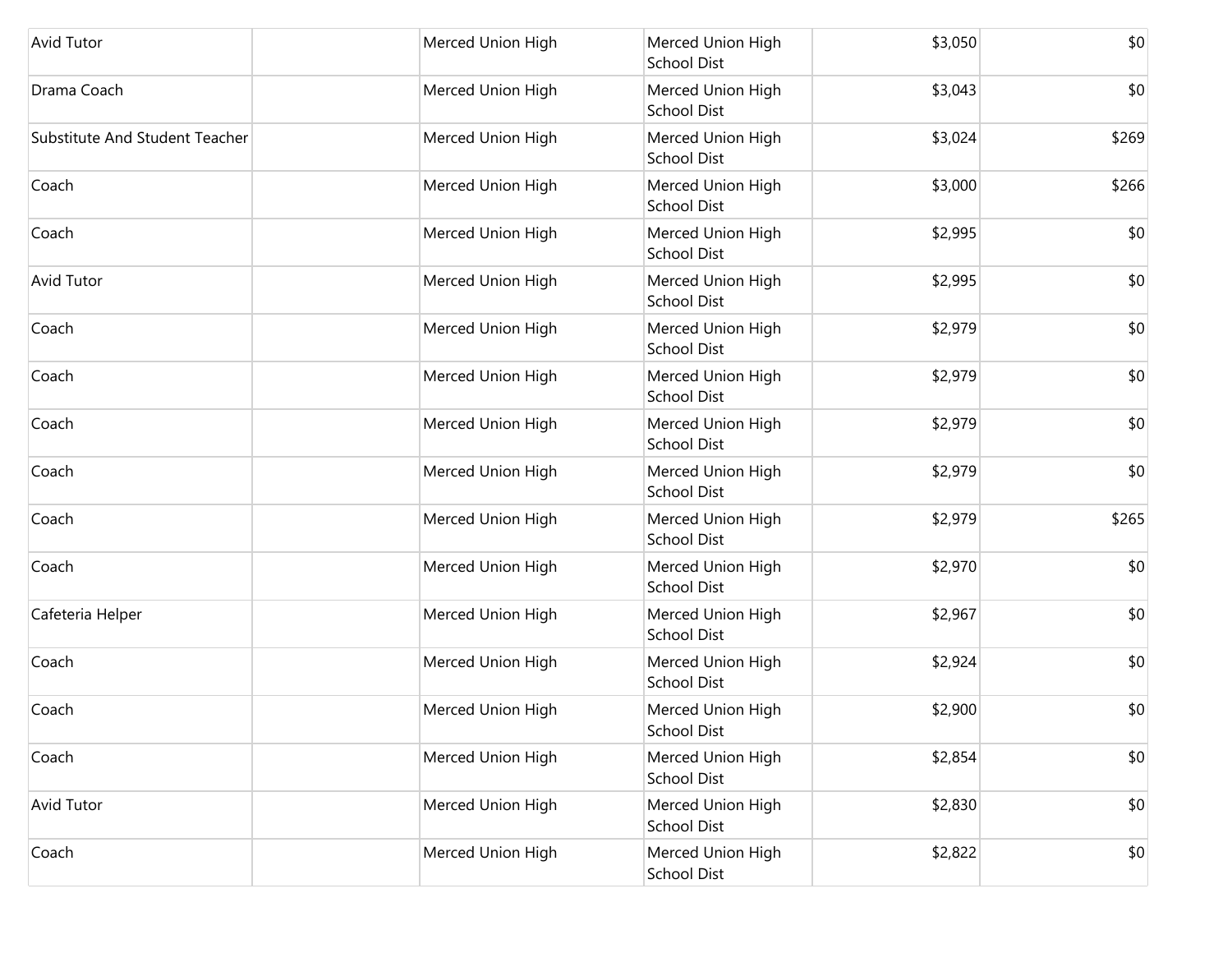| | | | | | |
|---|---|---|---|---|---|
| Avid Tutor | | Merced Union High | Merced Union High School Dist | $3,050 | $0 |
| Drama Coach | | Merced Union High | Merced Union High School Dist | $3,043 | $0 |
| Substitute And Student Teacher | | Merced Union High | Merced Union High School Dist | $3,024 | $269 |
| Coach | | Merced Union High | Merced Union High School Dist | $3,000 | $266 |
| Coach | | Merced Union High | Merced Union High School Dist | $2,995 | $0 |
| Avid Tutor | | Merced Union High | Merced Union High School Dist | $2,995 | $0 |
| Coach | | Merced Union High | Merced Union High School Dist | $2,979 | $0 |
| Coach | | Merced Union High | Merced Union High School Dist | $2,979 | $0 |
| Coach | | Merced Union High | Merced Union High School Dist | $2,979 | $0 |
| Coach | | Merced Union High | Merced Union High School Dist | $2,979 | $0 |
| Coach | | Merced Union High | Merced Union High School Dist | $2,979 | $265 |
| Coach | | Merced Union High | Merced Union High School Dist | $2,970 | $0 |
| Cafeteria Helper | | Merced Union High | Merced Union High School Dist | $2,967 | $0 |
| Coach | | Merced Union High | Merced Union High School Dist | $2,924 | $0 |
| Coach | | Merced Union High | Merced Union High School Dist | $2,900 | $0 |
| Coach | | Merced Union High | Merced Union High School Dist | $2,854 | $0 |
| Avid Tutor | | Merced Union High | Merced Union High School Dist | $2,830 | $0 |
| Coach | | Merced Union High | Merced Union High School Dist | $2,822 | $0 |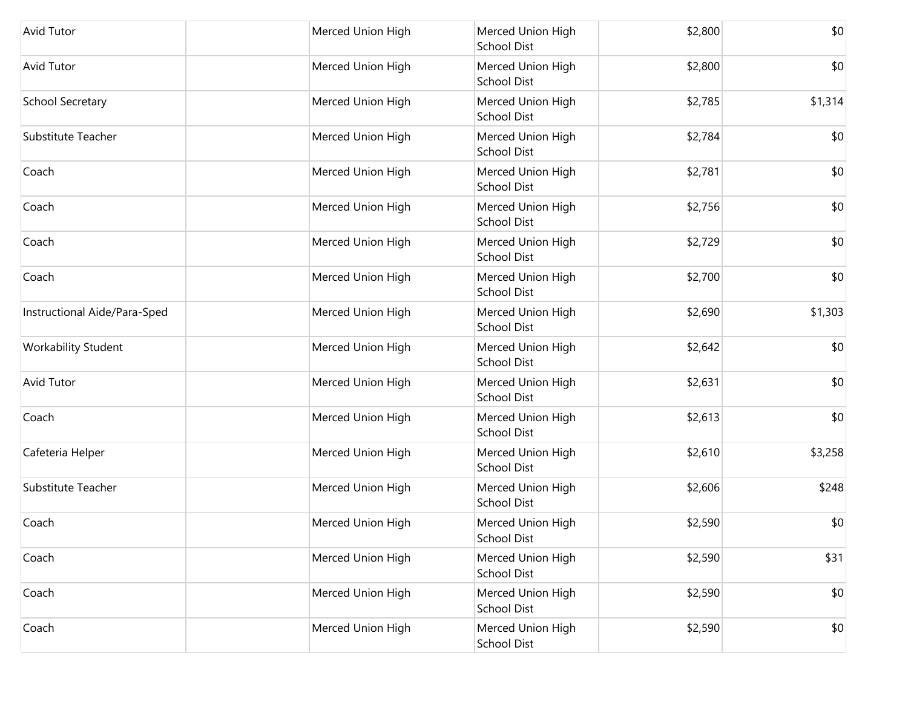| | | | | | |
|---|---|---|---|---|---|
| Avid Tutor | | Merced Union High | Merced Union High School Dist | $2,800 | $0 |
| Avid Tutor | | Merced Union High | Merced Union High School Dist | $2,800 | $0 |
| School Secretary | | Merced Union High | Merced Union High School Dist | $2,785 | $1,314 |
| Substitute Teacher | | Merced Union High | Merced Union High School Dist | $2,784 | $0 |
| Coach | | Merced Union High | Merced Union High School Dist | $2,781 | $0 |
| Coach | | Merced Union High | Merced Union High School Dist | $2,756 | $0 |
| Coach | | Merced Union High | Merced Union High School Dist | $2,729 | $0 |
| Coach | | Merced Union High | Merced Union High School Dist | $2,700 | $0 |
| Instructional Aide/Para-Sped | | Merced Union High | Merced Union High School Dist | $2,690 | $1,303 |
| Workability Student | | Merced Union High | Merced Union High School Dist | $2,642 | $0 |
| Avid Tutor | | Merced Union High | Merced Union High School Dist | $2,631 | $0 |
| Coach | | Merced Union High | Merced Union High School Dist | $2,613 | $0 |
| Cafeteria Helper | | Merced Union High | Merced Union High School Dist | $2,610 | $3,258 |
| Substitute Teacher | | Merced Union High | Merced Union High School Dist | $2,606 | $248 |
| Coach | | Merced Union High | Merced Union High School Dist | $2,590 | $0 |
| Coach | | Merced Union High | Merced Union High School Dist | $2,590 | $31 |
| Coach | | Merced Union High | Merced Union High School Dist | $2,590 | $0 |
| Coach | | Merced Union High | Merced Union High School Dist | $2,590 | $0 |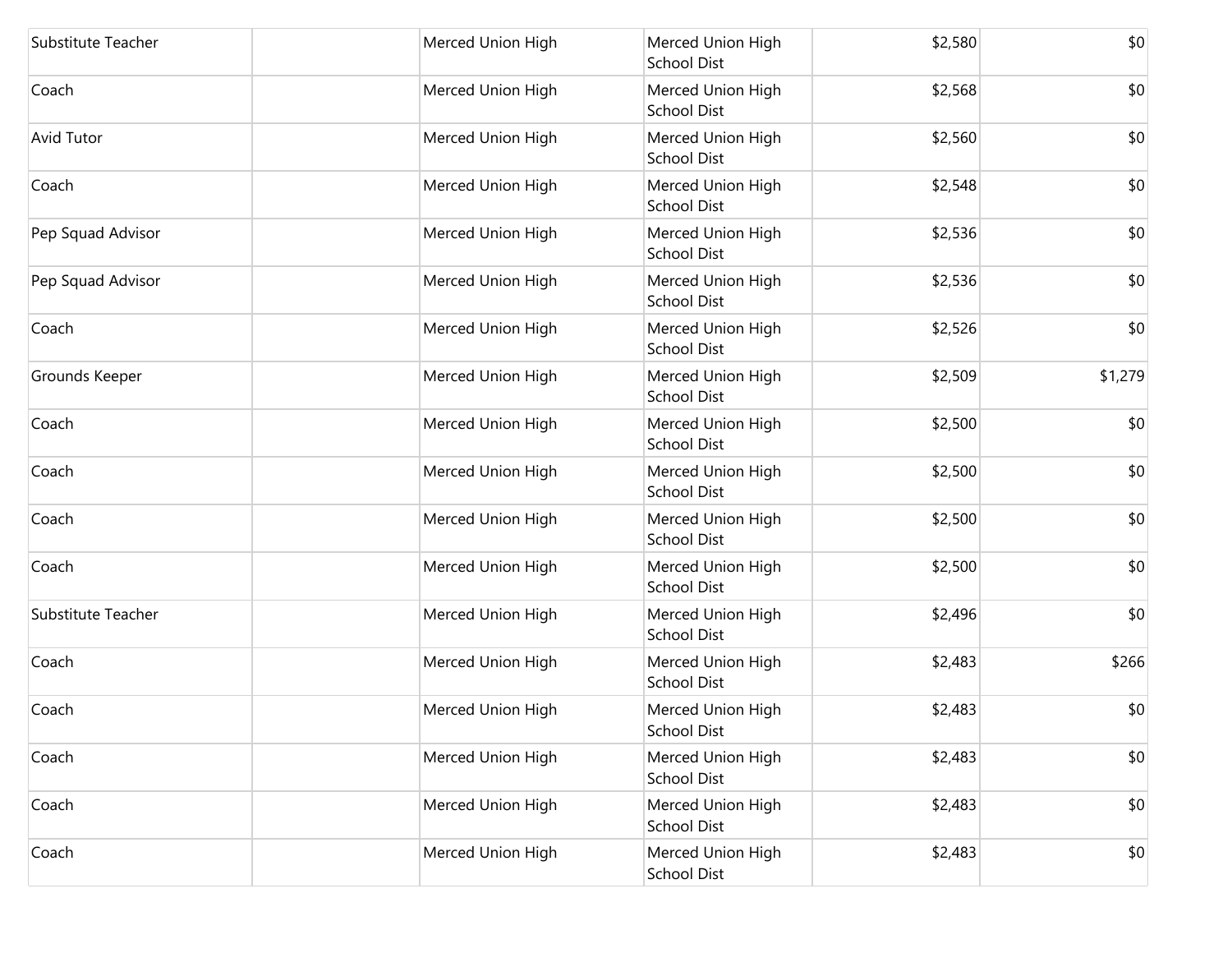| | | | | | |
|---|---|---|---|---|---|
| Substitute Teacher | | Merced Union High | Merced Union High School Dist | $2,580 | $0 |
| Coach | | Merced Union High | Merced Union High School Dist | $2,568 | $0 |
| Avid Tutor | | Merced Union High | Merced Union High School Dist | $2,560 | $0 |
| Coach | | Merced Union High | Merced Union High School Dist | $2,548 | $0 |
| Pep Squad Advisor | | Merced Union High | Merced Union High School Dist | $2,536 | $0 |
| Pep Squad Advisor | | Merced Union High | Merced Union High School Dist | $2,536 | $0 |
| Coach | | Merced Union High | Merced Union High School Dist | $2,526 | $0 |
| Grounds Keeper | | Merced Union High | Merced Union High School Dist | $2,509 | $1,279 |
| Coach | | Merced Union High | Merced Union High School Dist | $2,500 | $0 |
| Coach | | Merced Union High | Merced Union High School Dist | $2,500 | $0 |
| Coach | | Merced Union High | Merced Union High School Dist | $2,500 | $0 |
| Coach | | Merced Union High | Merced Union High School Dist | $2,500 | $0 |
| Substitute Teacher | | Merced Union High | Merced Union High School Dist | $2,496 | $0 |
| Coach | | Merced Union High | Merced Union High School Dist | $2,483 | $266 |
| Coach | | Merced Union High | Merced Union High School Dist | $2,483 | $0 |
| Coach | | Merced Union High | Merced Union High School Dist | $2,483 | $0 |
| Coach | | Merced Union High | Merced Union High School Dist | $2,483 | $0 |
| Coach | | Merced Union High | Merced Union High School Dist | $2,483 | $0 |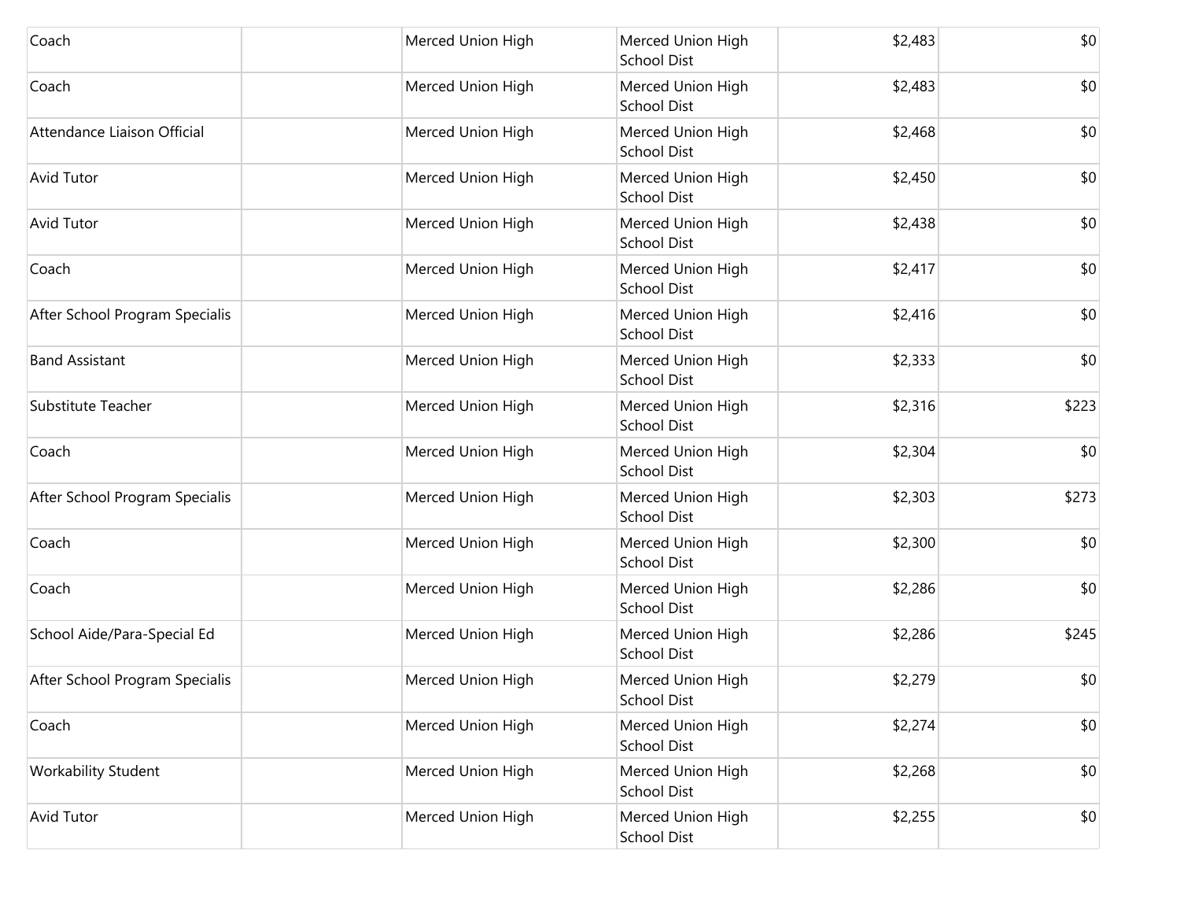| | | | | | |
|---|---|---|---|---|---|
| Coach | | Merced Union High | Merced Union High School Dist | $2,483 | $0 |
| Coach | | Merced Union High | Merced Union High School Dist | $2,483 | $0 |
| Attendance Liaison Official | | Merced Union High | Merced Union High School Dist | $2,468 | $0 |
| Avid Tutor | | Merced Union High | Merced Union High School Dist | $2,450 | $0 |
| Avid Tutor | | Merced Union High | Merced Union High School Dist | $2,438 | $0 |
| Coach | | Merced Union High | Merced Union High School Dist | $2,417 | $0 |
| After School Program Specialis | | Merced Union High | Merced Union High School Dist | $2,416 | $0 |
| Band Assistant | | Merced Union High | Merced Union High School Dist | $2,333 | $0 |
| Substitute Teacher | | Merced Union High | Merced Union High School Dist | $2,316 | $223 |
| Coach | | Merced Union High | Merced Union High School Dist | $2,304 | $0 |
| After School Program Specialis | | Merced Union High | Merced Union High School Dist | $2,303 | $273 |
| Coach | | Merced Union High | Merced Union High School Dist | $2,300 | $0 |
| Coach | | Merced Union High | Merced Union High School Dist | $2,286 | $0 |
| School Aide/Para-Special Ed | | Merced Union High | Merced Union High School Dist | $2,286 | $245 |
| After School Program Specialis | | Merced Union High | Merced Union High School Dist | $2,279 | $0 |
| Coach | | Merced Union High | Merced Union High School Dist | $2,274 | $0 |
| Workability Student | | Merced Union High | Merced Union High School Dist | $2,268 | $0 |
| Avid Tutor | | Merced Union High | Merced Union High School Dist | $2,255 | $0 |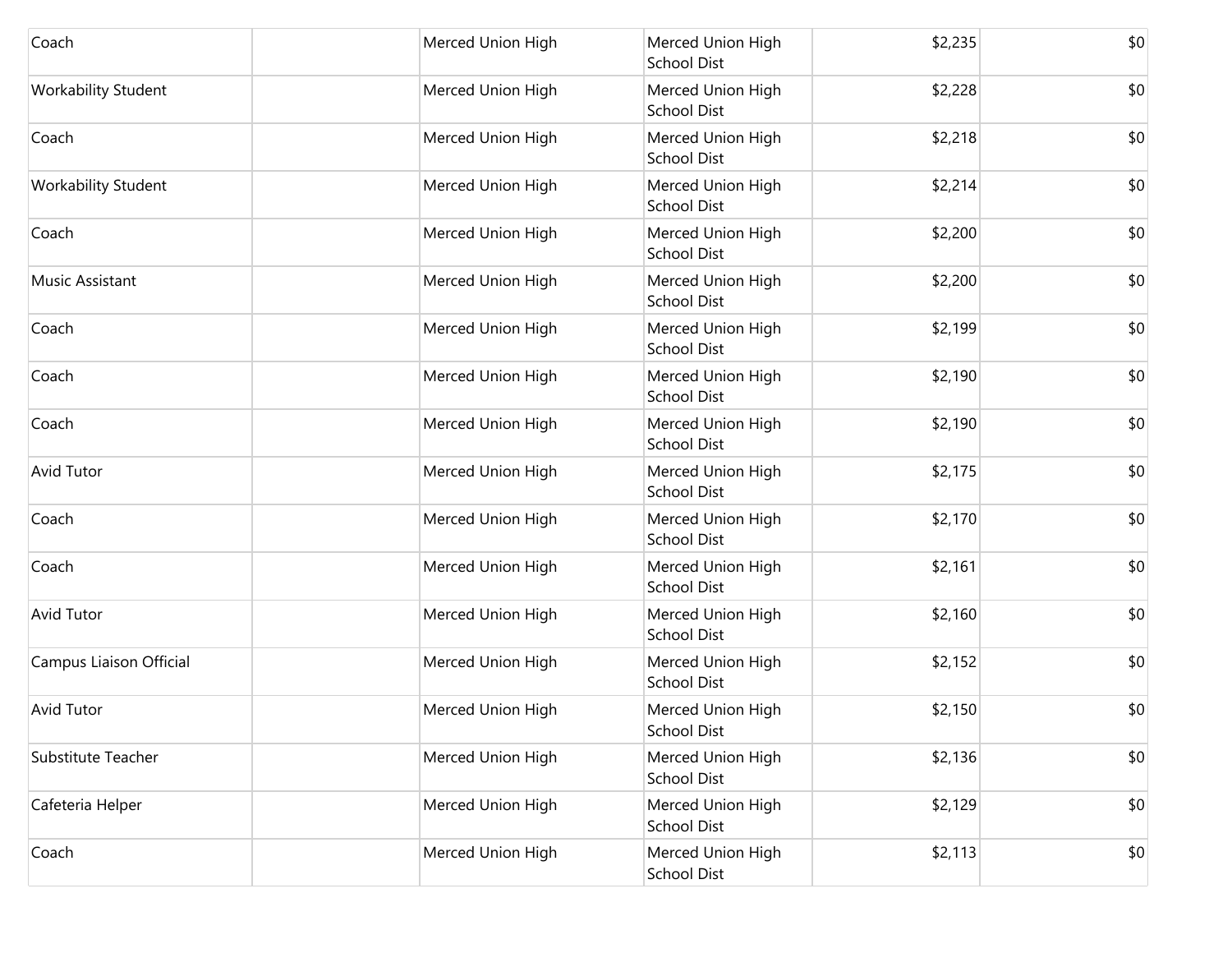| | | | | | |
|---|---|---|---|---|---|
| Coach | | Merced Union High | Merced Union High School Dist | $2,235 | $0 |
| Workability Student | | Merced Union High | Merced Union High School Dist | $2,228 | $0 |
| Coach | | Merced Union High | Merced Union High School Dist | $2,218 | $0 |
| Workability Student | | Merced Union High | Merced Union High School Dist | $2,214 | $0 |
| Coach | | Merced Union High | Merced Union High School Dist | $2,200 | $0 |
| Music Assistant | | Merced Union High | Merced Union High School Dist | $2,200 | $0 |
| Coach | | Merced Union High | Merced Union High School Dist | $2,199 | $0 |
| Coach | | Merced Union High | Merced Union High School Dist | $2,190 | $0 |
| Coach | | Merced Union High | Merced Union High School Dist | $2,190 | $0 |
| Avid Tutor | | Merced Union High | Merced Union High School Dist | $2,175 | $0 |
| Coach | | Merced Union High | Merced Union High School Dist | $2,170 | $0 |
| Coach | | Merced Union High | Merced Union High School Dist | $2,161 | $0 |
| Avid Tutor | | Merced Union High | Merced Union High School Dist | $2,160 | $0 |
| Campus Liaison Official | | Merced Union High | Merced Union High School Dist | $2,152 | $0 |
| Avid Tutor | | Merced Union High | Merced Union High School Dist | $2,150 | $0 |
| Substitute Teacher | | Merced Union High | Merced Union High School Dist | $2,136 | $0 |
| Cafeteria Helper | | Merced Union High | Merced Union High School Dist | $2,129 | $0 |
| Coach | | Merced Union High | Merced Union High School Dist | $2,113 | $0 |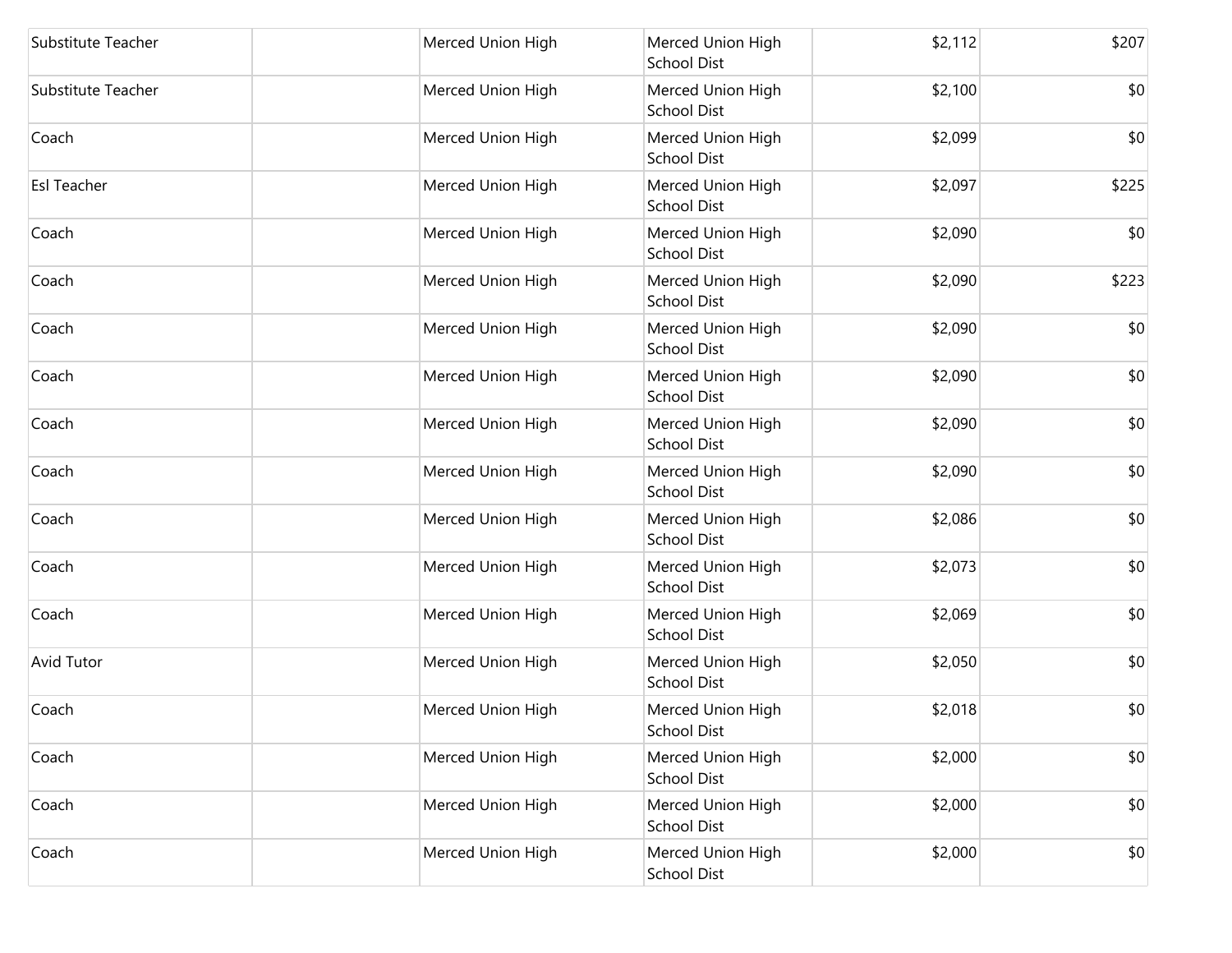| | | | | | |
|---|---|---|---|---|---|
| Substitute Teacher | | Merced Union High | Merced Union High School Dist | $2,112 | $207 |
| Substitute Teacher | | Merced Union High | Merced Union High School Dist | $2,100 | $0 |
| Coach | | Merced Union High | Merced Union High School Dist | $2,099 | $0 |
| Esl Teacher | | Merced Union High | Merced Union High School Dist | $2,097 | $225 |
| Coach | | Merced Union High | Merced Union High School Dist | $2,090 | $0 |
| Coach | | Merced Union High | Merced Union High School Dist | $2,090 | $223 |
| Coach | | Merced Union High | Merced Union High School Dist | $2,090 | $0 |
| Coach | | Merced Union High | Merced Union High School Dist | $2,090 | $0 |
| Coach | | Merced Union High | Merced Union High School Dist | $2,090 | $0 |
| Coach | | Merced Union High | Merced Union High School Dist | $2,090 | $0 |
| Coach | | Merced Union High | Merced Union High School Dist | $2,086 | $0 |
| Coach | | Merced Union High | Merced Union High School Dist | $2,073 | $0 |
| Coach | | Merced Union High | Merced Union High School Dist | $2,069 | $0 |
| Avid Tutor | | Merced Union High | Merced Union High School Dist | $2,050 | $0 |
| Coach | | Merced Union High | Merced Union High School Dist | $2,018 | $0 |
| Coach | | Merced Union High | Merced Union High School Dist | $2,000 | $0 |
| Coach | | Merced Union High | Merced Union High School Dist | $2,000 | $0 |
| Coach | | Merced Union High | Merced Union High School Dist | $2,000 | $0 |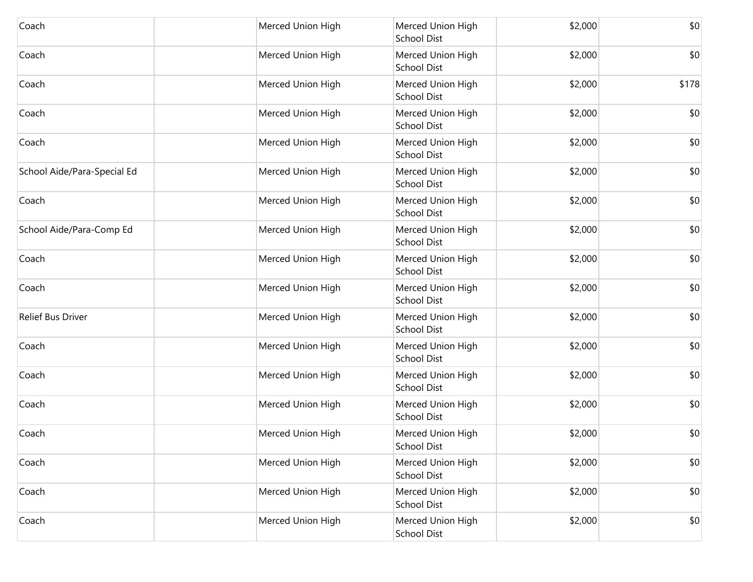| | | | | | |
|---|---|---|---|---|---|
| Coach | | Merced Union High | Merced Union High School Dist | $2,000 | $0 |
| Coach | | Merced Union High | Merced Union High School Dist | $2,000 | $0 |
| Coach | | Merced Union High | Merced Union High School Dist | $2,000 | $178 |
| Coach | | Merced Union High | Merced Union High School Dist | $2,000 | $0 |
| Coach | | Merced Union High | Merced Union High School Dist | $2,000 | $0 |
| School Aide/Para-Special Ed | | Merced Union High | Merced Union High School Dist | $2,000 | $0 |
| Coach | | Merced Union High | Merced Union High School Dist | $2,000 | $0 |
| School Aide/Para-Comp Ed | | Merced Union High | Merced Union High School Dist | $2,000 | $0 |
| Coach | | Merced Union High | Merced Union High School Dist | $2,000 | $0 |
| Coach | | Merced Union High | Merced Union High School Dist | $2,000 | $0 |
| Relief Bus Driver | | Merced Union High | Merced Union High School Dist | $2,000 | $0 |
| Coach | | Merced Union High | Merced Union High School Dist | $2,000 | $0 |
| Coach | | Merced Union High | Merced Union High School Dist | $2,000 | $0 |
| Coach | | Merced Union High | Merced Union High School Dist | $2,000 | $0 |
| Coach | | Merced Union High | Merced Union High School Dist | $2,000 | $0 |
| Coach | | Merced Union High | Merced Union High School Dist | $2,000 | $0 |
| Coach | | Merced Union High | Merced Union High School Dist | $2,000 | $0 |
| Coach | | Merced Union High | Merced Union High School Dist | $2,000 | $0 |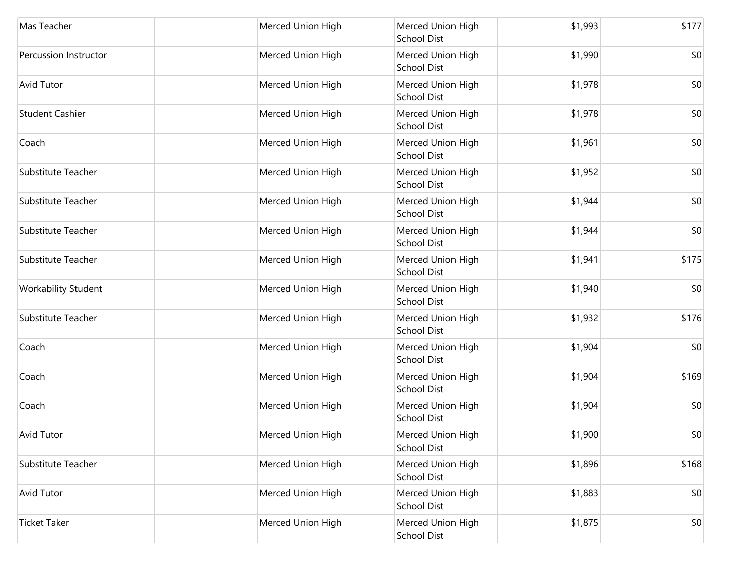| | | | | | |
|---|---|---|---|---|---|
| Mas Teacher | | Merced Union High | Merced Union High School Dist | $1,993 | $177 |
| Percussion Instructor | | Merced Union High | Merced Union High School Dist | $1,990 | $0 |
| Avid Tutor | | Merced Union High | Merced Union High School Dist | $1,978 | $0 |
| Student Cashier | | Merced Union High | Merced Union High School Dist | $1,978 | $0 |
| Coach | | Merced Union High | Merced Union High School Dist | $1,961 | $0 |
| Substitute Teacher | | Merced Union High | Merced Union High School Dist | $1,952 | $0 |
| Substitute Teacher | | Merced Union High | Merced Union High School Dist | $1,944 | $0 |
| Substitute Teacher | | Merced Union High | Merced Union High School Dist | $1,944 | $0 |
| Substitute Teacher | | Merced Union High | Merced Union High School Dist | $1,941 | $175 |
| Workability Student | | Merced Union High | Merced Union High School Dist | $1,940 | $0 |
| Substitute Teacher | | Merced Union High | Merced Union High School Dist | $1,932 | $176 |
| Coach | | Merced Union High | Merced Union High School Dist | $1,904 | $0 |
| Coach | | Merced Union High | Merced Union High School Dist | $1,904 | $169 |
| Coach | | Merced Union High | Merced Union High School Dist | $1,904 | $0 |
| Avid Tutor | | Merced Union High | Merced Union High School Dist | $1,900 | $0 |
| Substitute Teacher | | Merced Union High | Merced Union High School Dist | $1,896 | $168 |
| Avid Tutor | | Merced Union High | Merced Union High School Dist | $1,883 | $0 |
| Ticket Taker | | Merced Union High | Merced Union High School Dist | $1,875 | $0 |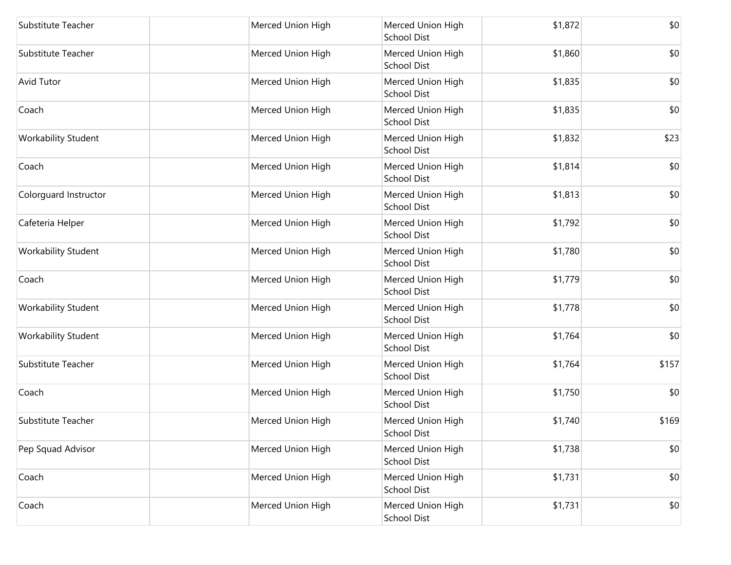| | | | | | |
|---|---|---|---|---|---|
| Substitute Teacher | | Merced Union High | Merced Union High School Dist | $1,872 | $0 |
| Substitute Teacher | | Merced Union High | Merced Union High School Dist | $1,860 | $0 |
| Avid Tutor | | Merced Union High | Merced Union High School Dist | $1,835 | $0 |
| Coach | | Merced Union High | Merced Union High School Dist | $1,835 | $0 |
| Workability Student | | Merced Union High | Merced Union High School Dist | $1,832 | $23 |
| Coach | | Merced Union High | Merced Union High School Dist | $1,814 | $0 |
| Colorguard Instructor | | Merced Union High | Merced Union High School Dist | $1,813 | $0 |
| Cafeteria Helper | | Merced Union High | Merced Union High School Dist | $1,792 | $0 |
| Workability Student | | Merced Union High | Merced Union High School Dist | $1,780 | $0 |
| Coach | | Merced Union High | Merced Union High School Dist | $1,779 | $0 |
| Workability Student | | Merced Union High | Merced Union High School Dist | $1,778 | $0 |
| Workability Student | | Merced Union High | Merced Union High School Dist | $1,764 | $0 |
| Substitute Teacher | | Merced Union High | Merced Union High School Dist | $1,764 | $157 |
| Coach | | Merced Union High | Merced Union High School Dist | $1,750 | $0 |
| Substitute Teacher | | Merced Union High | Merced Union High School Dist | $1,740 | $169 |
| Pep Squad Advisor | | Merced Union High | Merced Union High School Dist | $1,738 | $0 |
| Coach | | Merced Union High | Merced Union High School Dist | $1,731 | $0 |
| Coach | | Merced Union High | Merced Union High School Dist | $1,731 | $0 |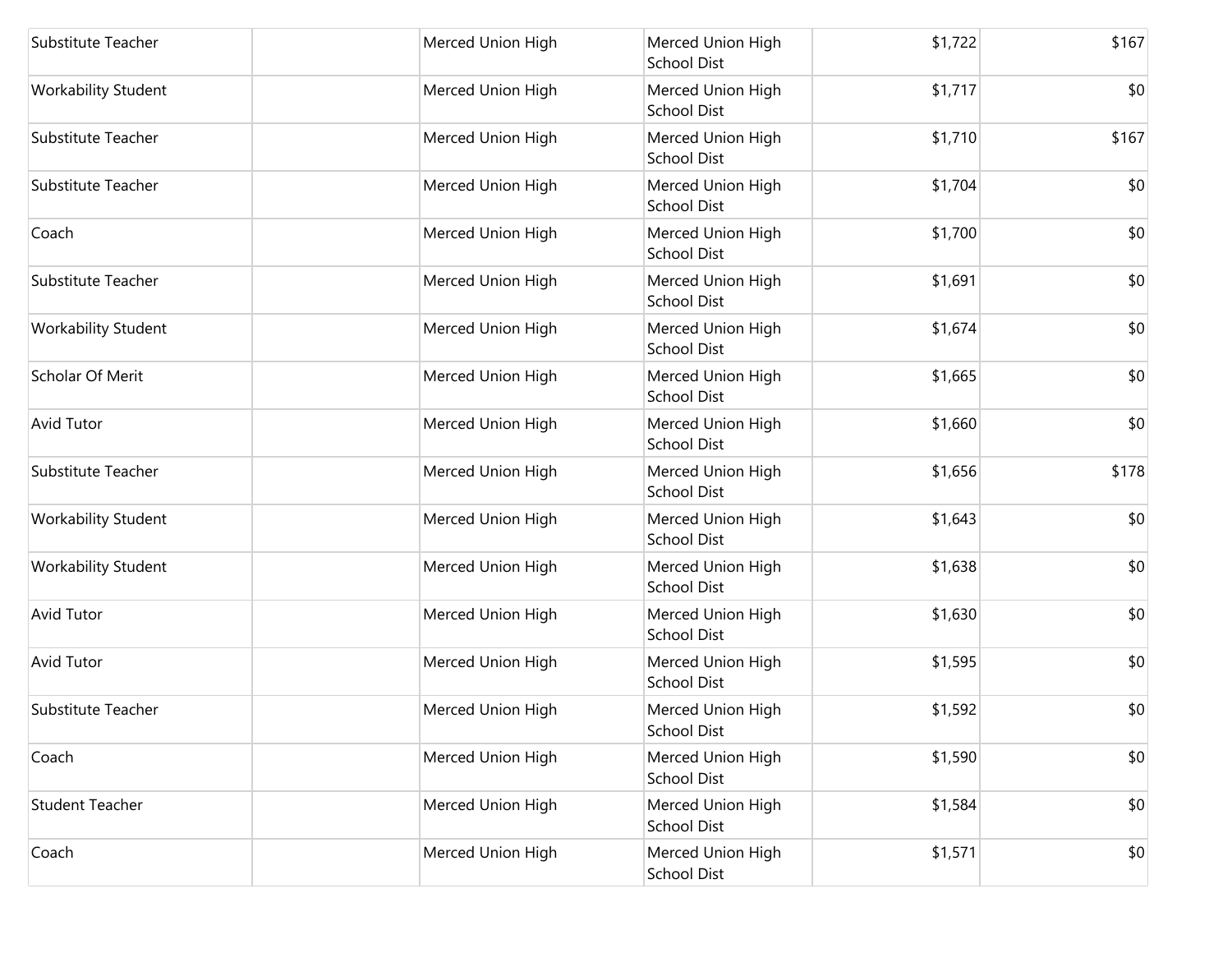| | | | | | |
|---|---|---|---|---|---|
| Substitute Teacher | | Merced Union High | Merced Union High School Dist | $1,722 | $167 |
| Workability Student | | Merced Union High | Merced Union High School Dist | $1,717 | $0 |
| Substitute Teacher | | Merced Union High | Merced Union High School Dist | $1,710 | $167 |
| Substitute Teacher | | Merced Union High | Merced Union High School Dist | $1,704 | $0 |
| Coach | | Merced Union High | Merced Union High School Dist | $1,700 | $0 |
| Substitute Teacher | | Merced Union High | Merced Union High School Dist | $1,691 | $0 |
| Workability Student | | Merced Union High | Merced Union High School Dist | $1,674 | $0 |
| Scholar Of Merit | | Merced Union High | Merced Union High School Dist | $1,665 | $0 |
| Avid Tutor | | Merced Union High | Merced Union High School Dist | $1,660 | $0 |
| Substitute Teacher | | Merced Union High | Merced Union High School Dist | $1,656 | $178 |
| Workability Student | | Merced Union High | Merced Union High School Dist | $1,643 | $0 |
| Workability Student | | Merced Union High | Merced Union High School Dist | $1,638 | $0 |
| Avid Tutor | | Merced Union High | Merced Union High School Dist | $1,630 | $0 |
| Avid Tutor | | Merced Union High | Merced Union High School Dist | $1,595 | $0 |
| Substitute Teacher | | Merced Union High | Merced Union High School Dist | $1,592 | $0 |
| Coach | | Merced Union High | Merced Union High School Dist | $1,590 | $0 |
| Student Teacher | | Merced Union High | Merced Union High School Dist | $1,584 | $0 |
| Coach | | Merced Union High | Merced Union High School Dist | $1,571 | $0 |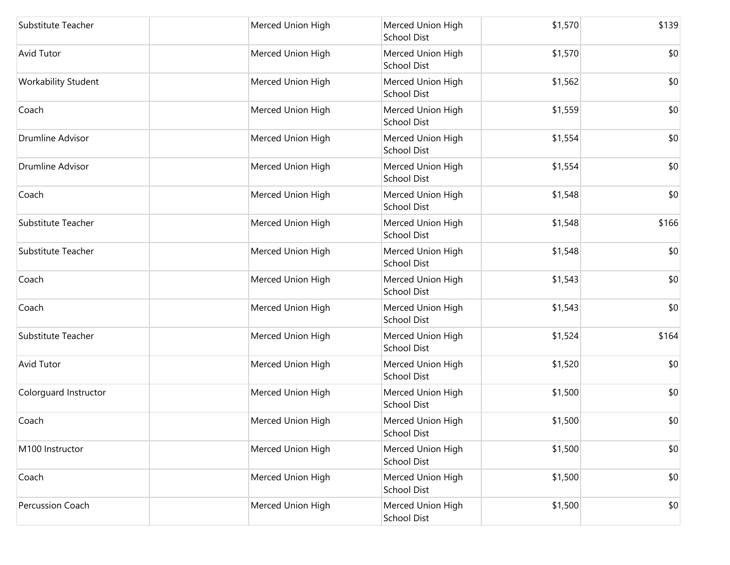| | | | | | |
|---|---|---|---|---|---|
| Substitute Teacher | | Merced Union High | Merced Union High School Dist | $1,570 | $139 |
| Avid Tutor | | Merced Union High | Merced Union High School Dist | $1,570 | $0 |
| Workability Student | | Merced Union High | Merced Union High School Dist | $1,562 | $0 |
| Coach | | Merced Union High | Merced Union High School Dist | $1,559 | $0 |
| Drumline Advisor | | Merced Union High | Merced Union High School Dist | $1,554 | $0 |
| Drumline Advisor | | Merced Union High | Merced Union High School Dist | $1,554 | $0 |
| Coach | | Merced Union High | Merced Union High School Dist | $1,548 | $0 |
| Substitute Teacher | | Merced Union High | Merced Union High School Dist | $1,548 | $166 |
| Substitute Teacher | | Merced Union High | Merced Union High School Dist | $1,548 | $0 |
| Coach | | Merced Union High | Merced Union High School Dist | $1,543 | $0 |
| Coach | | Merced Union High | Merced Union High School Dist | $1,543 | $0 |
| Substitute Teacher | | Merced Union High | Merced Union High School Dist | $1,524 | $164 |
| Avid Tutor | | Merced Union High | Merced Union High School Dist | $1,520 | $0 |
| Colorguard Instructor | | Merced Union High | Merced Union High School Dist | $1,500 | $0 |
| Coach | | Merced Union High | Merced Union High School Dist | $1,500 | $0 |
| M100 Instructor | | Merced Union High | Merced Union High School Dist | $1,500 | $0 |
| Coach | | Merced Union High | Merced Union High School Dist | $1,500 | $0 |
| Percussion Coach | | Merced Union High | Merced Union High School Dist | $1,500 | $0 |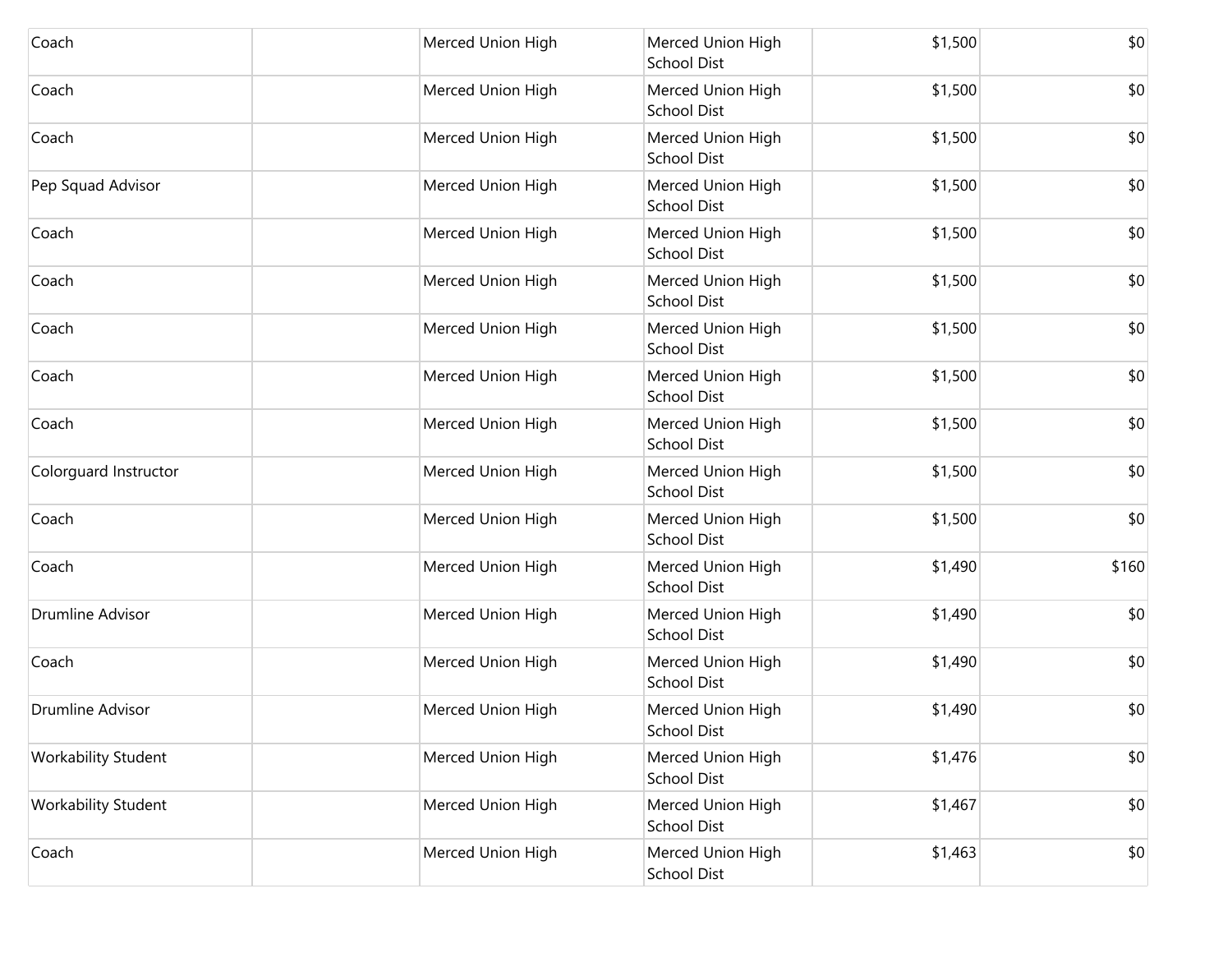| | | | | | |
|---|---|---|---|---|---|
| Coach | | Merced Union High | Merced Union High School Dist | $1,500 | $0 |
| Coach | | Merced Union High | Merced Union High School Dist | $1,500 | $0 |
| Coach | | Merced Union High | Merced Union High School Dist | $1,500 | $0 |
| Pep Squad Advisor | | Merced Union High | Merced Union High School Dist | $1,500 | $0 |
| Coach | | Merced Union High | Merced Union High School Dist | $1,500 | $0 |
| Coach | | Merced Union High | Merced Union High School Dist | $1,500 | $0 |
| Coach | | Merced Union High | Merced Union High School Dist | $1,500 | $0 |
| Coach | | Merced Union High | Merced Union High School Dist | $1,500 | $0 |
| Coach | | Merced Union High | Merced Union High School Dist | $1,500 | $0 |
| Colorguard Instructor | | Merced Union High | Merced Union High School Dist | $1,500 | $0 |
| Coach | | Merced Union High | Merced Union High School Dist | $1,500 | $0 |
| Coach | | Merced Union High | Merced Union High School Dist | $1,490 | $160 |
| Drumline Advisor | | Merced Union High | Merced Union High School Dist | $1,490 | $0 |
| Coach | | Merced Union High | Merced Union High School Dist | $1,490 | $0 |
| Drumline Advisor | | Merced Union High | Merced Union High School Dist | $1,490 | $0 |
| Workability Student | | Merced Union High | Merced Union High School Dist | $1,476 | $0 |
| Workability Student | | Merced Union High | Merced Union High School Dist | $1,467 | $0 |
| Coach | | Merced Union High | Merced Union High School Dist | $1,463 | $0 |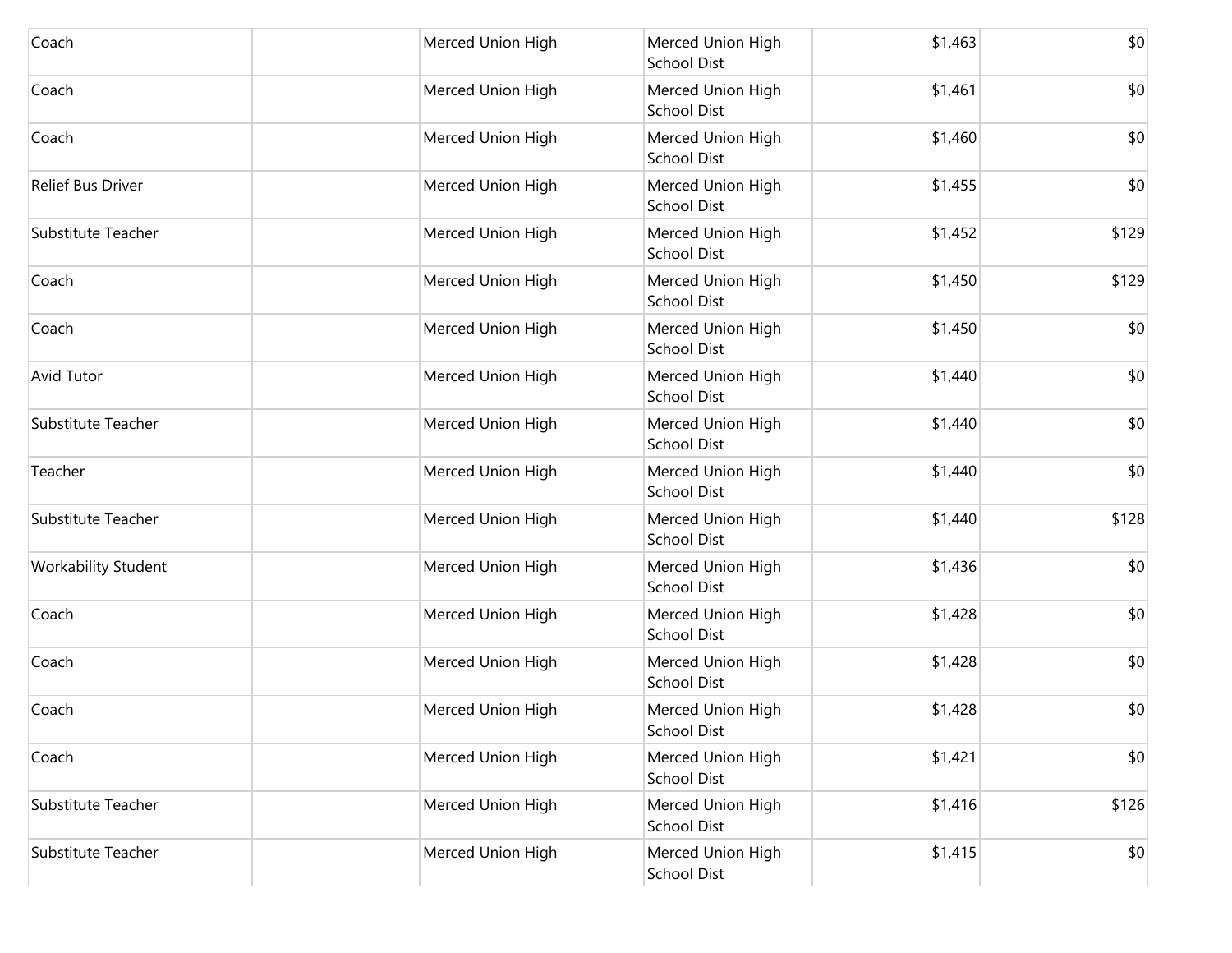| | | | | | |
|---|---|---|---|---|---|
| Coach | | Merced Union High | Merced Union High School Dist | $1,463 | $0 |
| Coach | | Merced Union High | Merced Union High School Dist | $1,461 | $0 |
| Coach | | Merced Union High | Merced Union High School Dist | $1,460 | $0 |
| Relief Bus Driver | | Merced Union High | Merced Union High School Dist | $1,455 | $0 |
| Substitute Teacher | | Merced Union High | Merced Union High School Dist | $1,452 | $129 |
| Coach | | Merced Union High | Merced Union High School Dist | $1,450 | $129 |
| Coach | | Merced Union High | Merced Union High School Dist | $1,450 | $0 |
| Avid Tutor | | Merced Union High | Merced Union High School Dist | $1,440 | $0 |
| Substitute Teacher | | Merced Union High | Merced Union High School Dist | $1,440 | $0 |
| Teacher | | Merced Union High | Merced Union High School Dist | $1,440 | $0 |
| Substitute Teacher | | Merced Union High | Merced Union High School Dist | $1,440 | $128 |
| Workability Student | | Merced Union High | Merced Union High School Dist | $1,436 | $0 |
| Coach | | Merced Union High | Merced Union High School Dist | $1,428 | $0 |
| Coach | | Merced Union High | Merced Union High School Dist | $1,428 | $0 |
| Coach | | Merced Union High | Merced Union High School Dist | $1,428 | $0 |
| Coach | | Merced Union High | Merced Union High School Dist | $1,421 | $0 |
| Substitute Teacher | | Merced Union High | Merced Union High School Dist | $1,416 | $126 |
| Substitute Teacher | | Merced Union High | Merced Union High School Dist | $1,415 | $0 |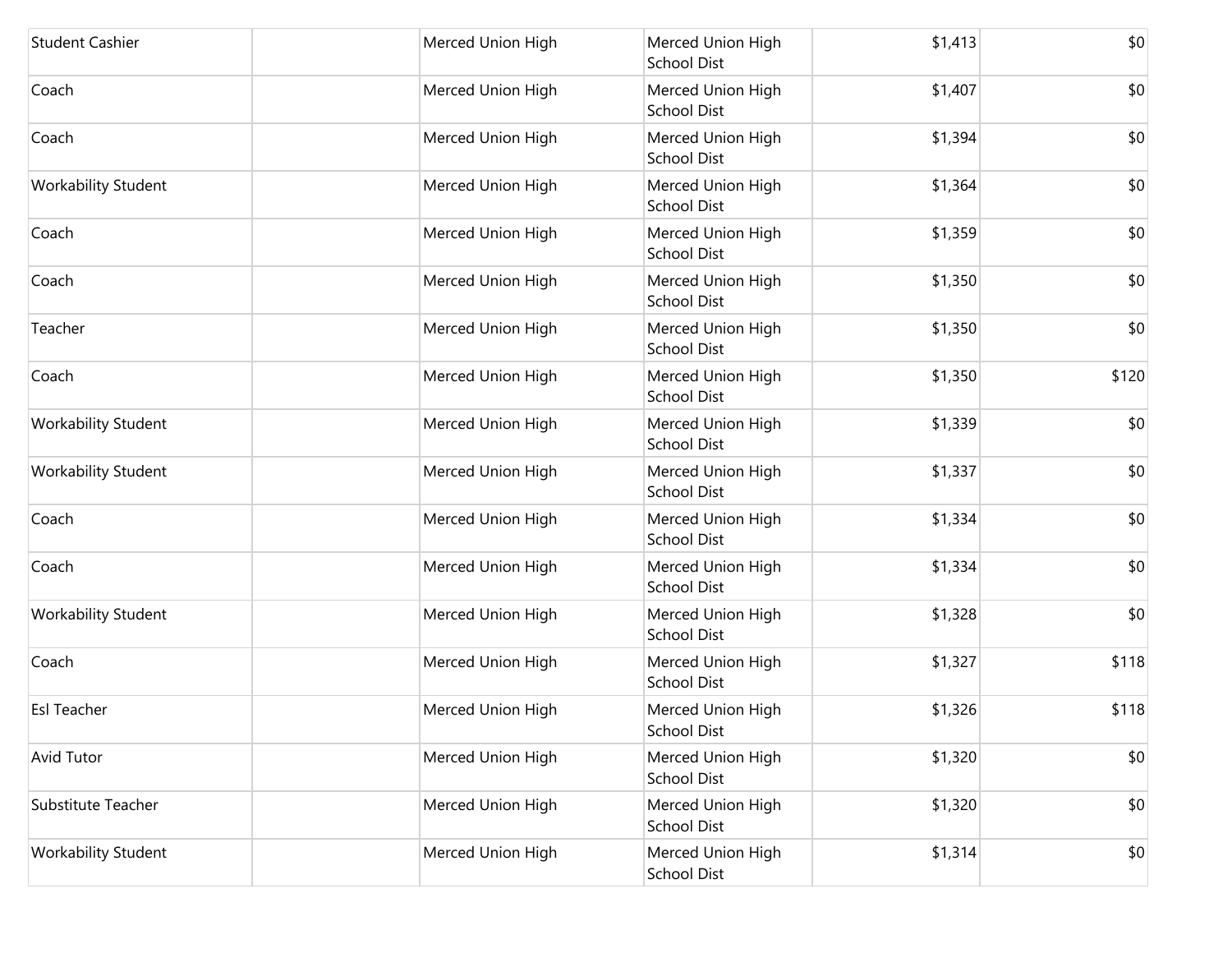| | | | | | |
|---|---|---|---|---|---|
| Student Cashier | | Merced Union High | Merced Union High School Dist | $1,413 | $0 |
| Coach | | Merced Union High | Merced Union High School Dist | $1,407 | $0 |
| Coach | | Merced Union High | Merced Union High School Dist | $1,394 | $0 |
| Workability Student | | Merced Union High | Merced Union High School Dist | $1,364 | $0 |
| Coach | | Merced Union High | Merced Union High School Dist | $1,359 | $0 |
| Coach | | Merced Union High | Merced Union High School Dist | $1,350 | $0 |
| Teacher | | Merced Union High | Merced Union High School Dist | $1,350 | $0 |
| Coach | | Merced Union High | Merced Union High School Dist | $1,350 | $120 |
| Workability Student | | Merced Union High | Merced Union High School Dist | $1,339 | $0 |
| Workability Student | | Merced Union High | Merced Union High School Dist | $1,337 | $0 |
| Coach | | Merced Union High | Merced Union High School Dist | $1,334 | $0 |
| Coach | | Merced Union High | Merced Union High School Dist | $1,334 | $0 |
| Workability Student | | Merced Union High | Merced Union High School Dist | $1,328 | $0 |
| Coach | | Merced Union High | Merced Union High School Dist | $1,327 | $118 |
| Esl Teacher | | Merced Union High | Merced Union High School Dist | $1,326 | $118 |
| Avid Tutor | | Merced Union High | Merced Union High School Dist | $1,320 | $0 |
| Substitute Teacher | | Merced Union High | Merced Union High School Dist | $1,320 | $0 |
| Workability Student | | Merced Union High | Merced Union High School Dist | $1,314 | $0 |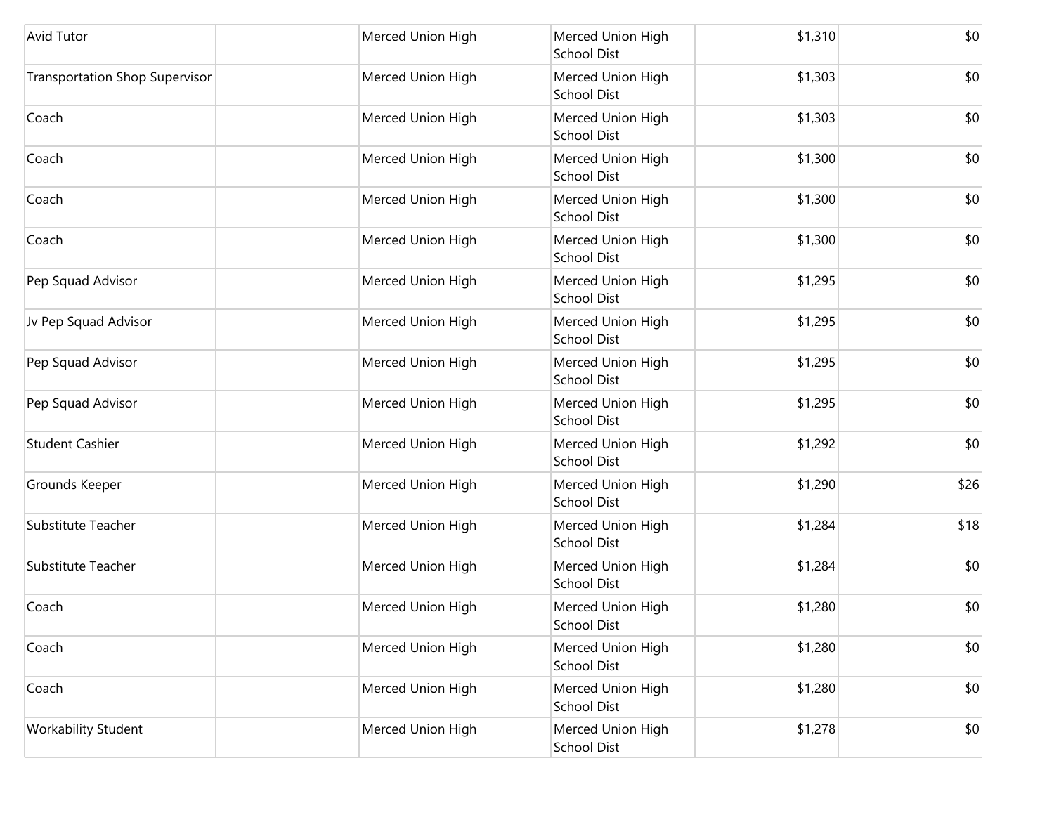| | | | | | |
|---|---|---|---|---|---|
| Avid Tutor | | Merced Union High | Merced Union High School Dist | $1,310 | $0 |
| Transportation Shop Supervisor | | Merced Union High | Merced Union High School Dist | $1,303 | $0 |
| Coach | | Merced Union High | Merced Union High School Dist | $1,303 | $0 |
| Coach | | Merced Union High | Merced Union High School Dist | $1,300 | $0 |
| Coach | | Merced Union High | Merced Union High School Dist | $1,300 | $0 |
| Coach | | Merced Union High | Merced Union High School Dist | $1,300 | $0 |
| Pep Squad Advisor | | Merced Union High | Merced Union High School Dist | $1,295 | $0 |
| Jv Pep Squad Advisor | | Merced Union High | Merced Union High School Dist | $1,295 | $0 |
| Pep Squad Advisor | | Merced Union High | Merced Union High School Dist | $1,295 | $0 |
| Pep Squad Advisor | | Merced Union High | Merced Union High School Dist | $1,295 | $0 |
| Student Cashier | | Merced Union High | Merced Union High School Dist | $1,292 | $0 |
| Grounds Keeper | | Merced Union High | Merced Union High School Dist | $1,290 | $26 |
| Substitute Teacher | | Merced Union High | Merced Union High School Dist | $1,284 | $18 |
| Substitute Teacher | | Merced Union High | Merced Union High School Dist | $1,284 | $0 |
| Coach | | Merced Union High | Merced Union High School Dist | $1,280 | $0 |
| Coach | | Merced Union High | Merced Union High School Dist | $1,280 | $0 |
| Coach | | Merced Union High | Merced Union High School Dist | $1,280 | $0 |
| Workability Student | | Merced Union High | Merced Union High School Dist | $1,278 | $0 |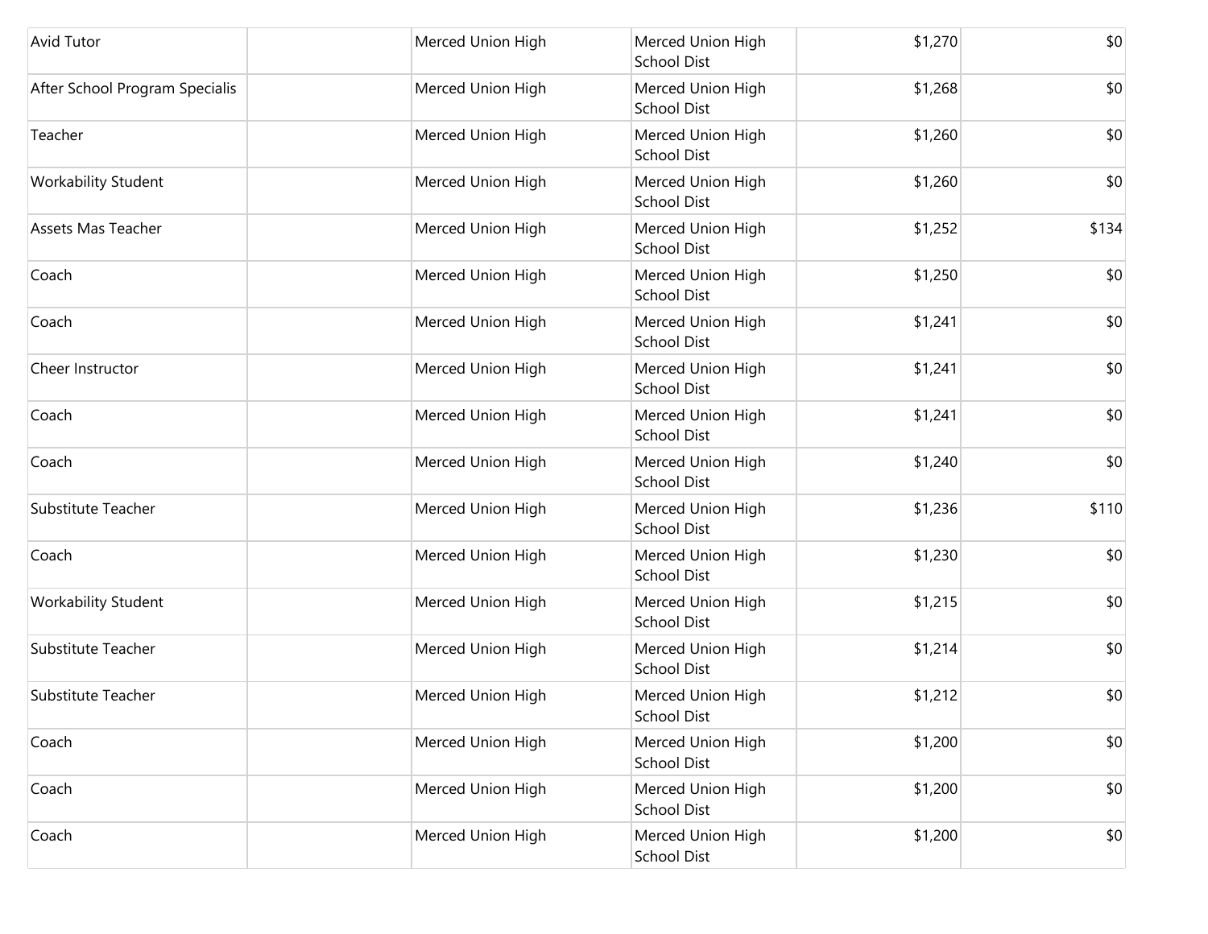| | | | | | |
|---|---|---|---|---|---|
| Avid Tutor | | Merced Union High | Merced Union High School Dist | $1,270 | $0 |
| After School Program Specialis | | Merced Union High | Merced Union High School Dist | $1,268 | $0 |
| Teacher | | Merced Union High | Merced Union High School Dist | $1,260 | $0 |
| Workability Student | | Merced Union High | Merced Union High School Dist | $1,260 | $0 |
| Assets Mas Teacher | | Merced Union High | Merced Union High School Dist | $1,252 | $134 |
| Coach | | Merced Union High | Merced Union High School Dist | $1,250 | $0 |
| Coach | | Merced Union High | Merced Union High School Dist | $1,241 | $0 |
| Cheer Instructor | | Merced Union High | Merced Union High School Dist | $1,241 | $0 |
| Coach | | Merced Union High | Merced Union High School Dist | $1,241 | $0 |
| Coach | | Merced Union High | Merced Union High School Dist | $1,240 | $0 |
| Substitute Teacher | | Merced Union High | Merced Union High School Dist | $1,236 | $110 |
| Coach | | Merced Union High | Merced Union High School Dist | $1,230 | $0 |
| Workability Student | | Merced Union High | Merced Union High School Dist | $1,215 | $0 |
| Substitute Teacher | | Merced Union High | Merced Union High School Dist | $1,214 | $0 |
| Substitute Teacher | | Merced Union High | Merced Union High School Dist | $1,212 | $0 |
| Coach | | Merced Union High | Merced Union High School Dist | $1,200 | $0 |
| Coach | | Merced Union High | Merced Union High School Dist | $1,200 | $0 |
| Coach | | Merced Union High | Merced Union High School Dist | $1,200 | $0 |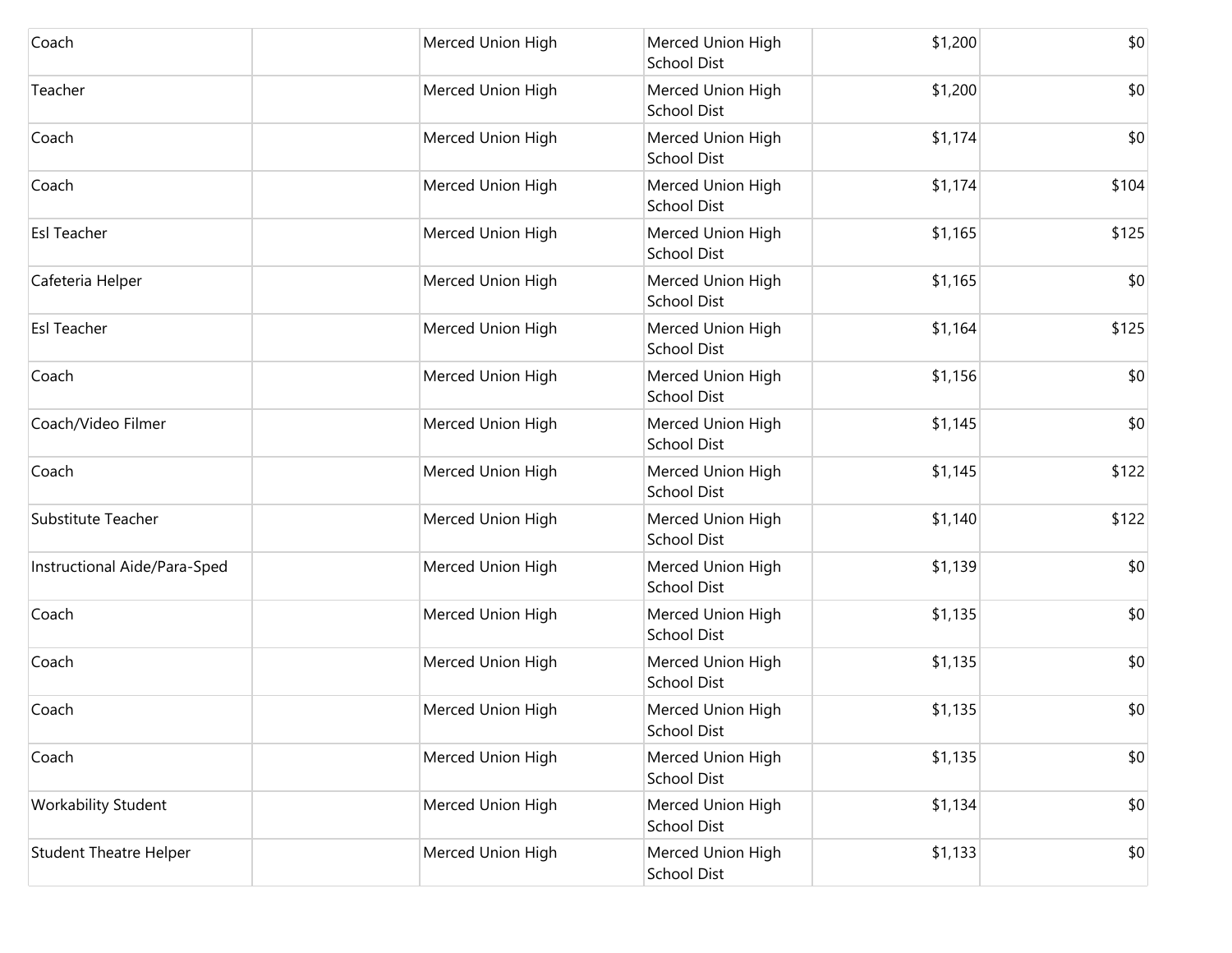| | | | | | |
|---|---|---|---|---|---|
| Coach | | Merced Union High | Merced Union High School Dist | $1,200 | $0 |
| Teacher | | Merced Union High | Merced Union High School Dist | $1,200 | $0 |
| Coach | | Merced Union High | Merced Union High School Dist | $1,174 | $0 |
| Coach | | Merced Union High | Merced Union High School Dist | $1,174 | $104 |
| Esl Teacher | | Merced Union High | Merced Union High School Dist | $1,165 | $125 |
| Cafeteria Helper | | Merced Union High | Merced Union High School Dist | $1,165 | $0 |
| Esl Teacher | | Merced Union High | Merced Union High School Dist | $1,164 | $125 |
| Coach | | Merced Union High | Merced Union High School Dist | $1,156 | $0 |
| Coach/Video Filmer | | Merced Union High | Merced Union High School Dist | $1,145 | $0 |
| Coach | | Merced Union High | Merced Union High School Dist | $1,145 | $122 |
| Substitute Teacher | | Merced Union High | Merced Union High School Dist | $1,140 | $122 |
| Instructional Aide/Para-Sped | | Merced Union High | Merced Union High School Dist | $1,139 | $0 |
| Coach | | Merced Union High | Merced Union High School Dist | $1,135 | $0 |
| Coach | | Merced Union High | Merced Union High School Dist | $1,135 | $0 |
| Coach | | Merced Union High | Merced Union High School Dist | $1,135 | $0 |
| Coach | | Merced Union High | Merced Union High School Dist | $1,135 | $0 |
| Workability Student | | Merced Union High | Merced Union High School Dist | $1,134 | $0 |
| Student Theatre Helper | | Merced Union High | Merced Union High School Dist | $1,133 | $0 |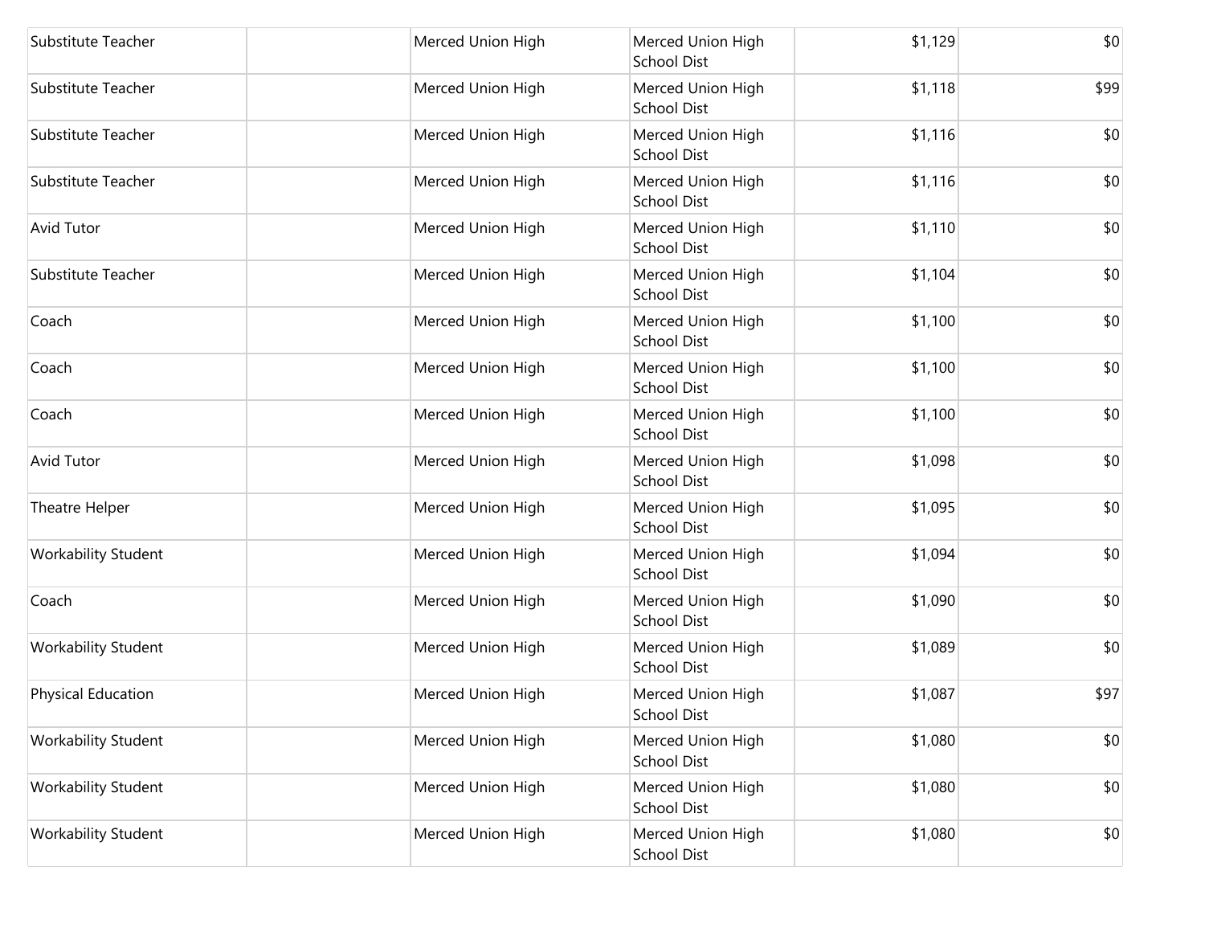| | | | | | |
|---|---|---|---|---|---|
| Substitute Teacher | | Merced Union High | Merced Union High School Dist | $1,129 | $0 |
| Substitute Teacher | | Merced Union High | Merced Union High School Dist | $1,118 | $99 |
| Substitute Teacher | | Merced Union High | Merced Union High School Dist | $1,116 | $0 |
| Substitute Teacher | | Merced Union High | Merced Union High School Dist | $1,116 | $0 |
| Avid Tutor | | Merced Union High | Merced Union High School Dist | $1,110 | $0 |
| Substitute Teacher | | Merced Union High | Merced Union High School Dist | $1,104 | $0 |
| Coach | | Merced Union High | Merced Union High School Dist | $1,100 | $0 |
| Coach | | Merced Union High | Merced Union High School Dist | $1,100 | $0 |
| Coach | | Merced Union High | Merced Union High School Dist | $1,100 | $0 |
| Avid Tutor | | Merced Union High | Merced Union High School Dist | $1,098 | $0 |
| Theatre Helper | | Merced Union High | Merced Union High School Dist | $1,095 | $0 |
| Workability Student | | Merced Union High | Merced Union High School Dist | $1,094 | $0 |
| Coach | | Merced Union High | Merced Union High School Dist | $1,090 | $0 |
| Workability Student | | Merced Union High | Merced Union High School Dist | $1,089 | $0 |
| Physical Education | | Merced Union High | Merced Union High School Dist | $1,087 | $97 |
| Workability Student | | Merced Union High | Merced Union High School Dist | $1,080 | $0 |
| Workability Student | | Merced Union High | Merced Union High School Dist | $1,080 | $0 |
| Workability Student | | Merced Union High | Merced Union High School Dist | $1,080 | $0 |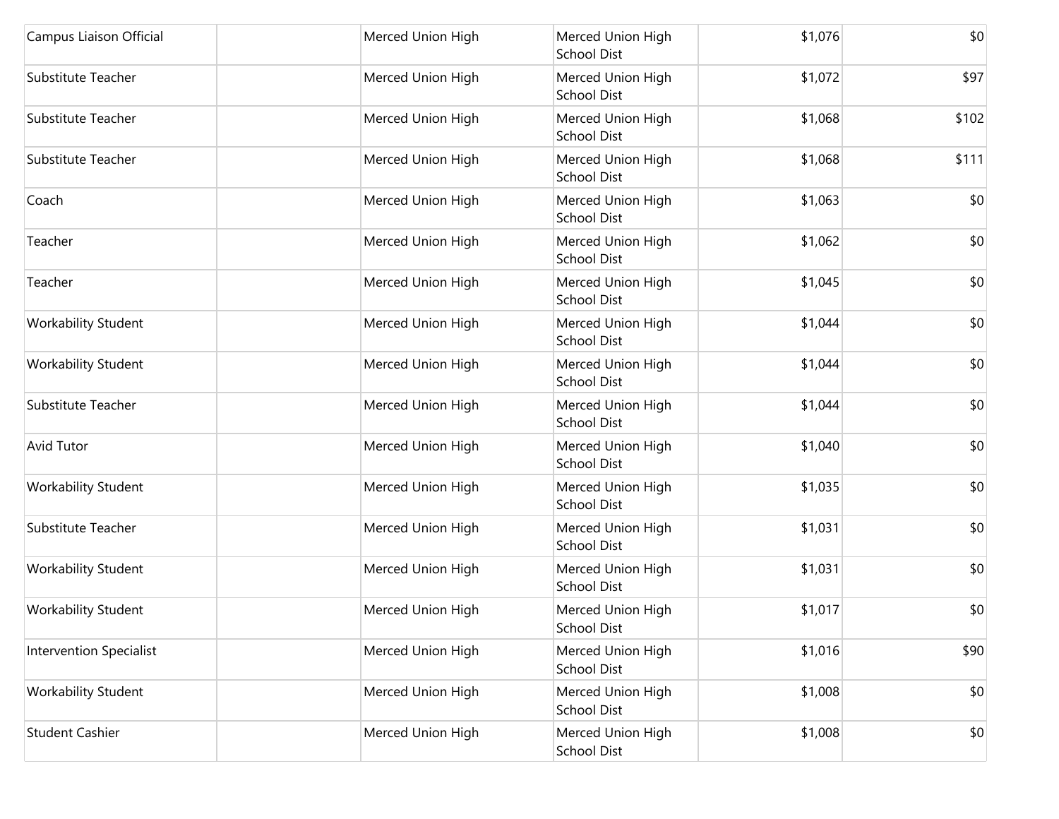| | | | | | |
|---|---|---|---|---|---|
| Campus Liaison Official | | Merced Union High | Merced Union High School Dist | $1,076 | $0 |
| Substitute Teacher | | Merced Union High | Merced Union High School Dist | $1,072 | $97 |
| Substitute Teacher | | Merced Union High | Merced Union High School Dist | $1,068 | $102 |
| Substitute Teacher | | Merced Union High | Merced Union High School Dist | $1,068 | $111 |
| Coach | | Merced Union High | Merced Union High School Dist | $1,063 | $0 |
| Teacher | | Merced Union High | Merced Union High School Dist | $1,062 | $0 |
| Teacher | | Merced Union High | Merced Union High School Dist | $1,045 | $0 |
| Workability Student | | Merced Union High | Merced Union High School Dist | $1,044 | $0 |
| Workability Student | | Merced Union High | Merced Union High School Dist | $1,044 | $0 |
| Substitute Teacher | | Merced Union High | Merced Union High School Dist | $1,044 | $0 |
| Avid Tutor | | Merced Union High | Merced Union High School Dist | $1,040 | $0 |
| Workability Student | | Merced Union High | Merced Union High School Dist | $1,035 | $0 |
| Substitute Teacher | | Merced Union High | Merced Union High School Dist | $1,031 | $0 |
| Workability Student | | Merced Union High | Merced Union High School Dist | $1,031 | $0 |
| Workability Student | | Merced Union High | Merced Union High School Dist | $1,017 | $0 |
| Intervention Specialist | | Merced Union High | Merced Union High School Dist | $1,016 | $90 |
| Workability Student | | Merced Union High | Merced Union High School Dist | $1,008 | $0 |
| Student Cashier | | Merced Union High | Merced Union High School Dist | $1,008 | $0 |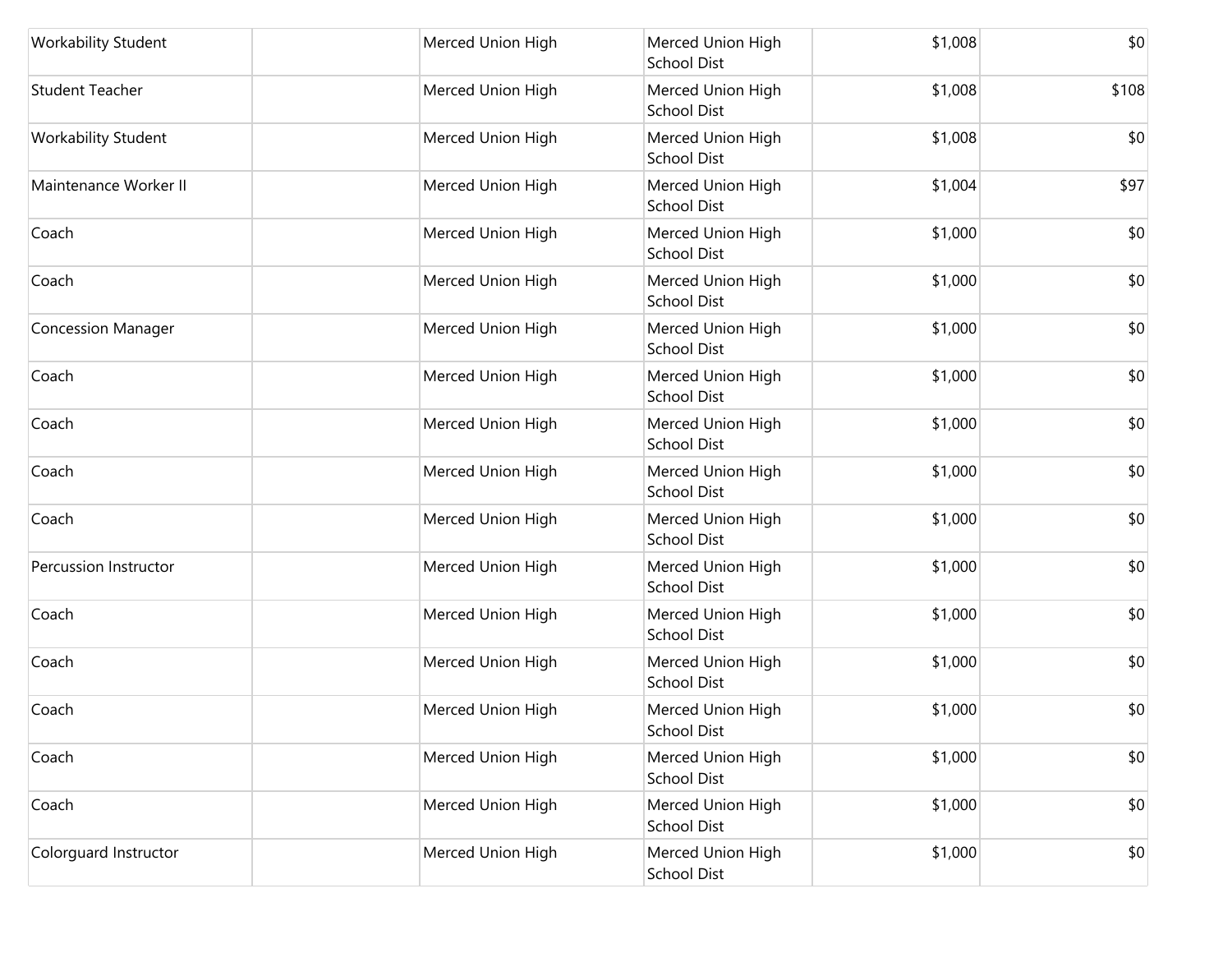| | | | | | |
|---|---|---|---|---|---|
| Workability Student | | Merced Union High | Merced Union High School Dist | $1,008 | $0 |
| Student Teacher | | Merced Union High | Merced Union High School Dist | $1,008 | $108 |
| Workability Student | | Merced Union High | Merced Union High School Dist | $1,008 | $0 |
| Maintenance Worker II | | Merced Union High | Merced Union High School Dist | $1,004 | $97 |
| Coach | | Merced Union High | Merced Union High School Dist | $1,000 | $0 |
| Coach | | Merced Union High | Merced Union High School Dist | $1,000 | $0 |
| Concession Manager | | Merced Union High | Merced Union High School Dist | $1,000 | $0 |
| Coach | | Merced Union High | Merced Union High School Dist | $1,000 | $0 |
| Coach | | Merced Union High | Merced Union High School Dist | $1,000 | $0 |
| Coach | | Merced Union High | Merced Union High School Dist | $1,000 | $0 |
| Coach | | Merced Union High | Merced Union High School Dist | $1,000 | $0 |
| Percussion Instructor | | Merced Union High | Merced Union High School Dist | $1,000 | $0 |
| Coach | | Merced Union High | Merced Union High School Dist | $1,000 | $0 |
| Coach | | Merced Union High | Merced Union High School Dist | $1,000 | $0 |
| Coach | | Merced Union High | Merced Union High School Dist | $1,000 | $0 |
| Coach | | Merced Union High | Merced Union High School Dist | $1,000 | $0 |
| Coach | | Merced Union High | Merced Union High School Dist | $1,000 | $0 |
| Colorguard Instructor | | Merced Union High | Merced Union High School Dist | $1,000 | $0 |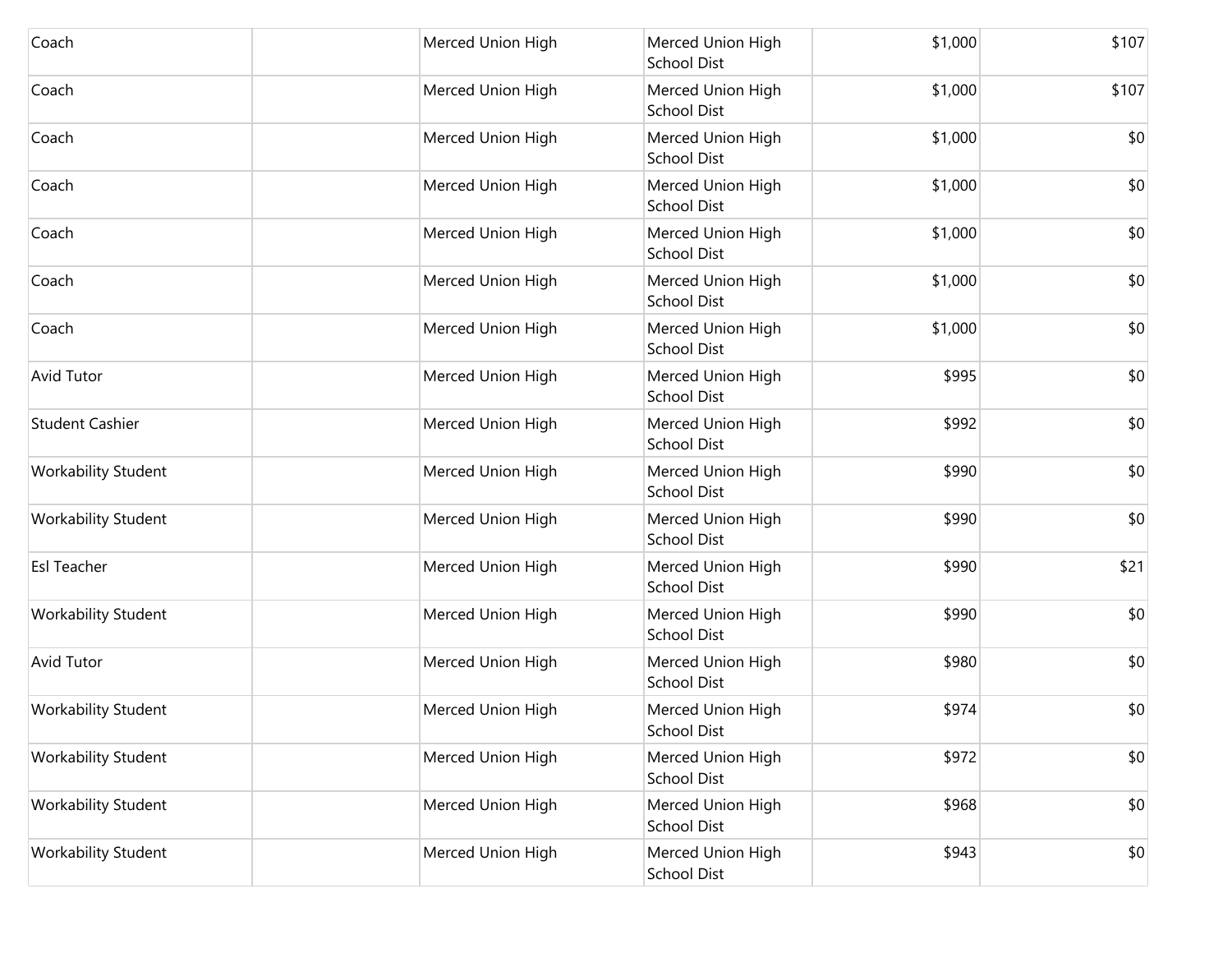| | | | | | |
|---|---|---|---|---|---|
| Coach | | Merced Union High | Merced Union High School Dist | $1,000 | $107 |
| Coach | | Merced Union High | Merced Union High School Dist | $1,000 | $107 |
| Coach | | Merced Union High | Merced Union High School Dist | $1,000 | $0 |
| Coach | | Merced Union High | Merced Union High School Dist | $1,000 | $0 |
| Coach | | Merced Union High | Merced Union High School Dist | $1,000 | $0 |
| Coach | | Merced Union High | Merced Union High School Dist | $1,000 | $0 |
| Coach | | Merced Union High | Merced Union High School Dist | $1,000 | $0 |
| Avid Tutor | | Merced Union High | Merced Union High School Dist | $995 | $0 |
| Student Cashier | | Merced Union High | Merced Union High School Dist | $992 | $0 |
| Workability Student | | Merced Union High | Merced Union High School Dist | $990 | $0 |
| Workability Student | | Merced Union High | Merced Union High School Dist | $990 | $0 |
| Esl Teacher | | Merced Union High | Merced Union High School Dist | $990 | $21 |
| Workability Student | | Merced Union High | Merced Union High School Dist | $990 | $0 |
| Avid Tutor | | Merced Union High | Merced Union High School Dist | $980 | $0 |
| Workability Student | | Merced Union High | Merced Union High School Dist | $974 | $0 |
| Workability Student | | Merced Union High | Merced Union High School Dist | $972 | $0 |
| Workability Student | | Merced Union High | Merced Union High School Dist | $968 | $0 |
| Workability Student | | Merced Union High | Merced Union High School Dist | $943 | $0 |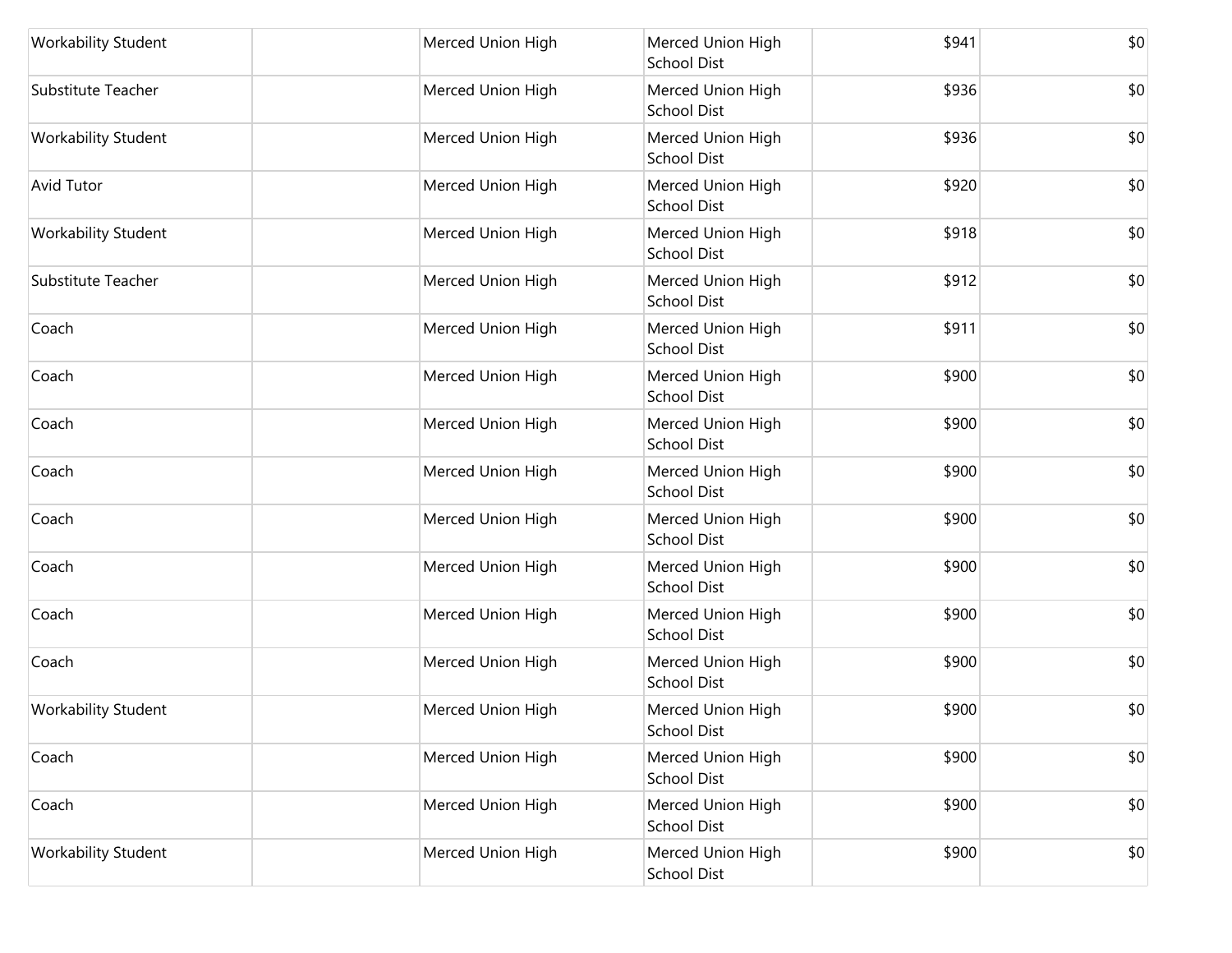| | | | | | |
|---|---|---|---|---|---|
| Workability Student | | Merced Union High | Merced Union High School Dist | $941 | $0 |
| Substitute Teacher | | Merced Union High | Merced Union High School Dist | $936 | $0 |
| Workability Student | | Merced Union High | Merced Union High School Dist | $936 | $0 |
| Avid Tutor | | Merced Union High | Merced Union High School Dist | $920 | $0 |
| Workability Student | | Merced Union High | Merced Union High School Dist | $918 | $0 |
| Substitute Teacher | | Merced Union High | Merced Union High School Dist | $912 | $0 |
| Coach | | Merced Union High | Merced Union High School Dist | $911 | $0 |
| Coach | | Merced Union High | Merced Union High School Dist | $900 | $0 |
| Coach | | Merced Union High | Merced Union High School Dist | $900 | $0 |
| Coach | | Merced Union High | Merced Union High School Dist | $900 | $0 |
| Coach | | Merced Union High | Merced Union High School Dist | $900 | $0 |
| Coach | | Merced Union High | Merced Union High School Dist | $900 | $0 |
| Coach | | Merced Union High | Merced Union High School Dist | $900 | $0 |
| Coach | | Merced Union High | Merced Union High School Dist | $900 | $0 |
| Workability Student | | Merced Union High | Merced Union High School Dist | $900 | $0 |
| Coach | | Merced Union High | Merced Union High School Dist | $900 | $0 |
| Coach | | Merced Union High | Merced Union High School Dist | $900 | $0 |
| Workability Student | | Merced Union High | Merced Union High School Dist | $900 | $0 |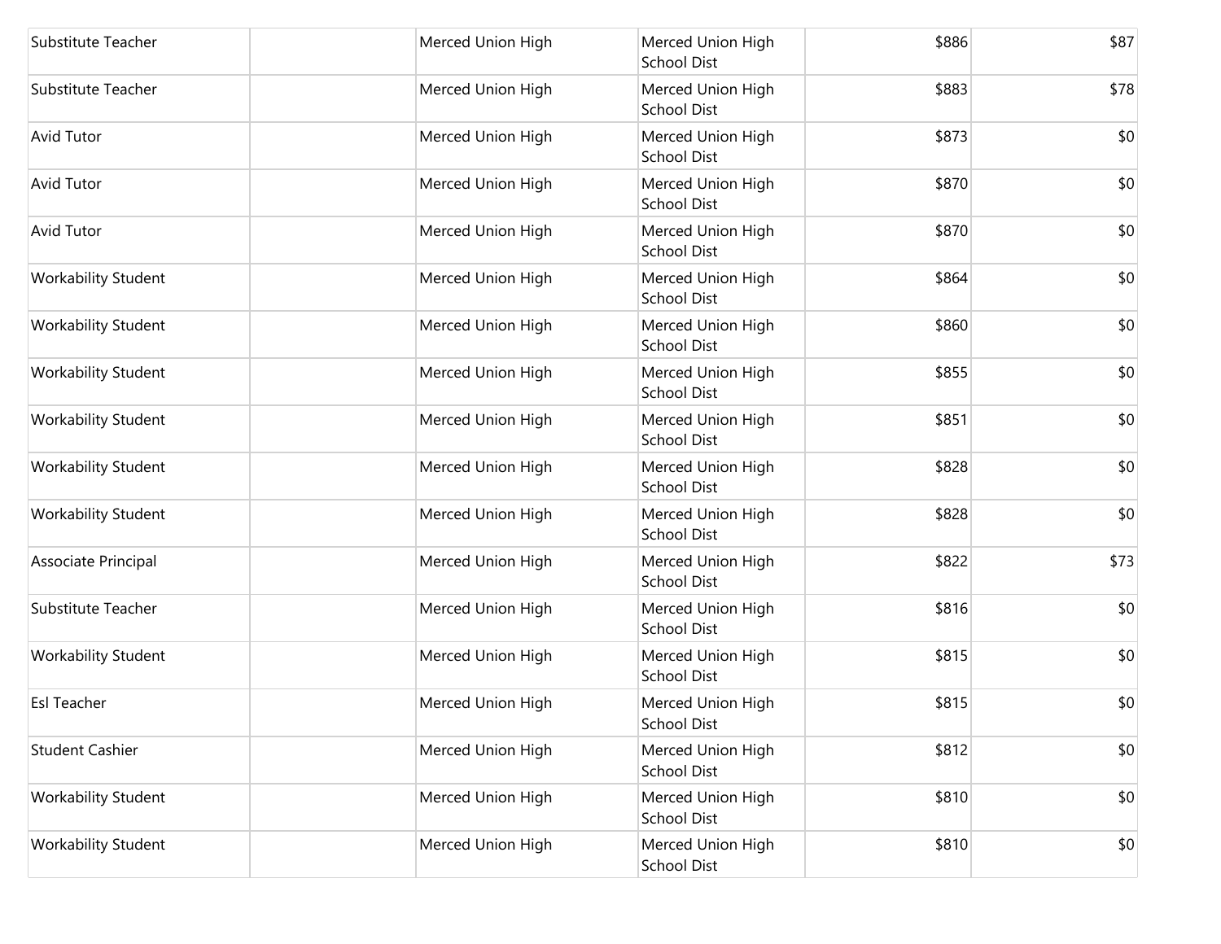| | | | | | |
|---|---|---|---|---|---|
| Substitute Teacher | | Merced Union High | Merced Union High School Dist | $886 | $87 |
| Substitute Teacher | | Merced Union High | Merced Union High School Dist | $883 | $78 |
| Avid Tutor | | Merced Union High | Merced Union High School Dist | $873 | $0 |
| Avid Tutor | | Merced Union High | Merced Union High School Dist | $870 | $0 |
| Avid Tutor | | Merced Union High | Merced Union High School Dist | $870 | $0 |
| Workability Student | | Merced Union High | Merced Union High School Dist | $864 | $0 |
| Workability Student | | Merced Union High | Merced Union High School Dist | $860 | $0 |
| Workability Student | | Merced Union High | Merced Union High School Dist | $855 | $0 |
| Workability Student | | Merced Union High | Merced Union High School Dist | $851 | $0 |
| Workability Student | | Merced Union High | Merced Union High School Dist | $828 | $0 |
| Workability Student | | Merced Union High | Merced Union High School Dist | $828 | $0 |
| Associate Principal | | Merced Union High | Merced Union High School Dist | $822 | $73 |
| Substitute Teacher | | Merced Union High | Merced Union High School Dist | $816 | $0 |
| Workability Student | | Merced Union High | Merced Union High School Dist | $815 | $0 |
| Esl Teacher | | Merced Union High | Merced Union High School Dist | $815 | $0 |
| Student Cashier | | Merced Union High | Merced Union High School Dist | $812 | $0 |
| Workability Student | | Merced Union High | Merced Union High School Dist | $810 | $0 |
| Workability Student | | Merced Union High | Merced Union High School Dist | $810 | $0 |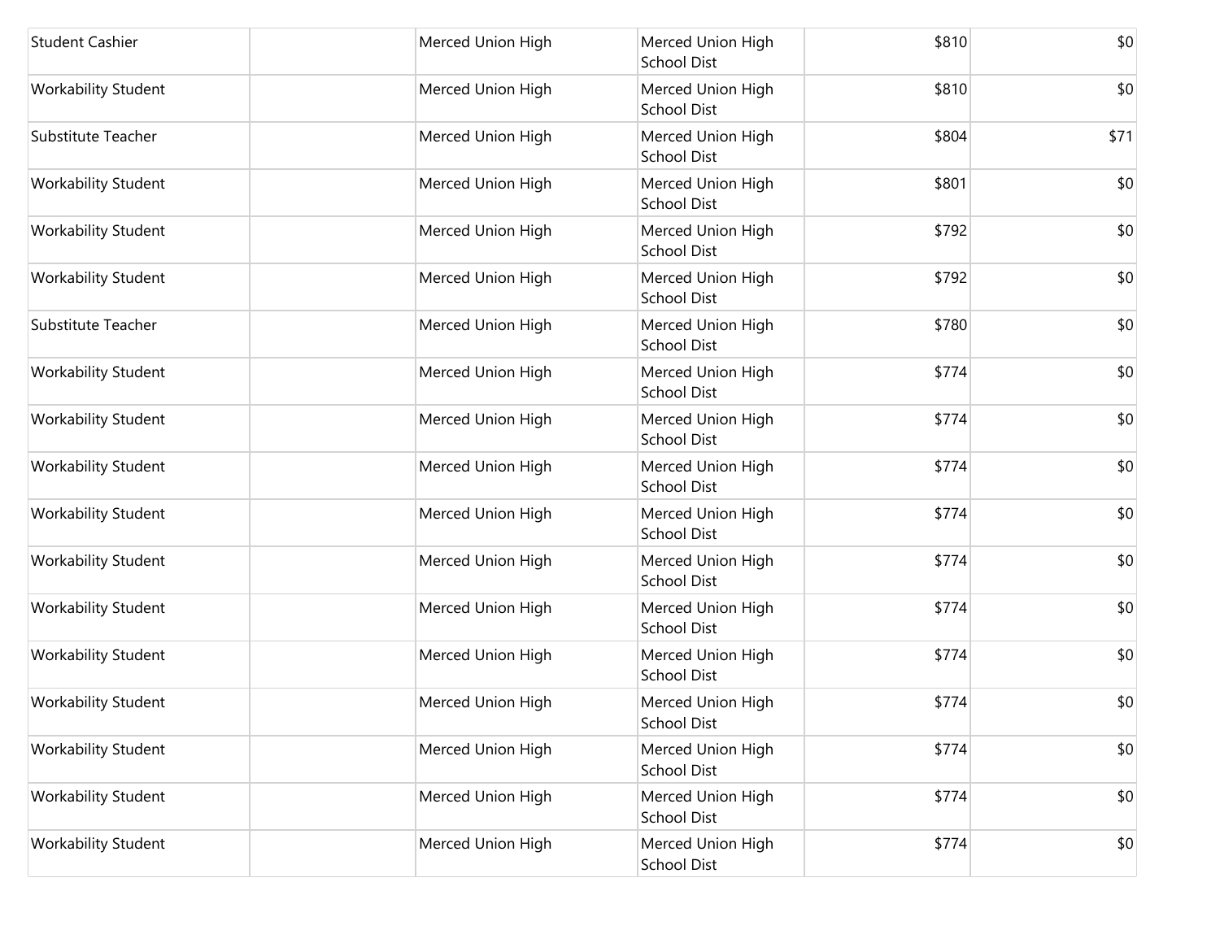| | | | | | |
|---|---|---|---|---|---|
| Student Cashier | | Merced Union High | Merced Union High School Dist | $810 | $0 |
| Workability Student | | Merced Union High | Merced Union High School Dist | $810 | $0 |
| Substitute Teacher | | Merced Union High | Merced Union High School Dist | $804 | $71 |
| Workability Student | | Merced Union High | Merced Union High School Dist | $801 | $0 |
| Workability Student | | Merced Union High | Merced Union High School Dist | $792 | $0 |
| Workability Student | | Merced Union High | Merced Union High School Dist | $792 | $0 |
| Substitute Teacher | | Merced Union High | Merced Union High School Dist | $780 | $0 |
| Workability Student | | Merced Union High | Merced Union High School Dist | $774 | $0 |
| Workability Student | | Merced Union High | Merced Union High School Dist | $774 | $0 |
| Workability Student | | Merced Union High | Merced Union High School Dist | $774 | $0 |
| Workability Student | | Merced Union High | Merced Union High School Dist | $774 | $0 |
| Workability Student | | Merced Union High | Merced Union High School Dist | $774 | $0 |
| Workability Student | | Merced Union High | Merced Union High School Dist | $774 | $0 |
| Workability Student | | Merced Union High | Merced Union High School Dist | $774 | $0 |
| Workability Student | | Merced Union High | Merced Union High School Dist | $774 | $0 |
| Workability Student | | Merced Union High | Merced Union High School Dist | $774 | $0 |
| Workability Student | | Merced Union High | Merced Union High School Dist | $774 | $0 |
| Workability Student | | Merced Union High | Merced Union High School Dist | $774 | $0 |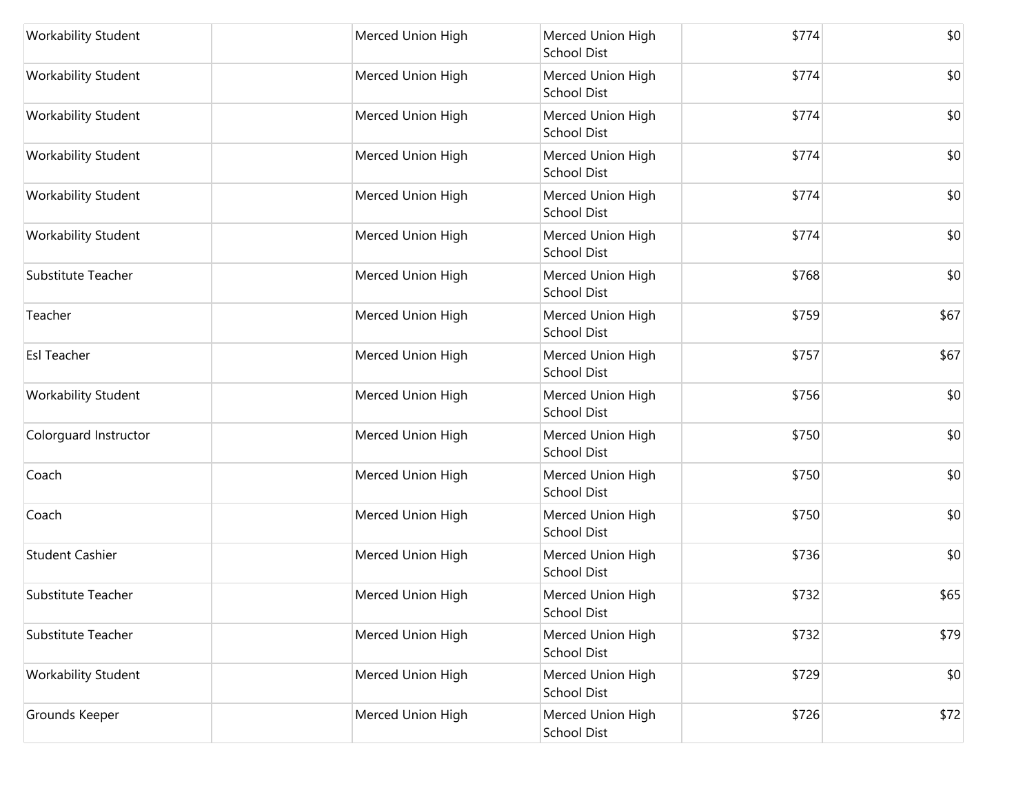| | | | | | |
|---|---|---|---|---|---|
| Workability Student | | Merced Union High | Merced Union High School Dist | $774 | $0 |
| Workability Student | | Merced Union High | Merced Union High School Dist | $774 | $0 |
| Workability Student | | Merced Union High | Merced Union High School Dist | $774 | $0 |
| Workability Student | | Merced Union High | Merced Union High School Dist | $774 | $0 |
| Workability Student | | Merced Union High | Merced Union High School Dist | $774 | $0 |
| Workability Student | | Merced Union High | Merced Union High School Dist | $774 | $0 |
| Substitute Teacher | | Merced Union High | Merced Union High School Dist | $768 | $0 |
| Teacher | | Merced Union High | Merced Union High School Dist | $759 | $67 |
| Esl Teacher | | Merced Union High | Merced Union High School Dist | $757 | $67 |
| Workability Student | | Merced Union High | Merced Union High School Dist | $756 | $0 |
| Colorguard Instructor | | Merced Union High | Merced Union High School Dist | $750 | $0 |
| Coach | | Merced Union High | Merced Union High School Dist | $750 | $0 |
| Coach | | Merced Union High | Merced Union High School Dist | $750 | $0 |
| Student Cashier | | Merced Union High | Merced Union High School Dist | $736 | $0 |
| Substitute Teacher | | Merced Union High | Merced Union High School Dist | $732 | $65 |
| Substitute Teacher | | Merced Union High | Merced Union High School Dist | $732 | $79 |
| Workability Student | | Merced Union High | Merced Union High School Dist | $729 | $0 |
| Grounds Keeper | | Merced Union High | Merced Union High School Dist | $726 | $72 |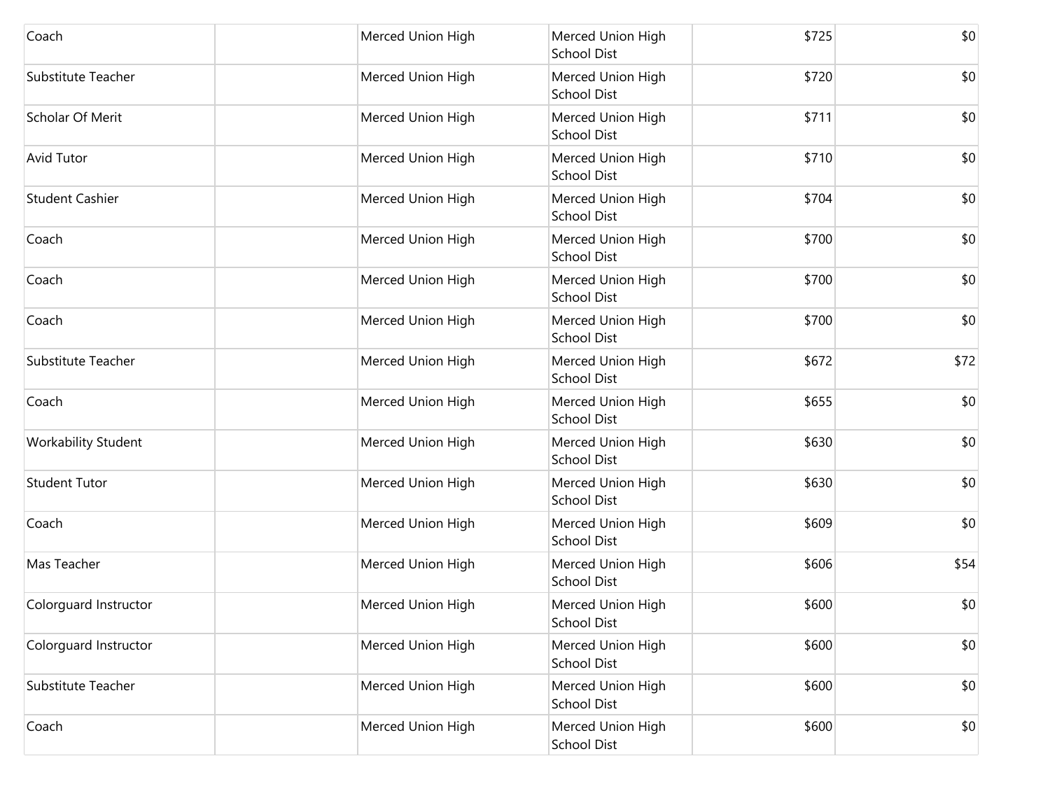| | | | | | |
|---|---|---|---|---|---|
| Coach | | Merced Union High | Merced Union High School Dist | $725 | $0 |
| Substitute Teacher | | Merced Union High | Merced Union High School Dist | $720 | $0 |
| Scholar Of Merit | | Merced Union High | Merced Union High School Dist | $711 | $0 |
| Avid Tutor | | Merced Union High | Merced Union High School Dist | $710 | $0 |
| Student Cashier | | Merced Union High | Merced Union High School Dist | $704 | $0 |
| Coach | | Merced Union High | Merced Union High School Dist | $700 | $0 |
| Coach | | Merced Union High | Merced Union High School Dist | $700 | $0 |
| Coach | | Merced Union High | Merced Union High School Dist | $700 | $0 |
| Substitute Teacher | | Merced Union High | Merced Union High School Dist | $672 | $72 |
| Coach | | Merced Union High | Merced Union High School Dist | $655 | $0 |
| Workability Student | | Merced Union High | Merced Union High School Dist | $630 | $0 |
| Student Tutor | | Merced Union High | Merced Union High School Dist | $630 | $0 |
| Coach | | Merced Union High | Merced Union High School Dist | $609 | $0 |
| Mas Teacher | | Merced Union High | Merced Union High School Dist | $606 | $54 |
| Colorguard Instructor | | Merced Union High | Merced Union High School Dist | $600 | $0 |
| Colorguard Instructor | | Merced Union High | Merced Union High School Dist | $600 | $0 |
| Substitute Teacher | | Merced Union High | Merced Union High School Dist | $600 | $0 |
| Coach | | Merced Union High | Merced Union High School Dist | $600 | $0 |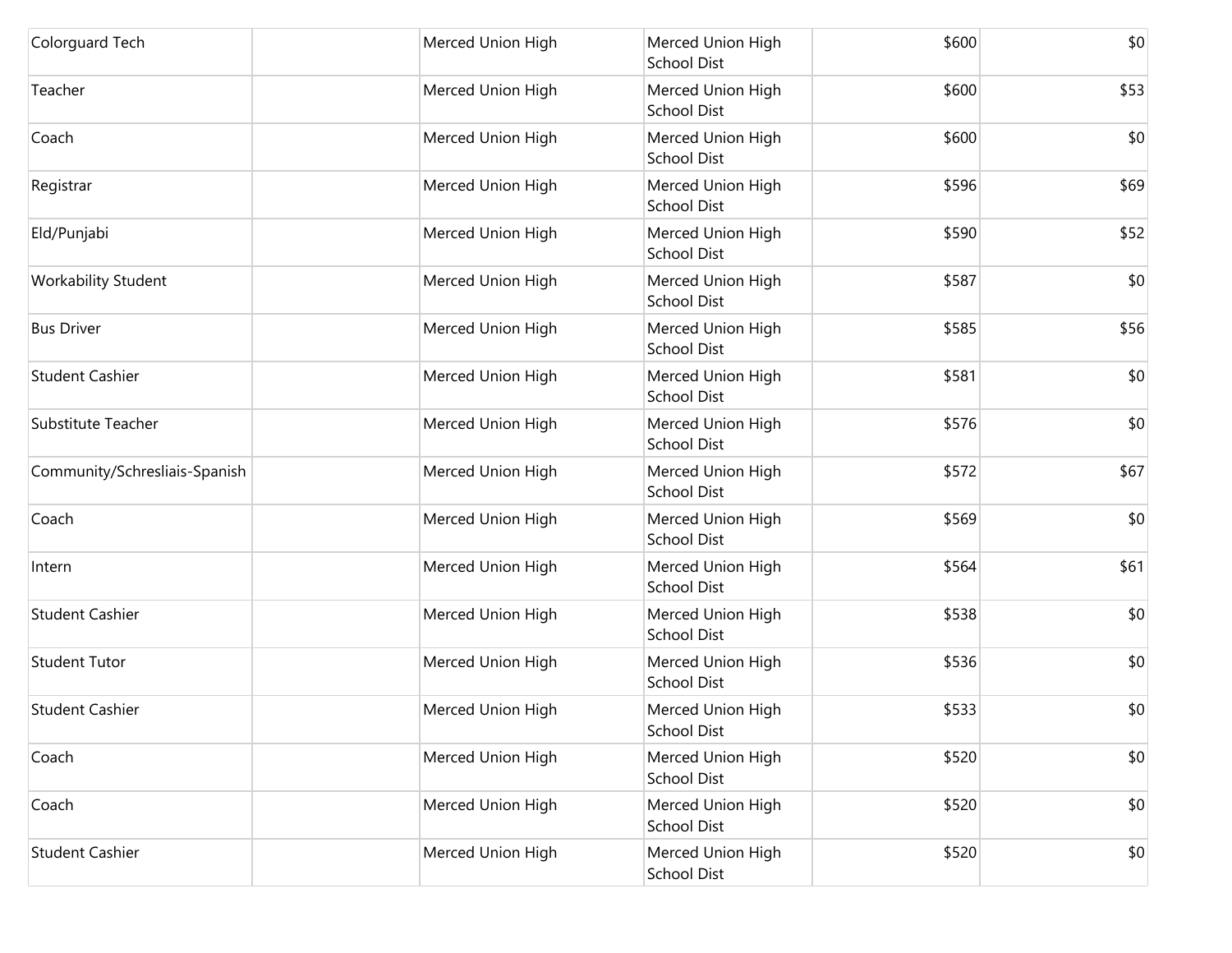| | | | | | |
|---|---|---|---|---|---|
| Colorguard Tech | | Merced Union High | Merced Union High School Dist | $600 | $0 |
| Teacher | | Merced Union High | Merced Union High School Dist | $600 | $53 |
| Coach | | Merced Union High | Merced Union High School Dist | $600 | $0 |
| Registrar | | Merced Union High | Merced Union High School Dist | $596 | $69 |
| Eld/Punjabi | | Merced Union High | Merced Union High School Dist | $590 | $52 |
| Workability Student | | Merced Union High | Merced Union High School Dist | $587 | $0 |
| Bus Driver | | Merced Union High | Merced Union High School Dist | $585 | $56 |
| Student Cashier | | Merced Union High | Merced Union High School Dist | $581 | $0 |
| Substitute Teacher | | Merced Union High | Merced Union High School Dist | $576 | $0 |
| Community/Schresliais-Spanish | | Merced Union High | Merced Union High School Dist | $572 | $67 |
| Coach | | Merced Union High | Merced Union High School Dist | $569 | $0 |
| Intern | | Merced Union High | Merced Union High School Dist | $564 | $61 |
| Student Cashier | | Merced Union High | Merced Union High School Dist | $538 | $0 |
| Student Tutor | | Merced Union High | Merced Union High School Dist | $536 | $0 |
| Student Cashier | | Merced Union High | Merced Union High School Dist | $533 | $0 |
| Coach | | Merced Union High | Merced Union High School Dist | $520 | $0 |
| Coach | | Merced Union High | Merced Union High School Dist | $520 | $0 |
| Student Cashier | | Merced Union High | Merced Union High School Dist | $520 | $0 |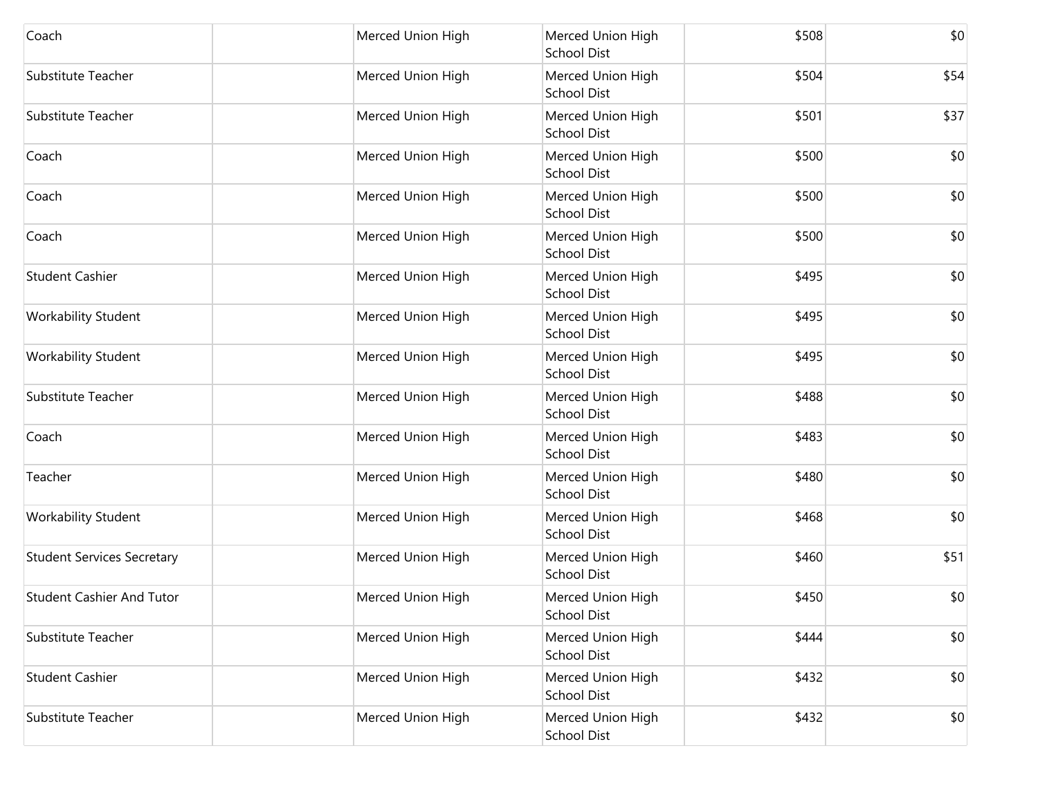| | | | | | |
|---|---|---|---|---|---|
| Coach | | Merced Union High | Merced Union High School Dist | $508 | $0 |
| Substitute Teacher | | Merced Union High | Merced Union High School Dist | $504 | $54 |
| Substitute Teacher | | Merced Union High | Merced Union High School Dist | $501 | $37 |
| Coach | | Merced Union High | Merced Union High School Dist | $500 | $0 |
| Coach | | Merced Union High | Merced Union High School Dist | $500 | $0 |
| Coach | | Merced Union High | Merced Union High School Dist | $500 | $0 |
| Student Cashier | | Merced Union High | Merced Union High School Dist | $495 | $0 |
| Workability Student | | Merced Union High | Merced Union High School Dist | $495 | $0 |
| Workability Student | | Merced Union High | Merced Union High School Dist | $495 | $0 |
| Substitute Teacher | | Merced Union High | Merced Union High School Dist | $488 | $0 |
| Coach | | Merced Union High | Merced Union High School Dist | $483 | $0 |
| Teacher | | Merced Union High | Merced Union High School Dist | $480 | $0 |
| Workability Student | | Merced Union High | Merced Union High School Dist | $468 | $0 |
| Student Services Secretary | | Merced Union High | Merced Union High School Dist | $460 | $51 |
| Student Cashier And Tutor | | Merced Union High | Merced Union High School Dist | $450 | $0 |
| Substitute Teacher | | Merced Union High | Merced Union High School Dist | $444 | $0 |
| Student Cashier | | Merced Union High | Merced Union High School Dist | $432 | $0 |
| Substitute Teacher | | Merced Union High | Merced Union High School Dist | $432 | $0 |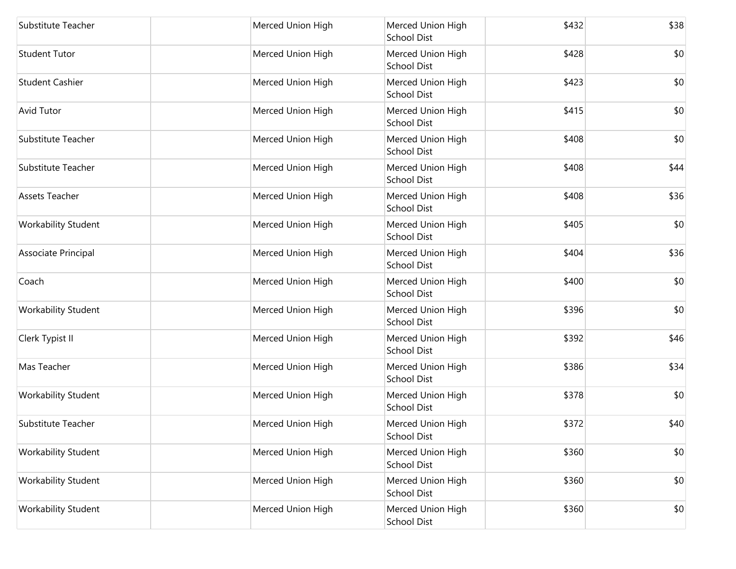| | | | | | |
|---|---|---|---|---|---|
| Substitute Teacher | | Merced Union High | Merced Union High School Dist | $432 | $38 |
| Student Tutor | | Merced Union High | Merced Union High School Dist | $428 | $0 |
| Student Cashier | | Merced Union High | Merced Union High School Dist | $423 | $0 |
| Avid Tutor | | Merced Union High | Merced Union High School Dist | $415 | $0 |
| Substitute Teacher | | Merced Union High | Merced Union High School Dist | $408 | $0 |
| Substitute Teacher | | Merced Union High | Merced Union High School Dist | $408 | $44 |
| Assets Teacher | | Merced Union High | Merced Union High School Dist | $408 | $36 |
| Workability Student | | Merced Union High | Merced Union High School Dist | $405 | $0 |
| Associate Principal | | Merced Union High | Merced Union High School Dist | $404 | $36 |
| Coach | | Merced Union High | Merced Union High School Dist | $400 | $0 |
| Workability Student | | Merced Union High | Merced Union High School Dist | $396 | $0 |
| Clerk Typist II | | Merced Union High | Merced Union High School Dist | $392 | $46 |
| Mas Teacher | | Merced Union High | Merced Union High School Dist | $386 | $34 |
| Workability Student | | Merced Union High | Merced Union High School Dist | $378 | $0 |
| Substitute Teacher | | Merced Union High | Merced Union High School Dist | $372 | $40 |
| Workability Student | | Merced Union High | Merced Union High School Dist | $360 | $0 |
| Workability Student | | Merced Union High | Merced Union High School Dist | $360 | $0 |
| Workability Student | | Merced Union High | Merced Union High School Dist | $360 | $0 |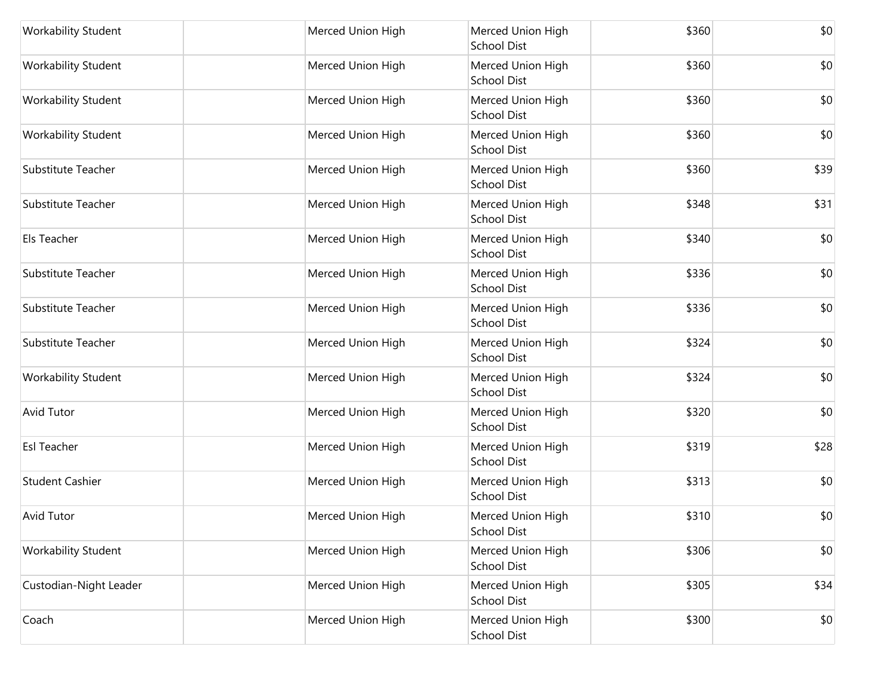| | | | | | |
|---|---|---|---|---|---|
| Workability Student | | Merced Union High | Merced Union High School Dist | $360 | $0 |
| Workability Student | | Merced Union High | Merced Union High School Dist | $360 | $0 |
| Workability Student | | Merced Union High | Merced Union High School Dist | $360 | $0 |
| Workability Student | | Merced Union High | Merced Union High School Dist | $360 | $0 |
| Substitute Teacher | | Merced Union High | Merced Union High School Dist | $360 | $39 |
| Substitute Teacher | | Merced Union High | Merced Union High School Dist | $348 | $31 |
| Els Teacher | | Merced Union High | Merced Union High School Dist | $340 | $0 |
| Substitute Teacher | | Merced Union High | Merced Union High School Dist | $336 | $0 |
| Substitute Teacher | | Merced Union High | Merced Union High School Dist | $336 | $0 |
| Substitute Teacher | | Merced Union High | Merced Union High School Dist | $324 | $0 |
| Workability Student | | Merced Union High | Merced Union High School Dist | $324 | $0 |
| Avid Tutor | | Merced Union High | Merced Union High School Dist | $320 | $0 |
| Esl Teacher | | Merced Union High | Merced Union High School Dist | $319 | $28 |
| Student Cashier | | Merced Union High | Merced Union High School Dist | $313 | $0 |
| Avid Tutor | | Merced Union High | Merced Union High School Dist | $310 | $0 |
| Workability Student | | Merced Union High | Merced Union High School Dist | $306 | $0 |
| Custodian-Night Leader | | Merced Union High | Merced Union High School Dist | $305 | $34 |
| Coach | | Merced Union High | Merced Union High School Dist | $300 | $0 |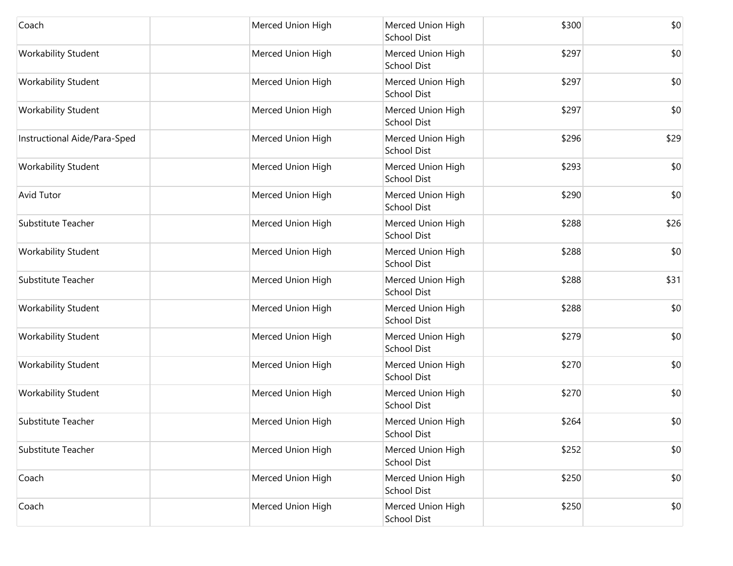| | | | | | |
|---|---|---|---|---|---|
| Coach | | Merced Union High | Merced Union High School Dist | $300 | $0 |
| Workability Student | | Merced Union High | Merced Union High School Dist | $297 | $0 |
| Workability Student | | Merced Union High | Merced Union High School Dist | $297 | $0 |
| Workability Student | | Merced Union High | Merced Union High School Dist | $297 | $0 |
| Instructional Aide/Para-Sped | | Merced Union High | Merced Union High School Dist | $296 | $29 |
| Workability Student | | Merced Union High | Merced Union High School Dist | $293 | $0 |
| Avid Tutor | | Merced Union High | Merced Union High School Dist | $290 | $0 |
| Substitute Teacher | | Merced Union High | Merced Union High School Dist | $288 | $26 |
| Workability Student | | Merced Union High | Merced Union High School Dist | $288 | $0 |
| Substitute Teacher | | Merced Union High | Merced Union High School Dist | $288 | $31 |
| Workability Student | | Merced Union High | Merced Union High School Dist | $288 | $0 |
| Workability Student | | Merced Union High | Merced Union High School Dist | $279 | $0 |
| Workability Student | | Merced Union High | Merced Union High School Dist | $270 | $0 |
| Workability Student | | Merced Union High | Merced Union High School Dist | $270 | $0 |
| Substitute Teacher | | Merced Union High | Merced Union High School Dist | $264 | $0 |
| Substitute Teacher | | Merced Union High | Merced Union High School Dist | $252 | $0 |
| Coach | | Merced Union High | Merced Union High School Dist | $250 | $0 |
| Coach | | Merced Union High | Merced Union High School Dist | $250 | $0 |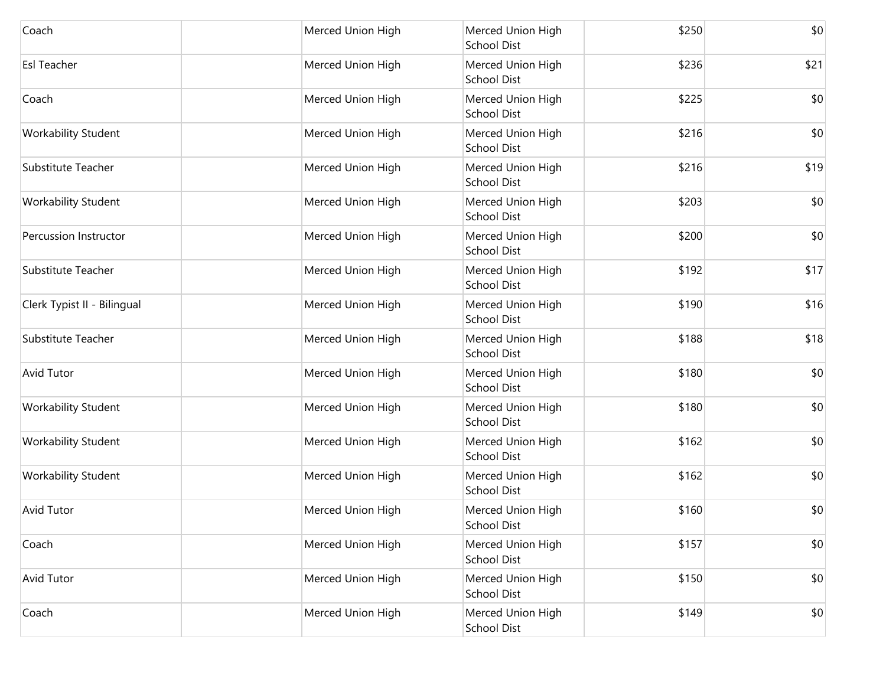| | | | | | |
|---|---|---|---|---|---|
| Coach | | Merced Union High | Merced Union High School Dist | $250 | $0 |
| Esl Teacher | | Merced Union High | Merced Union High School Dist | $236 | $21 |
| Coach | | Merced Union High | Merced Union High School Dist | $225 | $0 |
| Workability Student | | Merced Union High | Merced Union High School Dist | $216 | $0 |
| Substitute Teacher | | Merced Union High | Merced Union High School Dist | $216 | $19 |
| Workability Student | | Merced Union High | Merced Union High School Dist | $203 | $0 |
| Percussion Instructor | | Merced Union High | Merced Union High School Dist | $200 | $0 |
| Substitute Teacher | | Merced Union High | Merced Union High School Dist | $192 | $17 |
| Clerk Typist II - Bilingual | | Merced Union High | Merced Union High School Dist | $190 | $16 |
| Substitute Teacher | | Merced Union High | Merced Union High School Dist | $188 | $18 |
| Avid Tutor | | Merced Union High | Merced Union High School Dist | $180 | $0 |
| Workability Student | | Merced Union High | Merced Union High School Dist | $180 | $0 |
| Workability Student | | Merced Union High | Merced Union High School Dist | $162 | $0 |
| Workability Student | | Merced Union High | Merced Union High School Dist | $162 | $0 |
| Avid Tutor | | Merced Union High | Merced Union High School Dist | $160 | $0 |
| Coach | | Merced Union High | Merced Union High School Dist | $157 | $0 |
| Avid Tutor | | Merced Union High | Merced Union High School Dist | $150 | $0 |
| Coach | | Merced Union High | Merced Union High School Dist | $149 | $0 |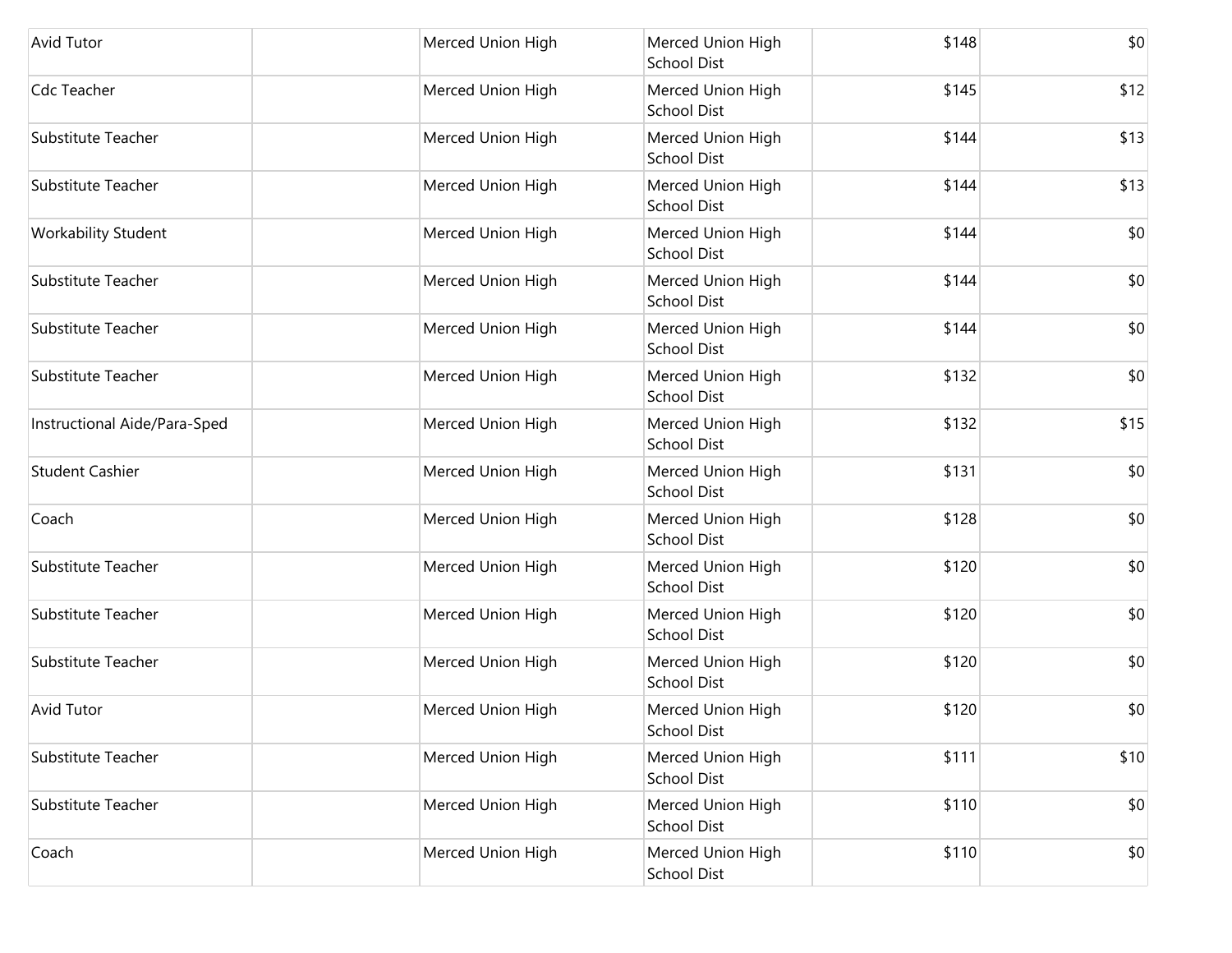| | | | | | |
|---|---|---|---|---|---|
| Avid Tutor | | Merced Union High | Merced Union High School Dist | $148 | $0 |
| Cdc Teacher | | Merced Union High | Merced Union High School Dist | $145 | $12 |
| Substitute Teacher | | Merced Union High | Merced Union High School Dist | $144 | $13 |
| Substitute Teacher | | Merced Union High | Merced Union High School Dist | $144 | $13 |
| Workability Student | | Merced Union High | Merced Union High School Dist | $144 | $0 |
| Substitute Teacher | | Merced Union High | Merced Union High School Dist | $144 | $0 |
| Substitute Teacher | | Merced Union High | Merced Union High School Dist | $144 | $0 |
| Substitute Teacher | | Merced Union High | Merced Union High School Dist | $132 | $0 |
| Instructional Aide/Para-Sped | | Merced Union High | Merced Union High School Dist | $132 | $15 |
| Student Cashier | | Merced Union High | Merced Union High School Dist | $131 | $0 |
| Coach | | Merced Union High | Merced Union High School Dist | $128 | $0 |
| Substitute Teacher | | Merced Union High | Merced Union High School Dist | $120 | $0 |
| Substitute Teacher | | Merced Union High | Merced Union High School Dist | $120 | $0 |
| Substitute Teacher | | Merced Union High | Merced Union High School Dist | $120 | $0 |
| Avid Tutor | | Merced Union High | Merced Union High School Dist | $120 | $0 |
| Substitute Teacher | | Merced Union High | Merced Union High School Dist | $111 | $10 |
| Substitute Teacher | | Merced Union High | Merced Union High School Dist | $110 | $0 |
| Coach | | Merced Union High | Merced Union High School Dist | $110 | $0 |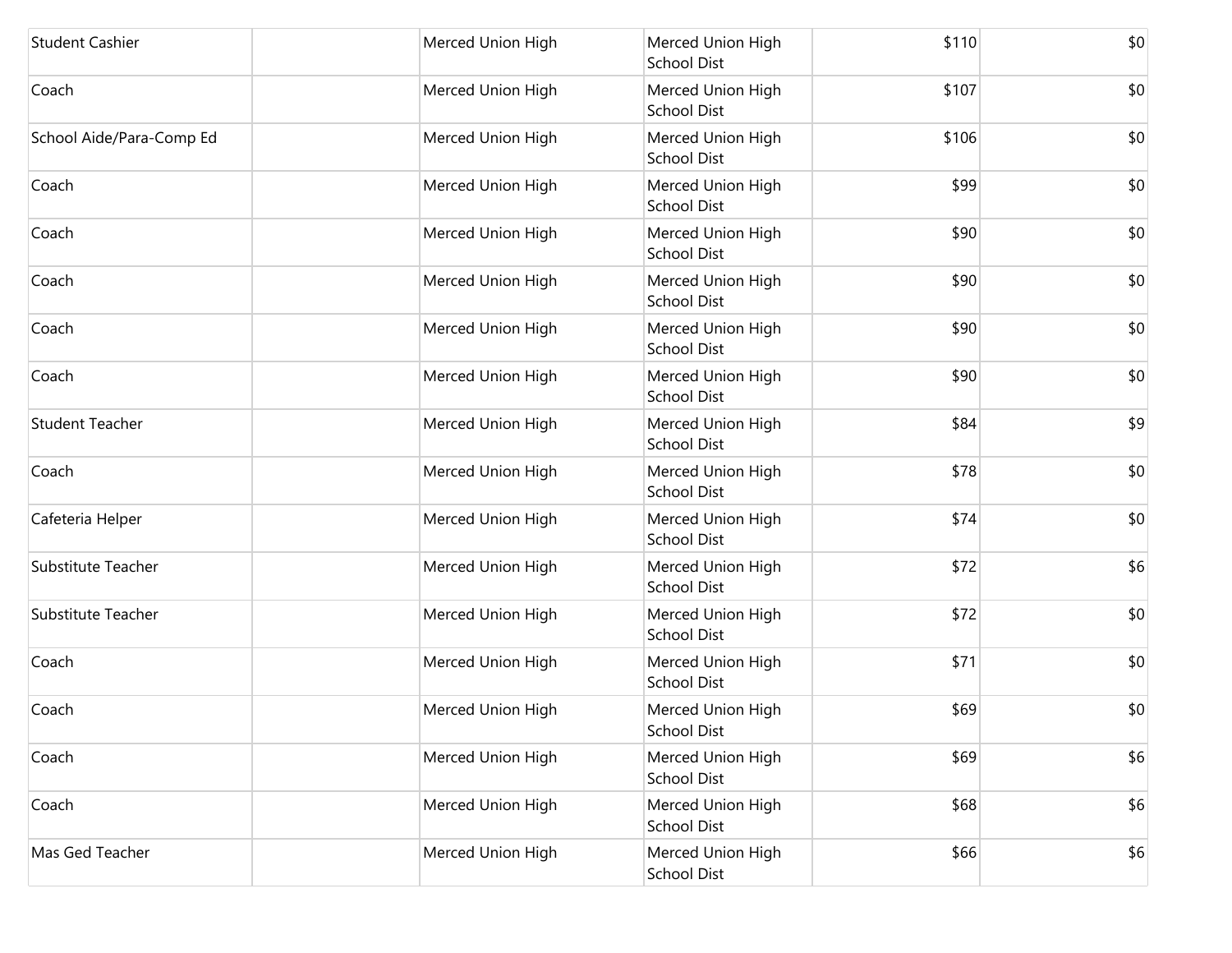| | | | | | |
|---|---|---|---|---|---|
| Student Cashier | | Merced Union High | Merced Union High School Dist | $110 | $0 |
| Coach | | Merced Union High | Merced Union High School Dist | $107 | $0 |
| School Aide/Para-Comp Ed | | Merced Union High | Merced Union High School Dist | $106 | $0 |
| Coach | | Merced Union High | Merced Union High School Dist | $99 | $0 |
| Coach | | Merced Union High | Merced Union High School Dist | $90 | $0 |
| Coach | | Merced Union High | Merced Union High School Dist | $90 | $0 |
| Coach | | Merced Union High | Merced Union High School Dist | $90 | $0 |
| Coach | | Merced Union High | Merced Union High School Dist | $90 | $0 |
| Student Teacher | | Merced Union High | Merced Union High School Dist | $84 | $9 |
| Coach | | Merced Union High | Merced Union High School Dist | $78 | $0 |
| Cafeteria Helper | | Merced Union High | Merced Union High School Dist | $74 | $0 |
| Substitute Teacher | | Merced Union High | Merced Union High School Dist | $72 | $6 |
| Substitute Teacher | | Merced Union High | Merced Union High School Dist | $72 | $0 |
| Coach | | Merced Union High | Merced Union High School Dist | $71 | $0 |
| Coach | | Merced Union High | Merced Union High School Dist | $69 | $0 |
| Coach | | Merced Union High | Merced Union High School Dist | $69 | $6 |
| Coach | | Merced Union High | Merced Union High School Dist | $68 | $6 |
| Mas Ged Teacher | | Merced Union High | Merced Union High School Dist | $66 | $6 |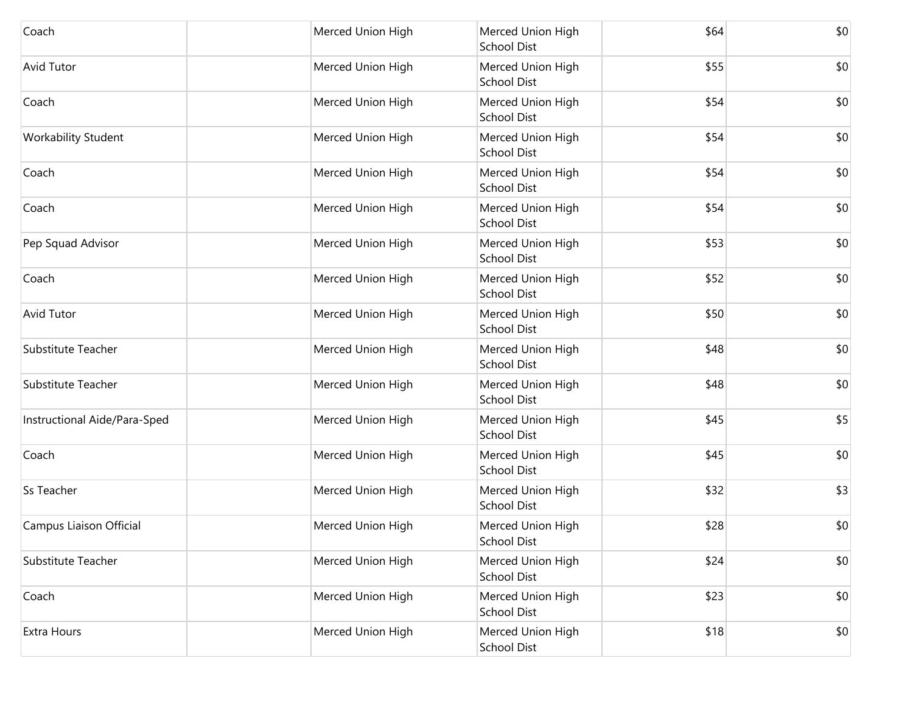| | | | | | |
|---|---|---|---|---|---|
| Coach | | Merced Union High | Merced Union High School Dist | $64 | $0 |
| Avid Tutor | | Merced Union High | Merced Union High School Dist | $55 | $0 |
| Coach | | Merced Union High | Merced Union High School Dist | $54 | $0 |
| Workability Student | | Merced Union High | Merced Union High School Dist | $54 | $0 |
| Coach | | Merced Union High | Merced Union High School Dist | $54 | $0 |
| Coach | | Merced Union High | Merced Union High School Dist | $54 | $0 |
| Pep Squad Advisor | | Merced Union High | Merced Union High School Dist | $53 | $0 |
| Coach | | Merced Union High | Merced Union High School Dist | $52 | $0 |
| Avid Tutor | | Merced Union High | Merced Union High School Dist | $50 | $0 |
| Substitute Teacher | | Merced Union High | Merced Union High School Dist | $48 | $0 |
| Substitute Teacher | | Merced Union High | Merced Union High School Dist | $48 | $0 |
| Instructional Aide/Para-Sped | | Merced Union High | Merced Union High School Dist | $45 | $5 |
| Coach | | Merced Union High | Merced Union High School Dist | $45 | $0 |
| Ss Teacher | | Merced Union High | Merced Union High School Dist | $32 | $3 |
| Campus Liaison Official | | Merced Union High | Merced Union High School Dist | $28 | $0 |
| Substitute Teacher | | Merced Union High | Merced Union High School Dist | $24 | $0 |
| Coach | | Merced Union High | Merced Union High School Dist | $23 | $0 |
| Extra Hours | | Merced Union High | Merced Union High School Dist | $18 | $0 |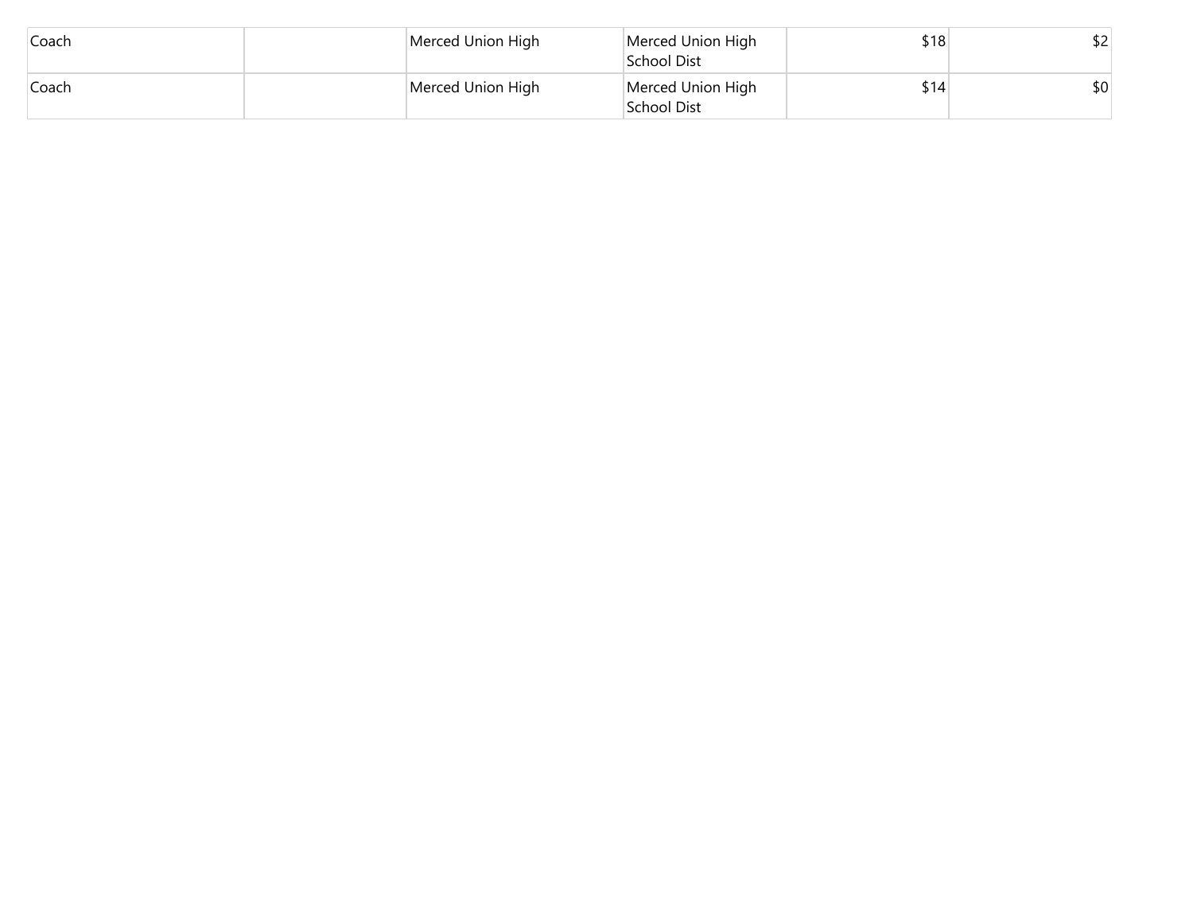| | | | | | |
|---|---|---|---|---|---|
| Coach | | Merced Union High | Merced Union High School Dist | $18 | $2 |
| Coach | | Merced Union High | Merced Union High School Dist | $14 | $0 |